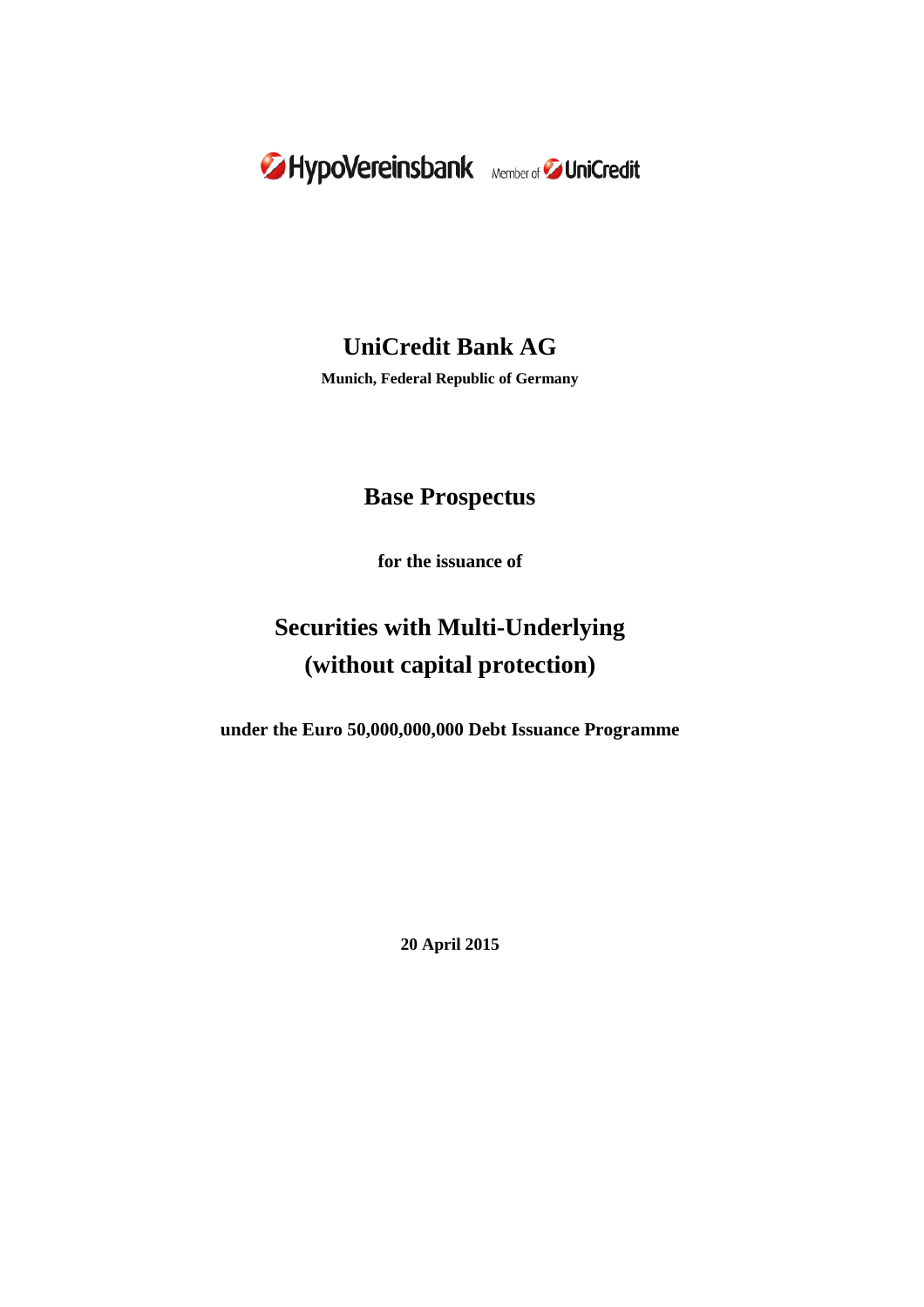HypoVereinsbank Member of UniCredit

# UniCredit Bank AG

**Munich, Federal Republic of Germany**

# Base Prospectus

**for the issuance of**

# Securities with Multi-Underlying (without capital protection)

**under the Euro 50,000,000,000 Debt Issuance Programme**

**20 April 2015**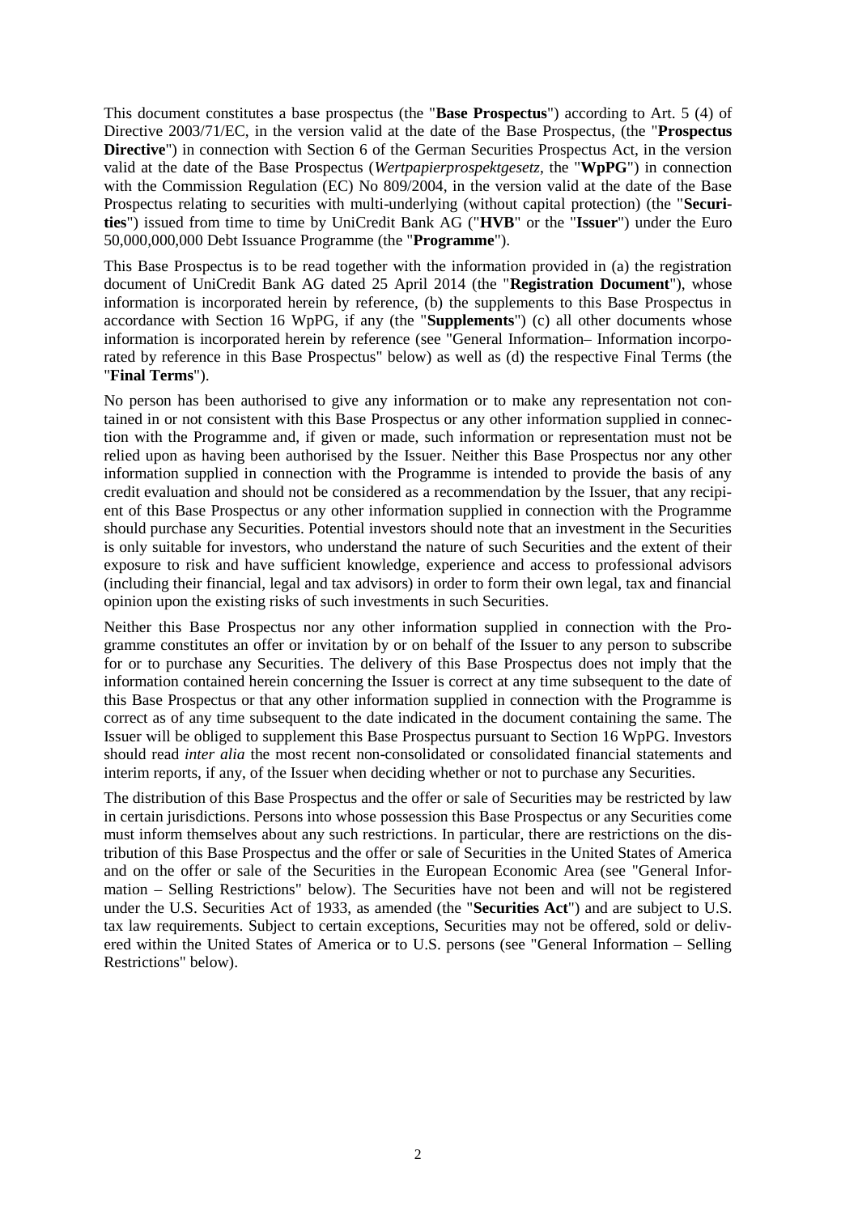This document constitutes a base prospectus (the "**Base Prospectus**") according to Art. 5 (4) of Directive 2003/71/EC, in the version valid at the date of the Base Prospectus, (the "**Prospectus Directive**") in connection with Section 6 of the German Securities Prospectus Act, in the version valid at the date of the Base Prospectus (*Wertpapierprospektgesetz*, the "**WpPG**") in connection with the Commission Regulation (EC) No 809/2004, in the version valid at the date of the Base Prospectus relating to securities with multi-underlying (without capital protection) (the "**Securities**") issued from time to time by UniCredit Bank AG ("**HVB**" or the "**Issuer**") under the Euro 50,000,000,000 Debt Issuance Programme (the "**Programme**").

This Base Prospectus is to be read together with the information provided in (a) the registration document of UniCredit Bank AG dated 25 April 2014 (the "**Registration Document**"), whose information is incorporated herein by reference, (b) the supplements to this Base Prospectus in accordance with Section 16 WpPG, if any (the "**Supplements**") (c) all other documents whose information is incorporated herein by reference (see "General Information– Information incorporated by reference in this Base Prospectus" below) as well as (d) the respective Final Terms (the "**Final Terms**").

No person has been authorised to give any information or to make any representation not contained in or not consistent with this Base Prospectus or any other information supplied in connection with the Programme and, if given or made, such information or representation must not be relied upon as having been authorised by the Issuer. Neither this Base Prospectus nor any other information supplied in connection with the Programme is intended to provide the basis of any credit evaluation and should not be considered as a recommendation by the Issuer, that any recipient of this Base Prospectus or any other information supplied in connection with the Programme should purchase any Securities. Potential investors should note that an investment in the Securities is only suitable for investors, who understand the nature of such Securities and the extent of their exposure to risk and have sufficient knowledge, experience and access to professional advisors (including their financial, legal and tax advisors) in order to form their own legal, tax and financial opinion upon the existing risks of such investments in such Securities.

Neither this Base Prospectus nor any other information supplied in connection with the Programme constitutes an offer or invitation by or on behalf of the Issuer to any person to subscribe for or to purchase any Securities. The delivery of this Base Prospectus does not imply that the information contained herein concerning the Issuer is correct at any time subsequent to the date of this Base Prospectus or that any other information supplied in connection with the Programme is correct as of any time subsequent to the date indicated in the document containing the same. The Issuer will be obliged to supplement this Base Prospectus pursuant to Section 16 WpPG. Investors should read *inter alia* the most recent non-consolidated or consolidated financial statements and interim reports, if any, of the Issuer when deciding whether or not to purchase any Securities.

The distribution of this Base Prospectus and the offer or sale of Securities may be restricted by law in certain jurisdictions. Persons into whose possession this Base Prospectus or any Securities come must inform themselves about any such restrictions. In particular, there are restrictions on the distribution of this Base Prospectus and the offer or sale of Securities in the United States of America and on the offer or sale of the Securities in the European Economic Area (see "General Information – Selling Restrictions" below). The Securities have not been and will not be registered under the U.S. Securities Act of 1933, as amended (the "**Securities Act**") and are subject to U.S. tax law requirements. Subject to certain exceptions, Securities may not be offered, sold or delivered within the United States of America or to U.S. persons (see "General Information – Selling Restrictions" below).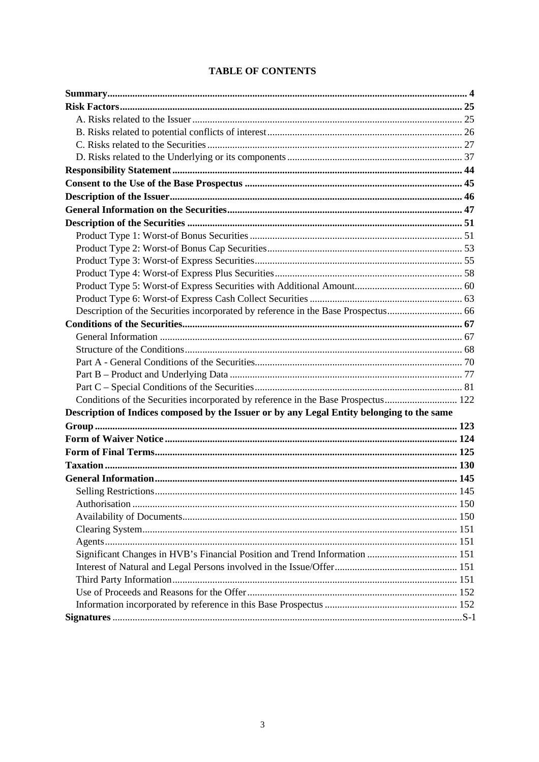# TABLE OF CONTENTS

**Summary** ... **4**

**Risk Factors** ... **25**

- A. Risks related to the Issuer ... 25
- B. Risks related to potential conflicts of interest ... 26
- C. Risks related to the Securities ... 27
- D. Risks related to the Underlying or its components ... 37

**Responsibility Statement** ... **44**

**Consent to the Use of the Base Prospectus** ... **45**

**Description of the Issuer** ... **46**

**General Information on the Securities** ... **47**

**Description of the Securities** ... **51**

- Product Type 1: Worst-of Bonus Securities ... 51
- Product Type 2: Worst-of Bonus Cap Securities ... 53
- Product Type 3: Worst-of Express Securities ... 55
- Product Type 4: Worst-of Express Plus Securities ... 58
- Product Type 5: Worst-of Express Securities with Additional Amount ... 60
- Product Type 6: Worst-of Express Cash Collect Securities ... 63
- Description of the Securities incorporated by reference in the Base Prospectus ... 66

**Conditions of the Securities** ... **67**

- General Information ... 67
- Structure of the Conditions ... 68
- Part A - General Conditions of the Securities ... 70
- Part B – Product and Underlying Data ... 77
- Part C – Special Conditions of the Securities ... 81
- Conditions of the Securities incorporated by reference in the Base Prospectus ... 122

**Description of Indices composed by the Issuer or by any Legal Entity belonging to the same Group** ... **123**

**Form of Waiver Notice** ... **124**

**Form of Final Terms** ... **125**

**Taxation** ... **130**

**General Information** ... **145**

- Selling Restrictions ... 145
- Authorisation ... 150
- Availability of Documents ... 150
- Clearing System ... 151
- Agents ... 151
- Significant Changes in HVB's Financial Position and Trend Information ... 151
- Interest of Natural and Legal Persons involved in the Issue/Offer ... 151
- Third Party Information ... 151
- Use of Proceeds and Reasons for the Offer ... 152
- Information incorporated by reference in this Base Prospectus ... 152

**Signatures** ... S-1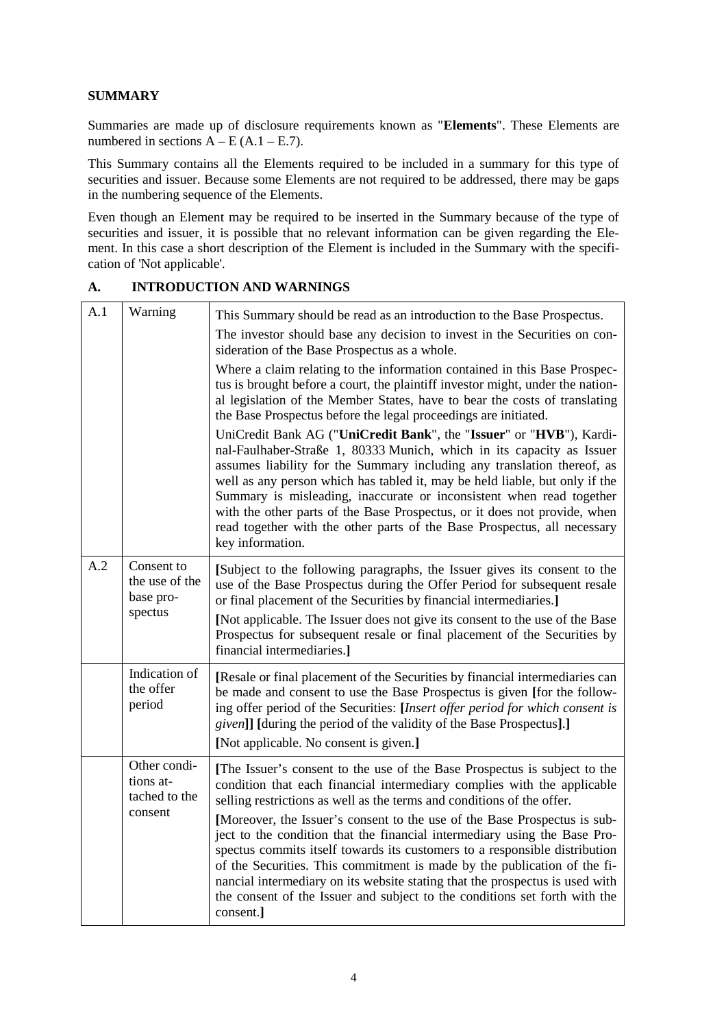## SUMMARY

Summaries are made up of disclosure requirements known as "**Elements**". These Elements are numbered in sections A – E (A.1 – E.7).

This Summary contains all the Elements required to be included in a summary for this type of securities and issuer. Because some Elements are not required to be addressed, there may be gaps in the numbering sequence of the Elements.

Even though an Element may be required to be inserted in the Summary because of the type of securities and issuer, it is possible that no relevant information can be given regarding the Element. In this case a short description of the Element is included in the Summary with the specification of 'Not applicable'.

## A. INTRODUCTION AND WARNINGS

| | | |
|---|---|---|
| A.1 | Warning | This Summary should be read as an introduction to the Base Prospectus.<br>The investor should base any decision to invest in the Securities on consideration of the Base Prospectus as a whole.<br>Where a claim relating to the information contained in this Base Prospectus is brought before a court, the plaintiff investor might, under the national legislation of the Member States, have to bear the costs of translating the Base Prospectus before the legal proceedings are initiated.<br>UniCredit Bank AG ("**UniCredit Bank**", the "**Issuer**" or "**HVB**"), Kardinal-Faulhaber-Straße 1, 80333 Munich, which in its capacity as Issuer assumes liability for the Summary including any translation thereof, as well as any person which has tabled it, may be held liable, but only if the Summary is misleading, inaccurate or inconsistent when read together with the other parts of the Base Prospectus, or it does not provide, when read together with the other parts of the Base Prospectus, all necessary key information. |
| A.2 | Consent to the use of the base prospectus | **[**Subject to the following paragraphs, the Issuer gives its consent to the use of the Base Prospectus during the Offer Period for subsequent resale or final placement of the Securities by financial intermediaries.**]**<br>**[**Not applicable. The Issuer does not give its consent to the use of the Base Prospectus for subsequent resale or final placement of the Securities by financial intermediaries.**]** |
| | Indication of the offer period | **[**Resale or final placement of the Securities by financial intermediaries can be made and consent to use the Base Prospectus is given **[**for the following offer period of the Securities: **[***Insert offer period for which consent is given***]] [**during the period of the validity of the Base Prospectus**]**.**]**<br>**[**Not applicable. No consent is given.**]** |
| | Other conditions attached to the consent | **[**The Issuer's consent to the use of the Base Prospectus is subject to the condition that each financial intermediary complies with the applicable selling restrictions as well as the terms and conditions of the offer.<br>**[**Moreover, the Issuer's consent to the use of the Base Prospectus is subject to the condition that the financial intermediary using the Base Prospectus commits itself towards its customers to a responsible distribution of the Securities. This commitment is made by the publication of the financial intermediary on its website stating that the prospectus is used with the consent of the Issuer and subject to the conditions set forth with the consent.**]** |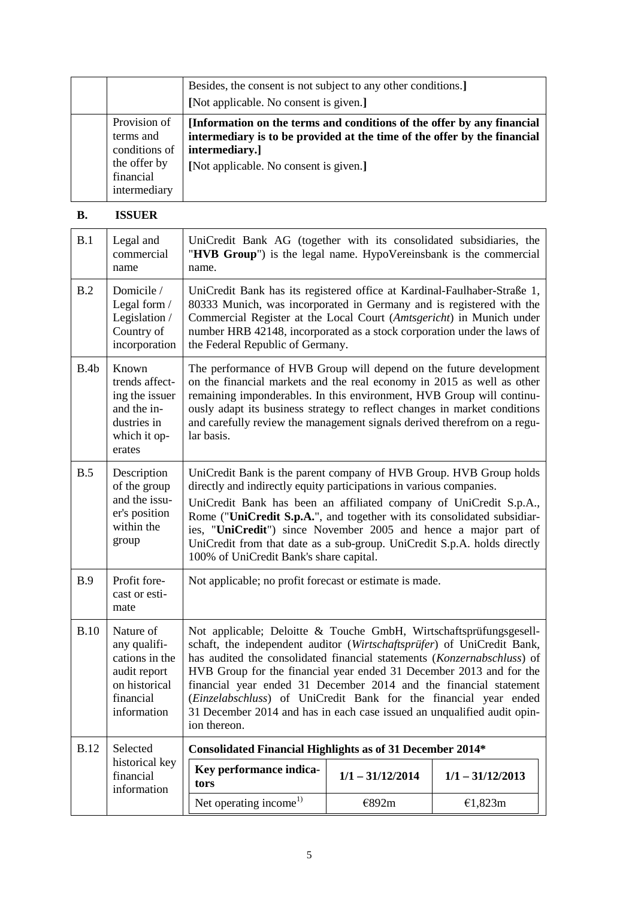| | | |
|---|---|---|
| | | Besides, the consent is not subject to any other conditions.]<br>[Not applicable. No consent is given.] |
| | Provision of terms and conditions of the offer by financial intermediary | **[Information on the terms and conditions of the offer by any financial intermediary is to be provided at the time of the offer by the financial intermediary.]**<br>[Not applicable. No consent is given.] |

## B. ISSUER

| | | |
|---|---|---|
| B.1 | Legal and commercial name | UniCredit Bank AG (together with its consolidated subsidiaries, the "**HVB Group**") is the legal name. HypoVereinsbank is the commercial name. |
| B.2 | Domicile / Legal form / Legislation / Country of incorporation | UniCredit Bank has its registered office at Kardinal-Faulhaber-Straße 1, 80333 Munich, was incorporated in Germany and is registered with the Commercial Register at the Local Court (*Amtsgericht*) in Munich under number HRB 42148, incorporated as a stock corporation under the laws of the Federal Republic of Germany. |
| B.4b | Known trends affecting the issuer and the industries in which it operates | The performance of HVB Group will depend on the future development on the financial markets and the real economy in 2015 as well as other remaining imponderables. In this environment, HVB Group will continuously adapt its business strategy to reflect changes in market conditions and carefully review the management signals derived therefrom on a regular basis. |
| B.5 | Description of the group and the issuer's position within the group | UniCredit Bank is the parent company of HVB Group. HVB Group holds directly and indirectly equity participations in various companies.<br>UniCredit Bank has been an affiliated company of UniCredit S.p.A., Rome ("**UniCredit S.p.A.**", and together with its consolidated subsidiaries, "**UniCredit**") since November 2005 and hence a major part of UniCredit from that date as a sub-group. UniCredit S.p.A. holds directly 100% of UniCredit Bank's share capital. |
| B.9 | Profit forecast or estimate | Not applicable; no profit forecast or estimate is made. |
| B.10 | Nature of any qualifications in the audit report on historical financial information | Not applicable; Deloitte & Touche GmbH, Wirtschaftsprüfungsgesellschaft, the independent auditor (*Wirtschaftsprüfer*) of UniCredit Bank, has audited the consolidated financial statements (*Konzernabschluss*) of HVB Group for the financial year ended 31 December 2013 and for the financial year ended 31 December 2014 and the financial statement (*Einzelabschluss*) of UniCredit Bank for the financial year ended 31 December 2014 and has in each case issued an unqualified audit opinion thereon. |
| B.12 | Selected historical key financial information | **Consolidated Financial Highlights as of 31 December 2014*** |

| Key performance indicators | 1/1 – 31/12/2014 | 1/1 – 31/12/2013 |
|---|---|---|
| Net operating income[1)] | €892m | €1,823m |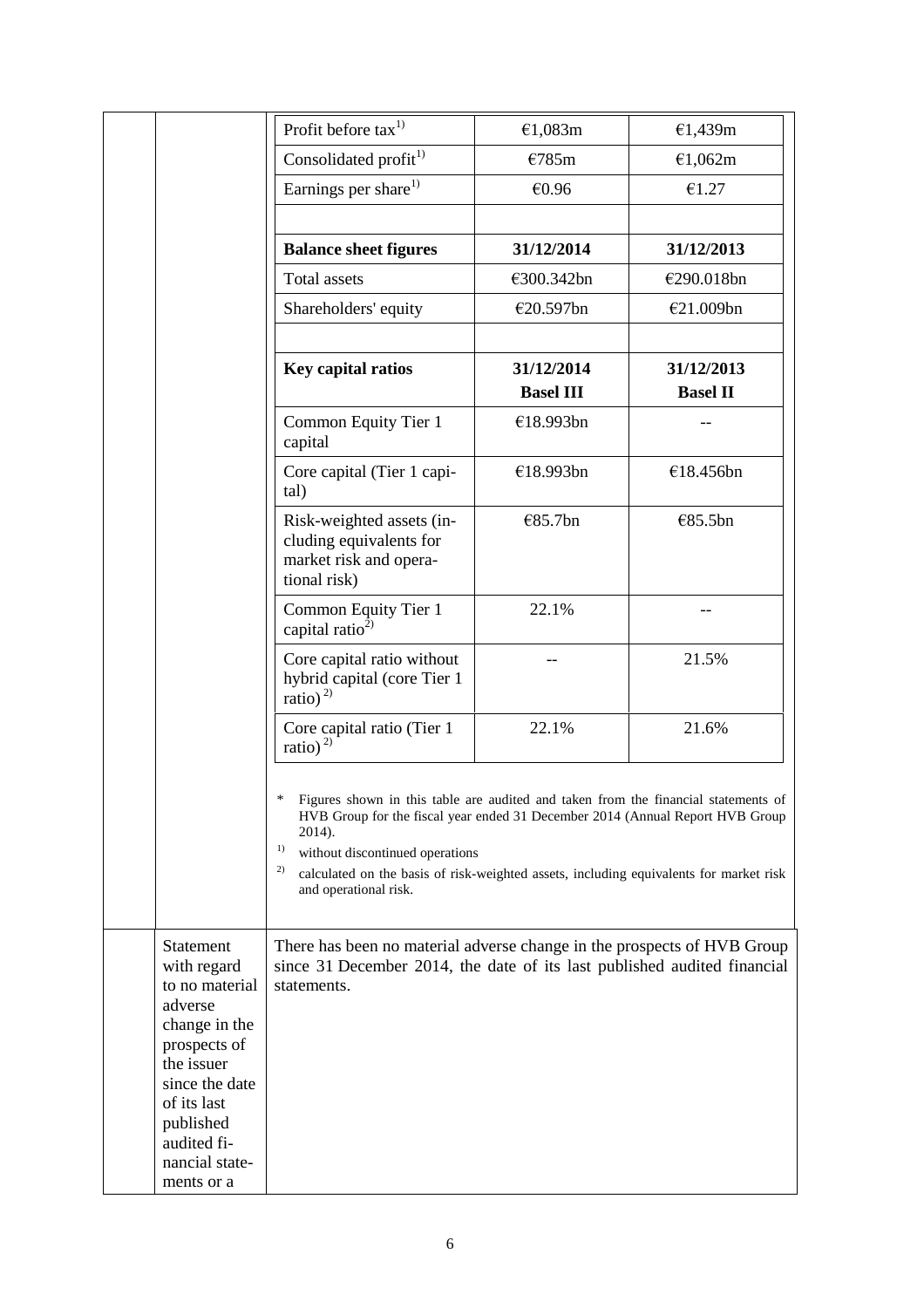| Profit before tax[1] | €1,083m | €1,439m |
|---|---|---|
| Consolidated profit[1] | €785m | €1,062m |
| Earnings per share[1] | €0.96 | €1.27 |
| | | |
| **Balance sheet figures** | **31/12/2014** | **31/12/2013** |
| Total assets | €300.342bn | €290.018bn |
| Shareholders' equity | €20.597bn | €21.009bn |
| | | |
| **Key capital ratios** | **31/12/2014 Basel III** | **31/12/2013 Basel II** |
| Common Equity Tier 1 capital | €18.993bn | -- |
| Core capital (Tier 1 capital) | €18.993bn | €18.456bn |
| Risk-weighted assets (including equivalents for market risk and operational risk) | €85.7bn | €85.5bn |
| Common Equity Tier 1 capital ratio[2] | 22.1% | -- |
| Core capital ratio without hybrid capital (core Tier 1 ratio)[2] | -- | 21.5% |
| Core capital ratio (Tier 1 ratio)[2] | 22.1% | 21.6% |

\* Figures shown in this table are audited and taken from the financial statements of HVB Group for the fiscal year ended 31 December 2014 (Annual Report HVB Group 2014).

[1] without discontinued operations

[2] calculated on the basis of risk-weighted assets, including equivalents for market risk and operational risk.

| | |
|---|---|
| Statement with regard to no material adverse change in the prospects of the issuer since the date of its last published audited financial statements or a | There has been no material adverse change in the prospects of HVB Group since 31 December 2014, the date of its last published audited financial statements. |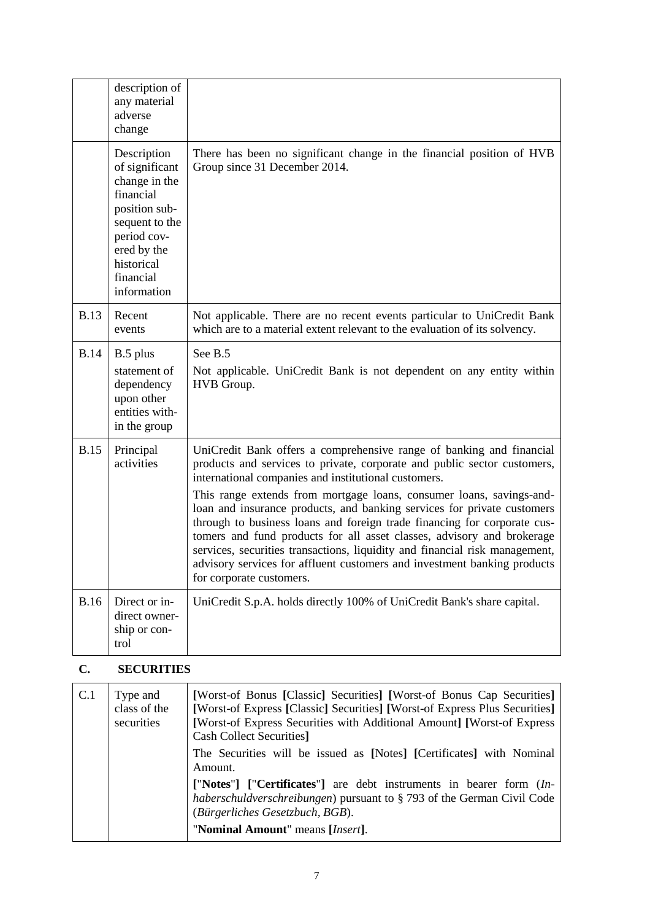| | | |
|---|---|---|
| | description of any material adverse change | |
| | Description of significant change in the financial position subsequent to the period covered by the historical financial information | There has been no significant change in the financial position of HVB Group since 31 December 2014. |
| B.13 | Recent events | Not applicable. There are no recent events particular to UniCredit Bank which are to a material extent relevant to the evaluation of its solvency. |
| B.14 | B.5 plus statement of dependency upon other entities within the group | See B.5<br>Not applicable. UniCredit Bank is not dependent on any entity within HVB Group. |
| B.15 | Principal activities | UniCredit Bank offers a comprehensive range of banking and financial products and services to private, corporate and public sector customers, international companies and institutional customers.<br>This range extends from mortgage loans, consumer loans, savings-and-loan and insurance products, and banking services for private customers through to business loans and foreign trade financing for corporate customers and fund products for all asset classes, advisory and brokerage services, securities transactions, liquidity and financial risk management, advisory services for affluent customers and investment banking products for corporate customers. |
| B.16 | Direct or indirect ownership or control | UniCredit S.p.A. holds directly 100% of UniCredit Bank's share capital. |

## C. SECURITIES

| | | |
|---|---|---|
| C.1 | Type and class of the securities | **[**Worst-of Bonus **[**Classic**]** Securities**]** **[**Worst-of Bonus Cap Securities**]** **[**Worst-of Express **[**Classic**]** Securities**]** **[**Worst-of Express Plus Securities**]** **[**Worst-of Express Securities with Additional Amount**]** **[**Worst-of Express Cash Collect Securities**]**<br>The Securities will be issued as **[**Notes**]** **[**Certificates**]** with Nominal Amount.<br>**[**"**Notes**"**]** **[**"**Certificates**"**]** are debt instruments in bearer form (*Inhaberschuldverschreibungen*) pursuant to § 793 of the German Civil Code (*Bürgerliches Gesetzbuch, BGB*).<br>"**Nominal Amount**" means **[***Insert***]**. |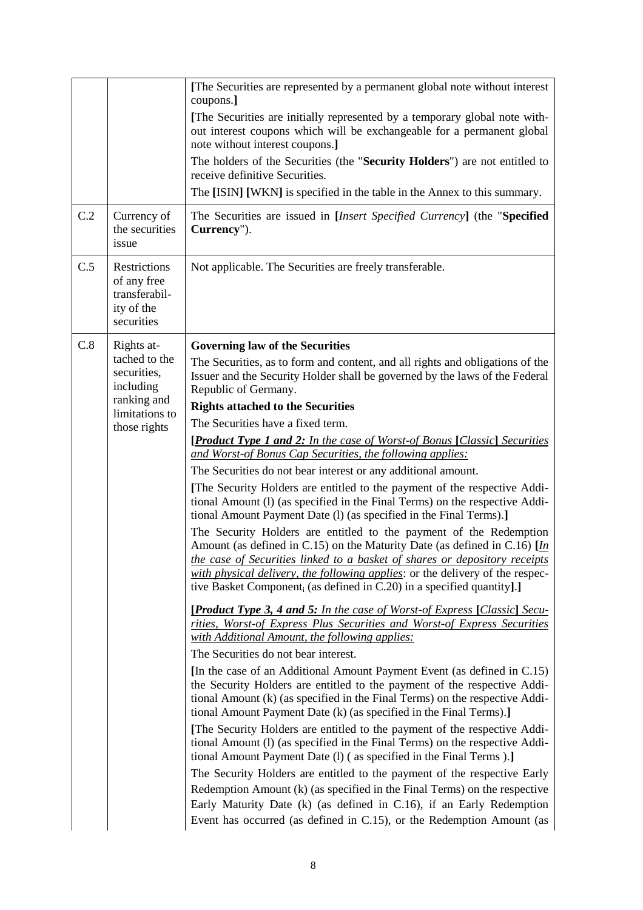| | | |
|---|---|---|
| | | [The Securities are represented by a permanent global note without interest coupons.]<br><br>[The Securities are initially represented by a temporary global note without interest coupons which will be exchangeable for a permanent global note without interest coupons.]<br><br>The holders of the Securities (the "**Security Holders**") are not entitled to receive definitive Securities.<br><br>The [ISIN] [WKN] is specified in the table in the Annex to this summary. |
| C.2 | Currency of the securities issue | The Securities are issued in [*Insert Specified Currency*] (the "**Specified Currency**"). |
| C.5 | Restrictions of any free transferability of the securities | Not applicable. The Securities are freely transferable. |
| C.8 | Rights attached to the securities, including ranking and limitations to those rights | **Governing law of the Securities**<br><br>The Securities, as to form and content, and all rights and obligations of the Issuer and the Security Holder shall be governed by the laws of the Federal Republic of Germany.<br><br>**Rights attached to the Securities**<br><br>The Securities have a fixed term.<br><br>**[*Product Type 1 and 2:*** *In the case of Worst-of Bonus* **[***Classic***]** *Securities and Worst-of Bonus Cap Securities, the following applies:*<br><br>The Securities do not bear interest or any additional amount.<br><br>[The Security Holders are entitled to the payment of the respective Additional Amount (l) (as specified in the Final Terms) on the respective Additional Amount Payment Date (l) (as specified in the Final Terms).]<br><br>The Security Holders are entitled to the payment of the Redemption Amount (as defined in C.15) on the Maturity Date (as defined in C.16) [*In the case of Securities linked to a basket of shares or depository receipts with physical delivery, the following applies*: or the delivery of the respective Basket Component$_i$ (as defined in C.20) in a specified quantity].]<br><br>**[*Product Type 3, 4 and 5:*** *In the case of Worst-of Express* **[***Classic***]** *Securities, Worst-of Express Plus Securities and Worst-of Express Securities with Additional Amount, the following applies:*<br><br>The Securities do not bear interest.<br><br>[In the case of an Additional Amount Payment Event (as defined in C.15) the Security Holders are entitled to the payment of the respective Additional Amount (k) (as specified in the Final Terms) on the respective Additional Amount Payment Date (k) (as specified in the Final Terms).]<br><br>[The Security Holders are entitled to the payment of the respective Additional Amount (l) (as specified in the Final Terms) on the respective Additional Amount Payment Date (l) ( as specified in the Final Terms ).]<br><br>The Security Holders are entitled to the payment of the respective Early Redemption Amount (k) (as specified in the Final Terms) on the respective Early Maturity Date (k) (as defined in C.16), if an Early Redemption Event has occurred (as defined in C.15), or the Redemption Amount (as |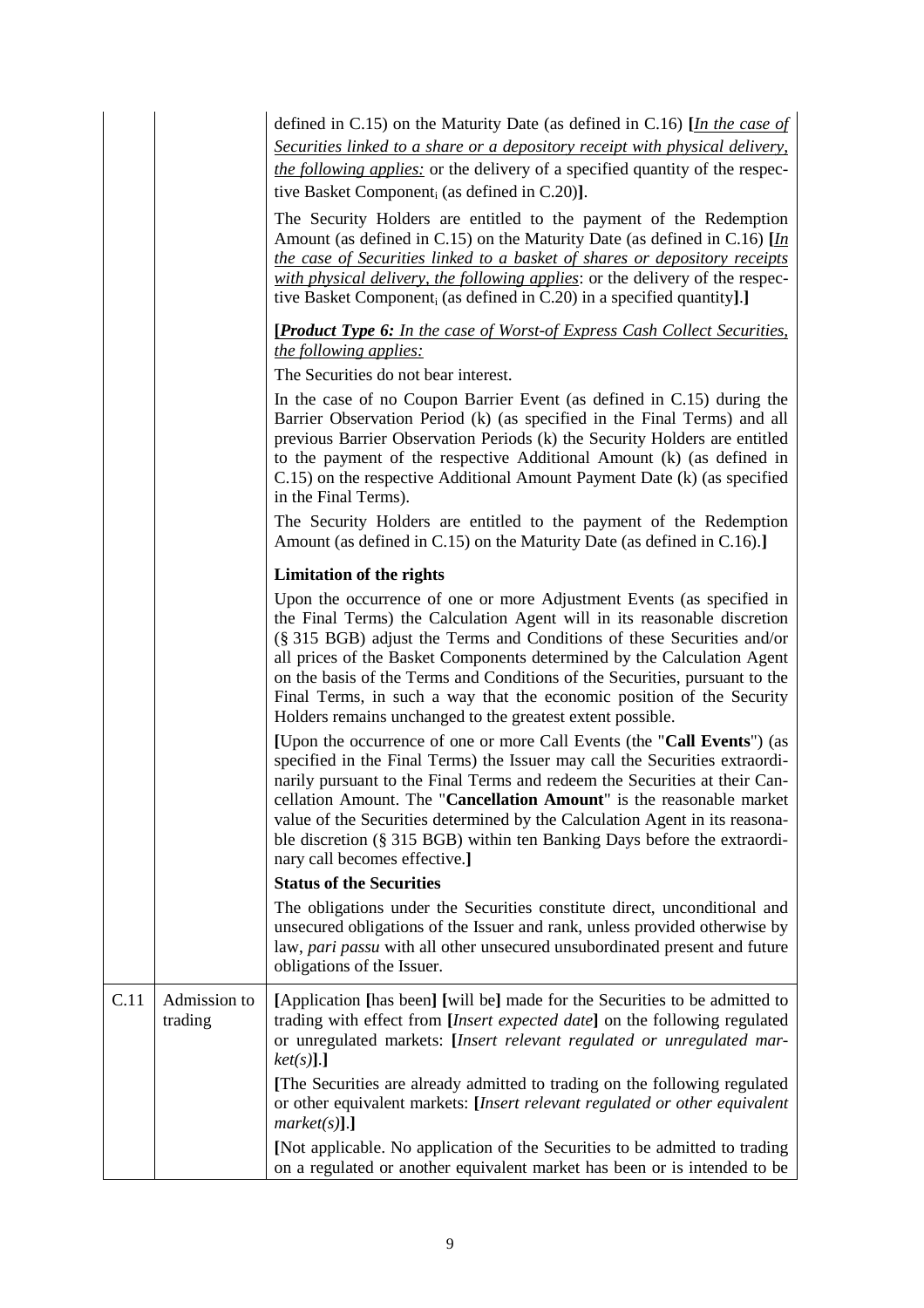| | | |
|---|---|---|
| | | defined in C.15) on the Maturity Date (as defined in C.16) [*In the case of Securities linked to a share or a depository receipt with physical delivery, the following applies:* or the delivery of a specified quantity of the respective Basket Component$_i$ (as defined in C.20)].<br><br>The Security Holders are entitled to the payment of the Redemption Amount (as defined in C.15) on the Maturity Date (as defined in C.16) [*In the case of Securities linked to a basket of shares or depository receipts with physical delivery, the following applies*: or the delivery of the respective Basket Component$_i$ (as defined in C.20) in a specified quantity].]<br><br>[***Product Type 6:*** *In the case of Worst-of Express Cash Collect Securities, the following applies:*<br><br>The Securities do not bear interest.<br><br>In the case of no Coupon Barrier Event (as defined in C.15) during the Barrier Observation Period (k) (as specified in the Final Terms) and all previous Barrier Observation Periods (k) the Security Holders are entitled to the payment of the respective Additional Amount (k) (as defined in C.15) on the respective Additional Amount Payment Date (k) (as specified in the Final Terms).<br><br>The Security Holders are entitled to the payment of the Redemption Amount (as defined in C.15) on the Maturity Date (as defined in C.16).]<br><br>**Limitation of the rights**<br><br>Upon the occurrence of one or more Adjustment Events (as specified in the Final Terms) the Calculation Agent will in its reasonable discretion (§ 315 BGB) adjust the Terms and Conditions of these Securities and/or all prices of the Basket Components determined by the Calculation Agent on the basis of the Terms and Conditions of the Securities, pursuant to the Final Terms, in such a way that the economic position of the Security Holders remains unchanged to the greatest extent possible.<br><br>[Upon the occurrence of one or more Call Events (the "**Call Events**") (as specified in the Final Terms) the Issuer may call the Securities extraordinarily pursuant to the Final Terms and redeem the Securities at their Cancellation Amount. The "**Cancellation Amount**" is the reasonable market value of the Securities determined by the Calculation Agent in its reasonable discretion (§ 315 BGB) within ten Banking Days before the extraordinary call becomes effective.]<br><br>**Status of the Securities**<br><br>The obligations under the Securities constitute direct, unconditional and unsecured obligations of the Issuer and rank, unless provided otherwise by law, *pari passu* with all other unsecured unsubordinated present and future obligations of the Issuer. |
| C.11 | Admission to trading | [Application [has been] [will be] made for the Securities to be admitted to trading with effect from [*Insert expected date*] on the following regulated or unregulated markets: [*Insert relevant regulated or unregulated market(s)*].]<br><br>[The Securities are already admitted to trading on the following regulated or other equivalent markets: [*Insert relevant regulated or other equivalent market(s)*].]<br><br>[Not applicable. No application of the Securities to be admitted to trading on a regulated or another equivalent market has been or is intended to be |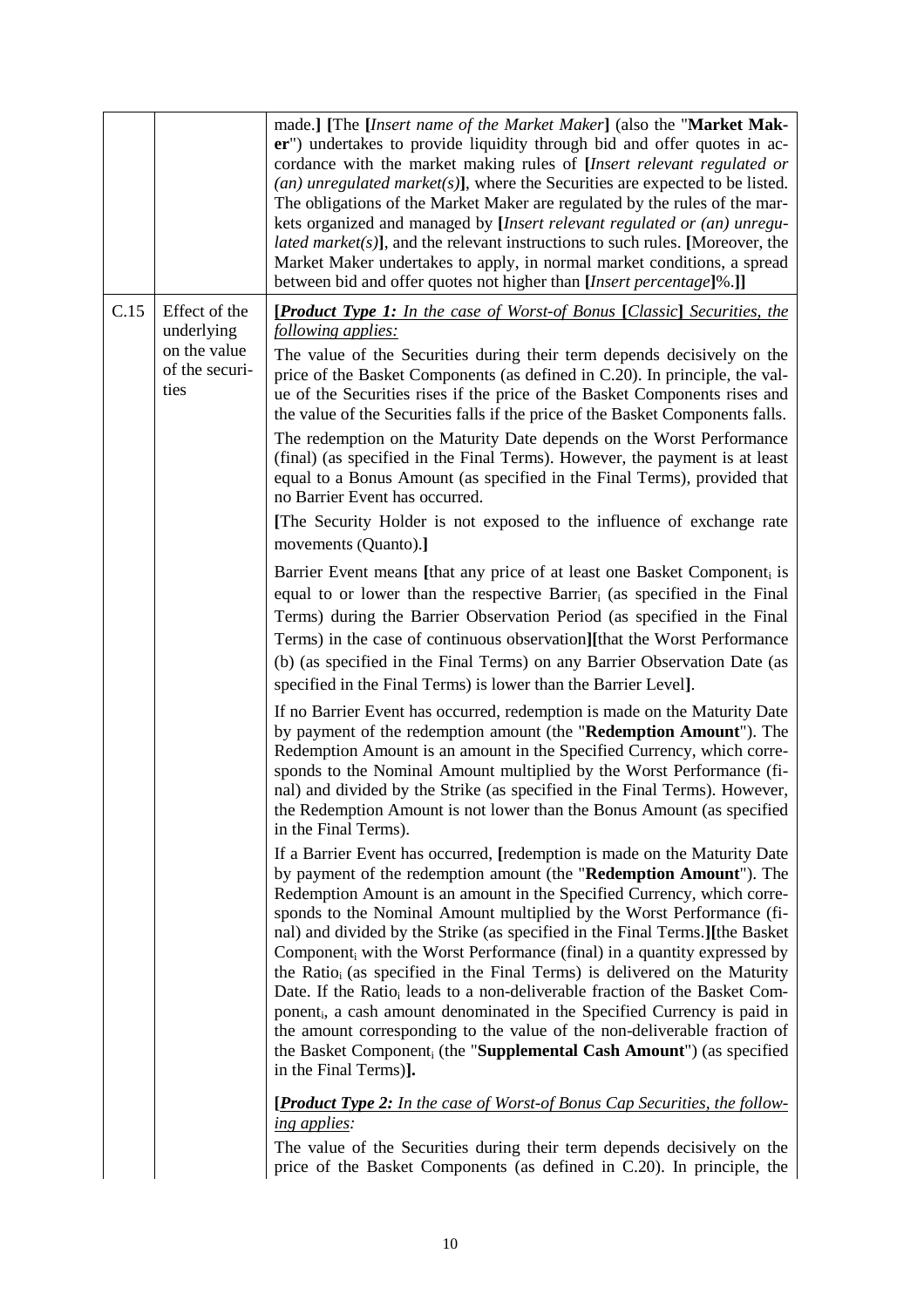| | | |
|---|---|---|
| | | made.**]** **[**The **[***Insert name of the Market Maker***]** (also the "**Market Maker**") undertakes to provide liquidity through bid and offer quotes in accordance with the market making rules of **[***Insert relevant regulated or (an) unregulated market(s)***]**, where the Securities are expected to be listed. The obligations of the Market Maker are regulated by the rules of the markets organized and managed by **[***Insert relevant regulated or (an) unregulated market(s)***]**, and the relevant instructions to such rules. **[**Moreover, the Market Maker undertakes to apply, in normal market conditions, a spread between bid and offer quotes not higher than **[***Insert percentage***]**%.**]]** |
| C.15 | Effect of the underlying on the value of the securities | **[*Product Type 1:*** *In the case of Worst-of Bonus* **[***Classic***]** *Securities, the following applies:*<br><br>The value of the Securities during their term depends decisively on the price of the Basket Components (as defined in C.20). In principle, the value of the Securities rises if the price of the Basket Components rises and the value of the Securities falls if the price of the Basket Components falls.<br><br>The redemption on the Maturity Date depends on the Worst Performance (final) (as specified in the Final Terms). However, the payment is at least equal to a Bonus Amount (as specified in the Final Terms), provided that no Barrier Event has occurred.<br><br>**[**The Security Holder is not exposed to the influence of exchange rate movements (Quanto).**]**<br><br>Barrier Event means **[**that any price of at least one Basket Component$_i$ is equal to or lower than the respective Barrier$_i$ (as specified in the Final Terms) during the Barrier Observation Period (as specified in the Final Terms) in the case of continuous observation**][**that the Worst Performance (b) (as specified in the Final Terms) on any Barrier Observation Date (as specified in the Final Terms) is lower than the Barrier Level**]**.<br><br>If no Barrier Event has occurred, redemption is made on the Maturity Date by payment of the redemption amount (the "**Redemption Amount**"). The Redemption Amount is an amount in the Specified Currency, which corresponds to the Nominal Amount multiplied by the Worst Performance (final) and divided by the Strike (as specified in the Final Terms). However, the Redemption Amount is not lower than the Bonus Amount (as specified in the Final Terms).<br><br>If a Barrier Event has occurred, **[**redemption is made on the Maturity Date by payment of the redemption amount (the "**Redemption Amount**"). The Redemption Amount is an amount in the Specified Currency, which corresponds to the Nominal Amount multiplied by the Worst Performance (final) and divided by the Strike (as specified in the Final Terms.**][**the Basket Component$_i$ with the Worst Performance (final) in a quantity expressed by the Ratio$_i$ (as specified in the Final Terms) is delivered on the Maturity Date. If the Ratio$_i$ leads to a non-deliverable fraction of the Basket Component$_i$, a cash amount denominated in the Specified Currency is paid in the amount corresponding to the value of the non-deliverable fraction of the Basket Component$_i$ (the "**Supplemental Cash Amount**") (as specified in the Final Terms)**].**<br><br>**[*Product Type 2:*** *In the case of Worst-of Bonus Cap Securities, the following applies:*<br><br>The value of the Securities during their term depends decisively on the price of the Basket Components (as defined in C.20). In principle, the |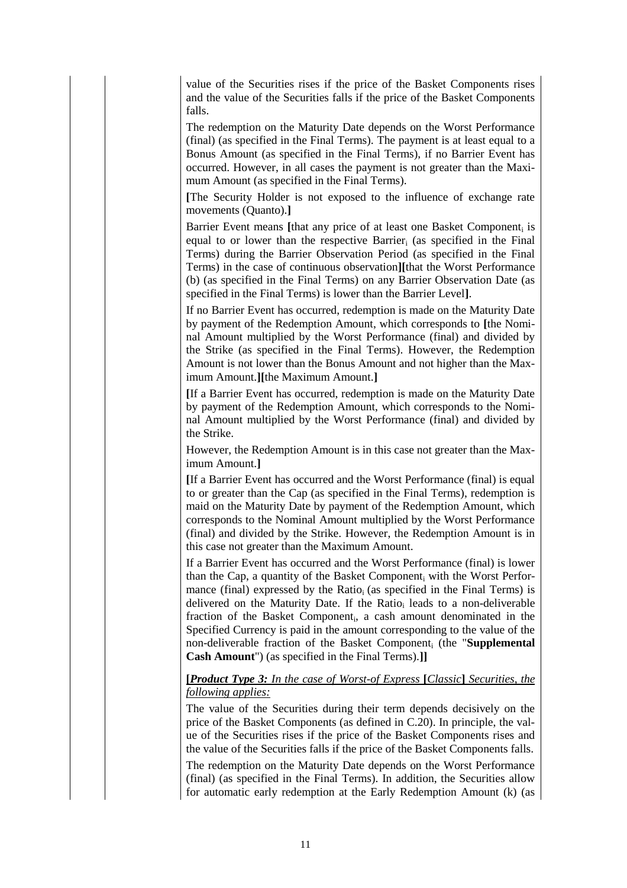value of the Securities rises if the price of the Basket Components rises and the value of the Securities falls if the price of the Basket Components falls.

The redemption on the Maturity Date depends on the Worst Performance (final) (as specified in the Final Terms). The payment is at least equal to a Bonus Amount (as specified in the Final Terms), if no Barrier Event has occurred. However, in all cases the payment is not greater than the Maximum Amount (as specified in the Final Terms).

**[**The Security Holder is not exposed to the influence of exchange rate movements (Quanto).**]**

Barrier Event means **[**that any price of at least one Basket Component$_i$ is equal to or lower than the respective Barrier$_i$ (as specified in the Final Terms) during the Barrier Observation Period (as specified in the Final Terms) in the case of continuous observation**][**that the Worst Performance (b) (as specified in the Final Terms) on any Barrier Observation Date (as specified in the Final Terms) is lower than the Barrier Level**]**.

If no Barrier Event has occurred, redemption is made on the Maturity Date by payment of the Redemption Amount, which corresponds to **[**the Nominal Amount multiplied by the Worst Performance (final) and divided by the Strike (as specified in the Final Terms). However, the Redemption Amount is not lower than the Bonus Amount and not higher than the Maximum Amount.**][**the Maximum Amount.**]**

**[**If a Barrier Event has occurred, redemption is made on the Maturity Date by payment of the Redemption Amount, which corresponds to the Nominal Amount multiplied by the Worst Performance (final) and divided by the Strike.

However, the Redemption Amount is in this case not greater than the Maximum Amount.**]**

**[**If a Barrier Event has occurred and the Worst Performance (final) is equal to or greater than the Cap (as specified in the Final Terms), redemption is maid on the Maturity Date by payment of the Redemption Amount, which corresponds to the Nominal Amount multiplied by the Worst Performance (final) and divided by the Strike. However, the Redemption Amount is in this case not greater than the Maximum Amount.

If a Barrier Event has occurred and the Worst Performance (final) is lower than the Cap, a quantity of the Basket Component$_i$ with the Worst Performance (final) expressed by the Ratio$_i$ (as specified in the Final Terms) is delivered on the Maturity Date. If the Ratio$_i$ leads to a non-deliverable fraction of the Basket Component$_i$, a cash amount denominated in the Specified Currency is paid in the amount corresponding to the value of the non-deliverable fraction of the Basket Component$_i$ (the "**Supplemental Cash Amount**") (as specified in the Final Terms).**]]**

**[*Product Type 3:*** *In the case of Worst-of Express* **[***Classic***]** *Securities, the following applies:*

The value of the Securities during their term depends decisively on the price of the Basket Components (as defined in C.20). In principle, the value of the Securities rises if the price of the Basket Components rises and the value of the Securities falls if the price of the Basket Components falls.

The redemption on the Maturity Date depends on the Worst Performance (final) (as specified in the Final Terms). In addition, the Securities allow for automatic early redemption at the Early Redemption Amount (k) (as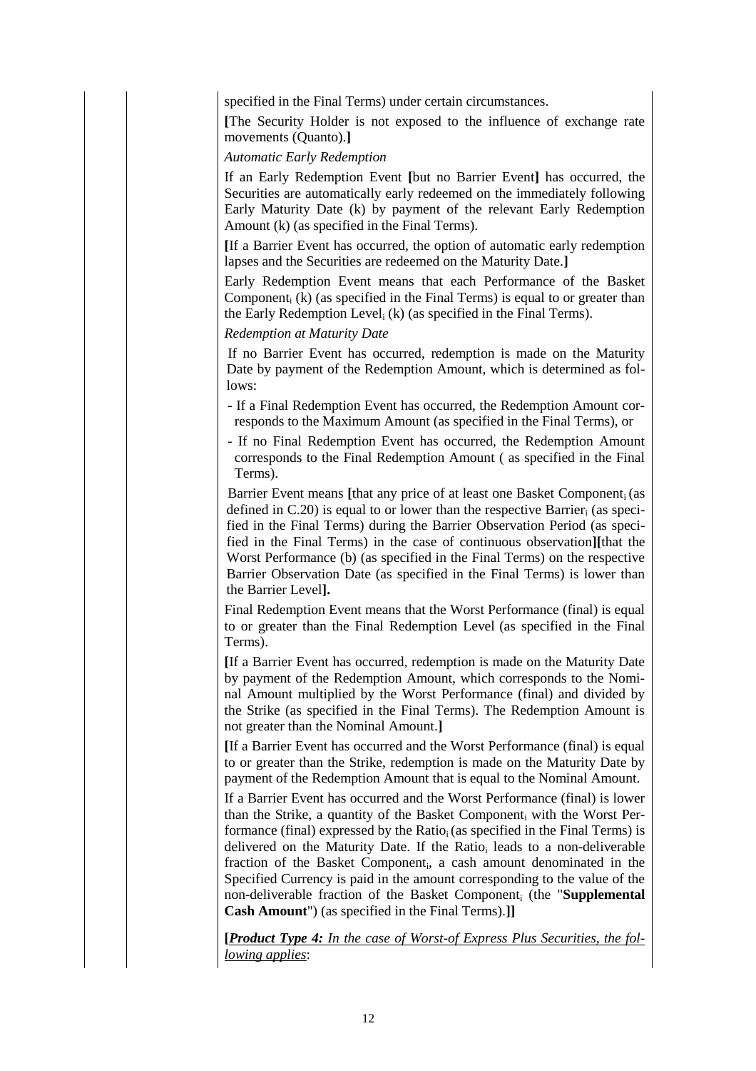specified in the Final Terms) under certain circumstances.

**[**The Security Holder is not exposed to the influence of exchange rate movements (Quanto).**]**

*Automatic Early Redemption*

If an Early Redemption Event **[**but no Barrier Event**]** has occurred, the Securities are automatically early redeemed on the immediately following Early Maturity Date (k) by payment of the relevant Early Redemption Amount (k) (as specified in the Final Terms).

**[**If a Barrier Event has occurred, the option of automatic early redemption lapses and the Securities are redeemed on the Maturity Date.**]**

Early Redemption Event means that each Performance of the Basket $\text{Component}_i$ (k) (as specified in the Final Terms) is equal to or greater than the Early Redemption $\text{Level}_i$ (k) (as specified in the Final Terms).

*Redemption at Maturity Date*

If no Barrier Event has occurred, redemption is made on the Maturity Date by payment of the Redemption Amount, which is determined as follows:

- If a Final Redemption Event has occurred, the Redemption Amount corresponds to the Maximum Amount (as specified in the Final Terms), or
- If no Final Redemption Event has occurred, the Redemption Amount corresponds to the Final Redemption Amount ( as specified in the Final Terms).

Barrier Event means **[**that any price of at least one Basket $\text{Component}_i$ (as defined in C.20) is equal to or lower than the respective $\text{Barrier}_i$ (as specified in the Final Terms) during the Barrier Observation Period (as specified in the Final Terms) in the case of continuous observation**][**that the Worst Performance (b) (as specified in the Final Terms) on the respective Barrier Observation Date (as specified in the Final Terms) is lower than the Barrier Level**].**

Final Redemption Event means that the Worst Performance (final) is equal to or greater than the Final Redemption Level (as specified in the Final Terms).

**[**If a Barrier Event has occurred, redemption is made on the Maturity Date by payment of the Redemption Amount, which corresponds to the Nominal Amount multiplied by the Worst Performance (final) and divided by the Strike (as specified in the Final Terms). The Redemption Amount is not greater than the Nominal Amount.**]**

**[**If a Barrier Event has occurred and the Worst Performance (final) is equal to or greater than the Strike, redemption is made on the Maturity Date by payment of the Redemption Amount that is equal to the Nominal Amount.

If a Barrier Event has occurred and the Worst Performance (final) is lower than the Strike, a quantity of the Basket $\text{Component}_i$ with the Worst Performance (final) expressed by the $\text{Ratio}_i$ (as specified in the Final Terms) is delivered on the Maturity Date. If the $\text{Ratio}_i$ leads to a non-deliverable fraction of the Basket $\text{Component}_i$, a cash amount denominated in the Specified Currency is paid in the amount corresponding to the value of the non-deliverable fraction of the Basket $\text{Component}_i$ (the "**Supplemental Cash Amount**") (as specified in the Final Terms).**]]**

**[*Product Type 4:*** *In the case of Worst-of Express Plus Securities, the following applies*: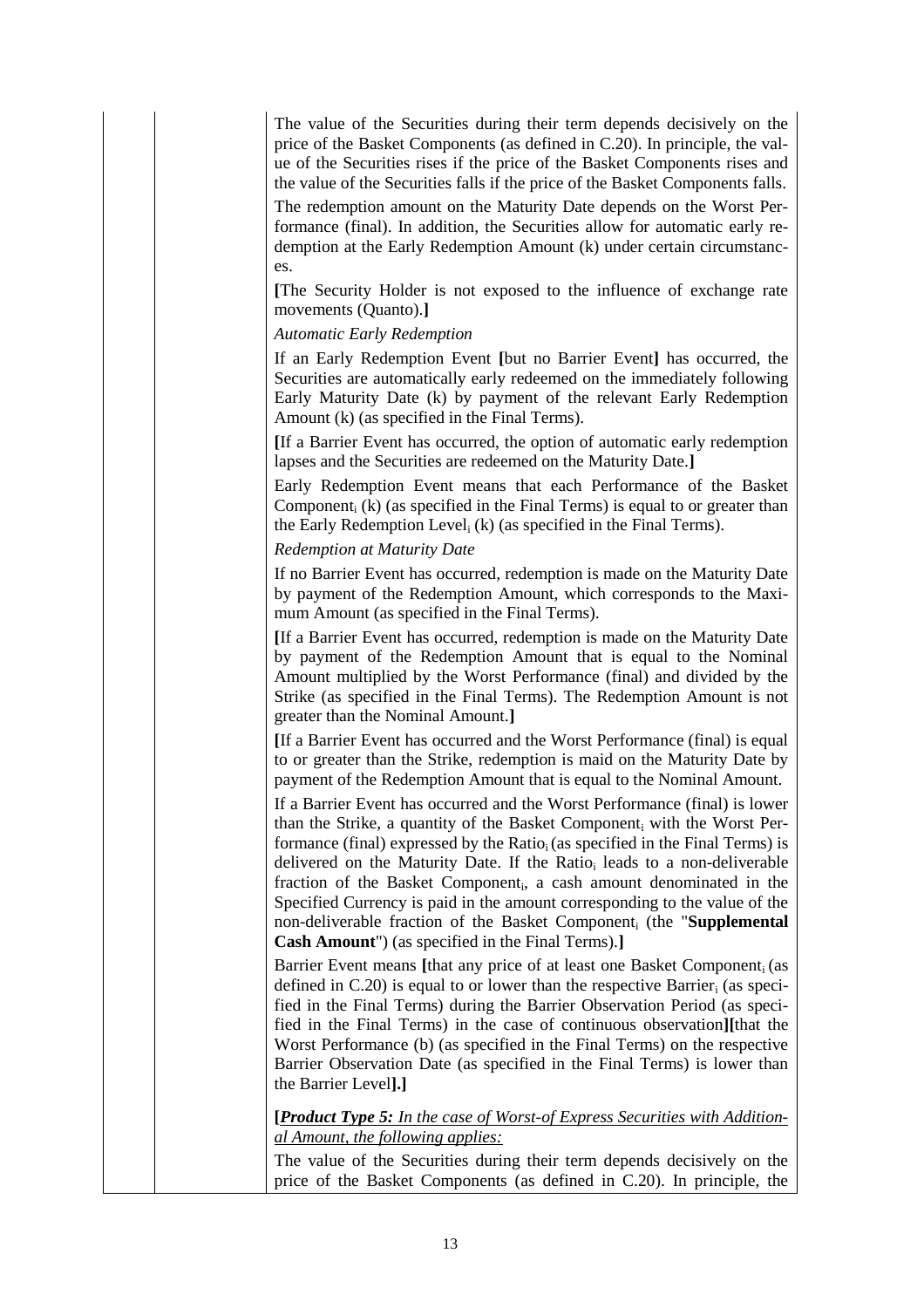The value of the Securities during their term depends decisively on the price of the Basket Components (as defined in C.20). In principle, the value of the Securities rises if the price of the Basket Components rises and the value of the Securities falls if the price of the Basket Components falls.

The redemption amount on the Maturity Date depends on the Worst Performance (final). In addition, the Securities allow for automatic early redemption at the Early Redemption Amount (k) under certain circumstances.

**[**The Security Holder is not exposed to the influence of exchange rate movements (Quanto).**]**

*Automatic Early Redemption*

If an Early Redemption Event **[**but no Barrier Event**]** has occurred, the Securities are automatically early redeemed on the immediately following Early Maturity Date (k) by payment of the relevant Early Redemption Amount (k) (as specified in the Final Terms).

**[**If a Barrier Event has occurred, the option of automatic early redemption lapses and the Securities are redeemed on the Maturity Date.**]**

Early Redemption Event means that each Performance of the Basket $\text{Component}_i$ (k) (as specified in the Final Terms) is equal to or greater than the Early Redemption $\text{Level}_i$ (k) (as specified in the Final Terms).

*Redemption at Maturity Date*

If no Barrier Event has occurred, redemption is made on the Maturity Date by payment of the Redemption Amount, which corresponds to the Maximum Amount (as specified in the Final Terms).

**[**If a Barrier Event has occurred, redemption is made on the Maturity Date by payment of the Redemption Amount that is equal to the Nominal Amount multiplied by the Worst Performance (final) and divided by the Strike (as specified in the Final Terms). The Redemption Amount is not greater than the Nominal Amount.**]**

**[**If a Barrier Event has occurred and the Worst Performance (final) is equal to or greater than the Strike, redemption is maid on the Maturity Date by payment of the Redemption Amount that is equal to the Nominal Amount.

If a Barrier Event has occurred and the Worst Performance (final) is lower than the Strike, a quantity of the Basket $\text{Component}_i$ with the Worst Performance (final) expressed by the $\text{Ratio}_i$ (as specified in the Final Terms) is delivered on the Maturity Date. If the $\text{Ratio}_i$ leads to a non-deliverable fraction of the Basket $\text{Component}_i$, a cash amount denominated in the Specified Currency is paid in the amount corresponding to the value of the non-deliverable fraction of the Basket $\text{Component}_i$ (the "**Supplemental Cash Amount**") (as specified in the Final Terms).**]**

Barrier Event means **[**that any price of at least one Basket $\text{Component}_i$ (as defined in C.20) is equal to or lower than the respective $\text{Barrier}_i$ (as specified in the Final Terms) during the Barrier Observation Period (as specified in the Final Terms) in the case of continuous observation**][**that the Worst Performance (b) (as specified in the Final Terms) on the respective Barrier Observation Date (as specified in the Final Terms) is lower than the Barrier Level**].]**

**[*<u>Product Type 5:</u>*** *<u>In the case of Worst-of Express Securities with Additional Amount, the following applies:</u>*

The value of the Securities during their term depends decisively on the price of the Basket Components (as defined in C.20). In principle, the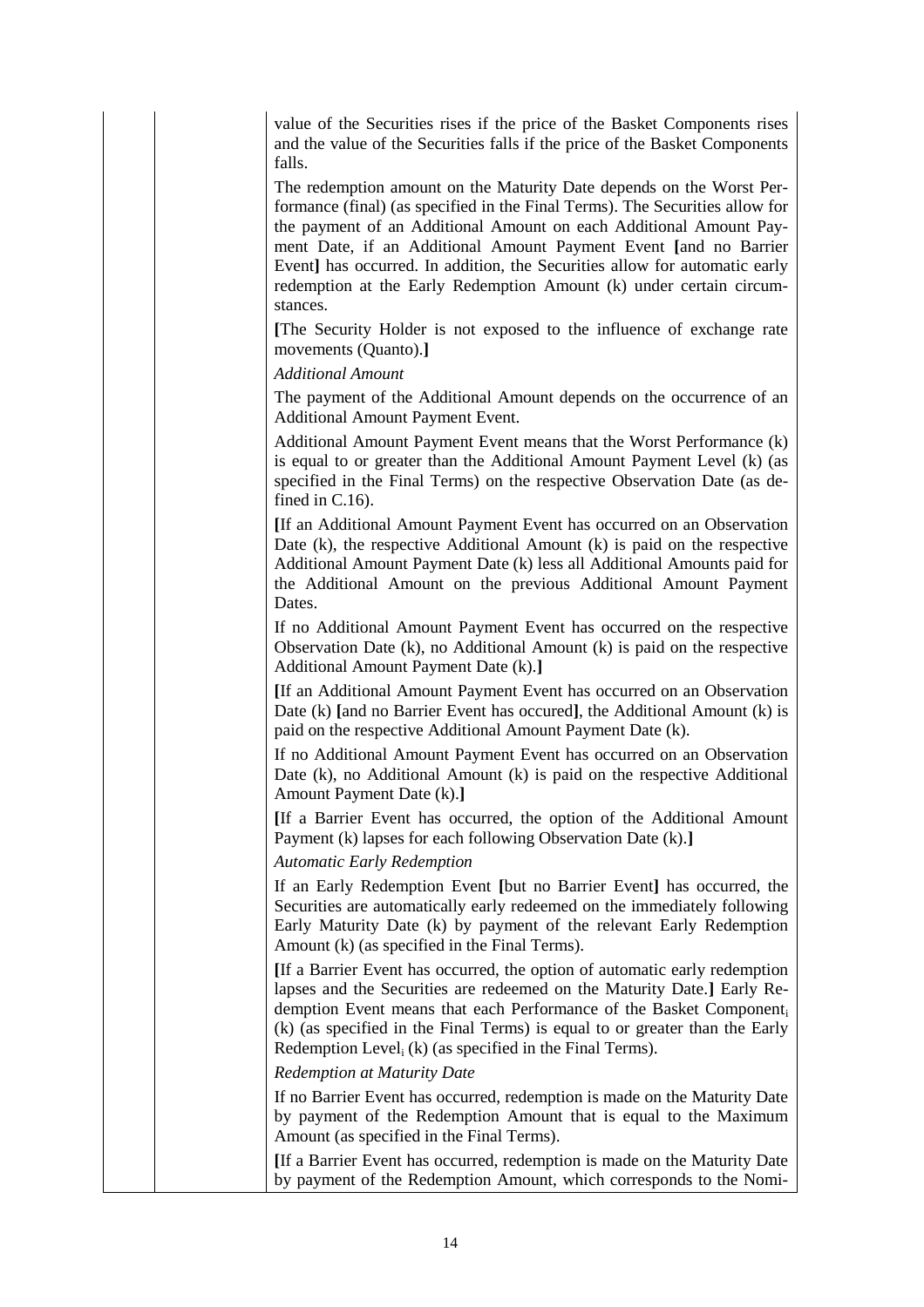value of the Securities rises if the price of the Basket Components rises and the value of the Securities falls if the price of the Basket Components falls.

The redemption amount on the Maturity Date depends on the Worst Performance (final) (as specified in the Final Terms). The Securities allow for the payment of an Additional Amount on each Additional Amount Payment Date, if an Additional Amount Payment Event **[**and no Barrier Event**]** has occurred. In addition, the Securities allow for automatic early redemption at the Early Redemption Amount (k) under certain circumstances.

**[**The Security Holder is not exposed to the influence of exchange rate movements (Quanto).**]**

*Additional Amount*

The payment of the Additional Amount depends on the occurrence of an Additional Amount Payment Event.

Additional Amount Payment Event means that the Worst Performance (k) is equal to or greater than the Additional Amount Payment Level (k) (as specified in the Final Terms) on the respective Observation Date (as defined in C.16).

**[**If an Additional Amount Payment Event has occurred on an Observation Date (k), the respective Additional Amount (k) is paid on the respective Additional Amount Payment Date (k) less all Additional Amounts paid for the Additional Amount on the previous Additional Amount Payment Dates.

If no Additional Amount Payment Event has occurred on the respective Observation Date (k), no Additional Amount (k) is paid on the respective Additional Amount Payment Date (k).**]**

**[**If an Additional Amount Payment Event has occurred on an Observation Date (k) **[**and no Barrier Event has occured**]**, the Additional Amount (k) is paid on the respective Additional Amount Payment Date (k).

If no Additional Amount Payment Event has occurred on an Observation Date (k), no Additional Amount (k) is paid on the respective Additional Amount Payment Date (k).**]**

**[**If a Barrier Event has occurred, the option of the Additional Amount Payment (k) lapses for each following Observation Date (k).**]**

*Automatic Early Redemption*

If an Early Redemption Event **[**but no Barrier Event**]** has occurred, the Securities are automatically early redeemed on the immediately following Early Maturity Date (k) by payment of the relevant Early Redemption Amount (k) (as specified in the Final Terms).

**[**If a Barrier Event has occurred, the option of automatic early redemption lapses and the Securities are redeemed on the Maturity Date.**]** Early Redemption Event means that each Performance of the Basket $\text{Component}_i$ (k) (as specified in the Final Terms) is equal to or greater than the Early Redemption $\text{Level}_i$ (k) (as specified in the Final Terms).

*Redemption at Maturity Date*

If no Barrier Event has occurred, redemption is made on the Maturity Date by payment of the Redemption Amount that is equal to the Maximum Amount (as specified in the Final Terms).

**[**If a Barrier Event has occurred, redemption is made on the Maturity Date by payment of the Redemption Amount, which corresponds to the Nomi-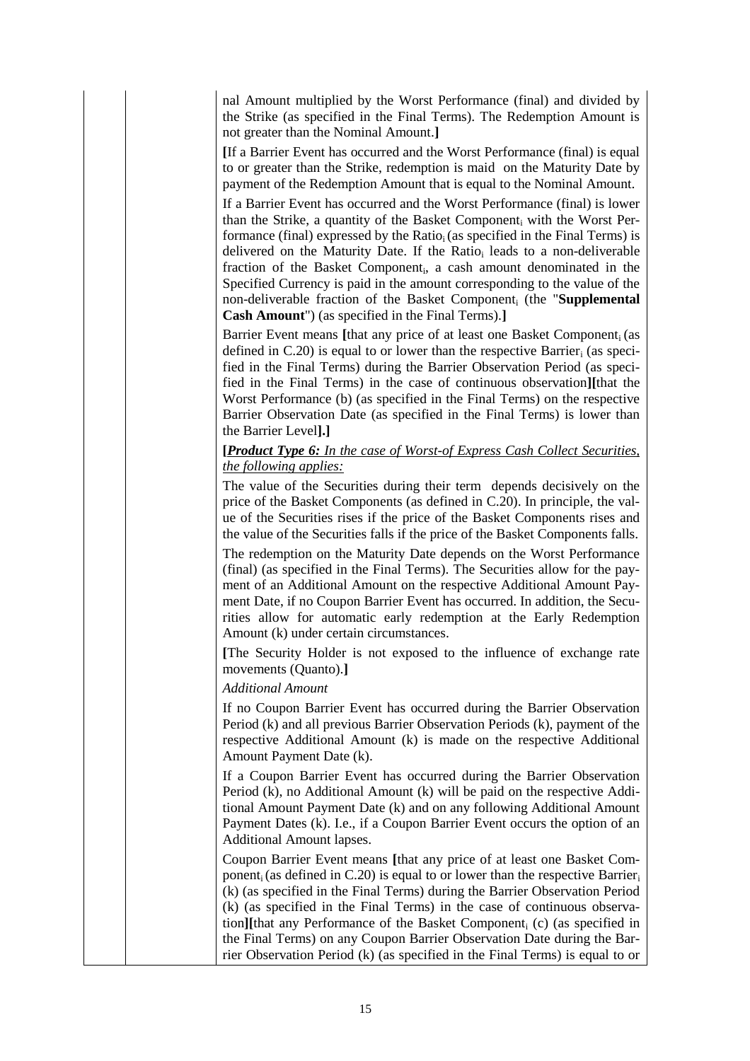nal Amount multiplied by the Worst Performance (final) and divided by the Strike (as specified in the Final Terms). The Redemption Amount is not greater than the Nominal Amount.]

[If a Barrier Event has occurred and the Worst Performance (final) is equal to or greater than the Strike, redemption is maid on the Maturity Date by payment of the Redemption Amount that is equal to the Nominal Amount.

If a Barrier Event has occurred and the Worst Performance (final) is lower than the Strike, a quantity of the Basket Component$_i$ with the Worst Performance (final) expressed by the Ratio$_i$ (as specified in the Final Terms) is delivered on the Maturity Date. If the Ratio$_i$ leads to a non-deliverable fraction of the Basket Component$_i$, a cash amount denominated in the Specified Currency is paid in the amount corresponding to the value of the non-deliverable fraction of the Basket Component$_i$ (the "**Supplemental Cash Amount**") (as specified in the Final Terms).]

Barrier Event means [that any price of at least one Basket Component$_i$ (as defined in C.20) is equal to or lower than the respective Barrier$_i$ (as specified in the Final Terms) during the Barrier Observation Period (as specified in the Final Terms) in the case of continuous observation][that the Worst Performance (b) (as specified in the Final Terms) on the respective Barrier Observation Date (as specified in the Final Terms) is lower than the Barrier Level].]

[***Product Type 6:*** *In the case of Worst-of Express Cash Collect Securities, the following applies:*

The value of the Securities during their term depends decisively on the price of the Basket Components (as defined in C.20). In principle, the value of the Securities rises if the price of the Basket Components rises and the value of the Securities falls if the price of the Basket Components falls.

The redemption on the Maturity Date depends on the Worst Performance (final) (as specified in the Final Terms). The Securities allow for the payment of an Additional Amount on the respective Additional Amount Payment Date, if no Coupon Barrier Event has occurred. In addition, the Securities allow for automatic early redemption at the Early Redemption Amount (k) under certain circumstances.

[The Security Holder is not exposed to the influence of exchange rate movements (Quanto).]

*Additional Amount*

If no Coupon Barrier Event has occurred during the Barrier Observation Period (k) and all previous Barrier Observation Periods (k), payment of the respective Additional Amount (k) is made on the respective Additional Amount Payment Date (k).

If a Coupon Barrier Event has occurred during the Barrier Observation Period (k), no Additional Amount (k) will be paid on the respective Additional Amount Payment Date (k) and on any following Additional Amount Payment Dates (k). I.e., if a Coupon Barrier Event occurs the option of an Additional Amount lapses.

Coupon Barrier Event means [that any price of at least one Basket Component$_i$ (as defined in C.20) is equal to or lower than the respective Barrier$_i$ (k) (as specified in the Final Terms) during the Barrier Observation Period (k) (as specified in the Final Terms) in the case of continuous observation][that any Performance of the Basket Component$_i$ (c) (as specified in the Final Terms) on any Coupon Barrier Observation Date during the Barrier Observation Period (k) (as specified in the Final Terms) is equal to or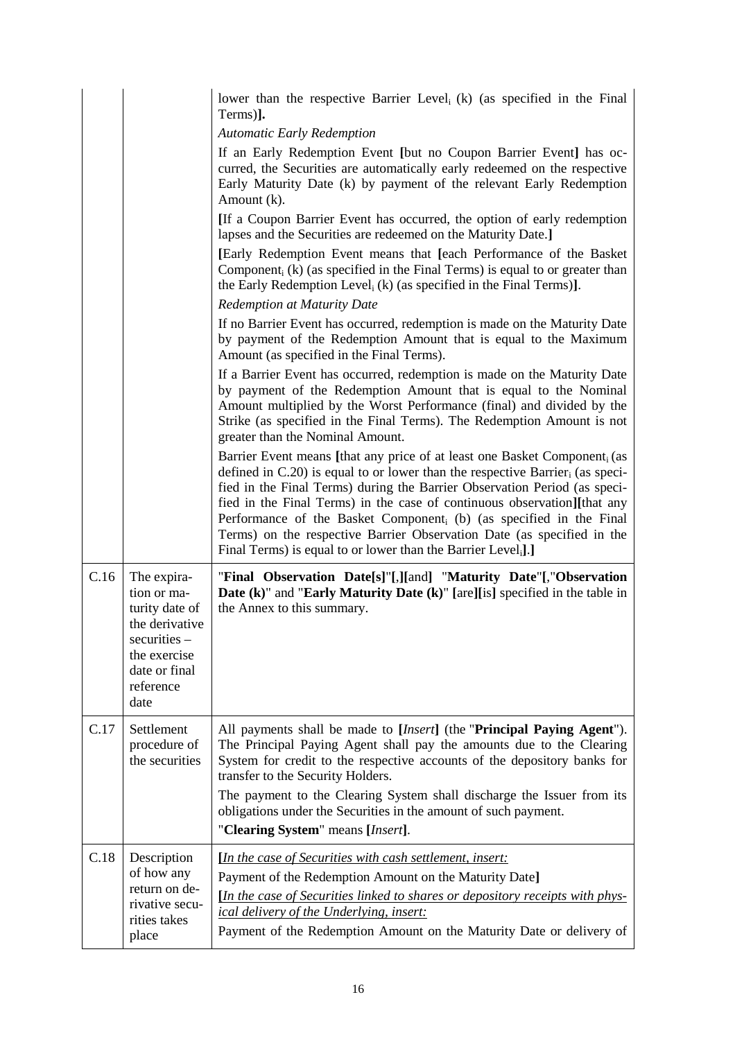| | | |
|---|---|---|
| | | lower than the respective Barrier Level$_i$ (k) (as specified in the Final Terms)**].**<br>*Automatic Early Redemption*<br>If an Early Redemption Event **[**but no Coupon Barrier Event**]** has occurred, the Securities are automatically early redeemed on the respective Early Maturity Date (k) by payment of the relevant Early Redemption Amount (k).<br>**[**If a Coupon Barrier Event has occurred, the option of early redemption lapses and the Securities are redeemed on the Maturity Date.**]**<br>**[**Early Redemption Event means that **[**each Performance of the Basket Component$_i$ (k) (as specified in the Final Terms) is equal to or greater than the Early Redemption Level$_i$ (k) (as specified in the Final Terms)**]**.<br>*Redemption at Maturity Date*<br>If no Barrier Event has occurred, redemption is made on the Maturity Date by payment of the Redemption Amount that is equal to the Maximum Amount (as specified in the Final Terms).<br>If a Barrier Event has occurred, redemption is made on the Maturity Date by payment of the Redemption Amount that is equal to the Nominal Amount multiplied by the Worst Performance (final) and divided by the Strike (as specified in the Final Terms). The Redemption Amount is not greater than the Nominal Amount.<br>Barrier Event means **[**that any price of at least one Basket Component$_i$ (as defined in C.20) is equal to or lower than the respective Barrier$_i$ (as specified in the Final Terms) during the Barrier Observation Period (as specified in the Final Terms) in the case of continuous observation**][**that any Performance of the Basket Component$_i$ (b) (as specified in the Final Terms) on the respective Barrier Observation Date (as specified in the Final Terms) is equal to or lower than the Barrier Level$_i$**].]** |
| C.16 | The expiration or maturity date of the derivative securities – the exercise date or final reference date | "**Final Observation Date[s]**"**[**,**][**and**]** "**Maturity Date**"**[**,"**Observation Date (k)**" and "**Early Maturity Date (k)**" **[**are**][**is**]** specified in the table in the Annex to this summary. |
| C.17 | Settlement procedure of the securities | All payments shall be made to **[***Insert***]** (the "**Principal Paying Agent**"). The Principal Paying Agent shall pay the amounts due to the Clearing System for credit to the respective accounts of the depository banks for transfer to the Security Holders.<br>The payment to the Clearing System shall discharge the Issuer from its obligations under the Securities in the amount of such payment.<br>"**Clearing System**" means **[***Insert***]**. |
| C.18 | Description of how any return on derivative securities takes place | **[***In the case of Securities with cash settlement, insert:*<br>Payment of the Redemption Amount on the Maturity Date**]**<br>**[***In the case of Securities linked to shares or depository receipts with physical delivery of the Underlying, insert:*<br>Payment of the Redemption Amount on the Maturity Date or delivery of |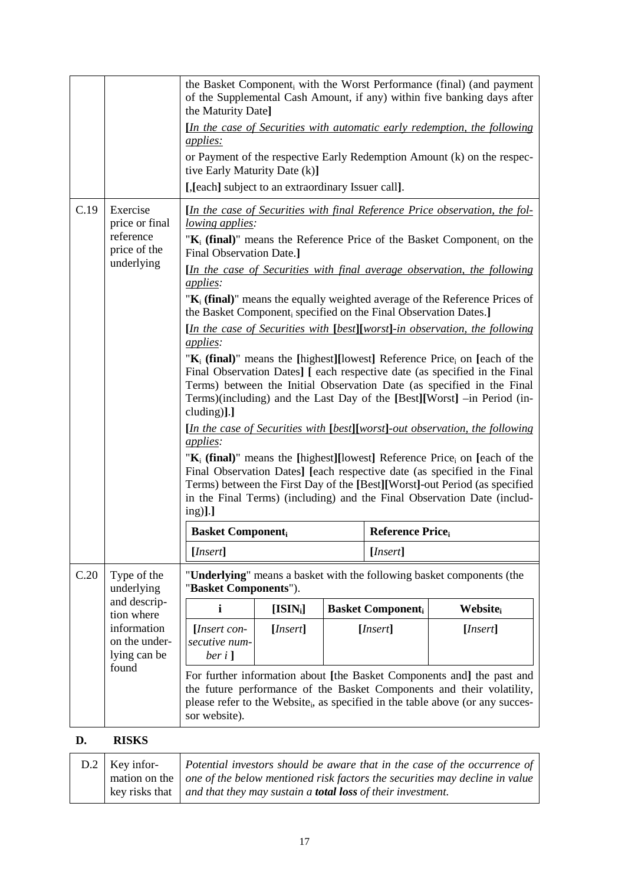| | | |
|---|---|---|
| | | the Basket Component$_i$ with the Worst Performance (final) (and payment of the Supplemental Cash Amount, if any) within five banking days after the Maturity Date]<br><br>[*In the case of Securities with automatic early redemption, the following applies:*<br><br>or Payment of the respective Early Redemption Amount (k) on the respective Early Maturity Date (k)]<br><br>[,[each] subject to an extraordinary Issuer call]. |
| C.19 | Exercise price or final reference price of the underlying | [*In the case of Securities with final Reference Price observation, the following applies:*<br><br>"**$K_i$ (final)**" means the Reference Price of the Basket Component$_i$ on the Final Observation Date.]<br><br>[*In the case of Securities with final average observation, the following applies:*<br><br>"**$K_i$ (final)**" means the equally weighted average of the Reference Prices of the Basket Component$_i$ specified on the Final Observation Dates.]<br><br>[*In the case of Securities with* [*best*][*worst*]*-in observation, the following applies:*<br><br>"**$K_i$ (final)**" means the [highest][lowest] Reference Price$_i$ on [each of the Final Observation Dates] [ each respective date (as specified in the Final Terms) between the Initial Observation Date (as specified in the Final Terms)(including) and the Last Day of the [Best][Worst] –in Period (including)].]<br><br>[*In the case of Securities with* [*best*][*worst*]*-out observation, the following applies:*<br><br>"**$K_i$ (final)**" means the [highest][lowest] Reference Price$_i$ on [each of the Final Observation Dates] [each respective date (as specified in the Final Terms) between the First Day of the [Best][Worst]-out Period (as specified in the Final Terms) (including) and the Final Observation Date (including)].]<br><br>**Basket Component$_i$** — **Reference Price$_i$**<br>[*Insert*] — [*Insert*] |
| C.20 | Type of the underlying and description where information on the underlying can be found | "**Underlying**" means a basket with the following basket components (the "**Basket Components**").<br><br>**i** \| **[ISIN$_i$]** \| **Basket Component$_i$** \| **Website$_i$**<br>[*Insert consecutive number i* ] \| [*Insert*] \| [*Insert*] \| [*Insert*]<br><br>For further information about [the Basket Components and] the past and the future performance of the Basket Components and their volatility, please refer to the Website$_i$, as specified in the table above (or any successor website). |

## D. RISKS

| | | |
|---|---|---|
| D.2 | Key information on the key risks that | *Potential investors should be aware that in the case of the occurrence of one of the below mentioned risk factors the securities may decline in value and that they may sustain a* ***total loss*** *of their investment.* |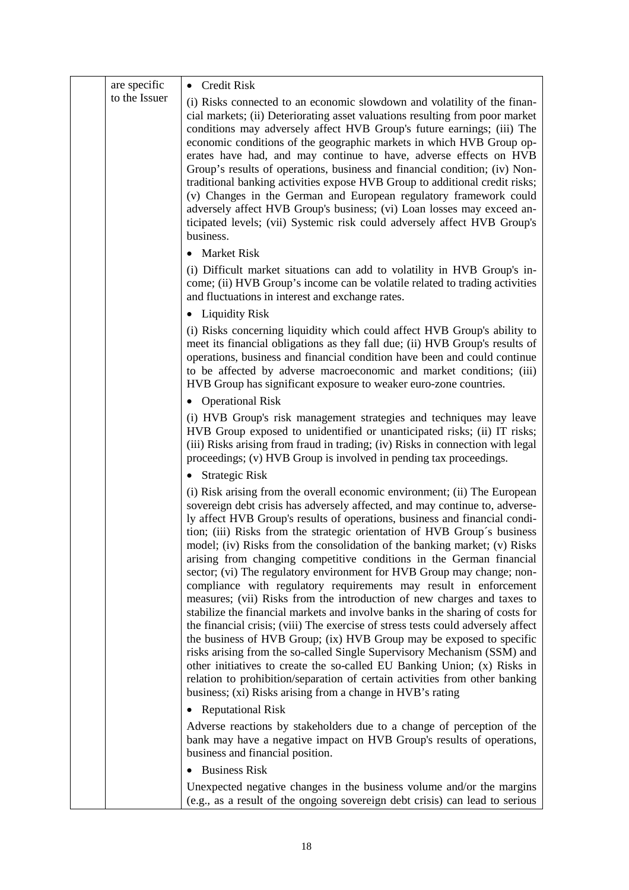| | | |
|---|---|---|
| | are specific to the Issuer | • Credit Risk<br><br>(i) Risks connected to an economic slowdown and volatility of the financial markets; (ii) Deteriorating asset valuations resulting from poor market conditions may adversely affect HVB Group's future earnings; (iii) The economic conditions of the geographic markets in which HVB Group operates have had, and may continue to have, adverse effects on HVB Group's results of operations, business and financial condition; (iv) Non-traditional banking activities expose HVB Group to additional credit risks; (v) Changes in the German and European regulatory framework could adversely affect HVB Group's business; (vi) Loan losses may exceed anticipated levels; (vii) Systemic risk could adversely affect HVB Group's business.<br><br>• Market Risk<br><br>(i) Difficult market situations can add to volatility in HVB Group's income; (ii) HVB Group's income can be volatile related to trading activities and fluctuations in interest and exchange rates.<br><br>• Liquidity Risk<br><br>(i) Risks concerning liquidity which could affect HVB Group's ability to meet its financial obligations as they fall due; (ii) HVB Group's results of operations, business and financial condition have been and could continue to be affected by adverse macroeconomic and market conditions; (iii) HVB Group has significant exposure to weaker euro-zone countries.<br><br>• Operational Risk<br><br>(i) HVB Group's risk management strategies and techniques may leave HVB Group exposed to unidentified or unanticipated risks; (ii) IT risks; (iii) Risks arising from fraud in trading; (iv) Risks in connection with legal proceedings; (v) HVB Group is involved in pending tax proceedings.<br><br>• Strategic Risk<br><br>(i) Risk arising from the overall economic environment; (ii) The European sovereign debt crisis has adversely affected, and may continue to, adversely affect HVB Group's results of operations, business and financial condition; (iii) Risks from the strategic orientation of HVB Group´s business model; (iv) Risks from the consolidation of the banking market; (v) Risks arising from changing competitive conditions in the German financial sector; (vi) The regulatory environment for HVB Group may change; non-compliance with regulatory requirements may result in enforcement measures; (vii) Risks from the introduction of new charges and taxes to stabilize the financial markets and involve banks in the sharing of costs for the financial crisis; (viii) The exercise of stress tests could adversely affect the business of HVB Group; (ix) HVB Group may be exposed to specific risks arising from the so-called Single Supervisory Mechanism (SSM) and other initiatives to create the so-called EU Banking Union; (x) Risks in relation to prohibition/separation of certain activities from other banking business; (xi) Risks arising from a change in HVB's rating<br><br>• Reputational Risk<br><br>Adverse reactions by stakeholders due to a change of perception of the bank may have a negative impact on HVB Group's results of operations, business and financial position.<br><br>• Business Risk<br><br>Unexpected negative changes in the business volume and/or the margins (e.g., as a result of the ongoing sovereign debt crisis) can lead to serious |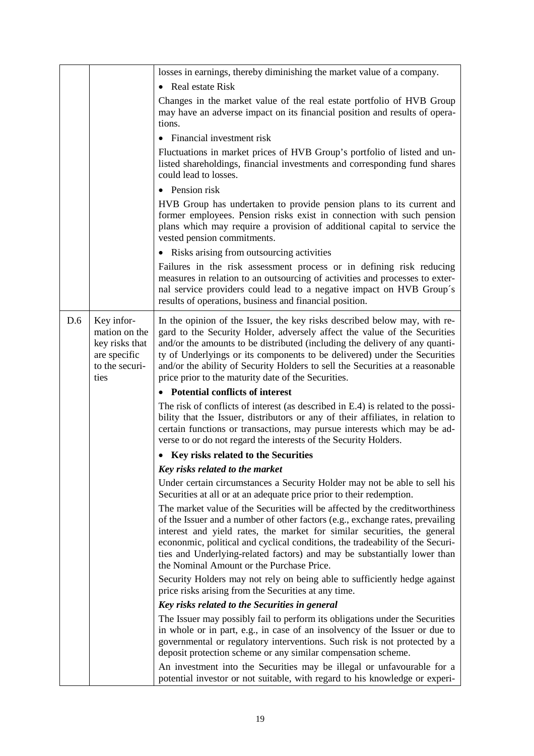| | | |
|---|---|---|
| | | losses in earnings, thereby diminishing the market value of a company.<br>• Real estate Risk<br>Changes in the market value of the real estate portfolio of HVB Group may have an adverse impact on its financial position and results of operations.<br>• Financial investment risk<br>Fluctuations in market prices of HVB Group's portfolio of listed and unlisted shareholdings, financial investments and corresponding fund shares could lead to losses.<br>• Pension risk<br>HVB Group has undertaken to provide pension plans to its current and former employees. Pension risks exist in connection with such pension plans which may require a provision of additional capital to service the vested pension commitments.<br>• Risks arising from outsourcing activities<br>Failures in the risk assessment process or in defining risk reducing measures in relation to an outsourcing of activities and processes to external service providers could lead to a negative impact on HVB Group´s results of operations, business and financial position. |
| D.6 | Key information on the key risks that are specific to the securities | In the opinion of the Issuer, the key risks described below may, with regard to the Security Holder, adversely affect the value of the Securities and/or the amounts to be distributed (including the delivery of any quantity of Underlyings or its components to be delivered) under the Securities and/or the ability of Security Holders to sell the Securities at a reasonable price prior to the maturity date of the Securities.<br>• **Potential conflicts of interest**<br>The risk of conflicts of interest (as described in E.4) is related to the possibility that the Issuer, distributors or any of their affiliates, in relation to certain functions or transactions, may pursue interests which may be adverse to or do not regard the interests of the Security Holders.<br>• **Key risks related to the Securities**<br>***Key risks related to the market***<br>Under certain circumstances a Security Holder may not be able to sell his Securities at all or at an adequate price prior to their redemption.<br>The market value of the Securities will be affected by the creditworthiness of the Issuer and a number of other factors (e.g., exchange rates, prevailing interest and yield rates, the market for similar securities, the general econonmic, political and cyclical conditions, the tradeability of the Securities and Underlying-related factors) and may be substantially lower than the Nominal Amount or the Purchase Price.<br>Security Holders may not rely on being able to sufficiently hedge against price risks arising from the Securities at any time.<br>***Key risks related to the Securities in general***<br>The Issuer may possibly fail to perform its obligations under the Securities in whole or in part, e.g., in case of an insolvency of the Issuer or due to governmental or regulatory interventions. Such risk is not protected by a deposit protection scheme or any similar compensation scheme.<br>An investment into the Securities may be illegal or unfavourable for a potential investor or not suitable, with regard to his knowledge or experi- |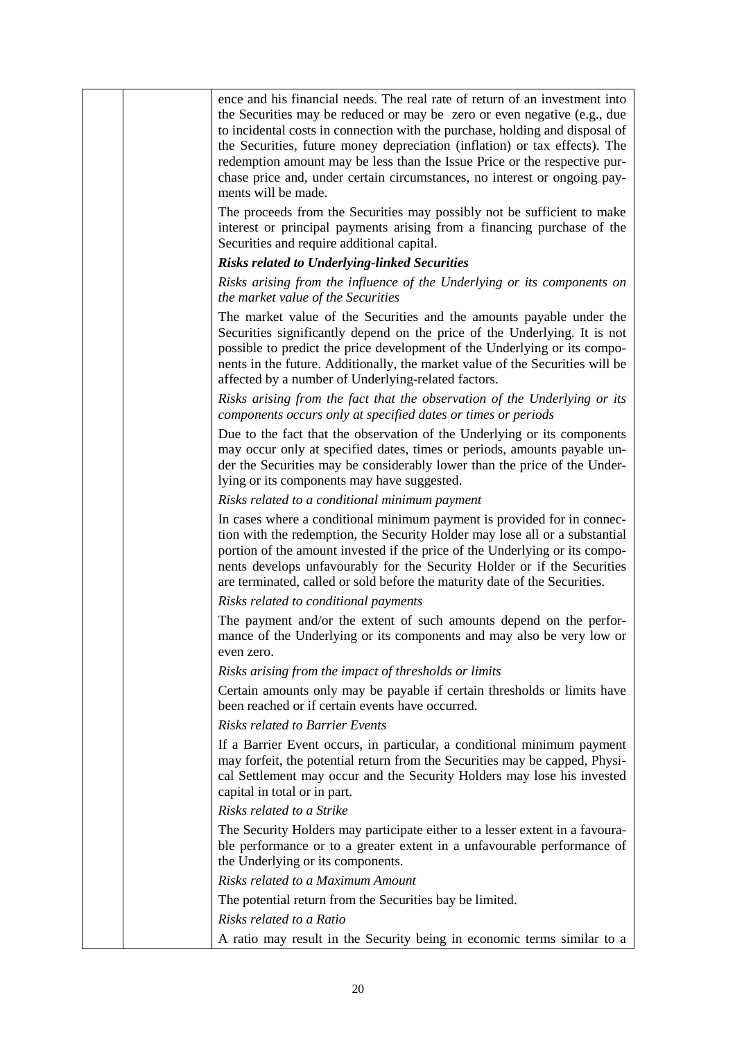| | | ence and his financial needs. The real rate of return of an investment into the Securities may be reduced or may be zero or even negative (e.g., due to incidental costs in connection with the purchase, holding and disposal of the Securities, future money depreciation (inflation) or tax effects). The redemption amount may be less than the Issue Price or the respective purchase price and, under certain circumstances, no interest or ongoing payments will be made.<br><br>The proceeds from the Securities may possibly not be sufficient to make interest or principal payments arising from a financing purchase of the Securities and require additional capital.<br><br>***Risks related to Underlying-linked Securities***<br><br>*Risks arising from the influence of the Underlying or its components on the market value of the Securities*<br><br>The market value of the Securities and the amounts payable under the Securities significantly depend on the price of the Underlying. It is not possible to predict the price development of the Underlying or its components in the future. Additionally, the market value of the Securities will be affected by a number of Underlying-related factors.<br><br>*Risks arising from the fact that the observation of the Underlying or its components occurs only at specified dates or times or periods*<br><br>Due to the fact that the observation of the Underlying or its components may occur only at specified dates, times or periods, amounts payable under the Securities may be considerably lower than the price of the Underlying or its components may have suggested.<br><br>*Risks related to a conditional minimum payment*<br><br>In cases where a conditional minimum payment is provided for in connection with the redemption, the Security Holder may lose all or a substantial portion of the amount invested if the price of the Underlying or its components develops unfavourably for the Security Holder or if the Securities are terminated, called or sold before the maturity date of the Securities.<br><br>*Risks related to conditional payments*<br><br>The payment and/or the extent of such amounts depend on the performance of the Underlying or its components and may also be very low or even zero.<br><br>*Risks arising from the impact of thresholds or limits*<br><br>Certain amounts only may be payable if certain thresholds or limits have been reached or if certain events have occurred.<br><br>*Risks related to Barrier Events*<br><br>If a Barrier Event occurs, in particular, a conditional minimum payment may forfeit, the potential return from the Securities may be capped, Physical Settlement may occur and the Security Holders may lose his invested capital in total or in part.<br><br>*Risks related to a Strike*<br><br>The Security Holders may participate either to a lesser extent in a favourable performance or to a greater extent in a unfavourable performance of the Underlying or its components.<br><br>*Risks related to a Maximum Amount*<br><br>The potential return from the Securities bay be limited.<br><br>*Risks related to a Ratio*<br><br>A ratio may result in the Security being in economic terms similar to a |
|---|---|---|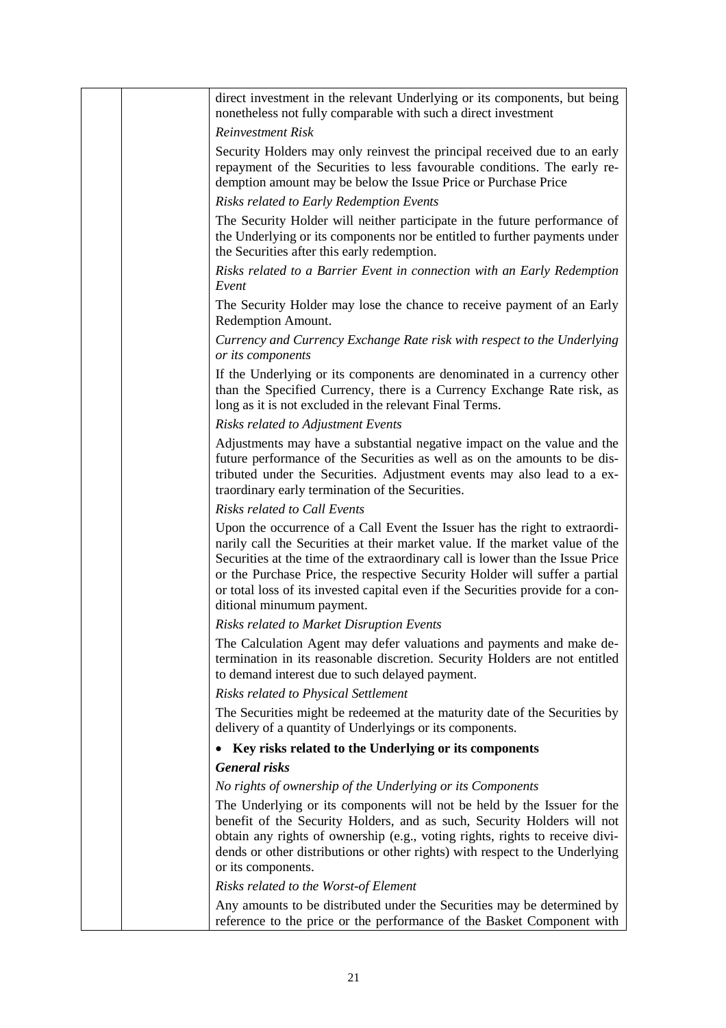direct investment in the relevant Underlying or its components, but being nonetheless not fully comparable with such a direct investment

*Reinvestment Risk*

Security Holders may only reinvest the principal received due to an early repayment of the Securities to less favourable conditions. The early redemption amount may be below the Issue Price or Purchase Price

*Risks related to Early Redemption Events*

The Security Holder will neither participate in the future performance of the Underlying or its components nor be entitled to further payments under the Securities after this early redemption.

*Risks related to a Barrier Event in connection with an Early Redemption Event*

The Security Holder may lose the chance to receive payment of an Early Redemption Amount.

*Currency and Currency Exchange Rate risk with respect to the Underlying or its components*

If the Underlying or its components are denominated in a currency other than the Specified Currency, there is a Currency Exchange Rate risk, as long as it is not excluded in the relevant Final Terms.

*Risks related to Adjustment Events*

Adjustments may have a substantial negative impact on the value and the future performance of the Securities as well as on the amounts to be distributed under the Securities. Adjustment events may also lead to a extraordinary early termination of the Securities.

*Risks related to Call Events*

Upon the occurrence of a Call Event the Issuer has the right to extraordinarily call the Securities at their market value. If the market value of the Securities at the time of the extraordinary call is lower than the Issue Price or the Purchase Price, the respective Security Holder will suffer a partial or total loss of its invested capital even if the Securities provide for a conditional minumum payment.

*Risks related to Market Disruption Events*

The Calculation Agent may defer valuations and payments and make determination in its reasonable discretion. Security Holders are not entitled to demand interest due to such delayed payment.

*Risks related to Physical Settlement*

The Securities might be redeemed at the maturity date of the Securities by delivery of a quantity of Underlyings or its components.

- **Key risks related to the Underlying or its components**

***General risks***

*No rights of ownership of the Underlying or its Components*

The Underlying or its components will not be held by the Issuer for the benefit of the Security Holders, and as such, Security Holders will not obtain any rights of ownership (e.g., voting rights, rights to receive dividends or other distributions or other rights) with respect to the Underlying or its components.

*Risks related to the Worst-of Element*

Any amounts to be distributed under the Securities may be determined by reference to the price or the performance of the Basket Component with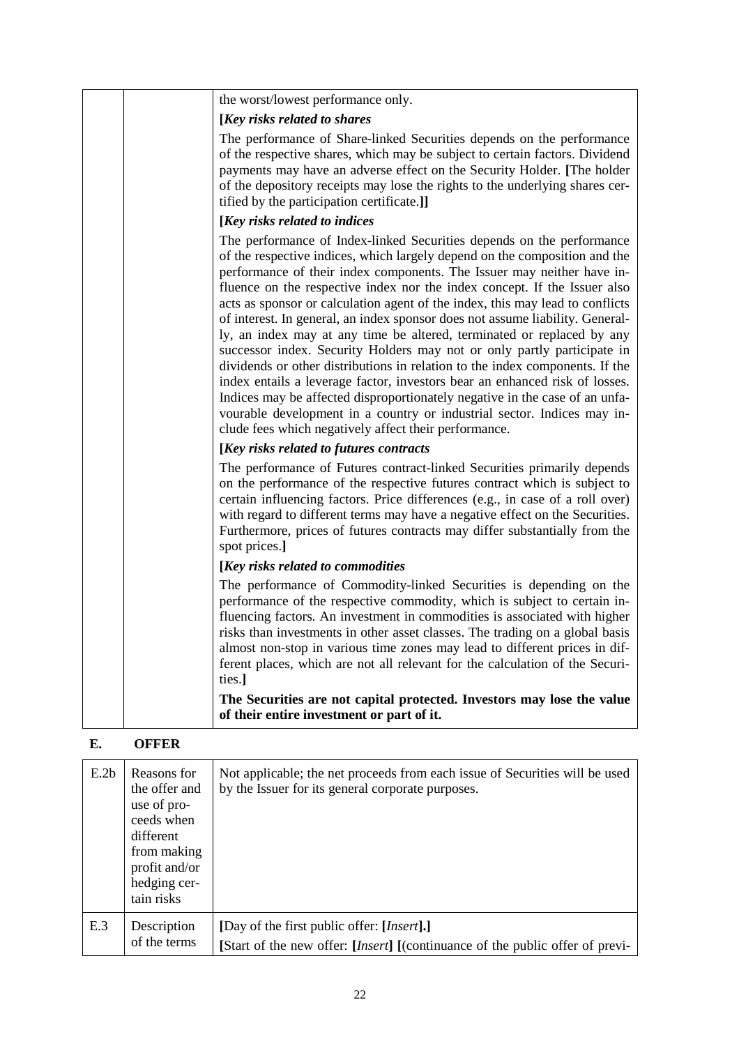| | | the worst/lowest performance only.<br>**[*Key risks related to shares***<br>The performance of Share-linked Securities depends on the performance of the respective shares, which may be subject to certain factors. Dividend payments may have an adverse effect on the Security Holder. **[**The holder of the depository receipts may lose the rights to the underlying shares certified by the participation certificate.**]]**<br>**[*Key risks related to indices***<br>The performance of Index-linked Securities depends on the performance of the respective indices, which largely depend on the composition and the performance of their index components. The Issuer may neither have influence on the respective index nor the index concept. If the Issuer also acts as sponsor or calculation agent of the index, this may lead to conflicts of interest. In general, an index sponsor does not assume liability. Generally, an index may at any time be altered, terminated or replaced by any successor index. Security Holders may not or only partly participate in dividends or other distributions in relation to the index components. If the index entails a leverage factor, investors bear an enhanced risk of losses. Indices may be affected disproportionately negative in the case of an unfavourable development in a country or industrial sector. Indices may include fees which negatively affect their performance.<br>**[*Key risks related to futures contracts***<br>The performance of Futures contract-linked Securities primarily depends on the performance of the respective futures contract which is subject to certain influencing factors. Price differences (e.g., in case of a roll over) with regard to different terms may have a negative effect on the Securities. Furthermore, prices of futures contracts may differ substantially from the spot prices.**]**<br>**[*Key risks related to commodities***<br>The performance of Commodity-linked Securities is depending on the performance of the respective commodity, which is subject to certain influencing factors. An investment in commodities is associated with higher risks than investments in other asset classes. The trading on a global basis almost non-stop in various time zones may lead to different prices in different places, which are not all relevant for the calculation of the Securities.**]**<br>**The Securities are not capital protected. Investors may lose the value of their entire investment or part of it.** |
|---|---|---|

## E. OFFER

| E.2b | Reasons for the offer and use of proceeds when different from making profit and/or hedging certain risks | Not applicable; the net proceeds from each issue of Securities will be used by the Issuer for its general corporate purposes. |
|---|---|---|
| E.3 | Description of the terms | **[**Day of the first public offer: **[*****Insert*****].]**<br>**[**Start of the new offer: **[*****Insert*****] [**(continuance of the public offer of previ- |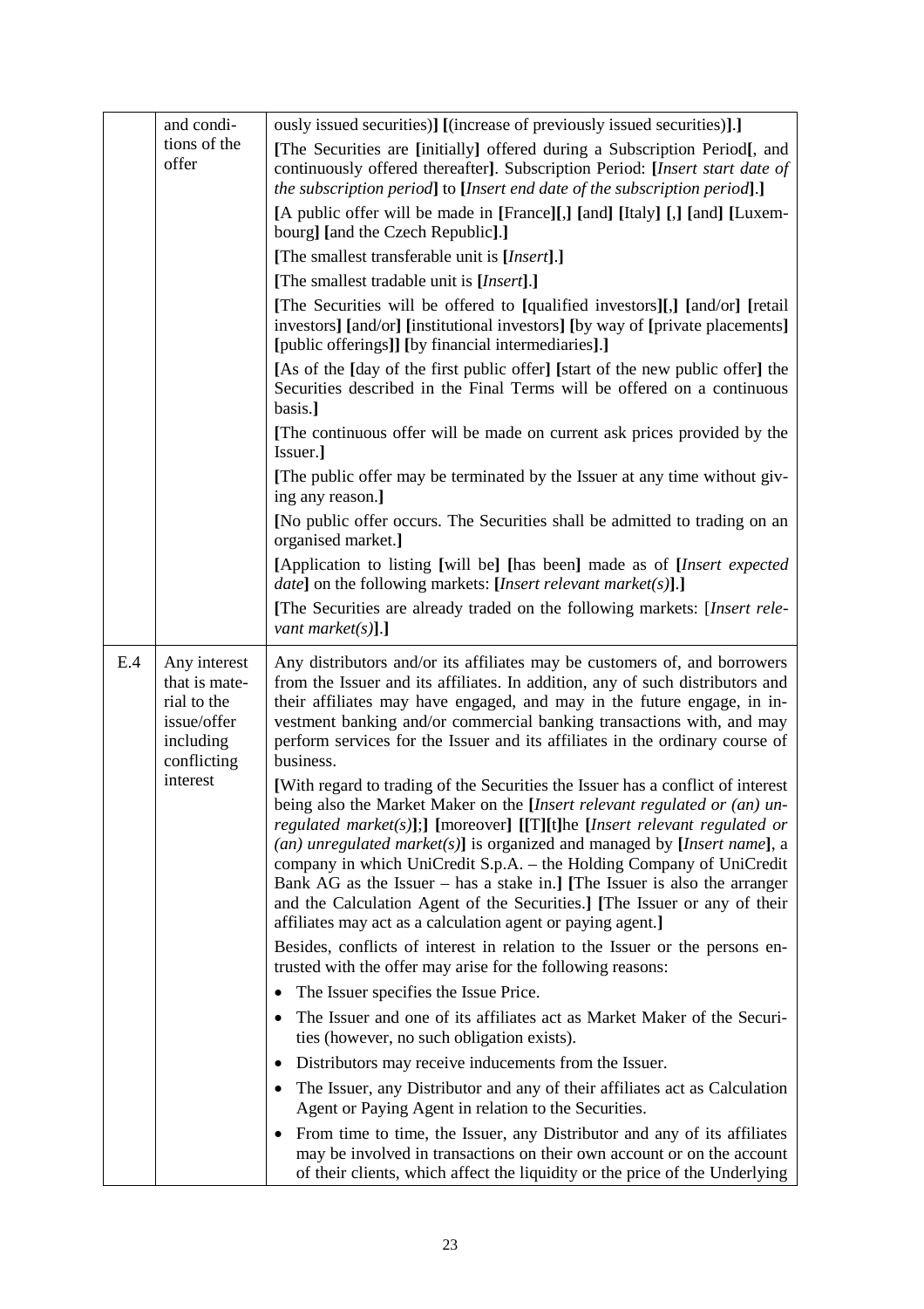| | | |
|---|---|---|
| | and conditions of the offer | ously issued securities)] [(increase of previously issued securities)].]<br><br>[The Securities are [initially] offered during a Subscription Period[, and continuously offered thereafter]. Subscription Period: [*Insert start date of the subscription period*] to [*Insert end date of the subscription period*].]<br><br>[A public offer will be made in [France][,] [and] [Italy] [,] [and] [Luxembourg] [and the Czech Republic].]<br><br>[The smallest transferable unit is [*Insert*].]<br><br>[The smallest tradable unit is [*Insert*].]<br><br>[The Securities will be offered to [qualified investors][,] [and/or] [retail investors] [and/or] [institutional investors] [by way of [private placements] [public offerings]] [by financial intermediaries].]<br><br>[As of the [day of the first public offer] [start of the new public offer] the Securities described in the Final Terms will be offered on a continuous basis.]<br><br>[The continuous offer will be made on current ask prices provided by the Issuer.]<br><br>[The public offer may be terminated by the Issuer at any time without giving any reason.]<br><br>[No public offer occurs. The Securities shall be admitted to trading on an organised market.]<br><br>[Application to listing [will be] [has been] made as of [*Insert expected date*] on the following markets: [*Insert relevant market(s)*].]<br><br>[The Securities are already traded on the following markets: [*Insert relevant market(s)*].] |
| E.4 | Any interest that is material to the issue/offer including conflicting interest | Any distributors and/or its affiliates may be customers of, and borrowers from the Issuer and its affiliates. In addition, any of such distributors and their affiliates may have engaged, and may in the future engage, in investment banking and/or commercial banking transactions with, and may perform services for the Issuer and its affiliates in the ordinary course of business.<br><br>[With regard to trading of the Securities the Issuer has a conflict of interest being also the Market Maker on the [*Insert relevant regulated or (an) unregulated market(s)*];] [moreover] [[T][t]he [*Insert relevant regulated or (an) unregulated market(s)*] is organized and managed by [*Insert name*], a company in which UniCredit S.p.A. – the Holding Company of UniCredit Bank AG as the Issuer – has a stake in.] [The Issuer is also the arranger and the Calculation Agent of the Securities.] [The Issuer or any of their affiliates may act as a calculation agent or paying agent.]<br><br>Besides, conflicts of interest in relation to the Issuer or the persons entrusted with the offer may arise for the following reasons:<br><br>• The Issuer specifies the Issue Price.<br>• The Issuer and one of its affiliates act as Market Maker of the Securities (however, no such obligation exists).<br>• Distributors may receive inducements from the Issuer.<br>• The Issuer, any Distributor and any of their affiliates act as Calculation Agent or Paying Agent in relation to the Securities.<br>• From time to time, the Issuer, any Distributor and any of its affiliates may be involved in transactions on their own account or on the account of their clients, which affect the liquidity or the price of the Underlying |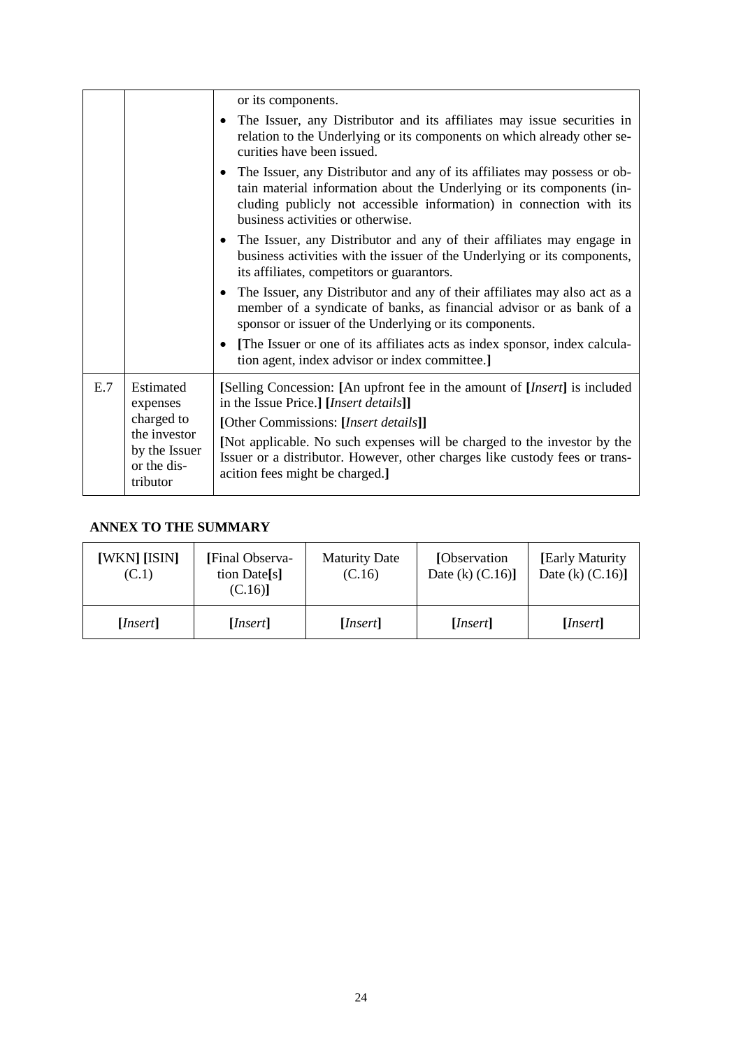| | | |
|---|---|---|
| | | or its components.<br>• The Issuer, any Distributor and its affiliates may issue securities in relation to the Underlying or its components on which already other securities have been issued.<br>• The Issuer, any Distributor and any of its affiliates may possess or obtain material information about the Underlying or its components (including publicly not accessible information) in connection with its business activities or otherwise.<br>• The Issuer, any Distributor and any of their affiliates may engage in business activities with the issuer of the Underlying or its components, its affiliates, competitors or guarantors.<br>• The Issuer, any Distributor and any of their affiliates may also act as a member of a syndicate of banks, as financial advisor or as bank of a sponsor or issuer of the Underlying or its components.<br>• **[**The Issuer or one of its affiliates acts as index sponsor, index calculation agent, index advisor or index committee.**]** |
| E.7 | Estimated expenses charged to the investor by the Issuer or the distributor | **[**Selling Concession: **[**An upfront fee in the amount of **[***Insert***]** is included in the Issue Price.**]** **[***Insert details***]]**<br>**[**Other Commissions: **[***Insert details***]]**<br>**[**Not applicable. No such expenses will be charged to the investor by the Issuer or a distributor. However, other charges like custody fees or transacition fees might be charged.**]** |

**ANNEX TO THE SUMMARY**

| **[**WKN**]** **[**ISIN**]** (C.1) | **[**Final Observation Date**[**s**]** (C.16)**]** | Maturity Date (C.16) | **[**Observation Date (k) (C.16)**]** | **[**Early Maturity Date (k) (C.16)**]** |
|---|---|---|---|---|
| **[***Insert***]** | **[***Insert***]** | **[***Insert***]** | **[***Insert***]** | **[***Insert***]** |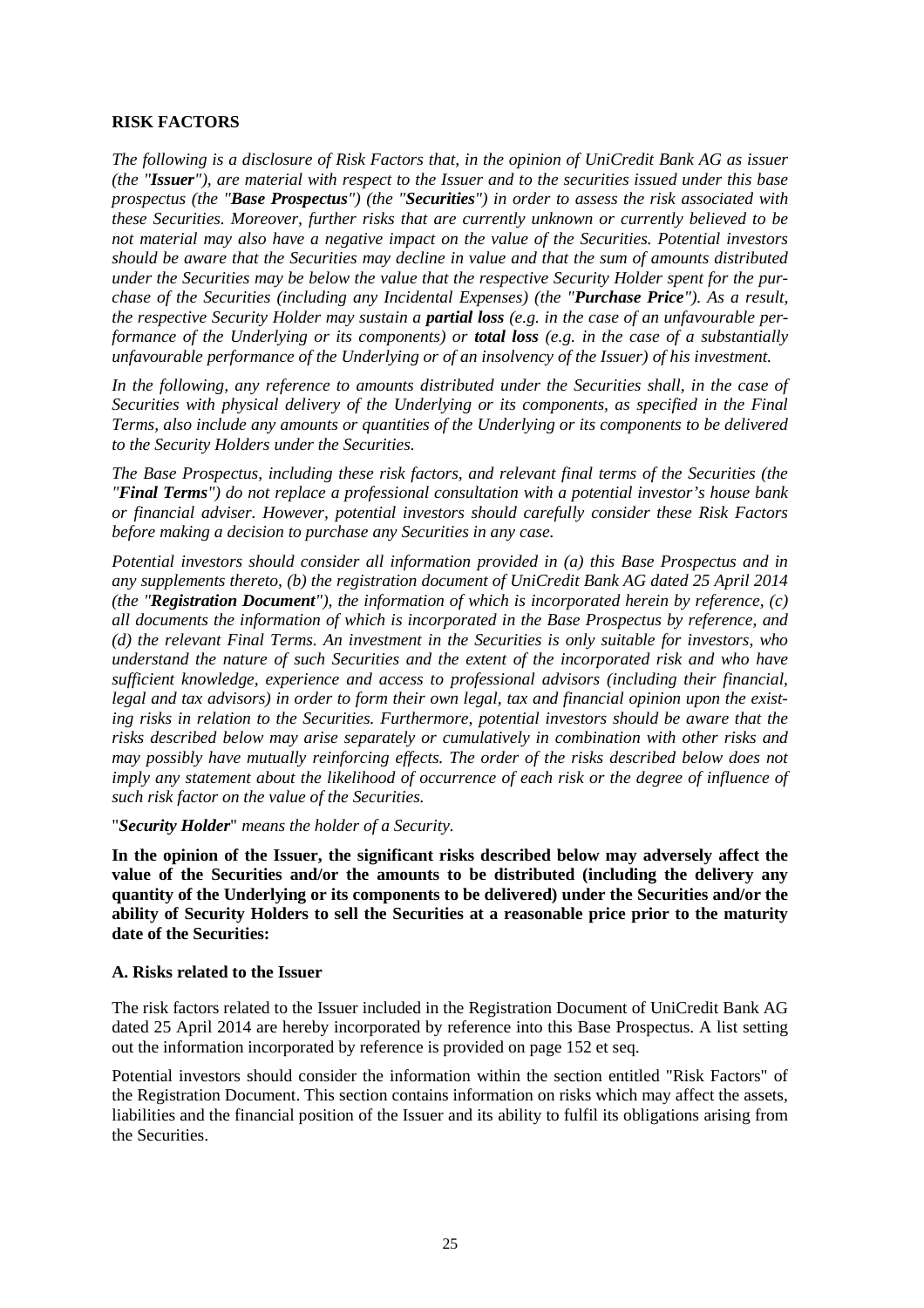## RISK FACTORS

*The following is a disclosure of Risk Factors that, in the opinion of UniCredit Bank AG as issuer (the "**Issuer**"), are material with respect to the Issuer and to the securities issued under this base prospectus (the "**Base Prospectus**") (the "**Securities**") in order to assess the risk associated with these Securities. Moreover, further risks that are currently unknown or currently believed to be not material may also have a negative impact on the value of the Securities. Potential investors should be aware that the Securities may decline in value and that the sum of amounts distributed under the Securities may be below the value that the respective Security Holder spent for the purchase of the Securities (including any Incidental Expenses) (the "**Purchase Price**"). As a result, the respective Security Holder may sustain a **partial loss** (e.g. in the case of an unfavourable performance of the Underlying or its components) or **total loss** (e.g. in the case of a substantially unfavourable performance of the Underlying or of an insolvency of the Issuer) of his investment.*

*In the following, any reference to amounts distributed under the Securities shall, in the case of Securities with physical delivery of the Underlying or its components, as specified in the Final Terms, also include any amounts or quantities of the Underlying or its components to be delivered to the Security Holders under the Securities.*

*The Base Prospectus, including these risk factors, and relevant final terms of the Securities (the "**Final Terms**") do not replace a professional consultation with a potential investor's house bank or financial adviser. However, potential investors should carefully consider these Risk Factors before making a decision to purchase any Securities in any case.*

*Potential investors should consider all information provided in (a) this Base Prospectus and in any supplements thereto, (b) the registration document of UniCredit Bank AG dated 25 April 2014 (the "**Registration Document**"), the information of which is incorporated herein by reference, (c) all documents the information of which is incorporated in the Base Prospectus by reference, and (d) the relevant Final Terms. An investment in the Securities is only suitable for investors, who understand the nature of such Securities and the extent of the incorporated risk and who have sufficient knowledge, experience and access to professional advisors (including their financial, legal and tax advisors) in order to form their own legal, tax and financial opinion upon the existing risks in relation to the Securities. Furthermore, potential investors should be aware that the risks described below may arise separately or cumulatively in combination with other risks and may possibly have mutually reinforcing effects. The order of the risks described below does not imply any statement about the likelihood of occurrence of each risk or the degree of influence of such risk factor on the value of the Securities.*

"***Security Holder***" *means the holder of a Security.*

**In the opinion of the Issuer, the significant risks described below may adversely affect the value of the Securities and/or the amounts to be distributed (including the delivery any quantity of the Underlying or its components to be delivered) under the Securities and/or the ability of Security Holders to sell the Securities at a reasonable price prior to the maturity date of the Securities:**

### A. Risks related to the Issuer

The risk factors related to the Issuer included in the Registration Document of UniCredit Bank AG dated 25 April 2014 are hereby incorporated by reference into this Base Prospectus. A list setting out the information incorporated by reference is provided on page 152 et seq.

Potential investors should consider the information within the section entitled "Risk Factors" of the Registration Document. This section contains information on risks which may affect the assets, liabilities and the financial position of the Issuer and its ability to fulfil its obligations arising from the Securities.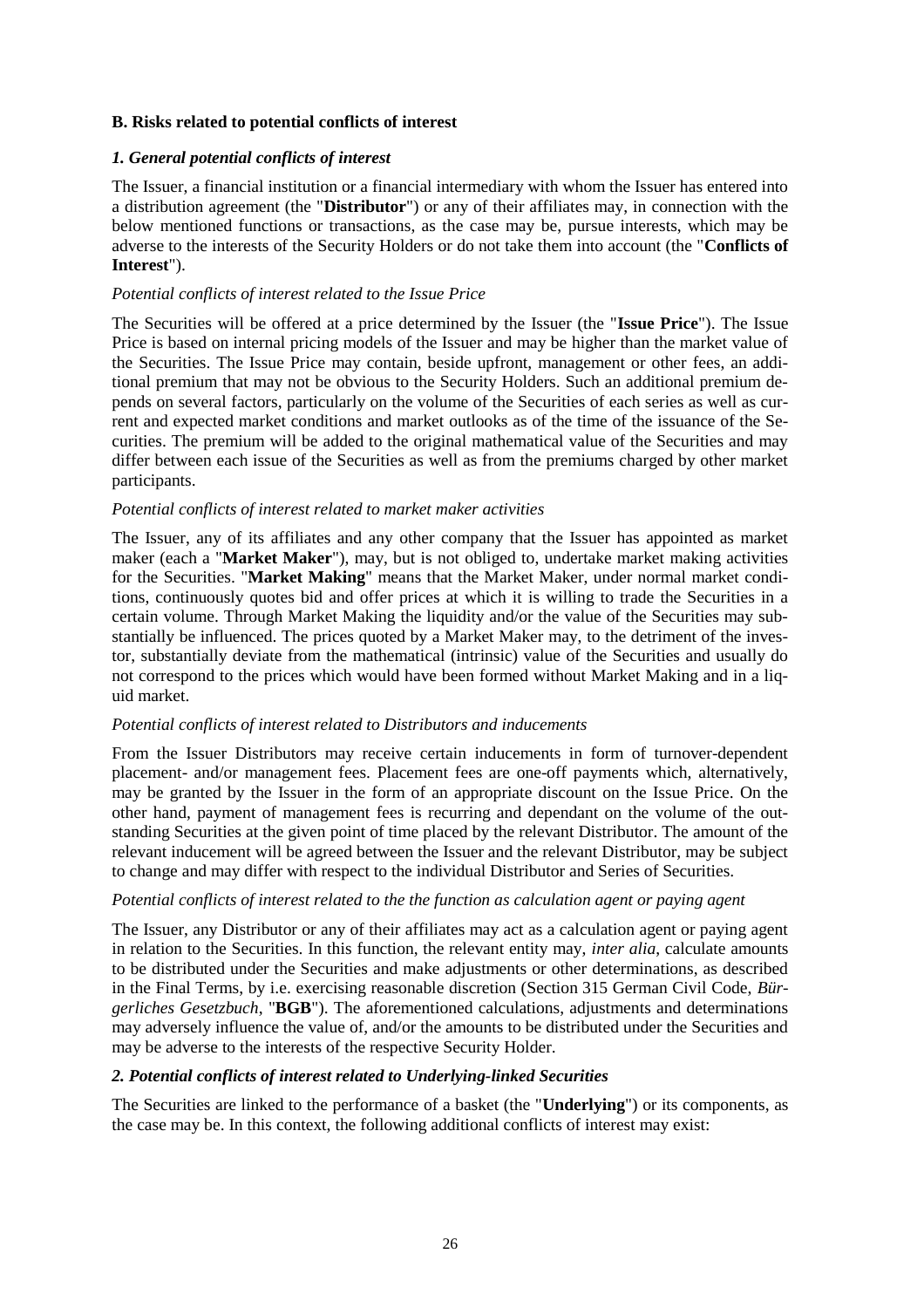## B. Risks related to potential conflicts of interest

### *1. General potential conflicts of interest*

The Issuer, a financial institution or a financial intermediary with whom the Issuer has entered into a distribution agreement (the "**Distributor**") or any of their affiliates may, in connection with the below mentioned functions or transactions, as the case may be, pursue interests, which may be adverse to the interests of the Security Holders or do not take them into account (the "**Conflicts of Interest**").

*Potential conflicts of interest related to the Issue Price*

The Securities will be offered at a price determined by the Issuer (the "**Issue Price**"). The Issue Price is based on internal pricing models of the Issuer and may be higher than the market value of the Securities. The Issue Price may contain, beside upfront, management or other fees, an additional premium that may not be obvious to the Security Holders. Such an additional premium depends on several factors, particularly on the volume of the Securities of each series as well as current and expected market conditions and market outlooks as of the time of the issuance of the Securities. The premium will be added to the original mathematical value of the Securities and may differ between each issue of the Securities as well as from the premiums charged by other market participants.

*Potential conflicts of interest related to market maker activities*

The Issuer, any of its affiliates and any other company that the Issuer has appointed as market maker (each a "**Market Maker**"), may, but is not obliged to, undertake market making activities for the Securities. "**Market Making**" means that the Market Maker, under normal market conditions, continuously quotes bid and offer prices at which it is willing to trade the Securities in a certain volume. Through Market Making the liquidity and/or the value of the Securities may substantially be influenced. The prices quoted by a Market Maker may, to the detriment of the investor, substantially deviate from the mathematical (intrinsic) value of the Securities and usually do not correspond to the prices which would have been formed without Market Making and in a liquid market.

*Potential conflicts of interest related to Distributors and inducements*

From the Issuer Distributors may receive certain inducements in form of turnover-dependent placement- and/or management fees. Placement fees are one-off payments which, alternatively, may be granted by the Issuer in the form of an appropriate discount on the Issue Price. On the other hand, payment of management fees is recurring and dependant on the volume of the outstanding Securities at the given point of time placed by the relevant Distributor. The amount of the relevant inducement will be agreed between the Issuer and the relevant Distributor, may be subject to change and may differ with respect to the individual Distributor and Series of Securities.

*Potential conflicts of interest related to the the function as calculation agent or paying agent*

The Issuer, any Distributor or any of their affiliates may act as a calculation agent or paying agent in relation to the Securities. In this function, the relevant entity may, *inter alia*, calculate amounts to be distributed under the Securities and make adjustments or other determinations, as described in the Final Terms, by i.e. exercising reasonable discretion (Section 315 German Civil Code, *Bürgerliches Gesetzbuch*, "**BGB**"). The aforementioned calculations, adjustments and determinations may adversely influence the value of, and/or the amounts to be distributed under the Securities and may be adverse to the interests of the respective Security Holder.

### *2. Potential conflicts of interest related to Underlying-linked Securities*

The Securities are linked to the performance of a basket (the "**Underlying**") or its components, as the case may be. In this context, the following additional conflicts of interest may exist: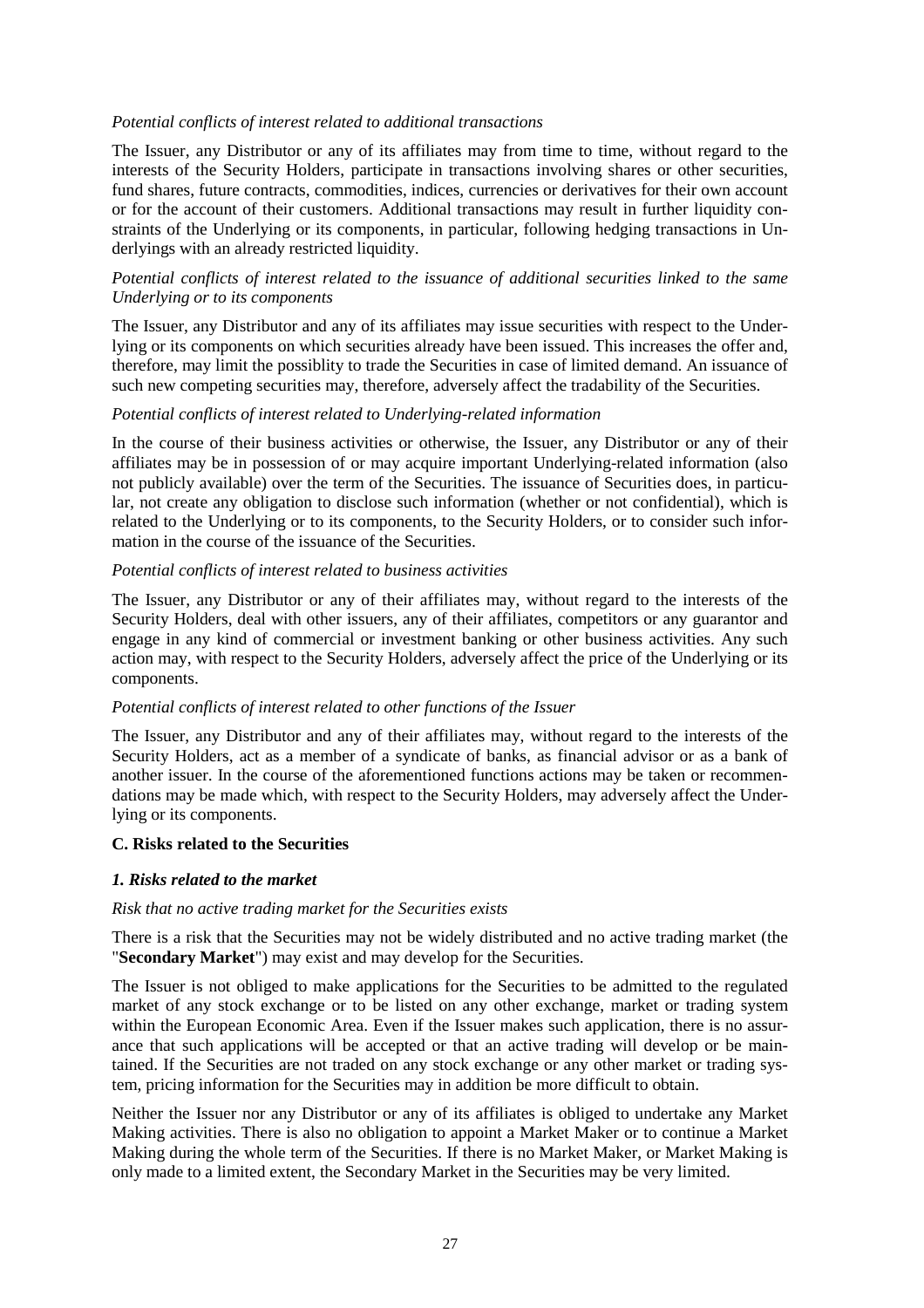*Potential conflicts of interest related to additional transactions*

The Issuer, any Distributor or any of its affiliates may from time to time, without regard to the interests of the Security Holders, participate in transactions involving shares or other securities, fund shares, future contracts, commodities, indices, currencies or derivatives for their own account or for the account of their customers. Additional transactions may result in further liquidity constraints of the Underlying or its components, in particular, following hedging transactions in Underlyings with an already restricted liquidity.

*Potential conflicts of interest related to the issuance of additional securities linked to the same Underlying or to its components*

The Issuer, any Distributor and any of its affiliates may issue securities with respect to the Underlying or its components on which securities already have been issued. This increases the offer and, therefore, may limit the possiblity to trade the Securities in case of limited demand. An issuance of such new competing securities may, therefore, adversely affect the tradability of the Securities.

*Potential conflicts of interest related to Underlying-related information*

In the course of their business activities or otherwise, the Issuer, any Distributor or any of their affiliates may be in possession of or may acquire important Underlying-related information (also not publicly available) over the term of the Securities. The issuance of Securities does, in particular, not create any obligation to disclose such information (whether or not confidential), which is related to the Underlying or to its components, to the Security Holders, or to consider such information in the course of the issuance of the Securities.

*Potential conflicts of interest related to business activities*

The Issuer, any Distributor or any of their affiliates may, without regard to the interests of the Security Holders, deal with other issuers, any of their affiliates, competitors or any guarantor and engage in any kind of commercial or investment banking or other business activities. Any such action may, with respect to the Security Holders, adversely affect the price of the Underlying or its components.

*Potential conflicts of interest related to other functions of the Issuer*

The Issuer, any Distributor and any of their affiliates may, without regard to the interests of the Security Holders, act as a member of a syndicate of banks, as financial advisor or as a bank of another issuer. In the course of the aforementioned functions actions may be taken or recommendations may be made which, with respect to the Security Holders, may adversely affect the Underlying or its components.

## C. Risks related to the Securities

### *1. Risks related to the market*

*Risk that no active trading market for the Securities exists*

There is a risk that the Securities may not be widely distributed and no active trading market (the "**Secondary Market**") may exist and may develop for the Securities.

The Issuer is not obliged to make applications for the Securities to be admitted to the regulated market of any stock exchange or to be listed on any other exchange, market or trading system within the European Economic Area. Even if the Issuer makes such application, there is no assurance that such applications will be accepted or that an active trading will develop or be maintained. If the Securities are not traded on any stock exchange or any other market or trading system, pricing information for the Securities may in addition be more difficult to obtain.

Neither the Issuer nor any Distributor or any of its affiliates is obliged to undertake any Market Making activities. There is also no obligation to appoint a Market Maker or to continue a Market Making during the whole term of the Securities. If there is no Market Maker, or Market Making is only made to a limited extent, the Secondary Market in the Securities may be very limited.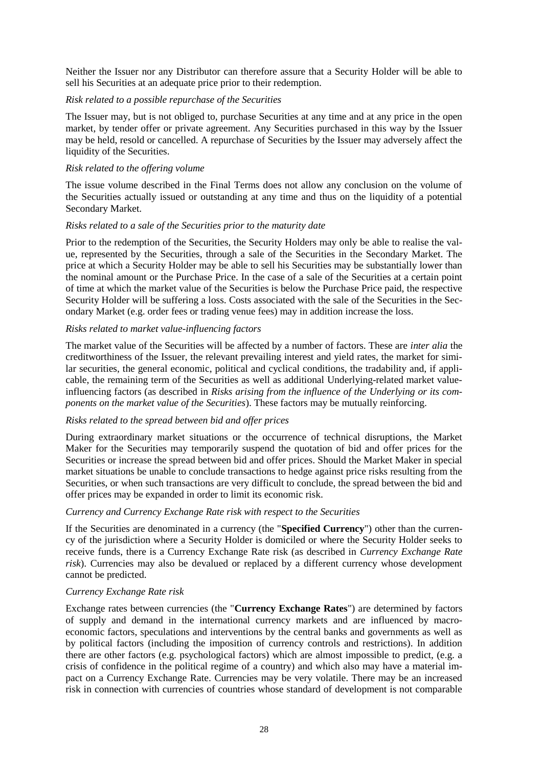Neither the Issuer nor any Distributor can therefore assure that a Security Holder will be able to sell his Securities at an adequate price prior to their redemption.

*Risk related to a possible repurchase of the Securities*

The Issuer may, but is not obliged to, purchase Securities at any time and at any price in the open market, by tender offer or private agreement. Any Securities purchased in this way by the Issuer may be held, resold or cancelled. A repurchase of Securities by the Issuer may adversely affect the liquidity of the Securities.

*Risk related to the offering volume*

The issue volume described in the Final Terms does not allow any conclusion on the volume of the Securities actually issued or outstanding at any time and thus on the liquidity of a potential Secondary Market.

*Risks related to a sale of the Securities prior to the maturity date*

Prior to the redemption of the Securities, the Security Holders may only be able to realise the value, represented by the Securities, through a sale of the Securities in the Secondary Market. The price at which a Security Holder may be able to sell his Securities may be substantially lower than the nominal amount or the Purchase Price. In the case of a sale of the Securities at a certain point of time at which the market value of the Securities is below the Purchase Price paid, the respective Security Holder will be suffering a loss. Costs associated with the sale of the Securities in the Secondary Market (e.g. order fees or trading venue fees) may in addition increase the loss.

*Risks related to market value-influencing factors*

The market value of the Securities will be affected by a number of factors. These are *inter alia* the creditworthiness of the Issuer, the relevant prevailing interest and yield rates, the market for similar securities, the general economic, political and cyclical conditions, the tradability and, if applicable, the remaining term of the Securities as well as additional Underlying-related market value-influencing factors (as described in *Risks arising from the influence of the Underlying or its components on the market value of the Securities*). These factors may be mutually reinforcing.

*Risks related to the spread between bid and offer prices*

During extraordinary market situations or the occurrence of technical disruptions, the Market Maker for the Securities may temporarily suspend the quotation of bid and offer prices for the Securities or increase the spread between bid and offer prices. Should the Market Maker in special market situations be unable to conclude transactions to hedge against price risks resulting from the Securities, or when such transactions are very difficult to conclude, the spread between the bid and offer prices may be expanded in order to limit its economic risk.

*Currency and Currency Exchange Rate risk with respect to the Securities*

If the Securities are denominated in a currency (the "**Specified Currency**") other than the currency of the jurisdiction where a Security Holder is domiciled or where the Security Holder seeks to receive funds, there is a Currency Exchange Rate risk (as described in *Currency Exchange Rate risk*). Currencies may also be devalued or replaced by a different currency whose development cannot be predicted.

*Currency Exchange Rate risk*

Exchange rates between currencies (the "**Currency Exchange Rates**") are determined by factors of supply and demand in the international currency markets and are influenced by macro-economic factors, speculations and interventions by the central banks and governments as well as by political factors (including the imposition of currency controls and restrictions). In addition there are other factors (e.g. psychological factors) which are almost impossible to predict, (e.g. a crisis of confidence in the political regime of a country) and which also may have a material impact on a Currency Exchange Rate. Currencies may be very volatile. There may be an increased risk in connection with currencies of countries whose standard of development is not comparable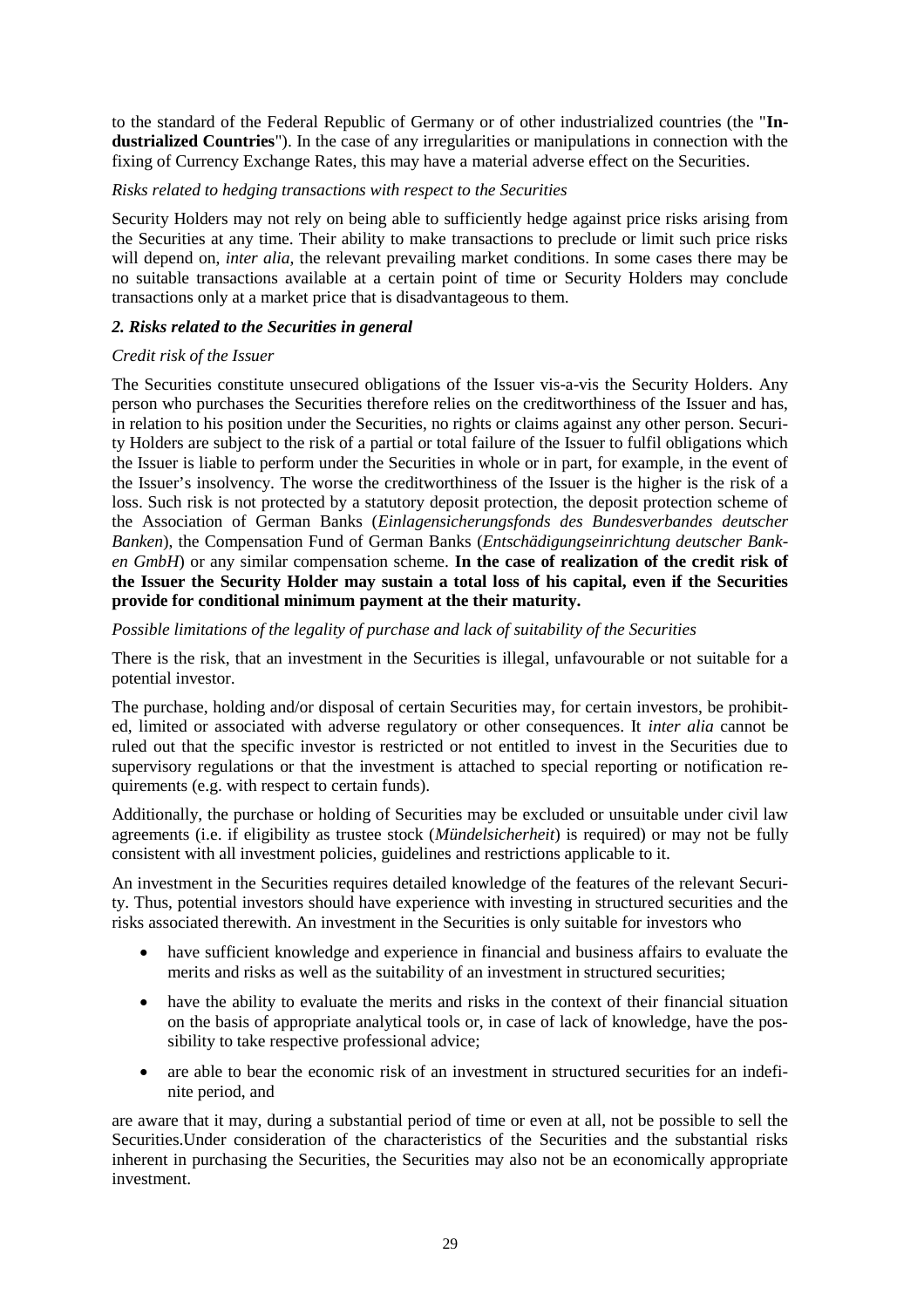to the standard of the Federal Republic of Germany or of other industrialized countries (the "**Industrialized Countries**"). In the case of any irregularities or manipulations in connection with the fixing of Currency Exchange Rates, this may have a material adverse effect on the Securities.

*Risks related to hedging transactions with respect to the Securities*

Security Holders may not rely on being able to sufficiently hedge against price risks arising from the Securities at any time. Their ability to make transactions to preclude or limit such price risks will depend on, *inter alia*, the relevant prevailing market conditions. In some cases there may be no suitable transactions available at a certain point of time or Security Holders may conclude transactions only at a market price that is disadvantageous to them.

***2. Risks related to the Securities in general***

*Credit risk of the Issuer*

The Securities constitute unsecured obligations of the Issuer vis-a-vis the Security Holders. Any person who purchases the Securities therefore relies on the creditworthiness of the Issuer and has, in relation to his position under the Securities, no rights or claims against any other person. Security Holders are subject to the risk of a partial or total failure of the Issuer to fulfil obligations which the Issuer is liable to perform under the Securities in whole or in part, for example, in the event of the Issuer's insolvency. The worse the creditworthiness of the Issuer is the higher is the risk of a loss. Such risk is not protected by a statutory deposit protection, the deposit protection scheme of the Association of German Banks (*Einlagensicherungsfonds des Bundesverbandes deutscher Banken*), the Compensation Fund of German Banks (*Entschädigungseinrichtung deutscher Banken GmbH*) or any similar compensation scheme. **In the case of realization of the credit risk of the Issuer the Security Holder may sustain a total loss of his capital, even if the Securities provide for conditional minimum payment at the their maturity.**

*Possible limitations of the legality of purchase and lack of suitability of the Securities*

There is the risk, that an investment in the Securities is illegal, unfavourable or not suitable for a potential investor.

The purchase, holding and/or disposal of certain Securities may, for certain investors, be prohibited, limited or associated with adverse regulatory or other consequences. It *inter alia* cannot be ruled out that the specific investor is restricted or not entitled to invest in the Securities due to supervisory regulations or that the investment is attached to special reporting or notification requirements (e.g. with respect to certain funds).

Additionally, the purchase or holding of Securities may be excluded or unsuitable under civil law agreements (i.e. if eligibility as trustee stock (*Mündelsicherheit*) is required) or may not be fully consistent with all investment policies, guidelines and restrictions applicable to it.

An investment in the Securities requires detailed knowledge of the features of the relevant Security. Thus, potential investors should have experience with investing in structured securities and the risks associated therewith. An investment in the Securities is only suitable for investors who

- have sufficient knowledge and experience in financial and business affairs to evaluate the merits and risks as well as the suitability of an investment in structured securities;
- have the ability to evaluate the merits and risks in the context of their financial situation on the basis of appropriate analytical tools or, in case of lack of knowledge, have the possibility to take respective professional advice;
- are able to bear the economic risk of an investment in structured securities for an indefinite period, and

are aware that it may, during a substantial period of time or even at all, not be possible to sell the Securities.Under consideration of the characteristics of the Securities and the substantial risks inherent in purchasing the Securities, the Securities may also not be an economically appropriate investment.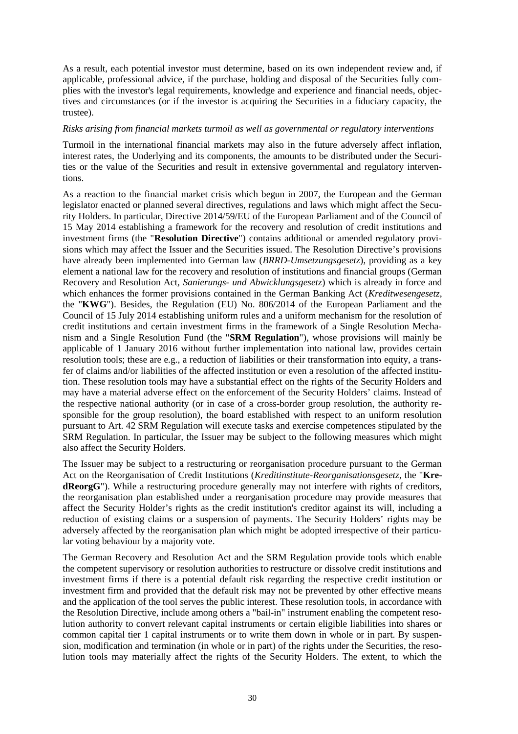As a result, each potential investor must determine, based on its own independent review and, if applicable, professional advice, if the purchase, holding and disposal of the Securities fully complies with the investor's legal requirements, knowledge and experience and financial needs, objectives and circumstances (or if the investor is acquiring the Securities in a fiduciary capacity, the trustee).

*Risks arising from financial markets turmoil as well as governmental or regulatory interventions*

Turmoil in the international financial markets may also in the future adversely affect inflation, interest rates, the Underlying and its components, the amounts to be distributed under the Securities or the value of the Securities and result in extensive governmental and regulatory interventions.

As a reaction to the financial market crisis which begun in 2007, the European and the German legislator enacted or planned several directives, regulations and laws which might affect the Security Holders. In particular, Directive 2014/59/EU of the European Parliament and of the Council of 15 May 2014 establishing a framework for the recovery and resolution of credit institutions and investment firms (the "**Resolution Directive**") contains additional or amended regulatory provisions which may affect the Issuer and the Securities issued. The Resolution Directive's provisions have already been implemented into German law (*BRRD-Umsetzungsgesetz*), providing as a key element a national law for the recovery and resolution of institutions and financial groups (German Recovery and Resolution Act, *Sanierungs- und Abwicklungsgesetz*) which is already in force and which enhances the former provisions contained in the German Banking Act (*Kreditwesengesetz*, the "**KWG**"). Besides, the Regulation (EU) No. 806/2014 of the European Parliament and the Council of 15 July 2014 establishing uniform rules and a uniform mechanism for the resolution of credit institutions and certain investment firms in the framework of a Single Resolution Mechanism and a Single Resolution Fund (the "**SRM Regulation**"), whose provisions will mainly be applicable of 1 January 2016 without further implementation into national law, provides certain resolution tools; these are e.g., a reduction of liabilities or their transformation into equity, a transfer of claims and/or liabilities of the affected institution or even a resolution of the affected institution. These resolution tools may have a substantial effect on the rights of the Security Holders and may have a material adverse effect on the enforcement of the Security Holders' claims. Instead of the respective national authority (or in case of a cross-border group resolution, the authority responsible for the group resolution), the board established with respect to an uniform resolution pursuant to Art. 42 SRM Regulation will execute tasks and exercise competences stipulated by the SRM Regulation. In particular, the Issuer may be subject to the following measures which might also affect the Security Holders.

The Issuer may be subject to a restructuring or reorganisation procedure pursuant to the German Act on the Reorganisation of Credit Institutions (*Kreditinstitute-Reorganisationsgesetz*, the "**KredReorgG**"). While a restructuring procedure generally may not interfere with rights of creditors, the reorganisation plan established under a reorganisation procedure may provide measures that affect the Security Holder's rights as the credit institution's creditor against its will, including a reduction of existing claims or a suspension of payments. The Security Holders' rights may be adversely affected by the reorganisation plan which might be adopted irrespective of their particular voting behaviour by a majority vote.

The German Recovery and Resolution Act and the SRM Regulation provide tools which enable the competent supervisory or resolution authorities to restructure or dissolve credit institutions and investment firms if there is a potential default risk regarding the respective credit institution or investment firm and provided that the default risk may not be prevented by other effective means and the application of the tool serves the public interest. These resolution tools, in accordance with the Resolution Directive, include among others a "bail-in" instrument enabling the competent resolution authority to convert relevant capital instruments or certain eligible liabilities into shares or common capital tier 1 capital instruments or to write them down in whole or in part. By suspension, modification and termination (in whole or in part) of the rights under the Securities, the resolution tools may materially affect the rights of the Security Holders. The extent, to which the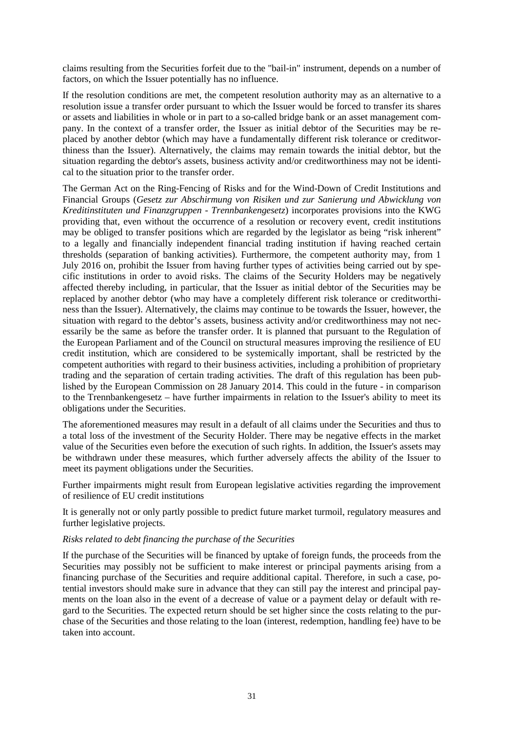claims resulting from the Securities forfeit due to the "bail-in" instrument, depends on a number of factors, on which the Issuer potentially has no influence.

If the resolution conditions are met, the competent resolution authority may as an alternative to a resolution issue a transfer order pursuant to which the Issuer would be forced to transfer its shares or assets and liabilities in whole or in part to a so-called bridge bank or an asset management company. In the context of a transfer order, the Issuer as initial debtor of the Securities may be replaced by another debtor (which may have a fundamentally different risk tolerance or creditworthiness than the Issuer). Alternatively, the claims may remain towards the initial debtor, but the situation regarding the debtor's assets, business activity and/or creditworthiness may not be identical to the situation prior to the transfer order.

The German Act on the Ring-Fencing of Risks and for the Wind-Down of Credit Institutions and Financial Groups (*Gesetz zur Abschirmung von Risiken und zur Sanierung und Abwicklung von Kreditinstituten und Finanzgruppen - Trennbankengesetz*) incorporates provisions into the KWG providing that, even without the occurrence of a resolution or recovery event, credit institutions may be obliged to transfer positions which are regarded by the legislator as being "risk inherent" to a legally and financially independent financial trading institution if having reached certain thresholds (separation of banking activities). Furthermore, the competent authority may, from 1 July 2016 on, prohibit the Issuer from having further types of activities being carried out by specific institutions in order to avoid risks. The claims of the Security Holders may be negatively affected thereby including, in particular, that the Issuer as initial debtor of the Securities may be replaced by another debtor (who may have a completely different risk tolerance or creditworthiness than the Issuer). Alternatively, the claims may continue to be towards the Issuer, however, the situation with regard to the debtor's assets, business activity and/or creditworthiness may not necessarily be the same as before the transfer order. It is planned that pursuant to the Regulation of the European Parliament and of the Council on structural measures improving the resilience of EU credit institution, which are considered to be systemically important, shall be restricted by the competent authorities with regard to their business activities, including a prohibition of proprietary trading and the separation of certain trading activities. The draft of this regulation has been published by the European Commission on 28 January 2014. This could in the future - in comparison to the Trennbankengesetz – have further impairments in relation to the Issuer's ability to meet its obligations under the Securities.

The aforementioned measures may result in a default of all claims under the Securities and thus to a total loss of the investment of the Security Holder. There may be negative effects in the market value of the Securities even before the execution of such rights. In addition, the Issuer's assets may be withdrawn under these measures, which further adversely affects the ability of the Issuer to meet its payment obligations under the Securities.

Further impairments might result from European legislative activities regarding the improvement of resilience of EU credit institutions

It is generally not or only partly possible to predict future market turmoil, regulatory measures and further legislative projects.

*Risks related to debt financing the purchase of the Securities*

If the purchase of the Securities will be financed by uptake of foreign funds, the proceeds from the Securities may possibly not be sufficient to make interest or principal payments arising from a financing purchase of the Securities and require additional capital. Therefore, in such a case, potential investors should make sure in advance that they can still pay the interest and principal payments on the loan also in the event of a decrease of value or a payment delay or default with regard to the Securities. The expected return should be set higher since the costs relating to the purchase of the Securities and those relating to the loan (interest, redemption, handling fee) have to be taken into account.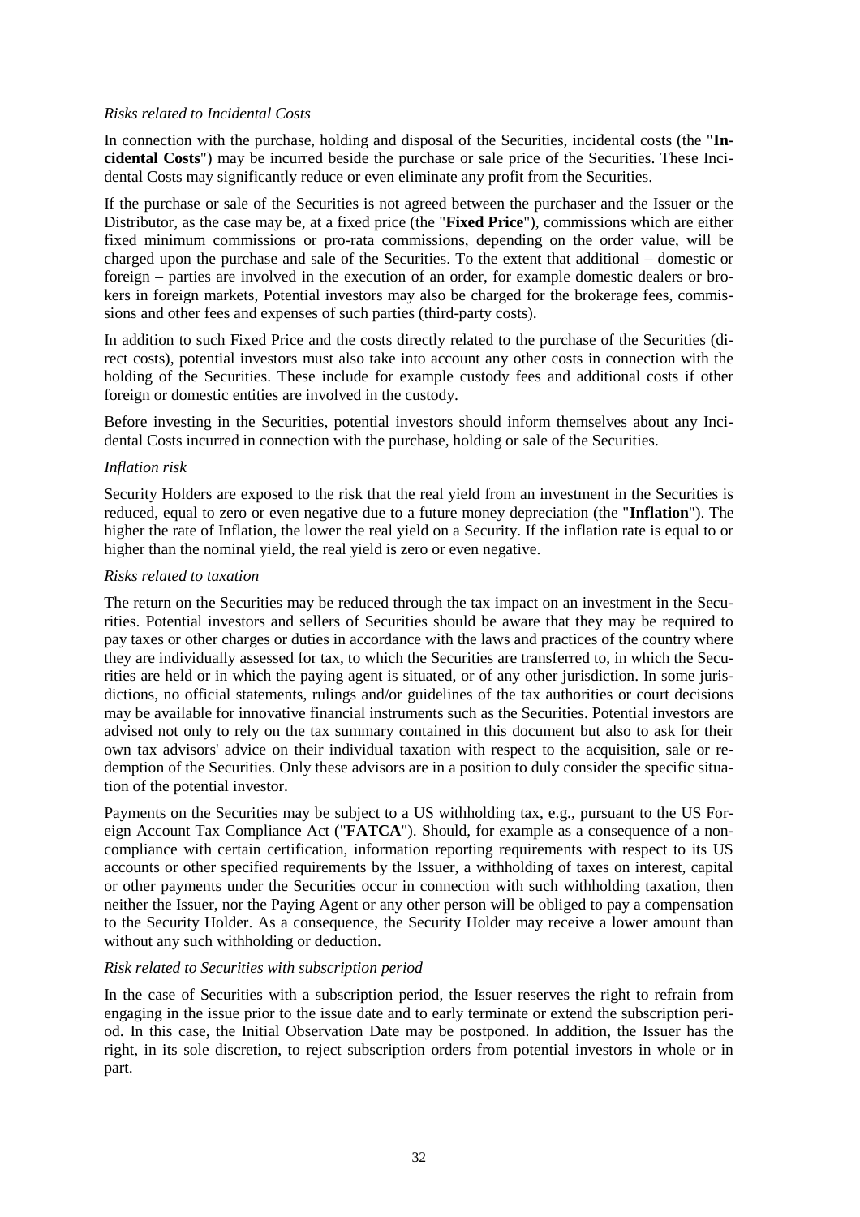*Risks related to Incidental Costs*

In connection with the purchase, holding and disposal of the Securities, incidental costs (the "**Incidental Costs**") may be incurred beside the purchase or sale price of the Securities. These Incidental Costs may significantly reduce or even eliminate any profit from the Securities.

If the purchase or sale of the Securities is not agreed between the purchaser and the Issuer or the Distributor, as the case may be, at a fixed price (the "**Fixed Price**"), commissions which are either fixed minimum commissions or pro-rata commissions, depending on the order value, will be charged upon the purchase and sale of the Securities. To the extent that additional – domestic or foreign – parties are involved in the execution of an order, for example domestic dealers or brokers in foreign markets, Potential investors may also be charged for the brokerage fees, commissions and other fees and expenses of such parties (third-party costs).

In addition to such Fixed Price and the costs directly related to the purchase of the Securities (direct costs), potential investors must also take into account any other costs in connection with the holding of the Securities. These include for example custody fees and additional costs if other foreign or domestic entities are involved in the custody.

Before investing in the Securities, potential investors should inform themselves about any Incidental Costs incurred in connection with the purchase, holding or sale of the Securities.

*Inflation risk*

Security Holders are exposed to the risk that the real yield from an investment in the Securities is reduced, equal to zero or even negative due to a future money depreciation (the "**Inflation**"). The higher the rate of Inflation, the lower the real yield on a Security. If the inflation rate is equal to or higher than the nominal yield, the real yield is zero or even negative.

*Risks related to taxation*

The return on the Securities may be reduced through the tax impact on an investment in the Securities. Potential investors and sellers of Securities should be aware that they may be required to pay taxes or other charges or duties in accordance with the laws and practices of the country where they are individually assessed for tax, to which the Securities are transferred to, in which the Securities are held or in which the paying agent is situated, or of any other jurisdiction. In some jurisdictions, no official statements, rulings and/or guidelines of the tax authorities or court decisions may be available for innovative financial instruments such as the Securities. Potential investors are advised not only to rely on the tax summary contained in this document but also to ask for their own tax advisors' advice on their individual taxation with respect to the acquisition, sale or redemption of the Securities. Only these advisors are in a position to duly consider the specific situation of the potential investor.

Payments on the Securities may be subject to a US withholding tax, e.g., pursuant to the US Foreign Account Tax Compliance Act ("**FATCA**"). Should, for example as a consequence of a non-compliance with certain certification, information reporting requirements with respect to its US accounts or other specified requirements by the Issuer, a withholding of taxes on interest, capital or other payments under the Securities occur in connection with such withholding taxation, then neither the Issuer, nor the Paying Agent or any other person will be obliged to pay a compensation to the Security Holder. As a consequence, the Security Holder may receive a lower amount than without any such withholding or deduction.

*Risk related to Securities with subscription period*

In the case of Securities with a subscription period, the Issuer reserves the right to refrain from engaging in the issue prior to the issue date and to early terminate or extend the subscription period. In this case, the Initial Observation Date may be postponed. In addition, the Issuer has the right, in its sole discretion, to reject subscription orders from potential investors in whole or in part.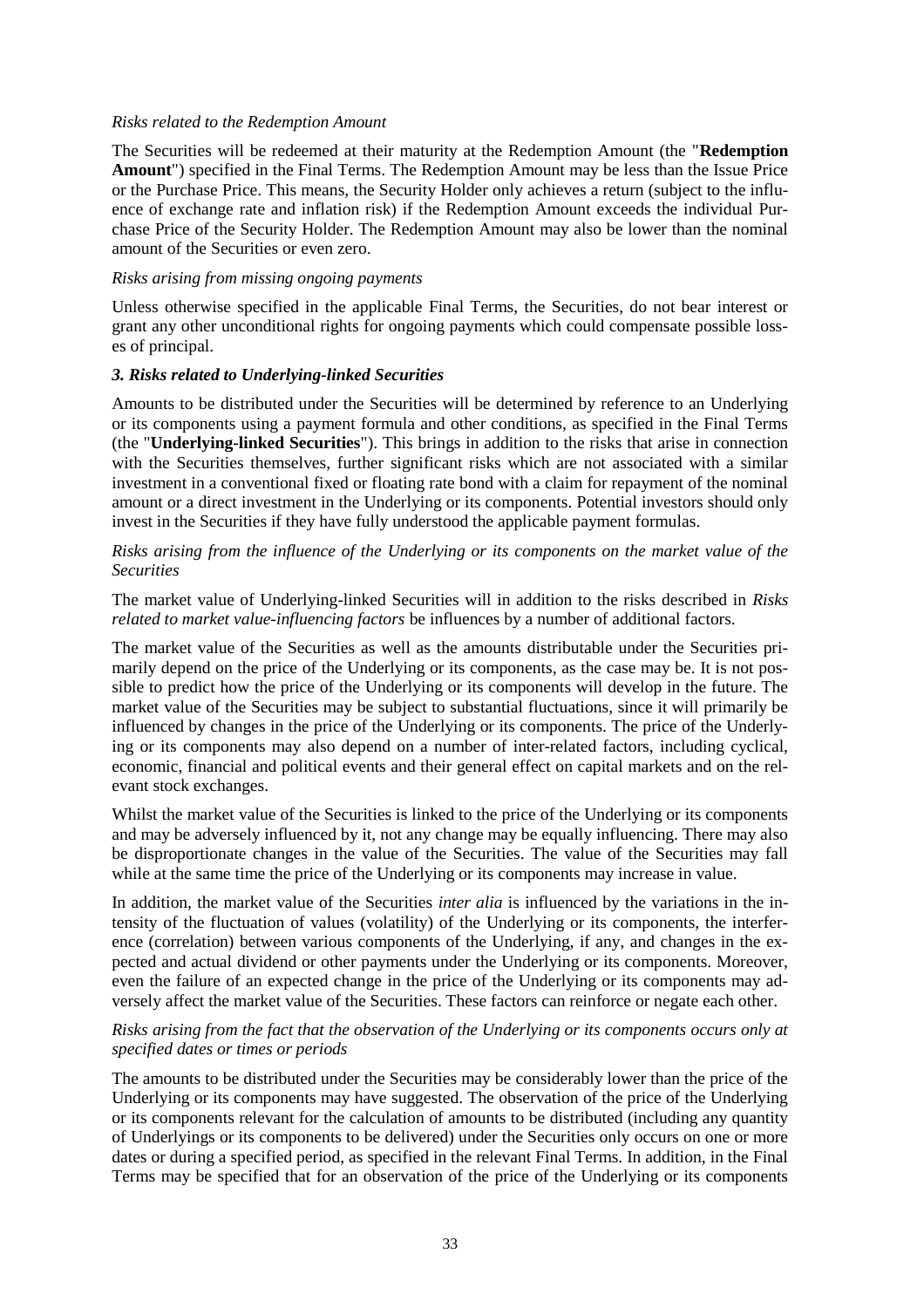*Risks related to the Redemption Amount*

The Securities will be redeemed at their maturity at the Redemption Amount (the "**Redemption Amount**") specified in the Final Terms. The Redemption Amount may be less than the Issue Price or the Purchase Price. This means, the Security Holder only achieves a return (subject to the influence of exchange rate and inflation risk) if the Redemption Amount exceeds the individual Purchase Price of the Security Holder. The Redemption Amount may also be lower than the nominal amount of the Securities or even zero.

*Risks arising from missing ongoing payments*

Unless otherwise specified in the applicable Final Terms, the Securities, do not bear interest or grant any other unconditional rights for ongoing payments which could compensate possible losses of principal.

***3. Risks related to Underlying-linked Securities***

Amounts to be distributed under the Securities will be determined by reference to an Underlying or its components using a payment formula and other conditions, as specified in the Final Terms (the "**Underlying-linked Securities**"). This brings in addition to the risks that arise in connection with the Securities themselves, further significant risks which are not associated with a similar investment in a conventional fixed or floating rate bond with a claim for repayment of the nominal amount or a direct investment in the Underlying or its components. Potential investors should only invest in the Securities if they have fully understood the applicable payment formulas.

*Risks arising from the influence of the Underlying or its components on the market value of the Securities*

The market value of Underlying-linked Securities will in addition to the risks described in *Risks related to market value-influencing factors* be influences by a number of additional factors.

The market value of the Securities as well as the amounts distributable under the Securities primarily depend on the price of the Underlying or its components, as the case may be. It is not possible to predict how the price of the Underlying or its components will develop in the future. The market value of the Securities may be subject to substantial fluctuations, since it will primarily be influenced by changes in the price of the Underlying or its components. The price of the Underlying or its components may also depend on a number of inter-related factors, including cyclical, economic, financial and political events and their general effect on capital markets and on the relevant stock exchanges.

Whilst the market value of the Securities is linked to the price of the Underlying or its components and may be adversely influenced by it, not any change may be equally influencing. There may also be disproportionate changes in the value of the Securities. The value of the Securities may fall while at the same time the price of the Underlying or its components may increase in value.

In addition, the market value of the Securities *inter alia* is influenced by the variations in the intensity of the fluctuation of values (volatility) of the Underlying or its components, the interference (correlation) between various components of the Underlying, if any, and changes in the expected and actual dividend or other payments under the Underlying or its components. Moreover, even the failure of an expected change in the price of the Underlying or its components may adversely affect the market value of the Securities. These factors can reinforce or negate each other.

*Risks arising from the fact that the observation of the Underlying or its components occurs only at specified dates or times or periods*

The amounts to be distributed under the Securities may be considerably lower than the price of the Underlying or its components may have suggested. The observation of the price of the Underlying or its components relevant for the calculation of amounts to be distributed (including any quantity of Underlyings or its components to be delivered) under the Securities only occurs on one or more dates or during a specified period, as specified in the relevant Final Terms. In addition, in the Final Terms may be specified that for an observation of the price of the Underlying or its components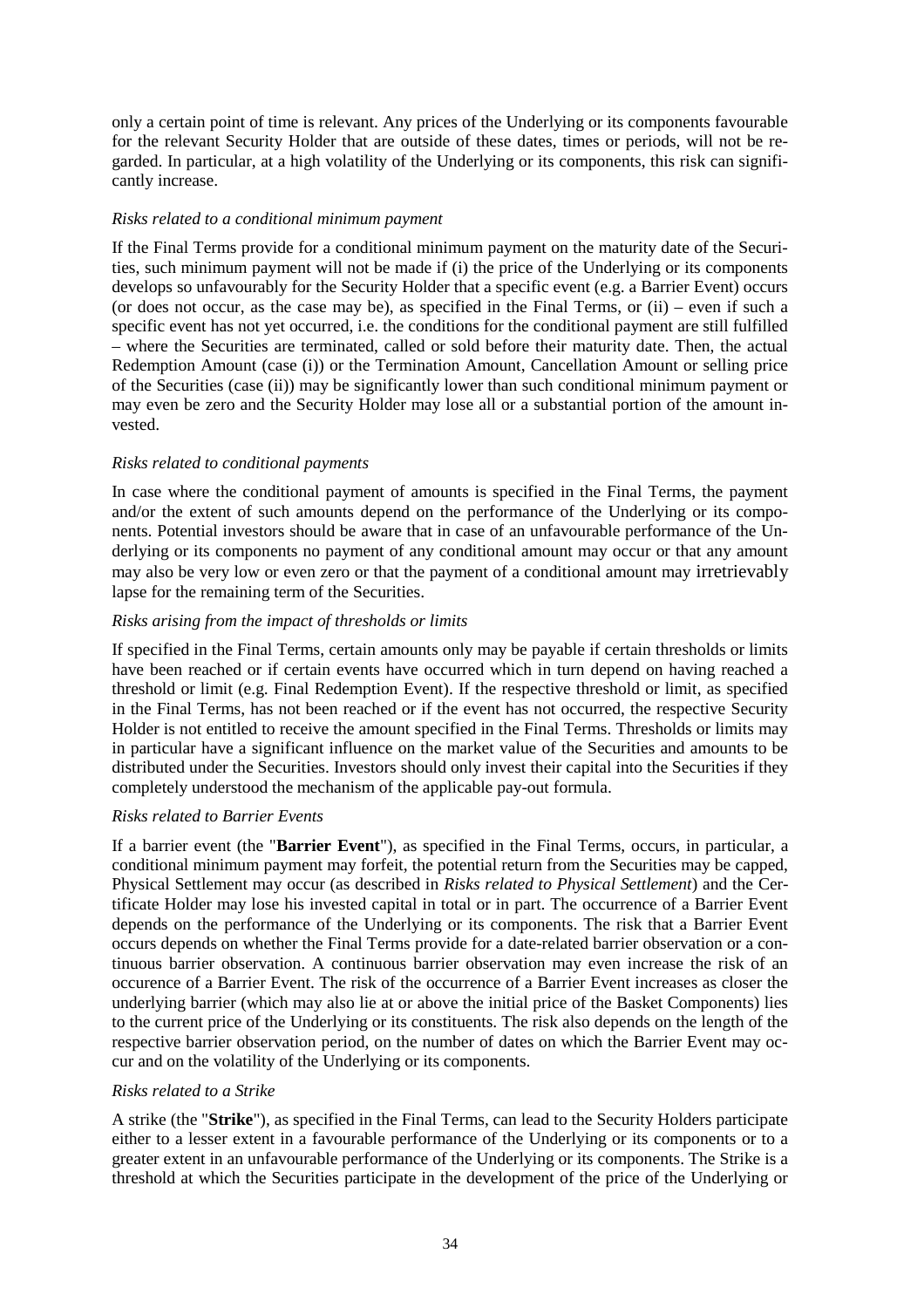only a certain point of time is relevant. Any prices of the Underlying or its components favourable for the relevant Security Holder that are outside of these dates, times or periods, will not be regarded. In particular, at a high volatility of the Underlying or its components, this risk can significantly increase.

*Risks related to a conditional minimum payment*

If the Final Terms provide for a conditional minimum payment on the maturity date of the Securities, such minimum payment will not be made if (i) the price of the Underlying or its components develops so unfavourably for the Security Holder that a specific event (e.g. a Barrier Event) occurs (or does not occur, as the case may be), as specified in the Final Terms, or (ii) – even if such a specific event has not yet occurred, i.e. the conditions for the conditional payment are still fulfilled – where the Securities are terminated, called or sold before their maturity date. Then, the actual Redemption Amount (case (i)) or the Termination Amount, Cancellation Amount or selling price of the Securities (case (ii)) may be significantly lower than such conditional minimum payment or may even be zero and the Security Holder may lose all or a substantial portion of the amount invested.

*Risks related to conditional payments*

In case where the conditional payment of amounts is specified in the Final Terms, the payment and/or the extent of such amounts depend on the performance of the Underlying or its components. Potential investors should be aware that in case of an unfavourable performance of the Underlying or its components no payment of any conditional amount may occur or that any amount may also be very low or even zero or that the payment of a conditional amount may irretrievably lapse for the remaining term of the Securities.

*Risks arising from the impact of thresholds or limits*

If specified in the Final Terms, certain amounts only may be payable if certain thresholds or limits have been reached or if certain events have occurred which in turn depend on having reached a threshold or limit (e.g. Final Redemption Event). If the respective threshold or limit, as specified in the Final Terms, has not been reached or if the event has not occurred, the respective Security Holder is not entitled to receive the amount specified in the Final Terms. Thresholds or limits may in particular have a significant influence on the market value of the Securities and amounts to be distributed under the Securities. Investors should only invest their capital into the Securities if they completely understood the mechanism of the applicable pay-out formula.

*Risks related to Barrier Events*

If a barrier event (the "**Barrier Event**"), as specified in the Final Terms, occurs, in particular, a conditional minimum payment may forfeit, the potential return from the Securities may be capped, Physical Settlement may occur (as described in *Risks related to Physical Settlement*) and the Certificate Holder may lose his invested capital in total or in part. The occurrence of a Barrier Event depends on the performance of the Underlying or its components. The risk that a Barrier Event occurs depends on whether the Final Terms provide for a date-related barrier observation or a continuous barrier observation. A continuous barrier observation may even increase the risk of an occurence of a Barrier Event. The risk of the occurrence of a Barrier Event increases as closer the underlying barrier (which may also lie at or above the initial price of the Basket Components) lies to the current price of the Underlying or its constituents. The risk also depends on the length of the respective barrier observation period, on the number of dates on which the Barrier Event may occur and on the volatility of the Underlying or its components.

*Risks related to a Strike*

A strike (the "**Strike**"), as specified in the Final Terms, can lead to the Security Holders participate either to a lesser extent in a favourable performance of the Underlying or its components or to a greater extent in an unfavourable performance of the Underlying or its components. The Strike is a threshold at which the Securities participate in the development of the price of the Underlying or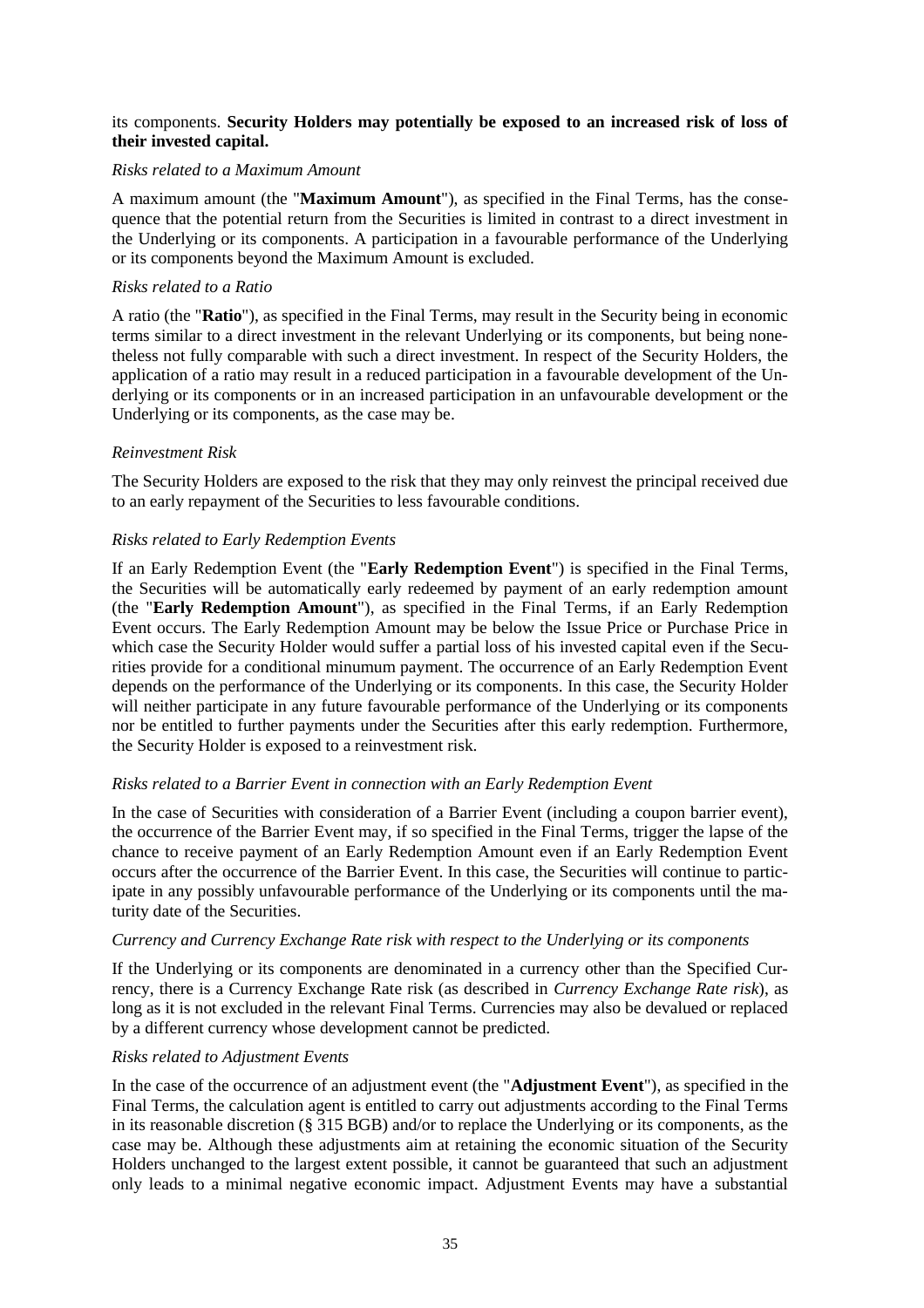its components. **Security Holders may potentially be exposed to an increased risk of loss of their invested capital.**

*Risks related to a Maximum Amount*

A maximum amount (the "**Maximum Amount**"), as specified in the Final Terms, has the consequence that the potential return from the Securities is limited in contrast to a direct investment in the Underlying or its components. A participation in a favourable performance of the Underlying or its components beyond the Maximum Amount is excluded.

*Risks related to a Ratio*

A ratio (the "**Ratio**"), as specified in the Final Terms, may result in the Security being in economic terms similar to a direct investment in the relevant Underlying or its components, but being nonetheless not fully comparable with such a direct investment. In respect of the Security Holders, the application of a ratio may result in a reduced participation in a favourable development of the Underlying or its components or in an increased participation in an unfavourable development or the Underlying or its components, as the case may be.

*Reinvestment Risk*

The Security Holders are exposed to the risk that they may only reinvest the principal received due to an early repayment of the Securities to less favourable conditions.

*Risks related to Early Redemption Events*

If an Early Redemption Event (the "**Early Redemption Event**") is specified in the Final Terms, the Securities will be automatically early redeemed by payment of an early redemption amount (the "**Early Redemption Amount**"), as specified in the Final Terms, if an Early Redemption Event occurs. The Early Redemption Amount may be below the Issue Price or Purchase Price in which case the Security Holder would suffer a partial loss of his invested capital even if the Securities provide for a conditional minumum payment. The occurrence of an Early Redemption Event depends on the performance of the Underlying or its components. In this case, the Security Holder will neither participate in any future favourable performance of the Underlying or its components nor be entitled to further payments under the Securities after this early redemption. Furthermore, the Security Holder is exposed to a reinvestment risk.

*Risks related to a Barrier Event in connection with an Early Redemption Event*

In the case of Securities with consideration of a Barrier Event (including a coupon barrier event), the occurrence of the Barrier Event may, if so specified in the Final Terms, trigger the lapse of the chance to receive payment of an Early Redemption Amount even if an Early Redemption Event occurs after the occurrence of the Barrier Event. In this case, the Securities will continue to participate in any possibly unfavourable performance of the Underlying or its components until the maturity date of the Securities.

*Currency and Currency Exchange Rate risk with respect to the Underlying or its components*

If the Underlying or its components are denominated in a currency other than the Specified Currency, there is a Currency Exchange Rate risk (as described in *Currency Exchange Rate risk*), as long as it is not excluded in the relevant Final Terms. Currencies may also be devalued or replaced by a different currency whose development cannot be predicted.

*Risks related to Adjustment Events*

In the case of the occurrence of an adjustment event (the "**Adjustment Event**"), as specified in the Final Terms, the calculation agent is entitled to carry out adjustments according to the Final Terms in its reasonable discretion (§ 315 BGB) and/or to replace the Underlying or its components, as the case may be. Although these adjustments aim at retaining the economic situation of the Security Holders unchanged to the largest extent possible, it cannot be guaranteed that such an adjustment only leads to a minimal negative economic impact. Adjustment Events may have a substantial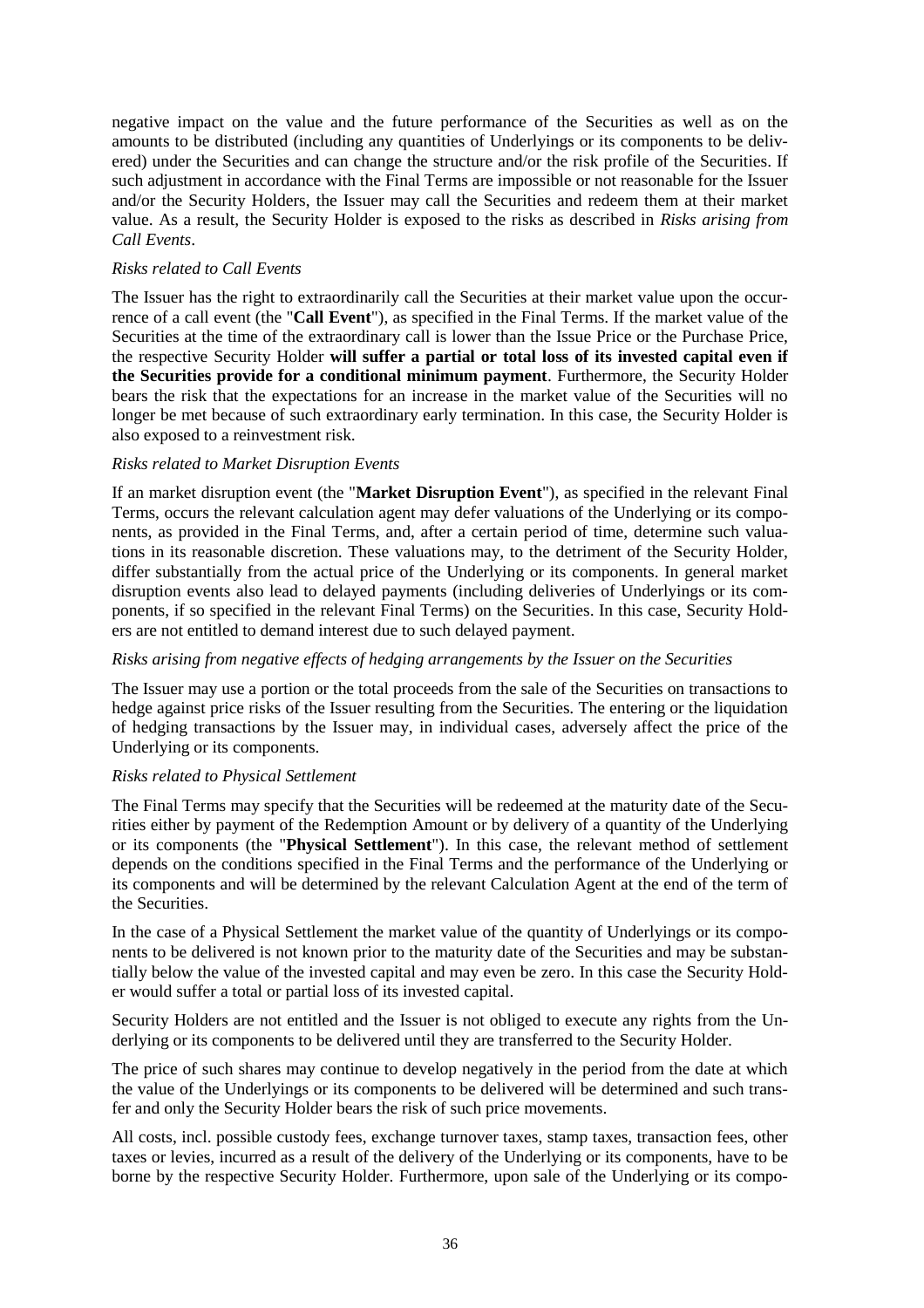negative impact on the value and the future performance of the Securities as well as on the amounts to be distributed (including any quantities of Underlyings or its components to be delivered) under the Securities and can change the structure and/or the risk profile of the Securities. If such adjustment in accordance with the Final Terms are impossible or not reasonable for the Issuer and/or the Security Holders, the Issuer may call the Securities and redeem them at their market value. As a result, the Security Holder is exposed to the risks as described in *Risks arising from Call Events*.

*Risks related to Call Events*

The Issuer has the right to extraordinarily call the Securities at their market value upon the occurrence of a call event (the "**Call Event**"), as specified in the Final Terms. If the market value of the Securities at the time of the extraordinary call is lower than the Issue Price or the Purchase Price, the respective Security Holder **will suffer a partial or total loss of its invested capital even if the Securities provide for a conditional minimum payment**. Furthermore, the Security Holder bears the risk that the expectations for an increase in the market value of the Securities will no longer be met because of such extraordinary early termination. In this case, the Security Holder is also exposed to a reinvestment risk.

*Risks related to Market Disruption Events*

If an market disruption event (the "**Market Disruption Event**"), as specified in the relevant Final Terms, occurs the relevant calculation agent may defer valuations of the Underlying or its components, as provided in the Final Terms, and, after a certain period of time, determine such valuations in its reasonable discretion. These valuations may, to the detriment of the Security Holder, differ substantially from the actual price of the Underlying or its components. In general market disruption events also lead to delayed payments (including deliveries of Underlyings or its components, if so specified in the relevant Final Terms) on the Securities. In this case, Security Holders are not entitled to demand interest due to such delayed payment.

*Risks arising from negative effects of hedging arrangements by the Issuer on the Securities*

The Issuer may use a portion or the total proceeds from the sale of the Securities on transactions to hedge against price risks of the Issuer resulting from the Securities. The entering or the liquidation of hedging transactions by the Issuer may, in individual cases, adversely affect the price of the Underlying or its components.

*Risks related to Physical Settlement*

The Final Terms may specify that the Securities will be redeemed at the maturity date of the Securities either by payment of the Redemption Amount or by delivery of a quantity of the Underlying or its components (the "**Physical Settlement**"). In this case, the relevant method of settlement depends on the conditions specified in the Final Terms and the performance of the Underlying or its components and will be determined by the relevant Calculation Agent at the end of the term of the Securities.

In the case of a Physical Settlement the market value of the quantity of Underlyings or its components to be delivered is not known prior to the maturity date of the Securities and may be substantially below the value of the invested capital and may even be zero. In this case the Security Holder would suffer a total or partial loss of its invested capital.

Security Holders are not entitled and the Issuer is not obliged to execute any rights from the Underlying or its components to be delivered until they are transferred to the Security Holder.

The price of such shares may continue to develop negatively in the period from the date at which the value of the Underlyings or its components to be delivered will be determined and such transfer and only the Security Holder bears the risk of such price movements.

All costs, incl. possible custody fees, exchange turnover taxes, stamp taxes, transaction fees, other taxes or levies, incurred as a result of the delivery of the Underlying or its components, have to be borne by the respective Security Holder. Furthermore, upon sale of the Underlying or its compo-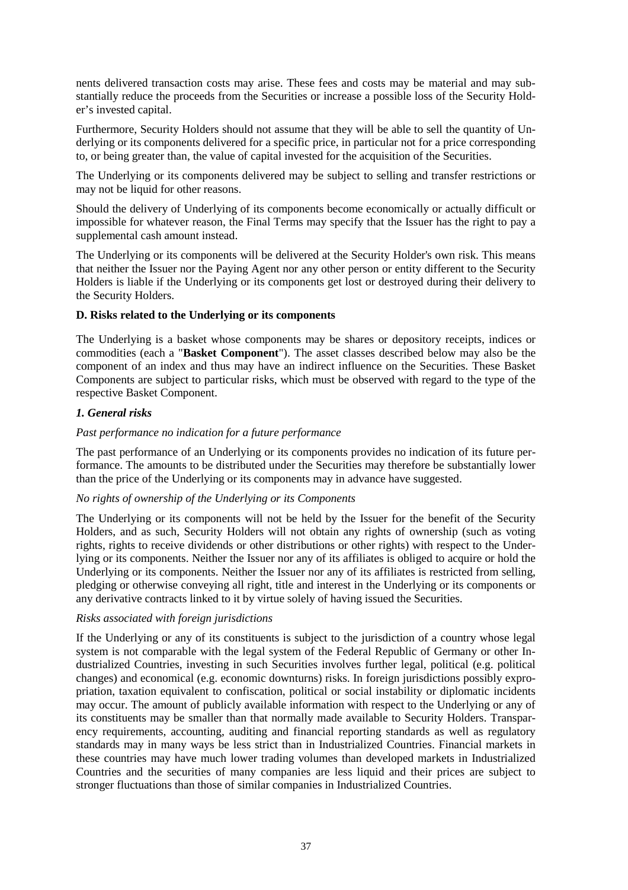nents delivered transaction costs may arise. These fees and costs may be material and may substantially reduce the proceeds from the Securities or increase a possible loss of the Security Holder's invested capital.

Furthermore, Security Holders should not assume that they will be able to sell the quantity of Underlying or its components delivered for a specific price, in particular not for a price corresponding to, or being greater than, the value of capital invested for the acquisition of the Securities.

The Underlying or its components delivered may be subject to selling and transfer restrictions or may not be liquid for other reasons.

Should the delivery of Underlying of its components become economically or actually difficult or impossible for whatever reason, the Final Terms may specify that the Issuer has the right to pay a supplemental cash amount instead.

The Underlying or its components will be delivered at the Security Holder's own risk. This means that neither the Issuer nor the Paying Agent nor any other person or entity different to the Security Holders is liable if the Underlying or its components get lost or destroyed during their delivery to the Security Holders.

### D. Risks related to the Underlying or its components

The Underlying is a basket whose components may be shares or depository receipts, indices or commodities (each a "**Basket Component**"). The asset classes described below may also be the component of an index and thus may have an indirect influence on the Securities. These Basket Components are subject to particular risks, which must be observed with regard to the type of the respective Basket Component.

#### *1. General risks*

*Past performance no indication for a future performance*

The past performance of an Underlying or its components provides no indication of its future performance. The amounts to be distributed under the Securities may therefore be substantially lower than the price of the Underlying or its components may in advance have suggested.

*No rights of ownership of the Underlying or its Components*

The Underlying or its components will not be held by the Issuer for the benefit of the Security Holders, and as such, Security Holders will not obtain any rights of ownership (such as voting rights, rights to receive dividends or other distributions or other rights) with respect to the Underlying or its components. Neither the Issuer nor any of its affiliates is obliged to acquire or hold the Underlying or its components. Neither the Issuer nor any of its affiliates is restricted from selling, pledging or otherwise conveying all right, title and interest in the Underlying or its components or any derivative contracts linked to it by virtue solely of having issued the Securities.

*Risks associated with foreign jurisdictions*

If the Underlying or any of its constituents is subject to the jurisdiction of a country whose legal system is not comparable with the legal system of the Federal Republic of Germany or other Industrialized Countries, investing in such Securities involves further legal, political (e.g. political changes) and economical (e.g. economic downturns) risks. In foreign jurisdictions possibly expropriation, taxation equivalent to confiscation, political or social instability or diplomatic incidents may occur. The amount of publicly available information with respect to the Underlying or any of its constituents may be smaller than that normally made available to Security Holders. Transparency requirements, accounting, auditing and financial reporting standards as well as regulatory standards may in many ways be less strict than in Industrialized Countries. Financial markets in these countries may have much lower trading volumes than developed markets in Industrialized Countries and the securities of many companies are less liquid and their prices are subject to stronger fluctuations than those of similar companies in Industrialized Countries.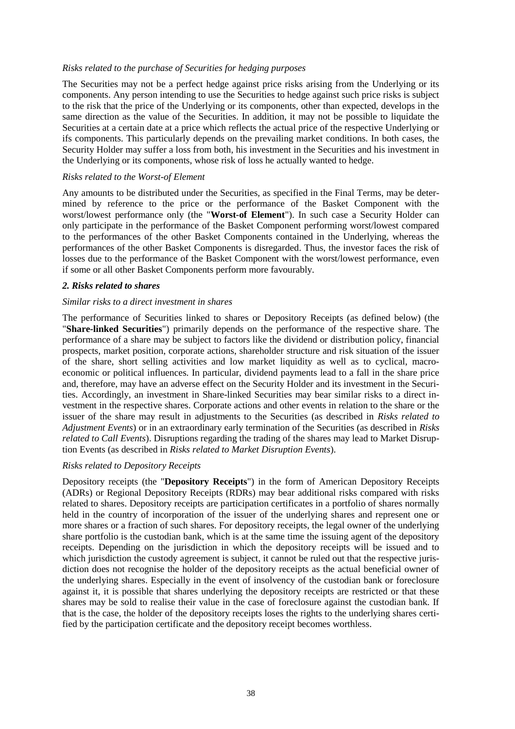*Risks related to the purchase of Securities for hedging purposes*

The Securities may not be a perfect hedge against price risks arising from the Underlying or its components. Any person intending to use the Securities to hedge against such price risks is subject to the risk that the price of the Underlying or its components, other than expected, develops in the same direction as the value of the Securities. In addition, it may not be possible to liquidate the Securities at a certain date at a price which reflects the actual price of the respective Underlying or ifs components. This particularly depends on the prevailing market conditions. In both cases, the Security Holder may suffer a loss from both, his investment in the Securities and his investment in the Underlying or its components, whose risk of loss he actually wanted to hedge.

*Risks related to the Worst-of Element*

Any amounts to be distributed under the Securities, as specified in the Final Terms, may be determined by reference to the price or the performance of the Basket Component with the worst/lowest performance only (the "**Worst-of Element**"). In such case a Security Holder can only participate in the performance of the Basket Component performing worst/lowest compared to the performances of the other Basket Components contained in the Underlying, whereas the performances of the other Basket Components is disregarded. Thus, the investor faces the risk of losses due to the performance of the Basket Component with the worst/lowest performance, even if some or all other Basket Components perform more favourably.

***2. Risks related to shares***

*Similar risks to a direct investment in shares*

The performance of Securities linked to shares or Depository Receipts (as defined below) (the "**Share-linked Securities**") primarily depends on the performance of the respective share. The performance of a share may be subject to factors like the dividend or distribution policy, financial prospects, market position, corporate actions, shareholder structure and risk situation of the issuer of the share, short selling activities and low market liquidity as well as to cyclical, macroeconomic or political influences. In particular, dividend payments lead to a fall in the share price and, therefore, may have an adverse effect on the Security Holder and its investment in the Securities. Accordingly, an investment in Share-linked Securities may bear similar risks to a direct investment in the respective shares. Corporate actions and other events in relation to the share or the issuer of the share may result in adjustments to the Securities (as described in *Risks related to Adjustment Events*) or in an extraordinary early termination of the Securities (as described in *Risks related to Call Events*). Disruptions regarding the trading of the shares may lead to Market Disruption Events (as described in *Risks related to Market Disruption Events*).

*Risks related to Depository Receipts*

Depository receipts (the "**Depository Receipts**") in the form of American Depository Receipts (ADRs) or Regional Depository Receipts (RDRs) may bear additional risks compared with risks related to shares. Depository receipts are participation certificates in a portfolio of shares normally held in the country of incorporation of the issuer of the underlying shares and represent one or more shares or a fraction of such shares. For depository receipts, the legal owner of the underlying share portfolio is the custodian bank, which is at the same time the issuing agent of the depository receipts. Depending on the jurisdiction in which the depository receipts will be issued and to which jurisdiction the custody agreement is subject, it cannot be ruled out that the respective jurisdiction does not recognise the holder of the depository receipts as the actual beneficial owner of the underlying shares. Especially in the event of insolvency of the custodian bank or foreclosure against it, it is possible that shares underlying the depository receipts are restricted or that these shares may be sold to realise their value in the case of foreclosure against the custodian bank. If that is the case, the holder of the depository receipts loses the rights to the underlying shares certified by the participation certificate and the depository receipt becomes worthless.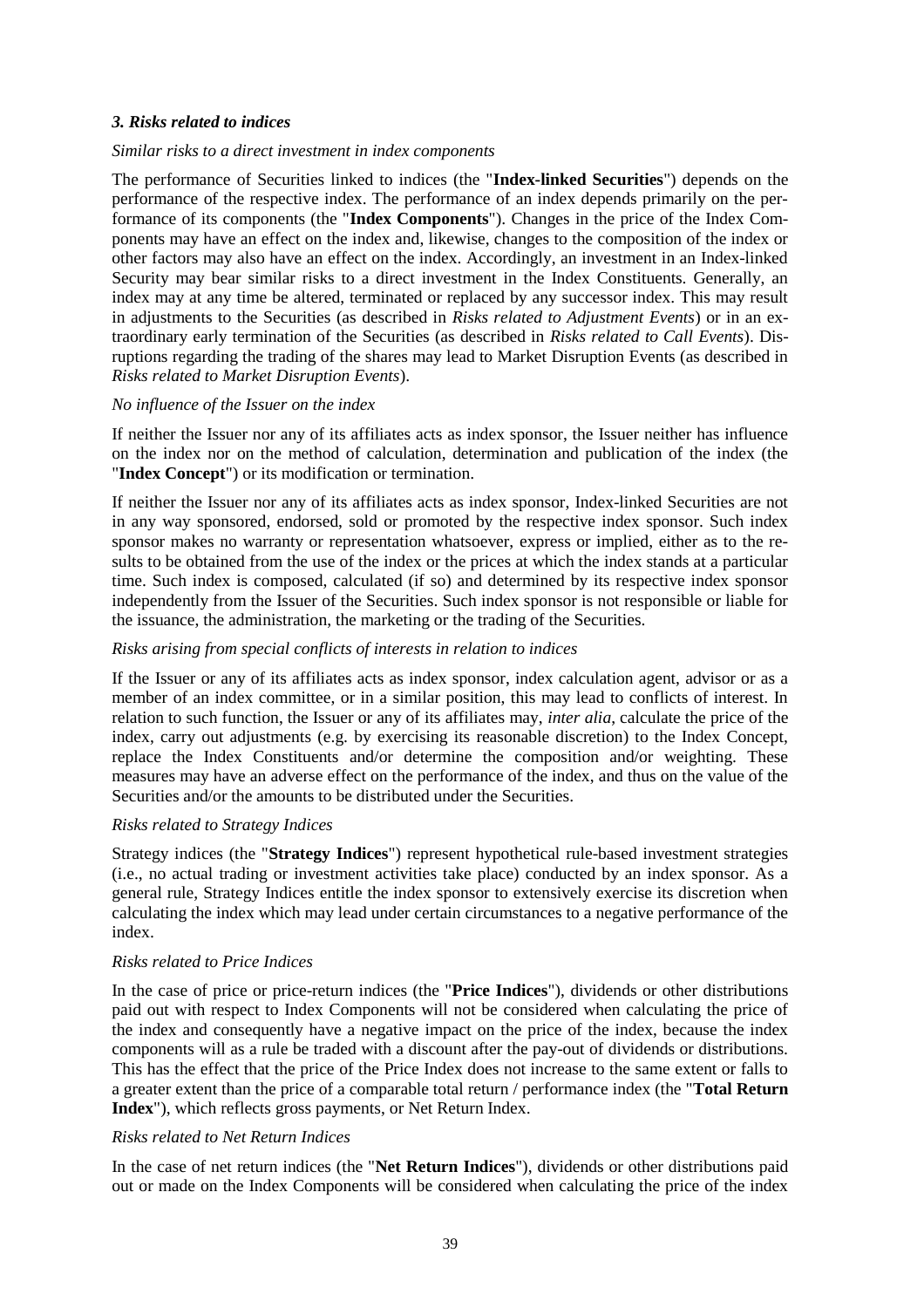### *3. Risks related to indices*

*Similar risks to a direct investment in index components*

The performance of Securities linked to indices (the "**Index-linked Securities**") depends on the performance of the respective index. The performance of an index depends primarily on the performance of its components (the "**Index Components**"). Changes in the price of the Index Components may have an effect on the index and, likewise, changes to the composition of the index or other factors may also have an effect on the index. Accordingly, an investment in an Index-linked Security may bear similar risks to a direct investment in the Index Constituents. Generally, an index may at any time be altered, terminated or replaced by any successor index. This may result in adjustments to the Securities (as described in *Risks related to Adjustment Events*) or in an extraordinary early termination of the Securities (as described in *Risks related to Call Events*). Disruptions regarding the trading of the shares may lead to Market Disruption Events (as described in *Risks related to Market Disruption Events*).

*No influence of the Issuer on the index*

If neither the Issuer nor any of its affiliates acts as index sponsor, the Issuer neither has influence on the index nor on the method of calculation, determination and publication of the index (the "**Index Concept**") or its modification or termination.

If neither the Issuer nor any of its affiliates acts as index sponsor, Index-linked Securities are not in any way sponsored, endorsed, sold or promoted by the respective index sponsor. Such index sponsor makes no warranty or representation whatsoever, express or implied, either as to the results to be obtained from the use of the index or the prices at which the index stands at a particular time. Such index is composed, calculated (if so) and determined by its respective index sponsor independently from the Issuer of the Securities. Such index sponsor is not responsible or liable for the issuance, the administration, the marketing or the trading of the Securities.

*Risks arising from special conflicts of interests in relation to indices*

If the Issuer or any of its affiliates acts as index sponsor, index calculation agent, advisor or as a member of an index committee, or in a similar position, this may lead to conflicts of interest. In relation to such function, the Issuer or any of its affiliates may, *inter alia*, calculate the price of the index, carry out adjustments (e.g. by exercising its reasonable discretion) to the Index Concept, replace the Index Constituents and/or determine the composition and/or weighting. These measures may have an adverse effect on the performance of the index, and thus on the value of the Securities and/or the amounts to be distributed under the Securities.

*Risks related to Strategy Indices*

Strategy indices (the "**Strategy Indices**") represent hypothetical rule-based investment strategies (i.e., no actual trading or investment activities take place) conducted by an index sponsor. As a general rule, Strategy Indices entitle the index sponsor to extensively exercise its discretion when calculating the index which may lead under certain circumstances to a negative performance of the index.

*Risks related to Price Indices*

In the case of price or price-return indices (the "**Price Indices**"), dividends or other distributions paid out with respect to Index Components will not be considered when calculating the price of the index and consequently have a negative impact on the price of the index, because the index components will as a rule be traded with a discount after the pay-out of dividends or distributions. This has the effect that the price of the Price Index does not increase to the same extent or falls to a greater extent than the price of a comparable total return / performance index (the "**Total Return Index**"), which reflects gross payments, or Net Return Index.

*Risks related to Net Return Indices*

In the case of net return indices (the "**Net Return Indices**"), dividends or other distributions paid out or made on the Index Components will be considered when calculating the price of the index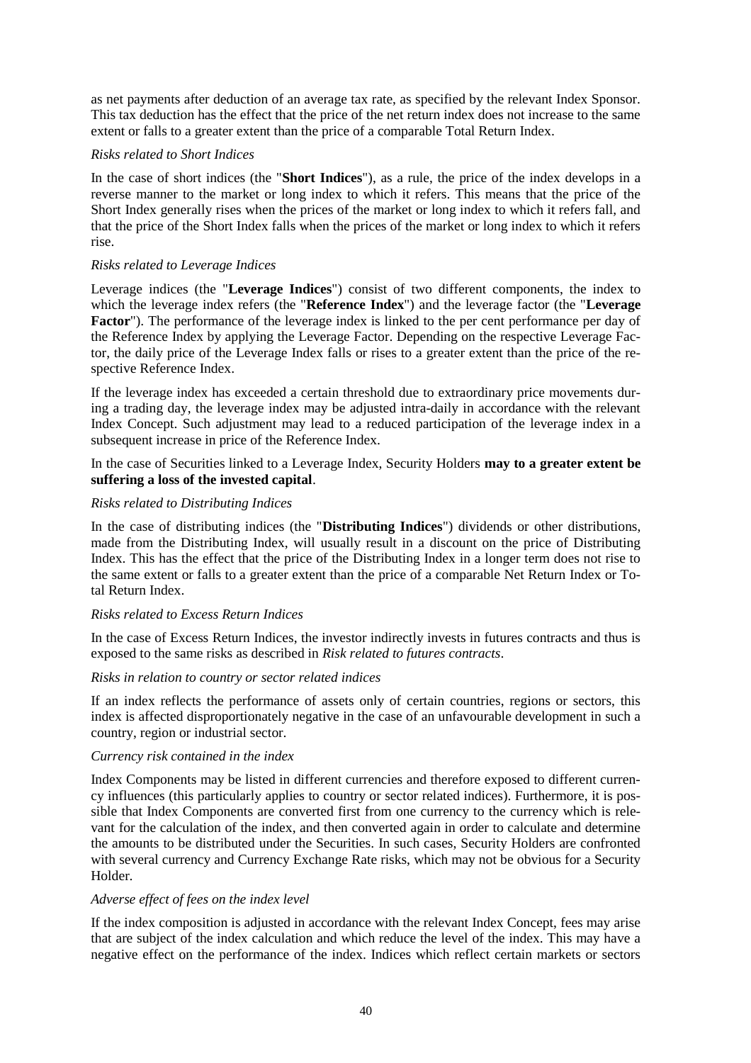as net payments after deduction of an average tax rate, as specified by the relevant Index Sponsor. This tax deduction has the effect that the price of the net return index does not increase to the same extent or falls to a greater extent than the price of a comparable Total Return Index.

*Risks related to Short Indices*

In the case of short indices (the "**Short Indices**"), as a rule, the price of the index develops in a reverse manner to the market or long index to which it refers. This means that the price of the Short Index generally rises when the prices of the market or long index to which it refers fall, and that the price of the Short Index falls when the prices of the market or long index to which it refers rise.

*Risks related to Leverage Indices*

Leverage indices (the "**Leverage Indices**") consist of two different components, the index to which the leverage index refers (the "**Reference Index**") and the leverage factor (the "**Leverage Factor**"). The performance of the leverage index is linked to the per cent performance per day of the Reference Index by applying the Leverage Factor. Depending on the respective Leverage Factor, the daily price of the Leverage Index falls or rises to a greater extent than the price of the respective Reference Index.

If the leverage index has exceeded a certain threshold due to extraordinary price movements during a trading day, the leverage index may be adjusted intra-daily in accordance with the relevant Index Concept. Such adjustment may lead to a reduced participation of the leverage index in a subsequent increase in price of the Reference Index.

In the case of Securities linked to a Leverage Index, Security Holders **may to a greater extent be suffering a loss of the invested capital**.

*Risks related to Distributing Indices*

In the case of distributing indices (the "**Distributing Indices**") dividends or other distributions, made from the Distributing Index, will usually result in a discount on the price of Distributing Index. This has the effect that the price of the Distributing Index in a longer term does not rise to the same extent or falls to a greater extent than the price of a comparable Net Return Index or Total Return Index.

*Risks related to Excess Return Indices*

In the case of Excess Return Indices, the investor indirectly invests in futures contracts and thus is exposed to the same risks as described in *Risk related to futures contracts*.

*Risks in relation to country or sector related indices*

If an index reflects the performance of assets only of certain countries, regions or sectors, this index is affected disproportionately negative in the case of an unfavourable development in such a country, region or industrial sector.

*Currency risk contained in the index*

Index Components may be listed in different currencies and therefore exposed to different currency influences (this particularly applies to country or sector related indices). Furthermore, it is possible that Index Components are converted first from one currency to the currency which is relevant for the calculation of the index, and then converted again in order to calculate and determine the amounts to be distributed under the Securities. In such cases, Security Holders are confronted with several currency and Currency Exchange Rate risks, which may not be obvious for a Security Holder.

*Adverse effect of fees on the index level*

If the index composition is adjusted in accordance with the relevant Index Concept, fees may arise that are subject of the index calculation and which reduce the level of the index. This may have a negative effect on the performance of the index. Indices which reflect certain markets or sectors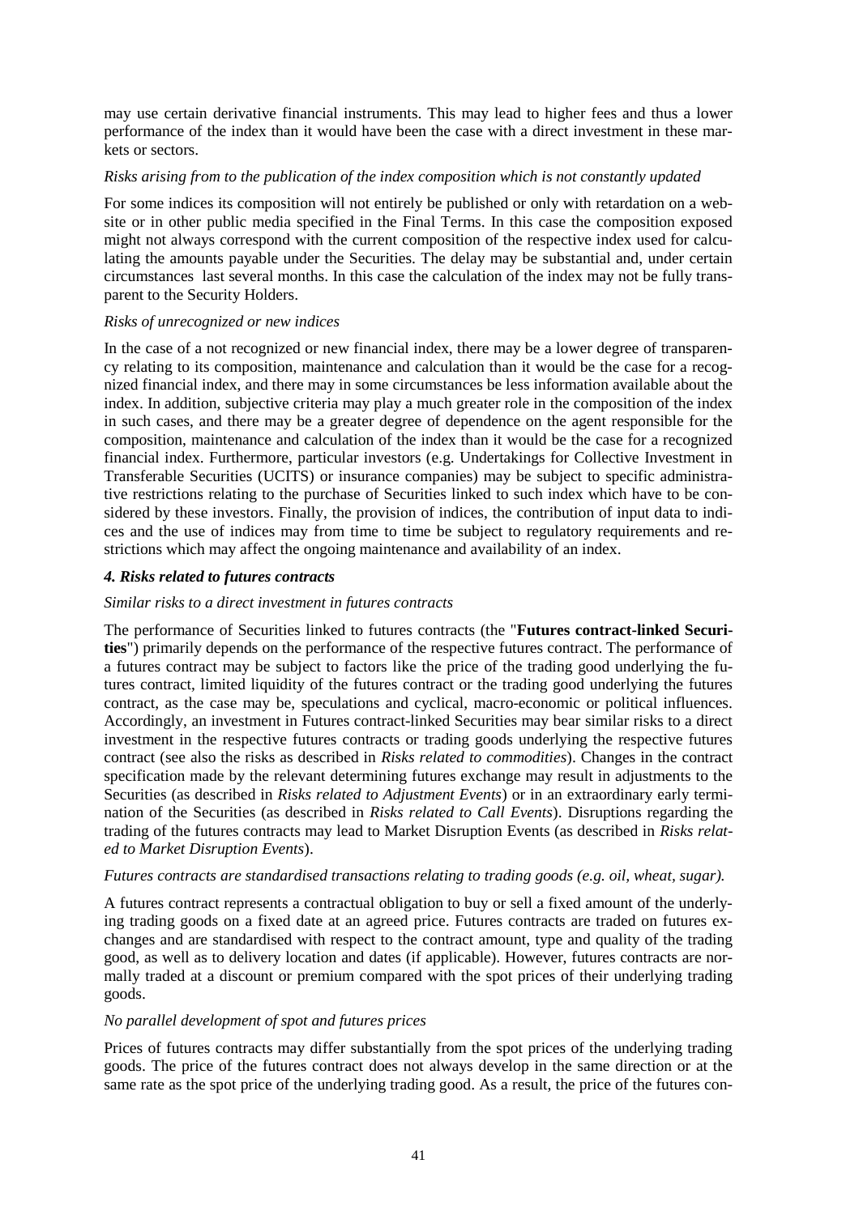may use certain derivative financial instruments. This may lead to higher fees and thus a lower performance of the index than it would have been the case with a direct investment in these markets or sectors.

*Risks arising from to the publication of the index composition which is not constantly updated*

For some indices its composition will not entirely be published or only with retardation on a website or in other public media specified in the Final Terms. In this case the composition exposed might not always correspond with the current composition of the respective index used for calculating the amounts payable under the Securities. The delay may be substantial and, under certain circumstances last several months. In this case the calculation of the index may not be fully transparent to the Security Holders.

*Risks of unrecognized or new indices*

In the case of a not recognized or new financial index, there may be a lower degree of transparency relating to its composition, maintenance and calculation than it would be the case for a recognized financial index, and there may in some circumstances be less information available about the index. In addition, subjective criteria may play a much greater role in the composition of the index in such cases, and there may be a greater degree of dependence on the agent responsible for the composition, maintenance and calculation of the index than it would be the case for a recognized financial index. Furthermore, particular investors (e.g. Undertakings for Collective Investment in Transferable Securities (UCITS) or insurance companies) may be subject to specific administrative restrictions relating to the purchase of Securities linked to such index which have to be considered by these investors. Finally, the provision of indices, the contribution of input data to indices and the use of indices may from time to time be subject to regulatory requirements and restrictions which may affect the ongoing maintenance and availability of an index.

***4. Risks related to futures contracts***

*Similar risks to a direct investment in futures contracts*

The performance of Securities linked to futures contracts (the "**Futures contract-linked Securities**") primarily depends on the performance of the respective futures contract. The performance of a futures contract may be subject to factors like the price of the trading good underlying the futures contract, limited liquidity of the futures contract or the trading good underlying the futures contract, as the case may be, speculations and cyclical, macro-economic or political influences. Accordingly, an investment in Futures contract-linked Securities may bear similar risks to a direct investment in the respective futures contracts or trading goods underlying the respective futures contract (see also the risks as described in *Risks related to commodities*). Changes in the contract specification made by the relevant determining futures exchange may result in adjustments to the Securities (as described in *Risks related to Adjustment Events*) or in an extraordinary early termination of the Securities (as described in *Risks related to Call Events*). Disruptions regarding the trading of the futures contracts may lead to Market Disruption Events (as described in *Risks related to Market Disruption Events*).

*Futures contracts are standardised transactions relating to trading goods (e.g. oil, wheat, sugar).*

A futures contract represents a contractual obligation to buy or sell a fixed amount of the underlying trading goods on a fixed date at an agreed price. Futures contracts are traded on futures exchanges and are standardised with respect to the contract amount, type and quality of the trading good, as well as to delivery location and dates (if applicable). However, futures contracts are normally traded at a discount or premium compared with the spot prices of their underlying trading goods.

*No parallel development of spot and futures prices*

Prices of futures contracts may differ substantially from the spot prices of the underlying trading goods. The price of the futures contract does not always develop in the same direction or at the same rate as the spot price of the underlying trading good. As a result, the price of the futures con-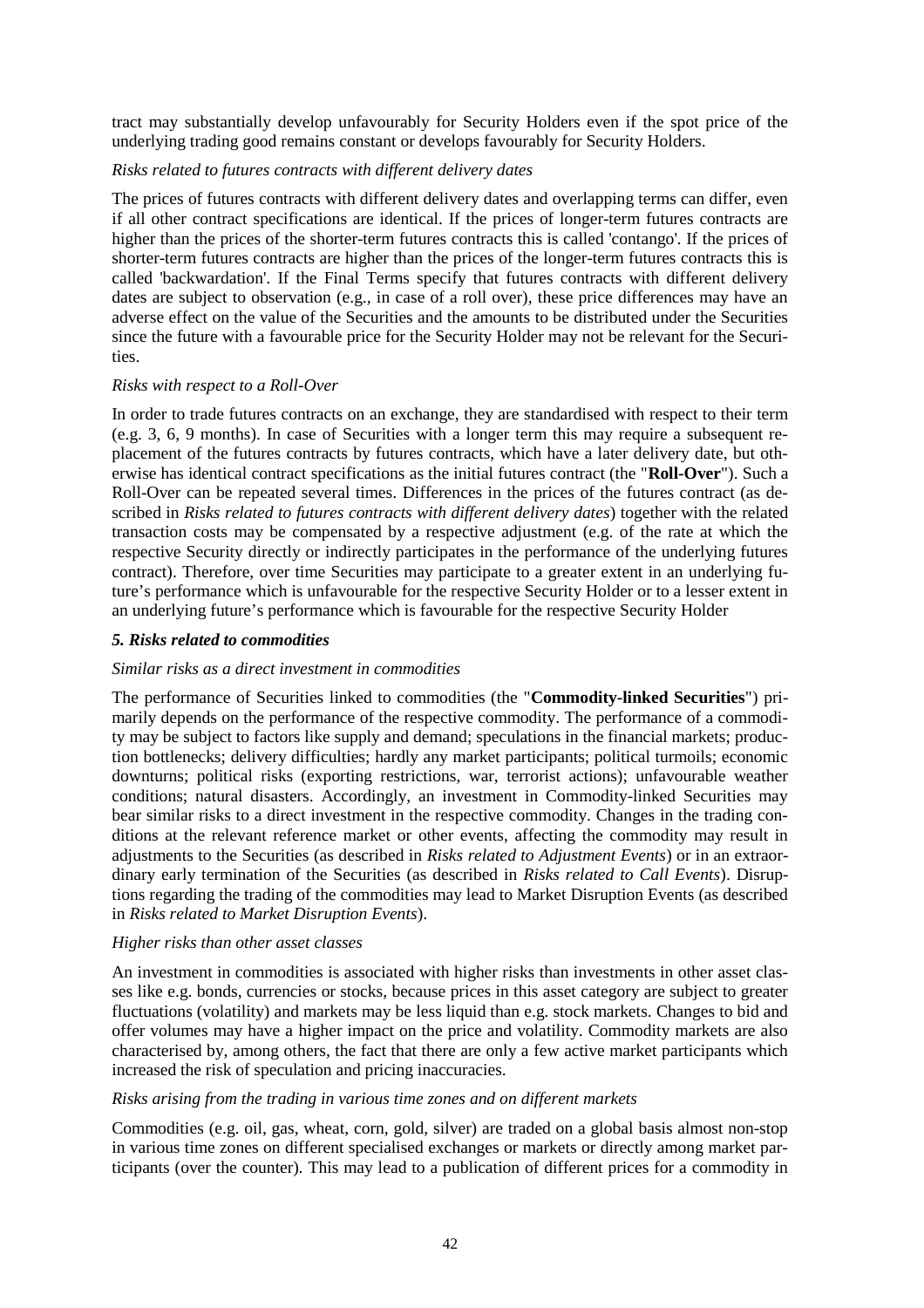tract may substantially develop unfavourably for Security Holders even if the spot price of the underlying trading good remains constant or develops favourably for Security Holders.

*Risks related to futures contracts with different delivery dates*

The prices of futures contracts with different delivery dates and overlapping terms can differ, even if all other contract specifications are identical. If the prices of longer-term futures contracts are higher than the prices of the shorter-term futures contracts this is called 'contango'. If the prices of shorter-term futures contracts are higher than the prices of the longer-term futures contracts this is called 'backwardation'. If the Final Terms specify that futures contracts with different delivery dates are subject to observation (e.g., in case of a roll over), these price differences may have an adverse effect on the value of the Securities and the amounts to be distributed under the Securities since the future with a favourable price for the Security Holder may not be relevant for the Securities.

*Risks with respect to a Roll-Over*

In order to trade futures contracts on an exchange, they are standardised with respect to their term (e.g. 3, 6, 9 months). In case of Securities with a longer term this may require a subsequent replacement of the futures contracts by futures contracts, which have a later delivery date, but otherwise has identical contract specifications as the initial futures contract (the "**Roll-Over**"). Such a Roll-Over can be repeated several times. Differences in the prices of the futures contract (as described in *Risks related to futures contracts with different delivery dates*) together with the related transaction costs may be compensated by a respective adjustment (e.g. of the rate at which the respective Security directly or indirectly participates in the performance of the underlying futures contract). Therefore, over time Securities may participate to a greater extent in an underlying future's performance which is unfavourable for the respective Security Holder or to a lesser extent in an underlying future's performance which is favourable for the respective Security Holder

***5. Risks related to commodities***

*Similar risks as a direct investment in commodities*

The performance of Securities linked to commodities (the "**Commodity-linked Securities**") primarily depends on the performance of the respective commodity. The performance of a commodity may be subject to factors like supply and demand; speculations in the financial markets; production bottlenecks; delivery difficulties; hardly any market participants; political turmoils; economic downturns; political risks (exporting restrictions, war, terrorist actions); unfavourable weather conditions; natural disasters. Accordingly, an investment in Commodity-linked Securities may bear similar risks to a direct investment in the respective commodity. Changes in the trading conditions at the relevant reference market or other events, affecting the commodity may result in adjustments to the Securities (as described in *Risks related to Adjustment Events*) or in an extraordinary early termination of the Securities (as described in *Risks related to Call Events*). Disruptions regarding the trading of the commodities may lead to Market Disruption Events (as described in *Risks related to Market Disruption Events*).

*Higher risks than other asset classes*

An investment in commodities is associated with higher risks than investments in other asset classes like e.g. bonds, currencies or stocks, because prices in this asset category are subject to greater fluctuations (volatility) and markets may be less liquid than e.g. stock markets. Changes to bid and offer volumes may have a higher impact on the price and volatility. Commodity markets are also characterised by, among others, the fact that there are only a few active market participants which increased the risk of speculation and pricing inaccuracies.

*Risks arising from the trading in various time zones and on different markets*

Commodities (e.g. oil, gas, wheat, corn, gold, silver) are traded on a global basis almost non-stop in various time zones on different specialised exchanges or markets or directly among market participants (over the counter). This may lead to a publication of different prices for a commodity in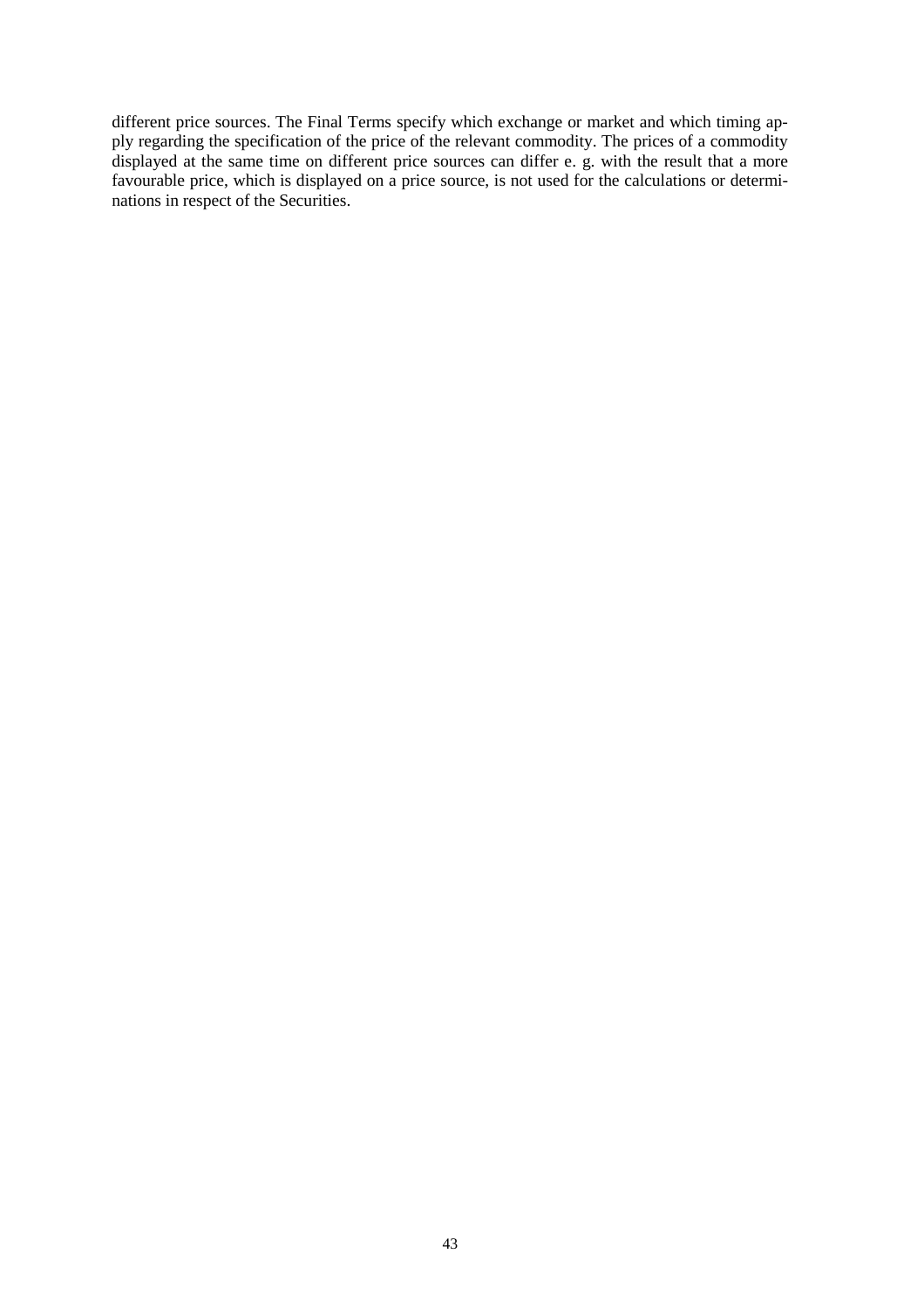different price sources. The Final Terms specify which exchange or market and which timing apply regarding the specification of the price of the relevant commodity. The prices of a commodity displayed at the same time on different price sources can differ e. g. with the result that a more favourable price, which is displayed on a price source, is not used for the calculations or determinations in respect of the Securities.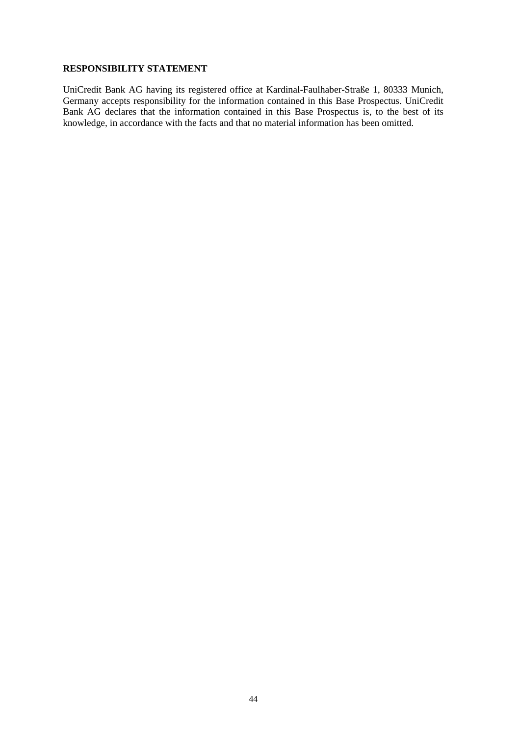**RESPONSIBILITY STATEMENT**

UniCredit Bank AG having its registered office at Kardinal-Faulhaber-Straße 1, 80333 Munich, Germany accepts responsibility for the information contained in this Base Prospectus. UniCredit Bank AG declares that the information contained in this Base Prospectus is, to the best of its knowledge, in accordance with the facts and that no material information has been omitted.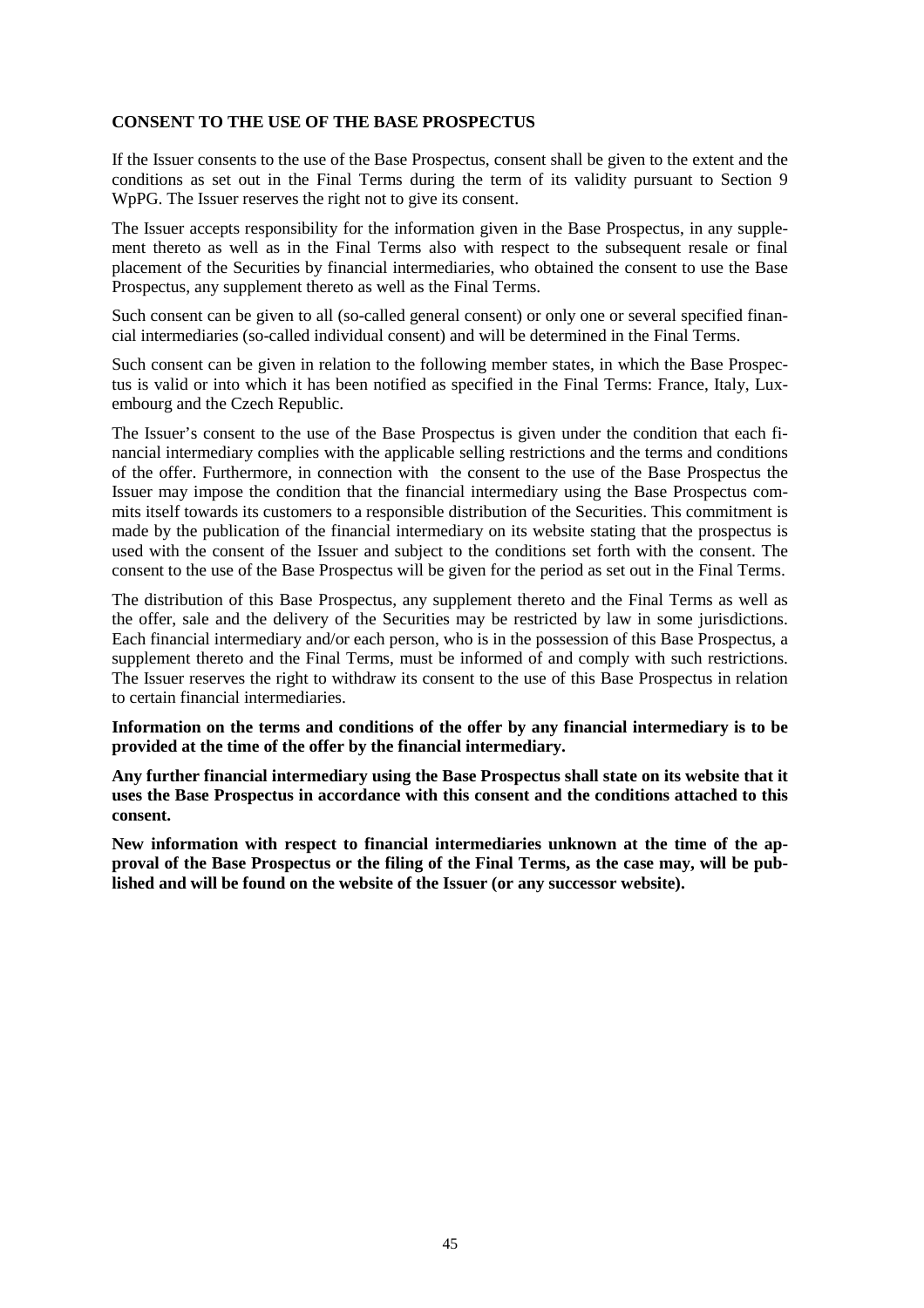## CONSENT TO THE USE OF THE BASE PROSPECTUS

If the Issuer consents to the use of the Base Prospectus, consent shall be given to the extent and the conditions as set out in the Final Terms during the term of its validity pursuant to Section 9 WpPG. The Issuer reserves the right not to give its consent.

The Issuer accepts responsibility for the information given in the Base Prospectus, in any supplement thereto as well as in the Final Terms also with respect to the subsequent resale or final placement of the Securities by financial intermediaries, who obtained the consent to use the Base Prospectus, any supplement thereto as well as the Final Terms.

Such consent can be given to all (so-called general consent) or only one or several specified financial intermediaries (so-called individual consent) and will be determined in the Final Terms.

Such consent can be given in relation to the following member states, in which the Base Prospectus is valid or into which it has been notified as specified in the Final Terms: France, Italy, Luxembourg and the Czech Republic.

The Issuer's consent to the use of the Base Prospectus is given under the condition that each financial intermediary complies with the applicable selling restrictions and the terms and conditions of the offer. Furthermore, in connection with the consent to the use of the Base Prospectus the Issuer may impose the condition that the financial intermediary using the Base Prospectus commits itself towards its customers to a responsible distribution of the Securities. This commitment is made by the publication of the financial intermediary on its website stating that the prospectus is used with the consent of the Issuer and subject to the conditions set forth with the consent. The consent to the use of the Base Prospectus will be given for the period as set out in the Final Terms.

The distribution of this Base Prospectus, any supplement thereto and the Final Terms as well as the offer, sale and the delivery of the Securities may be restricted by law in some jurisdictions. Each financial intermediary and/or each person, who is in the possession of this Base Prospectus, a supplement thereto and the Final Terms, must be informed of and comply with such restrictions. The Issuer reserves the right to withdraw its consent to the use of this Base Prospectus in relation to certain financial intermediaries.

**Information on the terms and conditions of the offer by any financial intermediary is to be provided at the time of the offer by the financial intermediary.**

**Any further financial intermediary using the Base Prospectus shall state on its website that it uses the Base Prospectus in accordance with this consent and the conditions attached to this consent.**

**New information with respect to financial intermediaries unknown at the time of the approval of the Base Prospectus or the filing of the Final Terms, as the case may, will be published and will be found on the website of the Issuer (or any successor website).**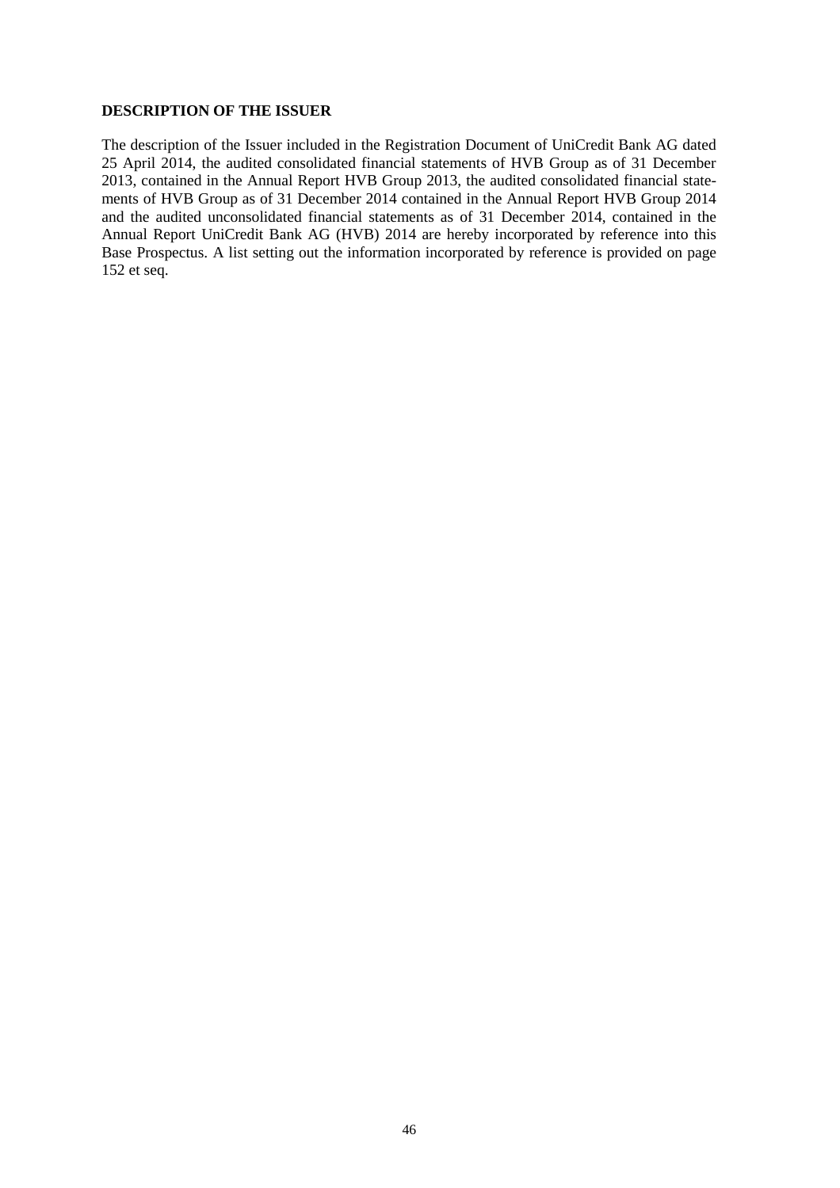**DESCRIPTION OF THE ISSUER**

The description of the Issuer included in the Registration Document of UniCredit Bank AG dated 25 April 2014, the audited consolidated financial statements of HVB Group as of 31 December 2013, contained in the Annual Report HVB Group 2013, the audited consolidated financial statements of HVB Group as of 31 December 2014 contained in the Annual Report HVB Group 2014 and the audited unconsolidated financial statements as of 31 December 2014, contained in the Annual Report UniCredit Bank AG (HVB) 2014 are hereby incorporated by reference into this Base Prospectus. A list setting out the information incorporated by reference is provided on page 152 et seq.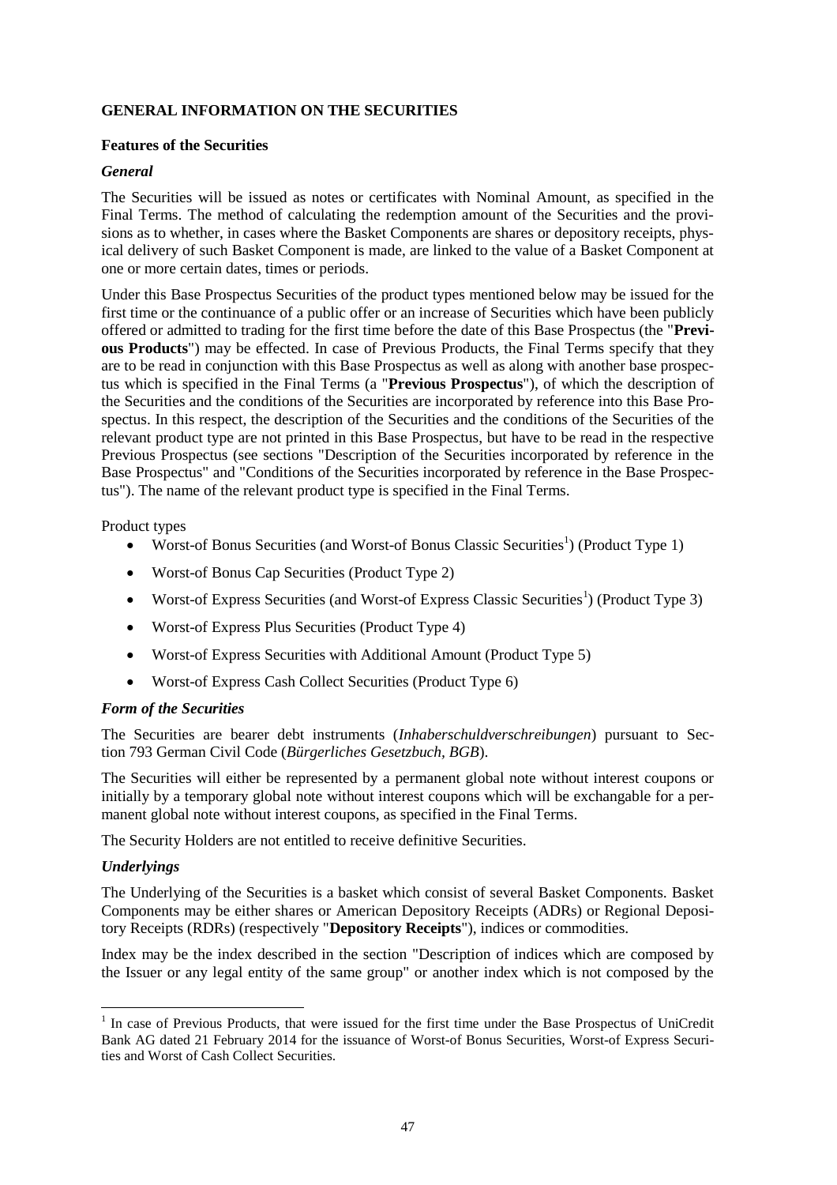## GENERAL INFORMATION ON THE SECURITIES

### Features of the Securities

#### *General*

The Securities will be issued as notes or certificates with Nominal Amount, as specified in the Final Terms. The method of calculating the redemption amount of the Securities and the provisions as to whether, in cases where the Basket Components are shares or depository receipts, physical delivery of such Basket Component is made, are linked to the value of a Basket Component at one or more certain dates, times or periods.

Under this Base Prospectus Securities of the product types mentioned below may be issued for the first time or the continuance of a public offer or an increase of Securities which have been publicly offered or admitted to trading for the first time before the date of this Base Prospectus (the "**Previous Products**") may be effected. In case of Previous Products, the Final Terms specify that they are to be read in conjunction with this Base Prospectus as well as along with another base prospectus which is specified in the Final Terms (a "**Previous Prospectus**"), of which the description of the Securities and the conditions of the Securities are incorporated by reference into this Base Prospectus. In this respect, the description of the Securities and the conditions of the Securities of the relevant product type are not printed in this Base Prospectus, but have to be read in the respective Previous Prospectus (see sections "Description of the Securities incorporated by reference in the Base Prospectus" and "Conditions of the Securities incorporated by reference in the Base Prospectus"). The name of the relevant product type is specified in the Final Terms.

Product types

- Worst-of Bonus Securities (and Worst-of Bonus Classic Securities[1]) (Product Type 1)
- Worst-of Bonus Cap Securities (Product Type 2)
- Worst-of Express Securities (and Worst-of Express Classic Securities[1]) (Product Type 3)
- Worst-of Express Plus Securities (Product Type 4)
- Worst-of Express Securities with Additional Amount (Product Type 5)
- Worst-of Express Cash Collect Securities (Product Type 6)

#### *Form of the Securities*

The Securities are bearer debt instruments (*Inhaberschuldverschreibungen*) pursuant to Section 793 German Civil Code (*Bürgerliches Gesetzbuch, BGB*).

The Securities will either be represented by a permanent global note without interest coupons or initially by a temporary global note without interest coupons which will be exchangable for a permanent global note without interest coupons, as specified in the Final Terms.

The Security Holders are not entitled to receive definitive Securities.

#### *Underlyings*

The Underlying of the Securities is a basket which consist of several Basket Components. Basket Components may be either shares or American Depository Receipts (ADRs) or Regional Depository Receipts (RDRs) (respectively "**Depository Receipts**"), indices or commodities.

Index may be the index described in the section "Description of indices which are composed by the Issuer or any legal entity of the same group" or another index which is not composed by the

---

[1] In case of Previous Products, that were issued for the first time under the Base Prospectus of UniCredit Bank AG dated 21 February 2014 for the issuance of Worst-of Bonus Securities, Worst-of Express Securities and Worst of Cash Collect Securities.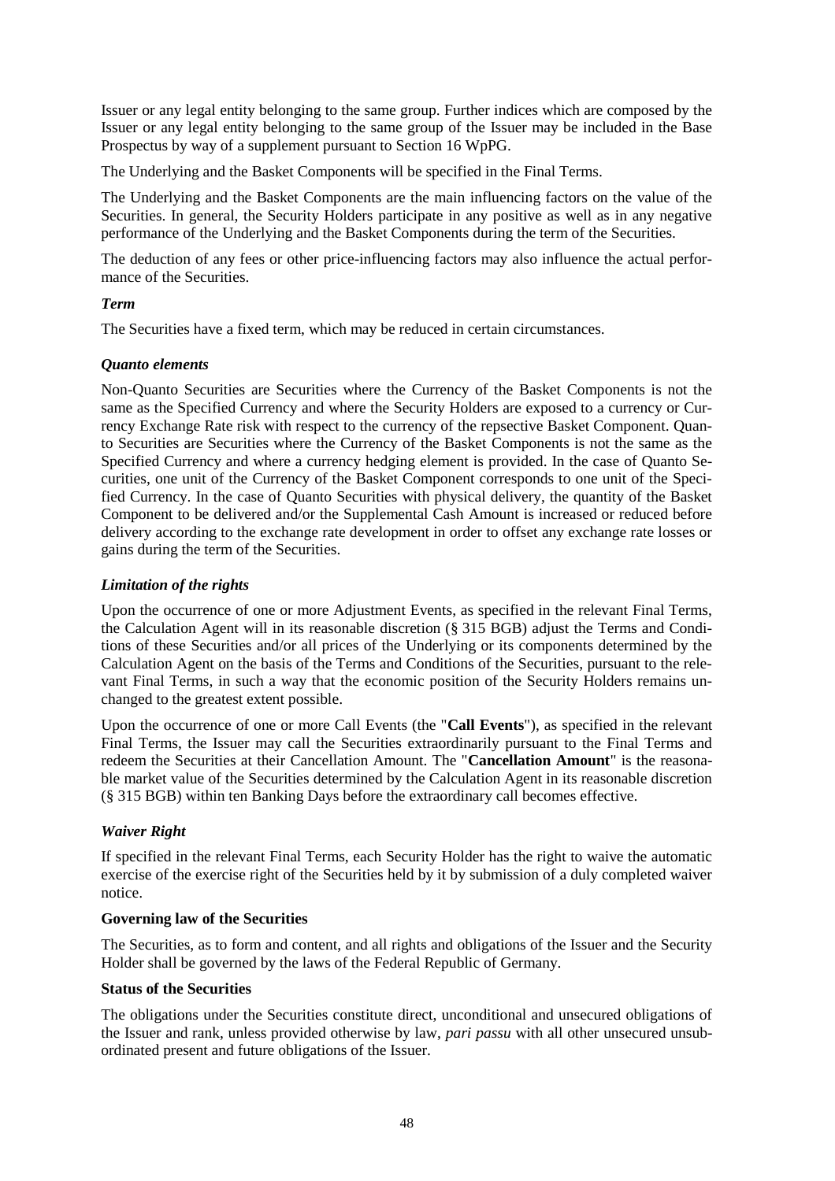Issuer or any legal entity belonging to the same group. Further indices which are composed by the Issuer or any legal entity belonging to the same group of the Issuer may be included in the Base Prospectus by way of a supplement pursuant to Section 16 WpPG.

The Underlying and the Basket Components will be specified in the Final Terms.

The Underlying and the Basket Components are the main influencing factors on the value of the Securities. In general, the Security Holders participate in any positive as well as in any negative performance of the Underlying and the Basket Components during the term of the Securities.

The deduction of any fees or other price-influencing factors may also influence the actual performance of the Securities.

***Term***

The Securities have a fixed term, which may be reduced in certain circumstances.

***Quanto elements***

Non-Quanto Securities are Securities where the Currency of the Basket Components is not the same as the Specified Currency and where the Security Holders are exposed to a currency or Currency Exchange Rate risk with respect to the currency of the repsective Basket Component. Quanto Securities are Securities where the Currency of the Basket Components is not the same as the Specified Currency and where a currency hedging element is provided. In the case of Quanto Securities, one unit of the Currency of the Basket Component corresponds to one unit of the Specified Currency. In the case of Quanto Securities with physical delivery, the quantity of the Basket Component to be delivered and/or the Supplemental Cash Amount is increased or reduced before delivery according to the exchange rate development in order to offset any exchange rate losses or gains during the term of the Securities.

***Limitation of the rights***

Upon the occurrence of one or more Adjustment Events, as specified in the relevant Final Terms, the Calculation Agent will in its reasonable discretion (§ 315 BGB) adjust the Terms and Conditions of these Securities and/or all prices of the Underlying or its components determined by the Calculation Agent on the basis of the Terms and Conditions of the Securities, pursuant to the relevant Final Terms, in such a way that the economic position of the Security Holders remains unchanged to the greatest extent possible.

Upon the occurrence of one or more Call Events (the "**Call Events**"), as specified in the relevant Final Terms, the Issuer may call the Securities extraordinarily pursuant to the Final Terms and redeem the Securities at their Cancellation Amount. The "**Cancellation Amount**" is the reasonable market value of the Securities determined by the Calculation Agent in its reasonable discretion (§ 315 BGB) within ten Banking Days before the extraordinary call becomes effective.

***Waiver Right***

If specified in the relevant Final Terms, each Security Holder has the right to waive the automatic exercise of the exercise right of the Securities held by it by submission of a duly completed waiver notice.

**Governing law of the Securities**

The Securities, as to form and content, and all rights and obligations of the Issuer and the Security Holder shall be governed by the laws of the Federal Republic of Germany.

**Status of the Securities**

The obligations under the Securities constitute direct, unconditional and unsecured obligations of the Issuer and rank, unless provided otherwise by law, *pari passu* with all other unsecured unsubordinated present and future obligations of the Issuer.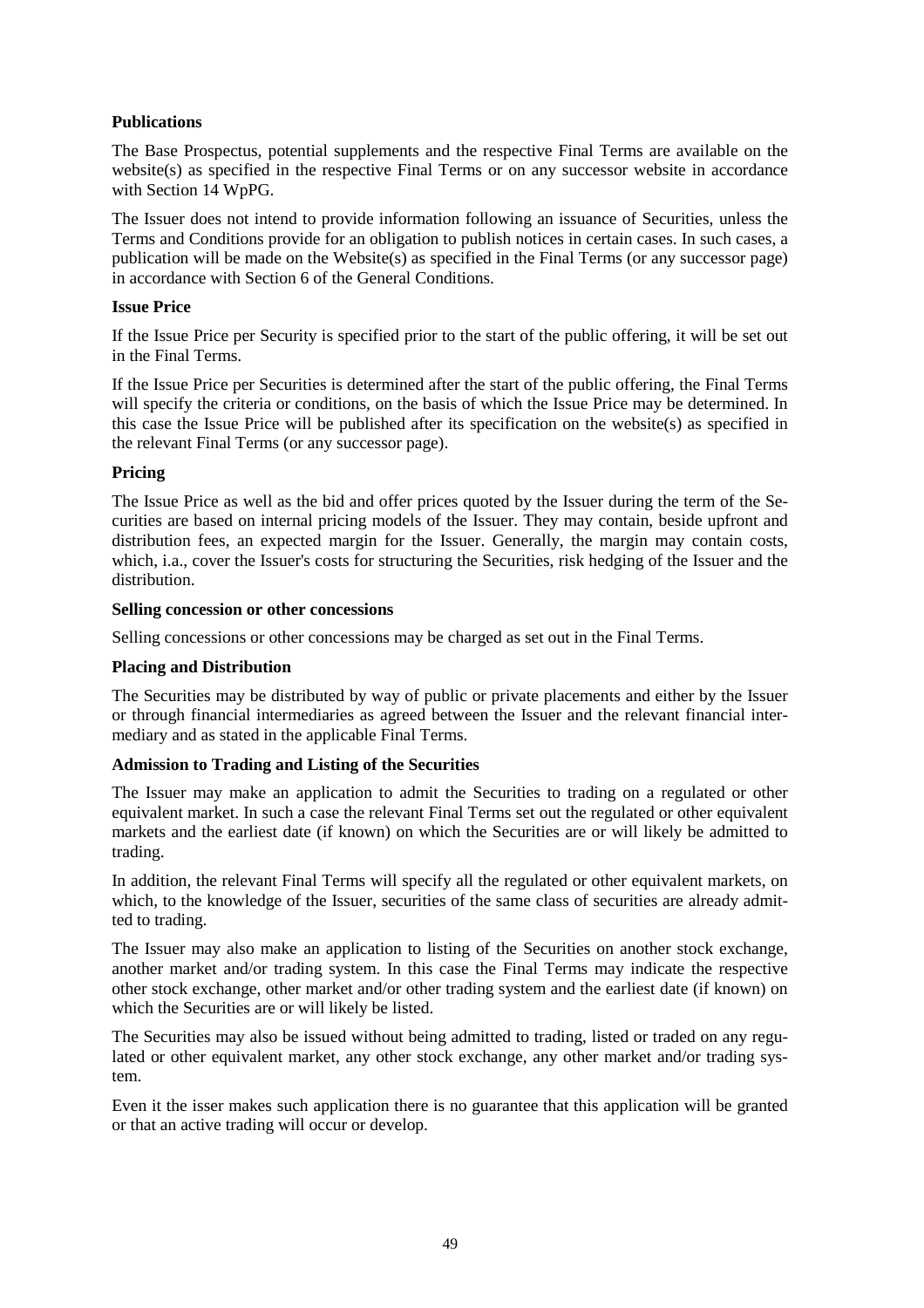**Publications**

The Base Prospectus, potential supplements and the respective Final Terms are available on the website(s) as specified in the respective Final Terms or on any successor website in accordance with Section 14 WpPG.

The Issuer does not intend to provide information following an issuance of Securities, unless the Terms and Conditions provide for an obligation to publish notices in certain cases. In such cases, a publication will be made on the Website(s) as specified in the Final Terms (or any successor page) in accordance with Section 6 of the General Conditions.

**Issue Price**

If the Issue Price per Security is specified prior to the start of the public offering, it will be set out in the Final Terms.

If the Issue Price per Securities is determined after the start of the public offering, the Final Terms will specify the criteria or conditions, on the basis of which the Issue Price may be determined. In this case the Issue Price will be published after its specification on the website(s) as specified in the relevant Final Terms (or any successor page).

**Pricing**

The Issue Price as well as the bid and offer prices quoted by the Issuer during the term of the Securities are based on internal pricing models of the Issuer. They may contain, beside upfront and distribution fees, an expected margin for the Issuer. Generally, the margin may contain costs, which, i.a., cover the Issuer's costs for structuring the Securities, risk hedging of the Issuer and the distribution.

**Selling concession or other concessions**

Selling concessions or other concessions may be charged as set out in the Final Terms.

**Placing and Distribution**

The Securities may be distributed by way of public or private placements and either by the Issuer or through financial intermediaries as agreed between the Issuer and the relevant financial intermediary and as stated in the applicable Final Terms.

**Admission to Trading and Listing of the Securities**

The Issuer may make an application to admit the Securities to trading on a regulated or other equivalent market. In such a case the relevant Final Terms set out the regulated or other equivalent markets and the earliest date (if known) on which the Securities are or will likely be admitted to trading.

In addition, the relevant Final Terms will specify all the regulated or other equivalent markets, on which, to the knowledge of the Issuer, securities of the same class of securities are already admitted to trading.

The Issuer may also make an application to listing of the Securities on another stock exchange, another market and/or trading system. In this case the Final Terms may indicate the respective other stock exchange, other market and/or other trading system and the earliest date (if known) on which the Securities are or will likely be listed.

The Securities may also be issued without being admitted to trading, listed or traded on any regulated or other equivalent market, any other stock exchange, any other market and/or trading system.

Even it the isser makes such application there is no guarantee that this application will be granted or that an active trading will occur or develop.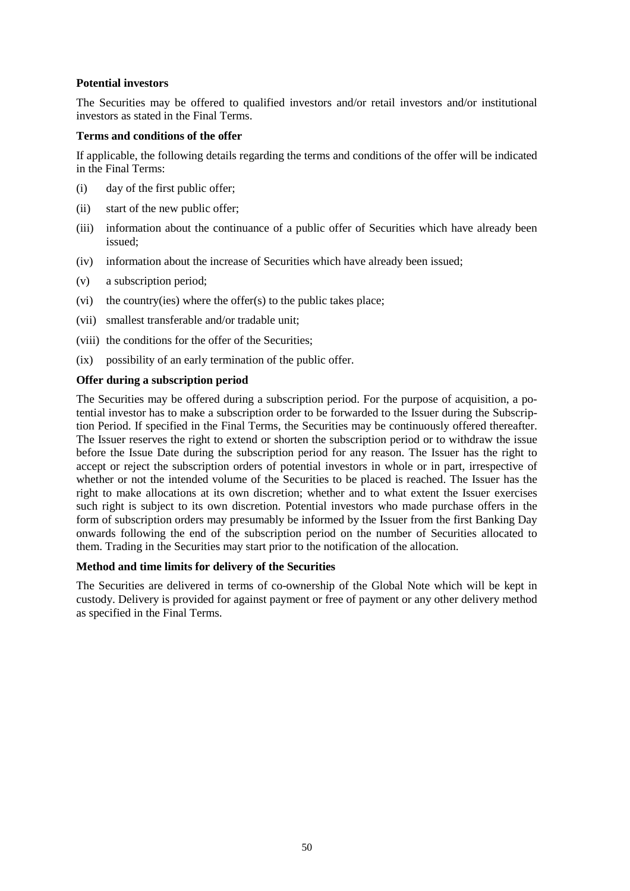**Potential investors**

The Securities may be offered to qualified investors and/or retail investors and/or institutional investors as stated in the Final Terms.

**Terms and conditions of the offer**

If applicable, the following details regarding the terms and conditions of the offer will be indicated in the Final Terms:

(i) day of the first public offer;

(ii) start of the new public offer;

(iii) information about the continuance of a public offer of Securities which have already been issued;

(iv) information about the increase of Securities which have already been issued;

(v) a subscription period;

(vi) the country(ies) where the offer(s) to the public takes place;

(vii) smallest transferable and/or tradable unit;

(viii) the conditions for the offer of the Securities;

(ix) possibility of an early termination of the public offer.

**Offer during a subscription period**

The Securities may be offered during a subscription period. For the purpose of acquisition, a potential investor has to make a subscription order to be forwarded to the Issuer during the Subscription Period. If specified in the Final Terms, the Securities may be continuously offered thereafter. The Issuer reserves the right to extend or shorten the subscription period or to withdraw the issue before the Issue Date during the subscription period for any reason. The Issuer has the right to accept or reject the subscription orders of potential investors in whole or in part, irrespective of whether or not the intended volume of the Securities to be placed is reached. The Issuer has the right to make allocations at its own discretion; whether and to what extent the Issuer exercises such right is subject to its own discretion. Potential investors who made purchase offers in the form of subscription orders may presumably be informed by the Issuer from the first Banking Day onwards following the end of the subscription period on the number of Securities allocated to them. Trading in the Securities may start prior to the notification of the allocation.

**Method and time limits for delivery of the Securities**

The Securities are delivered in terms of co-ownership of the Global Note which will be kept in custody. Delivery is provided for against payment or free of payment or any other delivery method as specified in the Final Terms.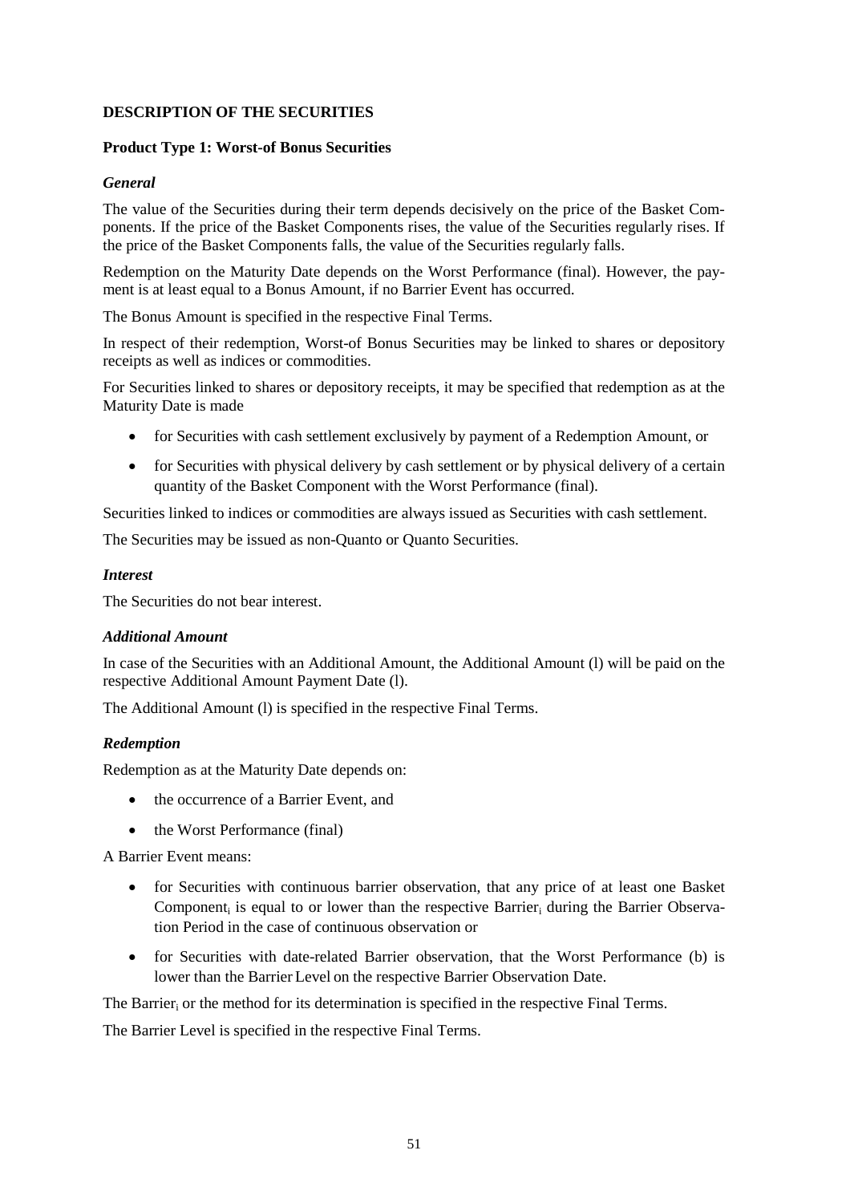## DESCRIPTION OF THE SECURITIES

### Product Type 1: Worst-of Bonus Securities

#### *General*

The value of the Securities during their term depends decisively on the price of the Basket Components. If the price of the Basket Components rises, the value of the Securities regularly rises. If the price of the Basket Components falls, the value of the Securities regularly falls.

Redemption on the Maturity Date depends on the Worst Performance (final). However, the payment is at least equal to a Bonus Amount, if no Barrier Event has occurred.

The Bonus Amount is specified in the respective Final Terms.

In respect of their redemption, Worst-of Bonus Securities may be linked to shares or depository receipts as well as indices or commodities.

For Securities linked to shares or depository receipts, it may be specified that redemption as at the Maturity Date is made

- for Securities with cash settlement exclusively by payment of a Redemption Amount, or
- for Securities with physical delivery by cash settlement or by physical delivery of a certain quantity of the Basket Component with the Worst Performance (final).

Securities linked to indices or commodities are always issued as Securities with cash settlement.

The Securities may be issued as non-Quanto or Quanto Securities.

#### *Interest*

The Securities do not bear interest.

#### *Additional Amount*

In case of the Securities with an Additional Amount, the Additional Amount (l) will be paid on the respective Additional Amount Payment Date (l).

The Additional Amount (l) is specified in the respective Final Terms.

#### *Redemption*

Redemption as at the Maturity Date depends on:

- the occurrence of a Barrier Event, and
- the Worst Performance (final)

A Barrier Event means:

- for Securities with continuous barrier observation, that any price of at least one Basket $\text{Component}_i$ is equal to or lower than the respective $\text{Barrier}_i$ during the Barrier Observation Period in the case of continuous observation or
- for Securities with date-related Barrier observation, that the Worst Performance (b) is lower than the Barrier Level on the respective Barrier Observation Date.

The $\text{Barrier}_i$ or the method for its determination is specified in the respective Final Terms.

The Barrier Level is specified in the respective Final Terms.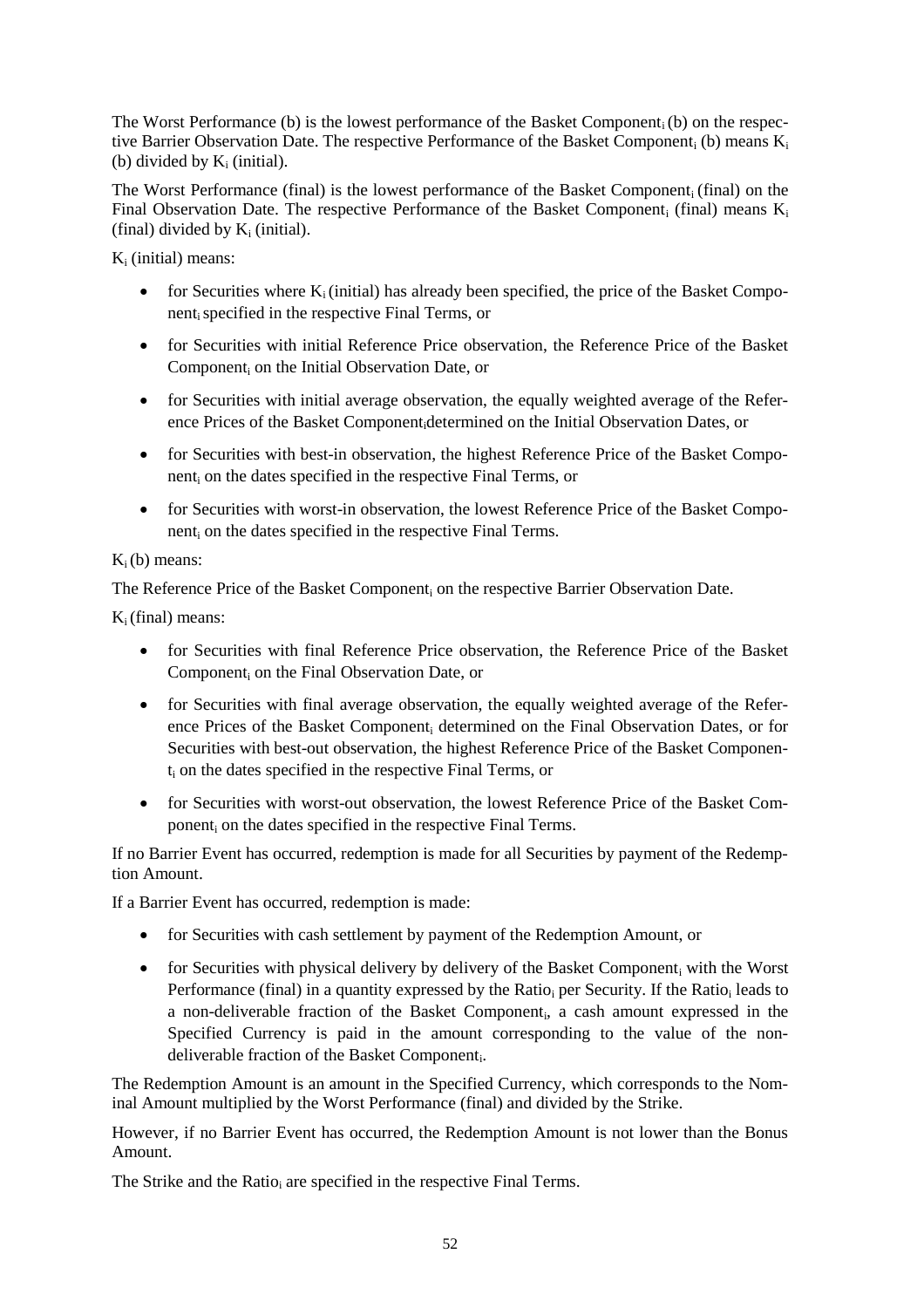The Worst Performance (b) is the lowest performance of the Basket Component$_i$ (b) on the respective Barrier Observation Date. The respective Performance of the Basket Component$_i$ (b) means $K_i$ (b) divided by $K_i$ (initial).

The Worst Performance (final) is the lowest performance of the Basket Component$_i$ (final) on the Final Observation Date. The respective Performance of the Basket Component$_i$ (final) means $K_i$ (final) divided by $K_i$ (initial).

$K_i$ (initial) means:

- for Securities where $K_i$ (initial) has already been specified, the price of the Basket Component$_i$ specified in the respective Final Terms, or
- for Securities with initial Reference Price observation, the Reference Price of the Basket Component$_i$ on the Initial Observation Date, or
- for Securities with initial average observation, the equally weighted average of the Reference Prices of the Basket Component$_i$ determined on the Initial Observation Dates, or
- for Securities with best-in observation, the highest Reference Price of the Basket Component$_i$ on the dates specified in the respective Final Terms, or
- for Securities with worst-in observation, the lowest Reference Price of the Basket Component$_i$ on the dates specified in the respective Final Terms.

$K_i$ (b) means:

The Reference Price of the Basket Component$_i$ on the respective Barrier Observation Date.

$K_i$ (final) means:

- for Securities with final Reference Price observation, the Reference Price of the Basket Component$_i$ on the Final Observation Date, or
- for Securities with final average observation, the equally weighted average of the Reference Prices of the Basket Component$_i$ determined on the Final Observation Dates, or for Securities with best-out observation, the highest Reference Price of the Basket Component$_i$ on the dates specified in the respective Final Terms, or
- for Securities with worst-out observation, the lowest Reference Price of the Basket Component$_i$ on the dates specified in the respective Final Terms.

If no Barrier Event has occurred, redemption is made for all Securities by payment of the Redemption Amount.

If a Barrier Event has occurred, redemption is made:

- for Securities with cash settlement by payment of the Redemption Amount, or
- for Securities with physical delivery by delivery of the Basket Component$_i$ with the Worst Performance (final) in a quantity expressed by the Ratio$_i$ per Security. If the Ratio$_i$ leads to a non-deliverable fraction of the Basket Component$_i$, a cash amount expressed in the Specified Currency is paid in the amount corresponding to the value of the non-deliverable fraction of the Basket Component$_i$.

The Redemption Amount is an amount in the Specified Currency, which corresponds to the Nominal Amount multiplied by the Worst Performance (final) and divided by the Strike.

However, if no Barrier Event has occurred, the Redemption Amount is not lower than the Bonus Amount.

The Strike and the Ratio$_i$ are specified in the respective Final Terms.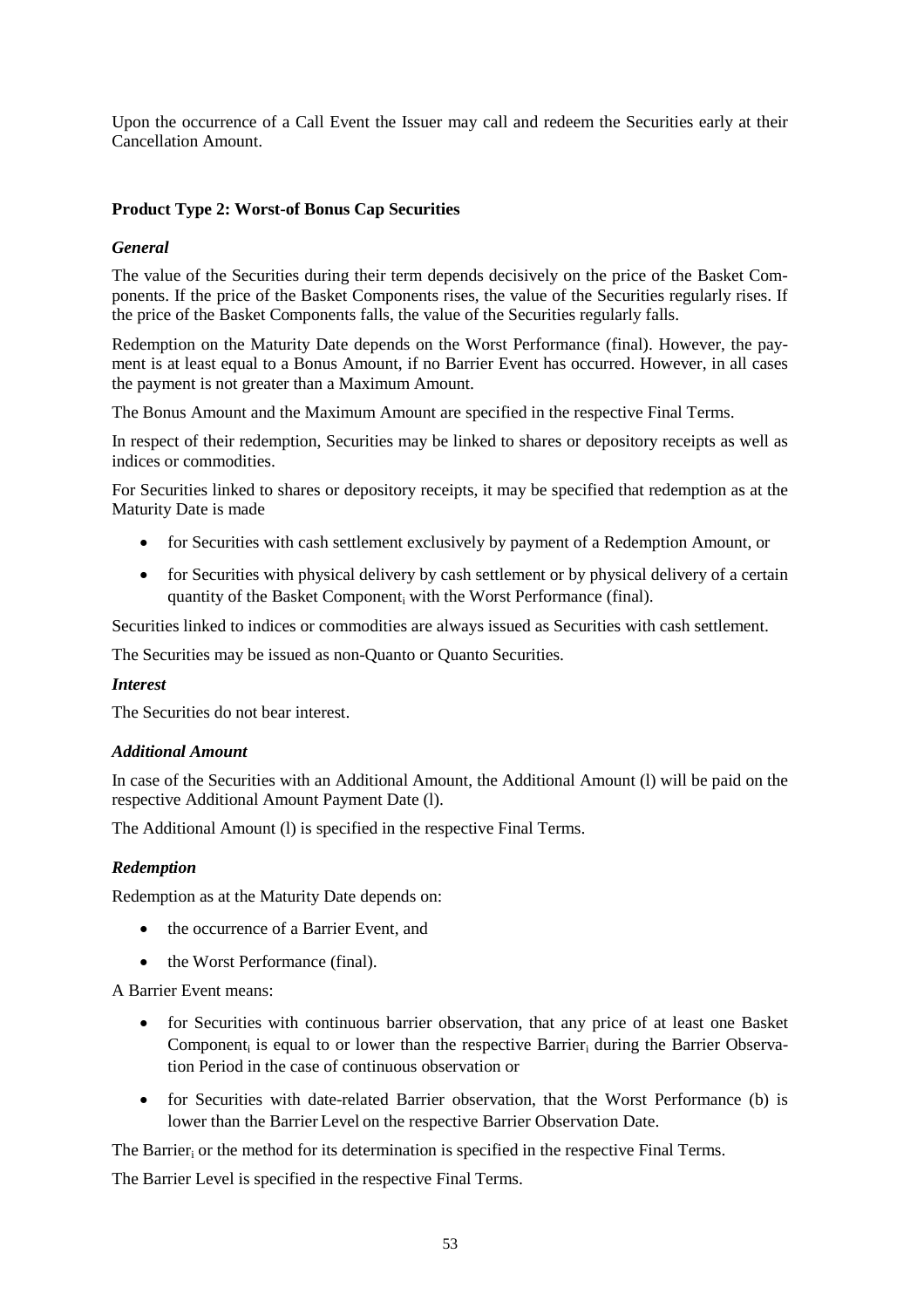Upon the occurrence of a Call Event the Issuer may call and redeem the Securities early at their Cancellation Amount.

### Product Type 2: Worst-of Bonus Cap Securities

#### *General*

The value of the Securities during their term depends decisively on the price of the Basket Components. If the price of the Basket Components rises, the value of the Securities regularly rises. If the price of the Basket Components falls, the value of the Securities regularly falls.

Redemption on the Maturity Date depends on the Worst Performance (final). However, the payment is at least equal to a Bonus Amount, if no Barrier Event has occurred. However, in all cases the payment is not greater than a Maximum Amount.

The Bonus Amount and the Maximum Amount are specified in the respective Final Terms.

In respect of their redemption, Securities may be linked to shares or depository receipts as well as indices or commodities.

For Securities linked to shares or depository receipts, it may be specified that redemption as at the Maturity Date is made

- for Securities with cash settlement exclusively by payment of a Redemption Amount, or
- for Securities with physical delivery by cash settlement or by physical delivery of a certain quantity of the Basket $Component_i$ with the Worst Performance (final).

Securities linked to indices or commodities are always issued as Securities with cash settlement.

The Securities may be issued as non-Quanto or Quanto Securities.

#### *Interest*

The Securities do not bear interest.

#### *Additional Amount*

In case of the Securities with an Additional Amount, the Additional Amount (l) will be paid on the respective Additional Amount Payment Date (l).

The Additional Amount (l) is specified in the respective Final Terms.

#### *Redemption*

Redemption as at the Maturity Date depends on:

- the occurrence of a Barrier Event, and
- the Worst Performance (final).

A Barrier Event means:

- for Securities with continuous barrier observation, that any price of at least one Basket $Component_i$ is equal to or lower than the respective $Barrier_i$ during the Barrier Observation Period in the case of continuous observation or
- for Securities with date-related Barrier observation, that the Worst Performance (b) is lower than the Barrier Level on the respective Barrier Observation Date.

The $Barrier_i$ or the method for its determination is specified in the respective Final Terms.

The Barrier Level is specified in the respective Final Terms.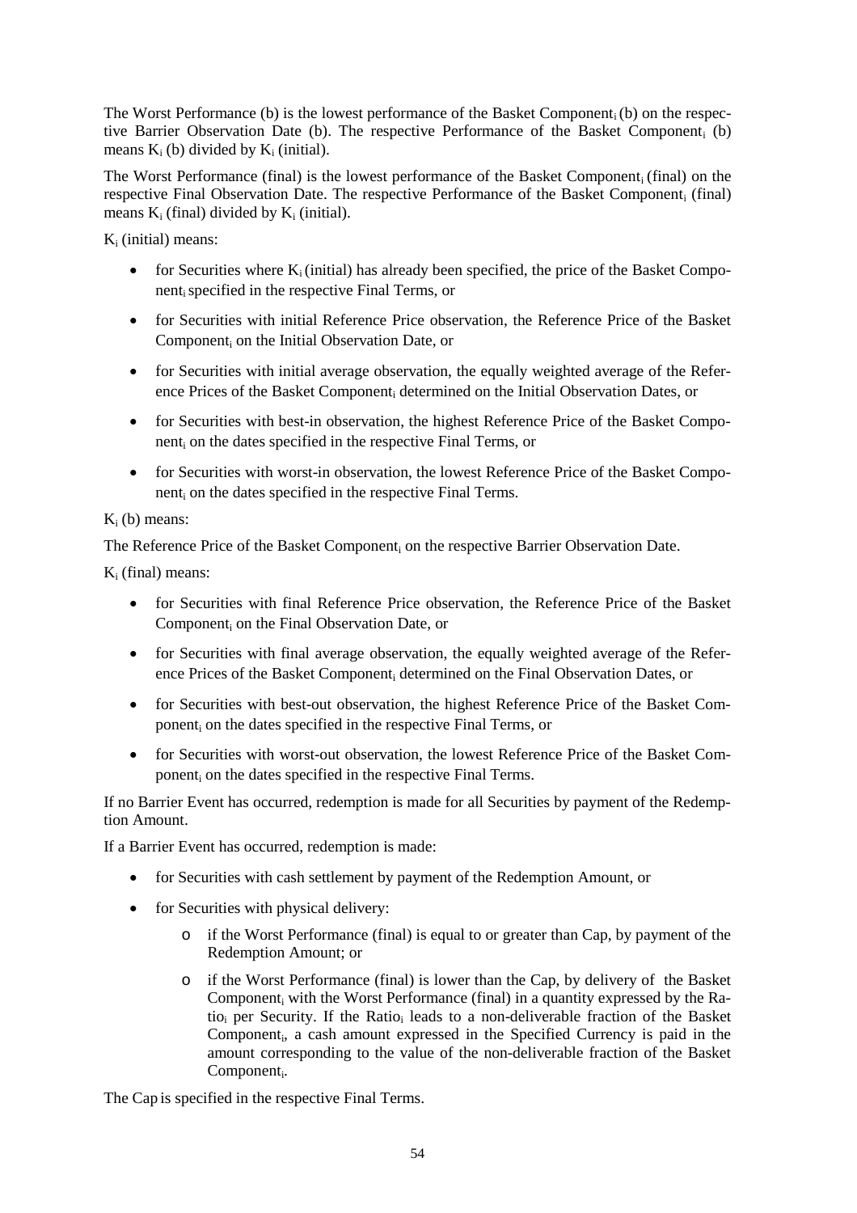The Worst Performance (b) is the lowest performance of the Basket $Component_i$ (b) on the respective Barrier Observation Date (b). The respective Performance of the Basket $Component_i$ (b) means $K_i$ (b) divided by $K_i$ (initial).

The Worst Performance (final) is the lowest performance of the Basket $Component_i$ (final) on the respective Final Observation Date. The respective Performance of the Basket $Component_i$ (final) means $K_i$ (final) divided by $K_i$ (initial).

$K_i$ (initial) means:

- for Securities where $K_i$ (initial) has already been specified, the price of the Basket $Component_i$ specified in the respective Final Terms, or
- for Securities with initial Reference Price observation, the Reference Price of the Basket $Component_i$ on the Initial Observation Date, or
- for Securities with initial average observation, the equally weighted average of the Reference Prices of the Basket $Component_i$ determined on the Initial Observation Dates, or
- for Securities with best-in observation, the highest Reference Price of the Basket $Component_i$ on the dates specified in the respective Final Terms, or
- for Securities with worst-in observation, the lowest Reference Price of the Basket $Component_i$ on the dates specified in the respective Final Terms.

$K_i$ (b) means:

The Reference Price of the Basket $Component_i$ on the respective Barrier Observation Date.

$K_i$ (final) means:

- for Securities with final Reference Price observation, the Reference Price of the Basket $Component_i$ on the Final Observation Date, or
- for Securities with final average observation, the equally weighted average of the Reference Prices of the Basket $Component_i$ determined on the Final Observation Dates, or
- for Securities with best-out observation, the highest Reference Price of the Basket $Component_i$ on the dates specified in the respective Final Terms, or
- for Securities with worst-out observation, the lowest Reference Price of the Basket $Component_i$ on the dates specified in the respective Final Terms.

If no Barrier Event has occurred, redemption is made for all Securities by payment of the Redemption Amount.

If a Barrier Event has occurred, redemption is made:

- for Securities with cash settlement by payment of the Redemption Amount, or
- for Securities with physical delivery:
  - if the Worst Performance (final) is equal to or greater than Cap, by payment of the Redemption Amount; or
  - if the Worst Performance (final) is lower than the Cap, by delivery of the Basket $Component_i$ with the Worst Performance (final) in a quantity expressed by the $Ratio_i$ per Security. If the $Ratio_i$ leads to a non-deliverable fraction of the Basket $Component_i$, a cash amount expressed in the Specified Currency is paid in the amount corresponding to the value of the non-deliverable fraction of the Basket $Component_i$.

The Cap is specified in the respective Final Terms.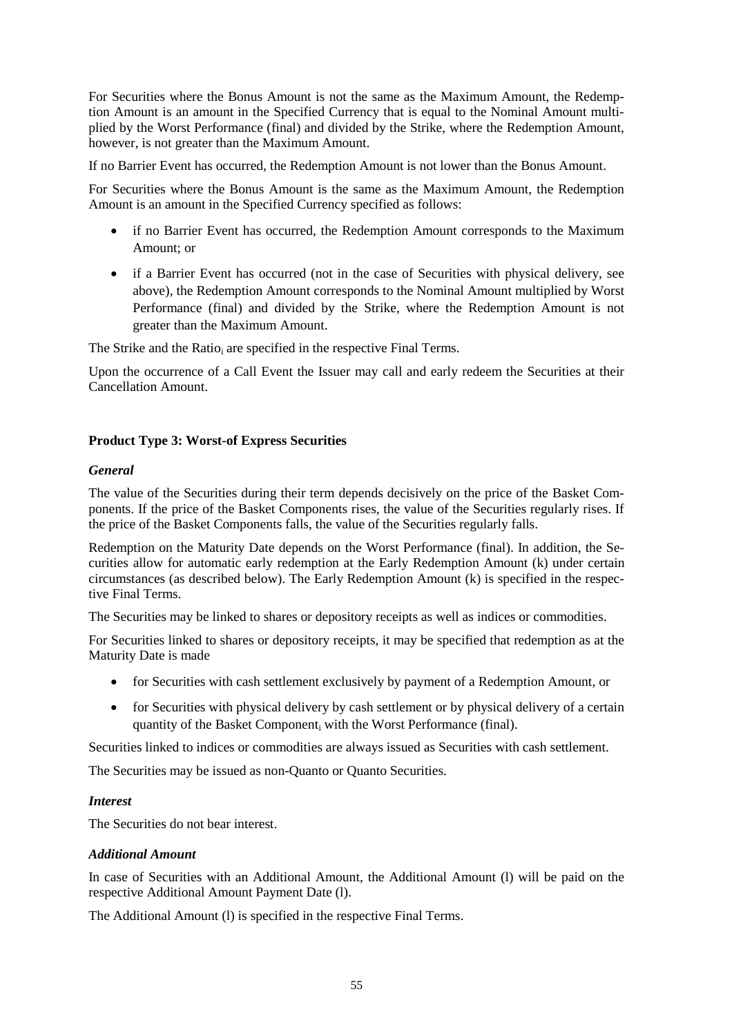For Securities where the Bonus Amount is not the same as the Maximum Amount, the Redemption Amount is an amount in the Specified Currency that is equal to the Nominal Amount multiplied by the Worst Performance (final) and divided by the Strike, where the Redemption Amount, however, is not greater than the Maximum Amount.

If no Barrier Event has occurred, the Redemption Amount is not lower than the Bonus Amount.

For Securities where the Bonus Amount is the same as the Maximum Amount, the Redemption Amount is an amount in the Specified Currency specified as follows:

- if no Barrier Event has occurred, the Redemption Amount corresponds to the Maximum Amount; or
- if a Barrier Event has occurred (not in the case of Securities with physical delivery, see above), the Redemption Amount corresponds to the Nominal Amount multiplied by Worst Performance (final) and divided by the Strike, where the Redemption Amount is not greater than the Maximum Amount.

The Strike and the $Ratio_i$ are specified in the respective Final Terms.

Upon the occurrence of a Call Event the Issuer may call and early redeem the Securities at their Cancellation Amount.

**Product Type 3: Worst-of Express Securities**

***General***

The value of the Securities during their term depends decisively on the price of the Basket Components. If the price of the Basket Components rises, the value of the Securities regularly rises. If the price of the Basket Components falls, the value of the Securities regularly falls.

Redemption on the Maturity Date depends on the Worst Performance (final). In addition, the Securities allow for automatic early redemption at the Early Redemption Amount (k) under certain circumstances (as described below). The Early Redemption Amount (k) is specified in the respective Final Terms.

The Securities may be linked to shares or depository receipts as well as indices or commodities.

For Securities linked to shares or depository receipts, it may be specified that redemption as at the Maturity Date is made

- for Securities with cash settlement exclusively by payment of a Redemption Amount, or
- for Securities with physical delivery by cash settlement or by physical delivery of a certain quantity of the $Basket\ Component_i$ with the Worst Performance (final).

Securities linked to indices or commodities are always issued as Securities with cash settlement.

The Securities may be issued as non-Quanto or Quanto Securities.

***Interest***

The Securities do not bear interest.

***Additional Amount***

In case of Securities with an Additional Amount, the Additional Amount (l) will be paid on the respective Additional Amount Payment Date (l).

The Additional Amount (l) is specified in the respective Final Terms.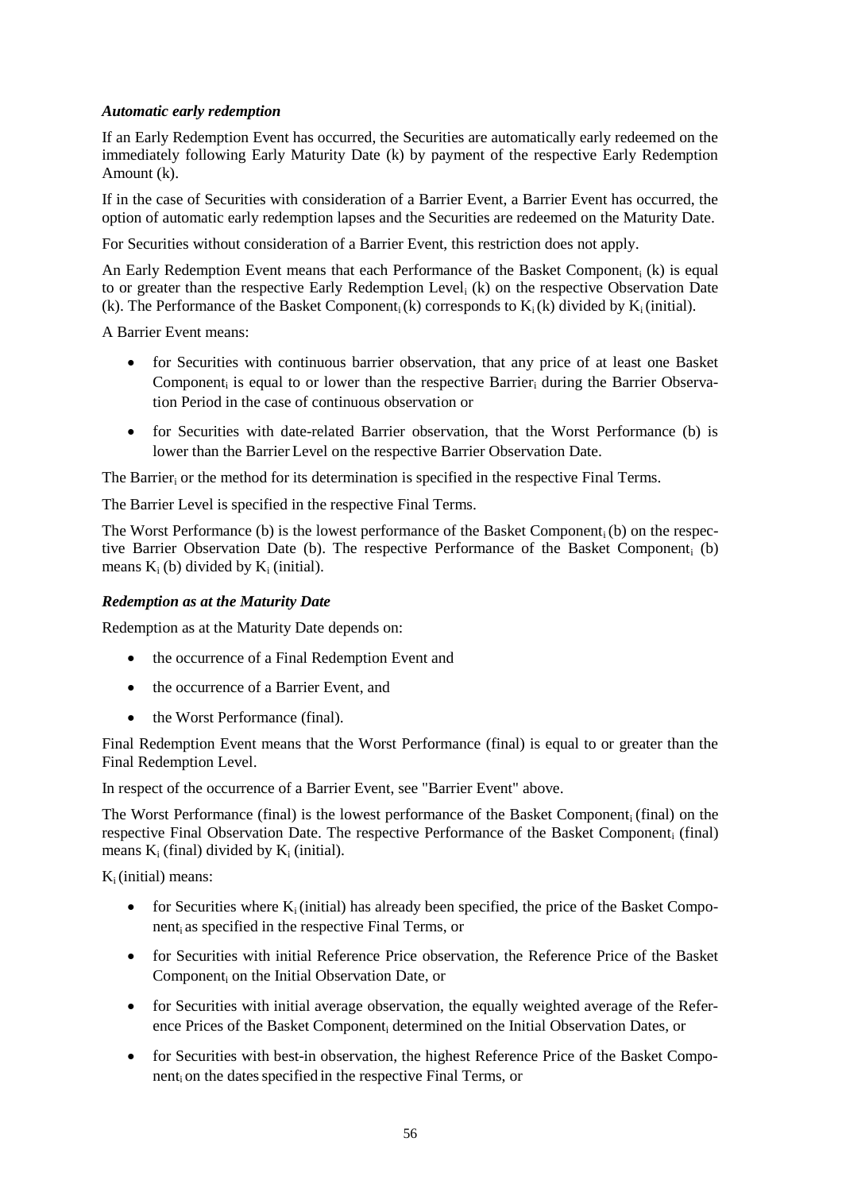***Automatic early redemption***

If an Early Redemption Event has occurred, the Securities are automatically early redeemed on the immediately following Early Maturity Date (k) by payment of the respective Early Redemption Amount (k).

If in the case of Securities with consideration of a Barrier Event, a Barrier Event has occurred, the option of automatic early redemption lapses and the Securities are redeemed on the Maturity Date.

For Securities without consideration of a Barrier Event, this restriction does not apply.

An Early Redemption Event means that each Performance of the Basket $\text{Component}_i$ (k) is equal to or greater than the respective Early Redemption $\text{Level}_i$ (k) on the respective Observation Date (k). The Performance of the Basket $\text{Component}_i$ (k) corresponds to $K_i$ (k) divided by $K_i$ (initial).

A Barrier Event means:

- for Securities with continuous barrier observation, that any price of at least one Basket $\text{Component}_i$ is equal to or lower than the respective $\text{Barrier}_i$ during the Barrier Observation Period in the case of continuous observation or
- for Securities with date-related Barrier observation, that the Worst Performance (b) is lower than the Barrier Level on the respective Barrier Observation Date.

The $\text{Barrier}_i$ or the method for its determination is specified in the respective Final Terms.

The Barrier Level is specified in the respective Final Terms.

The Worst Performance (b) is the lowest performance of the Basket $\text{Component}_i$ (b) on the respective Barrier Observation Date (b). The respective Performance of the Basket $\text{Component}_i$ (b) means $K_i$ (b) divided by $K_i$ (initial).

***Redemption as at the Maturity Date***

Redemption as at the Maturity Date depends on:

- the occurrence of a Final Redemption Event and
- the occurrence of a Barrier Event, and
- the Worst Performance (final).

Final Redemption Event means that the Worst Performance (final) is equal to or greater than the Final Redemption Level.

In respect of the occurrence of a Barrier Event, see "Barrier Event" above.

The Worst Performance (final) is the lowest performance of the Basket $\text{Component}_i$ (final) on the respective Final Observation Date. The respective Performance of the Basket $\text{Component}_i$ (final) means $K_i$ (final) divided by $K_i$ (initial).

$K_i$ (initial) means:

- for Securities where $K_i$ (initial) has already been specified, the price of the Basket $\text{Component}_i$ as specified in the respective Final Terms, or
- for Securities with initial Reference Price observation, the Reference Price of the Basket $\text{Component}_i$ on the Initial Observation Date, or
- for Securities with initial average observation, the equally weighted average of the Reference Prices of the Basket $\text{Component}_i$ determined on the Initial Observation Dates, or
- for Securities with best-in observation, the highest Reference Price of the Basket $\text{Component}_i$ on the dates specified in the respective Final Terms, or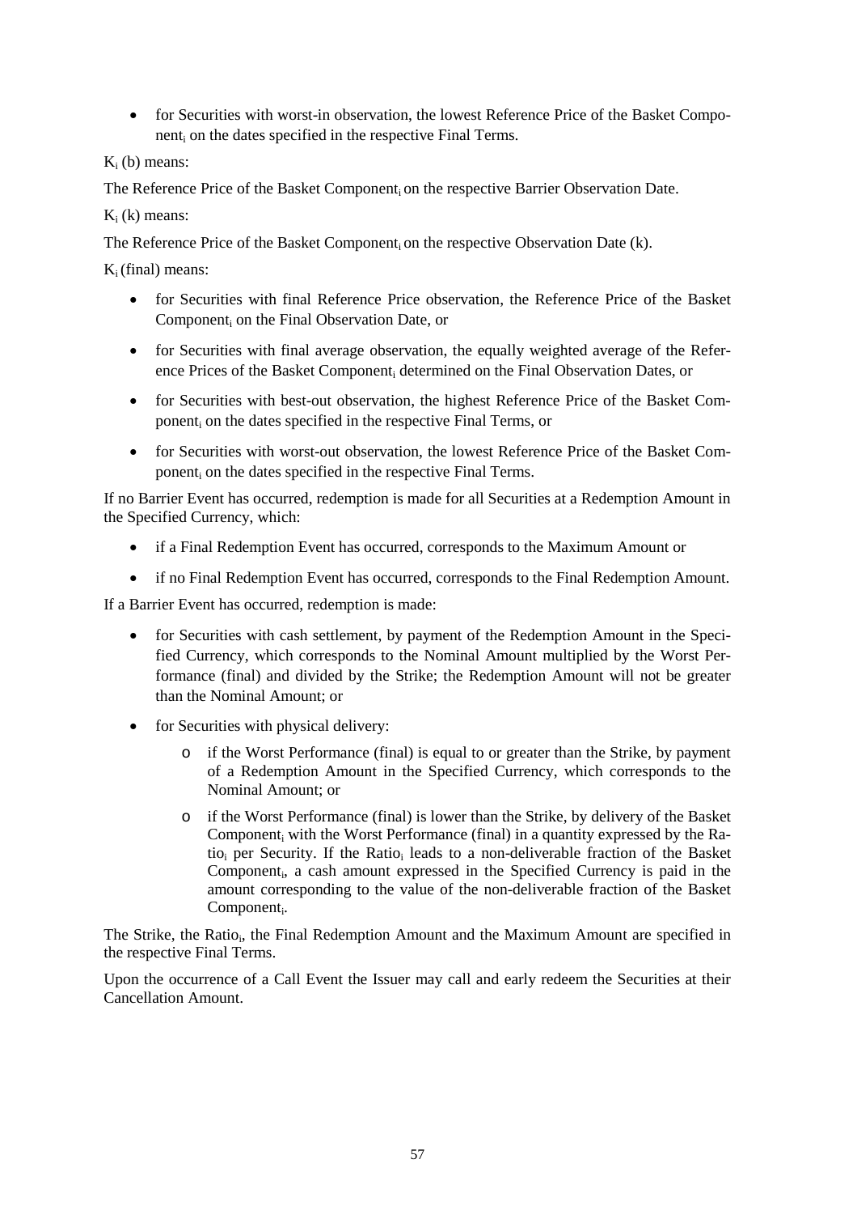- for Securities with worst-in observation, the lowest Reference Price of the Basket Component$_i$ on the dates specified in the respective Final Terms.

$K_i$ (b) means:

The Reference Price of the Basket Component$_i$ on the respective Barrier Observation Date.

$K_i$ (k) means:

The Reference Price of the Basket Component$_i$ on the respective Observation Date (k).

$K_i$ (final) means:

- for Securities with final Reference Price observation, the Reference Price of the Basket Component$_i$ on the Final Observation Date, or
- for Securities with final average observation, the equally weighted average of the Reference Prices of the Basket Component$_i$ determined on the Final Observation Dates, or
- for Securities with best-out observation, the highest Reference Price of the Basket Component$_i$ on the dates specified in the respective Final Terms, or
- for Securities with worst-out observation, the lowest Reference Price of the Basket Component$_i$ on the dates specified in the respective Final Terms.

If no Barrier Event has occurred, redemption is made for all Securities at a Redemption Amount in the Specified Currency, which:

- if a Final Redemption Event has occurred, corresponds to the Maximum Amount or
- if no Final Redemption Event has occurred, corresponds to the Final Redemption Amount.

If a Barrier Event has occurred, redemption is made:

- for Securities with cash settlement, by payment of the Redemption Amount in the Specified Currency, which corresponds to the Nominal Amount multiplied by the Worst Performance (final) and divided by the Strike; the Redemption Amount will not be greater than the Nominal Amount; or
- for Securities with physical delivery:
  - if the Worst Performance (final) is equal to or greater than the Strike, by payment of a Redemption Amount in the Specified Currency, which corresponds to the Nominal Amount; or
  - if the Worst Performance (final) is lower than the Strike, by delivery of the Basket Component$_i$ with the Worst Performance (final) in a quantity expressed by the Ratio$_i$ per Security. If the Ratio$_i$ leads to a non-deliverable fraction of the Basket Component$_i$, a cash amount expressed in the Specified Currency is paid in the amount corresponding to the value of the non-deliverable fraction of the Basket Component$_i$.

The Strike, the Ratio$_i$, the Final Redemption Amount and the Maximum Amount are specified in the respective Final Terms.

Upon the occurrence of a Call Event the Issuer may call and early redeem the Securities at their Cancellation Amount.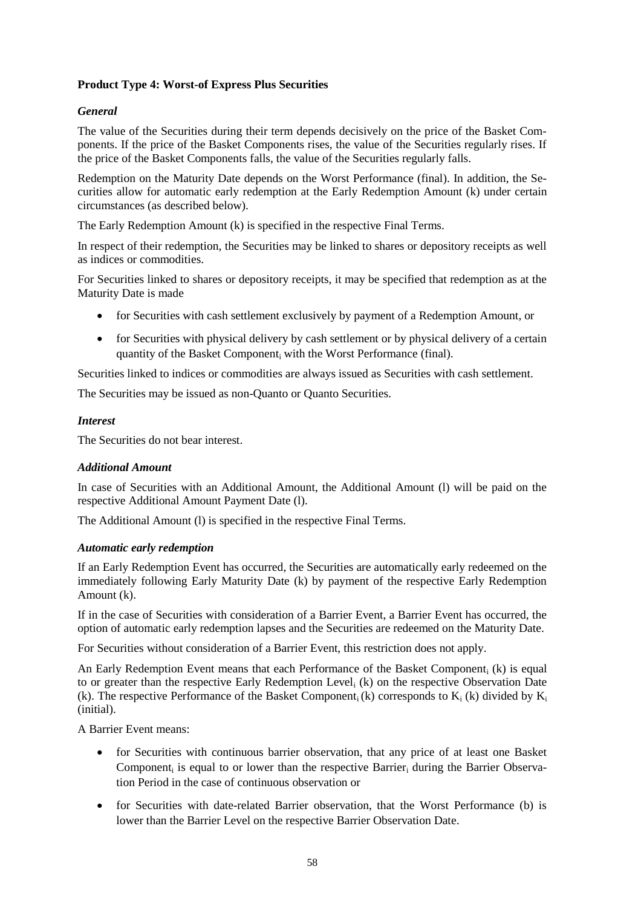**Product Type 4: Worst-of Express Plus Securities**

***General***

The value of the Securities during their term depends decisively on the price of the Basket Components. If the price of the Basket Components rises, the value of the Securities regularly rises. If the price of the Basket Components falls, the value of the Securities regularly falls.

Redemption on the Maturity Date depends on the Worst Performance (final). In addition, the Securities allow for automatic early redemption at the Early Redemption Amount (k) under certain circumstances (as described below).

The Early Redemption Amount (k) is specified in the respective Final Terms.

In respect of their redemption, the Securities may be linked to shares or depository receipts as well as indices or commodities.

For Securities linked to shares or depository receipts, it may be specified that redemption as at the Maturity Date is made

- for Securities with cash settlement exclusively by payment of a Redemption Amount, or
- for Securities with physical delivery by cash settlement or by physical delivery of a certain quantity of the Basket $\text{Component}_i$ with the Worst Performance (final).

Securities linked to indices or commodities are always issued as Securities with cash settlement.

The Securities may be issued as non-Quanto or Quanto Securities.

***Interest***

The Securities do not bear interest.

***Additional Amount***

In case of Securities with an Additional Amount, the Additional Amount (l) will be paid on the respective Additional Amount Payment Date (l).

The Additional Amount (l) is specified in the respective Final Terms.

***Automatic early redemption***

If an Early Redemption Event has occurred, the Securities are automatically early redeemed on the immediately following Early Maturity Date (k) by payment of the respective Early Redemption Amount (k).

If in the case of Securities with consideration of a Barrier Event, a Barrier Event has occurred, the option of automatic early redemption lapses and the Securities are redeemed on the Maturity Date.

For Securities without consideration of a Barrier Event, this restriction does not apply.

An Early Redemption Event means that each Performance of the Basket $\text{Component}_i$ (k) is equal to or greater than the respective Early Redemption $\text{Level}_i$ (k) on the respective Observation Date (k). The respective Performance of the Basket $\text{Component}_i$ (k) corresponds to $K_i$ (k) divided by $K_i$ (initial).

A Barrier Event means:

- for Securities with continuous barrier observation, that any price of at least one Basket $\text{Component}_i$ is equal to or lower than the respective $\text{Barrier}_i$ during the Barrier Observation Period in the case of continuous observation or
- for Securities with date-related Barrier observation, that the Worst Performance (b) is lower than the Barrier Level on the respective Barrier Observation Date.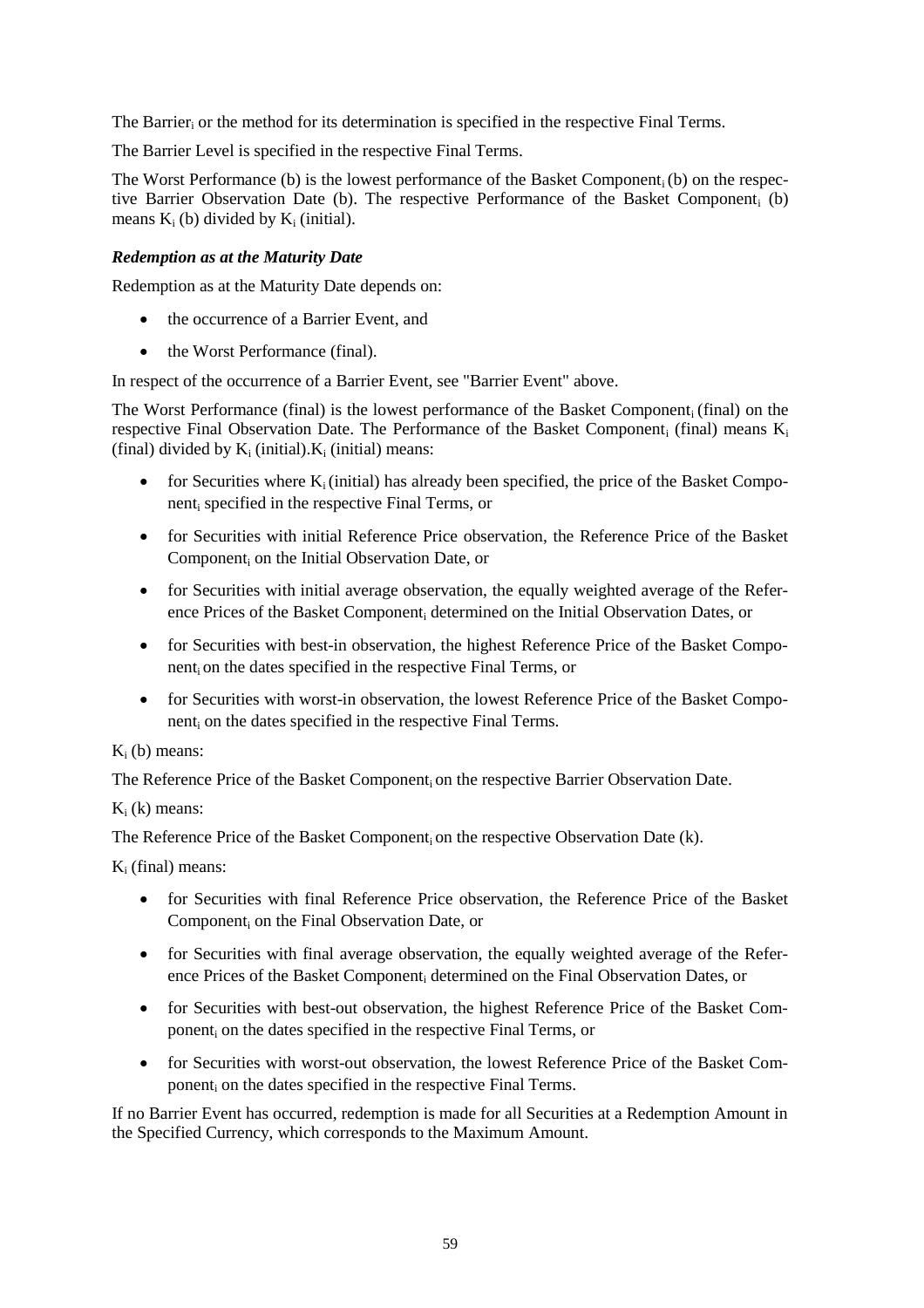The $\text{Barrier}_i$ or the method for its determination is specified in the respective Final Terms.

The Barrier Level is specified in the respective Final Terms.

The Worst Performance (b) is the lowest performance of the Basket $\text{Component}_i$ (b) on the respective Barrier Observation Date (b). The respective Performance of the Basket $\text{Component}_i$ (b) means $K_i$ (b) divided by $K_i$ (initial).

***Redemption as at the Maturity Date***

Redemption as at the Maturity Date depends on:

- the occurrence of a Barrier Event, and
- the Worst Performance (final).

In respect of the occurrence of a Barrier Event, see "Barrier Event" above.

The Worst Performance (final) is the lowest performance of the Basket $\text{Component}_i$ (final) on the respective Final Observation Date. The Performance of the Basket $\text{Component}_i$ (final) means $K_i$ (final) divided by $K_i$ (initial).$K_i$ (initial) means:

- for Securities where $K_i$ (initial) has already been specified, the price of the Basket $\text{Component}_i$ specified in the respective Final Terms, or
- for Securities with initial Reference Price observation, the Reference Price of the Basket $\text{Component}_i$ on the Initial Observation Date, or
- for Securities with initial average observation, the equally weighted average of the Reference Prices of the Basket $\text{Component}_i$ determined on the Initial Observation Dates, or
- for Securities with best-in observation, the highest Reference Price of the Basket $\text{Component}_i$ on the dates specified in the respective Final Terms, or
- for Securities with worst-in observation, the lowest Reference Price of the Basket $\text{Component}_i$ on the dates specified in the respective Final Terms.

$K_i$ (b) means:

The Reference Price of the Basket $\text{Component}_i$ on the respective Barrier Observation Date.

$K_i$ (k) means:

The Reference Price of the Basket $\text{Component}_i$ on the respective Observation Date (k).

$K_i$ (final) means:

- for Securities with final Reference Price observation, the Reference Price of the Basket $\text{Component}_i$ on the Final Observation Date, or
- for Securities with final average observation, the equally weighted average of the Reference Prices of the Basket $\text{Component}_i$ determined on the Final Observation Dates, or
- for Securities with best-out observation, the highest Reference Price of the Basket $\text{Component}_i$ on the dates specified in the respective Final Terms, or
- for Securities with worst-out observation, the lowest Reference Price of the Basket $\text{Component}_i$ on the dates specified in the respective Final Terms.

If no Barrier Event has occurred, redemption is made for all Securities at a Redemption Amount in the Specified Currency, which corresponds to the Maximum Amount.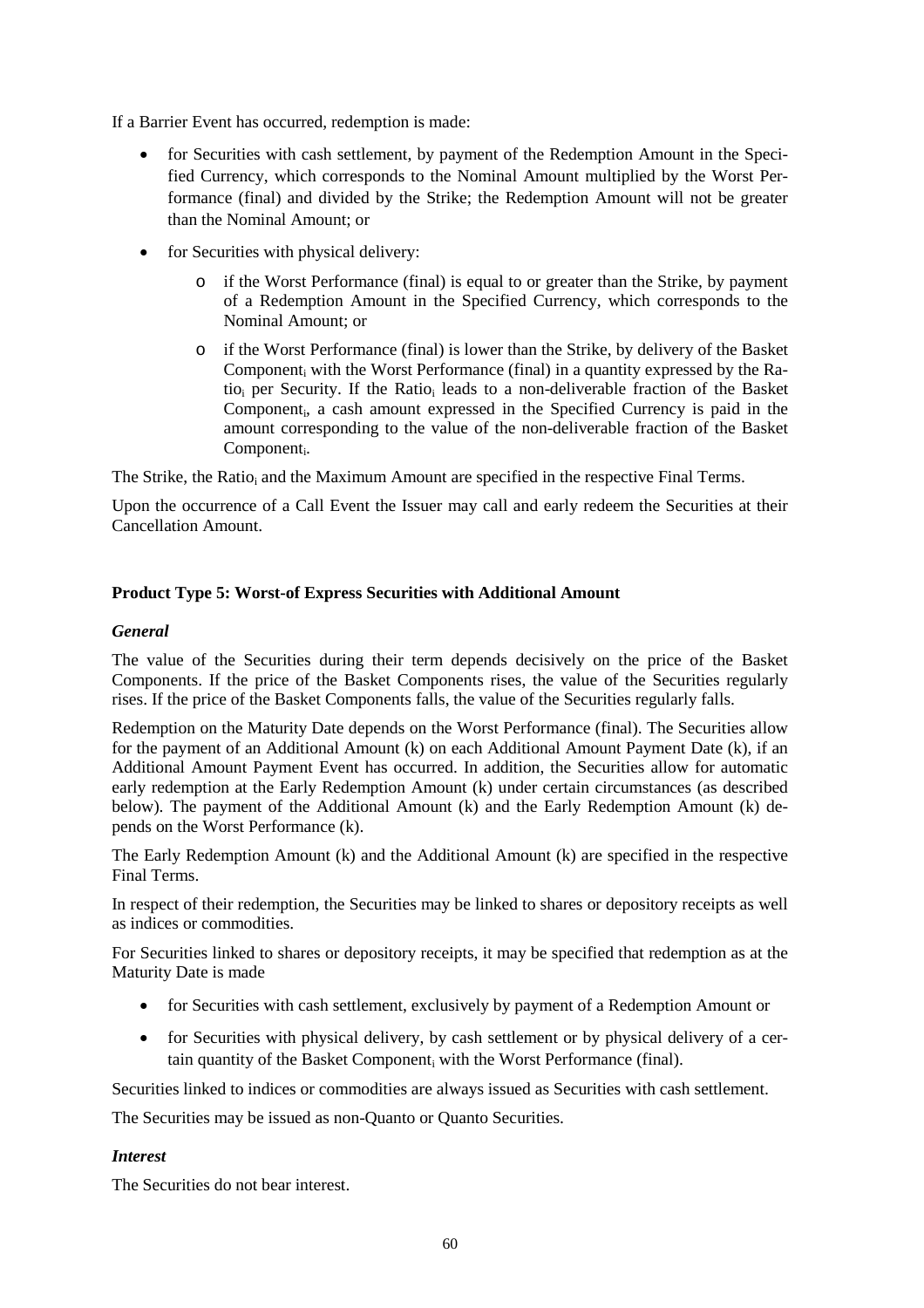If a Barrier Event has occurred, redemption is made:

- for Securities with cash settlement, by payment of the Redemption Amount in the Specified Currency, which corresponds to the Nominal Amount multiplied by the Worst Performance (final) and divided by the Strike; the Redemption Amount will not be greater than the Nominal Amount; or
- for Securities with physical delivery:
  - if the Worst Performance (final) is equal to or greater than the Strike, by payment of a Redemption Amount in the Specified Currency, which corresponds to the Nominal Amount; or
  - if the Worst Performance (final) is lower than the Strike, by delivery of the Basket $Component_i$ with the Worst Performance (final) in a quantity expressed by the $Ratio_i$ per Security. If the $Ratio_i$ leads to a non-deliverable fraction of the Basket $Component_i$, a cash amount expressed in the Specified Currency is paid in the amount corresponding to the value of the non-deliverable fraction of the Basket $Component_i$.

The Strike, the $Ratio_i$ and the Maximum Amount are specified in the respective Final Terms.

Upon the occurrence of a Call Event the Issuer may call and early redeem the Securities at their Cancellation Amount.

**Product Type 5: Worst-of Express Securities with Additional Amount**

***General***

The value of the Securities during their term depends decisively on the price of the Basket Components. If the price of the Basket Components rises, the value of the Securities regularly rises. If the price of the Basket Components falls, the value of the Securities regularly falls.

Redemption on the Maturity Date depends on the Worst Performance (final). The Securities allow for the payment of an Additional Amount (k) on each Additional Amount Payment Date (k), if an Additional Amount Payment Event has occurred. In addition, the Securities allow for automatic early redemption at the Early Redemption Amount (k) under certain circumstances (as described below). The payment of the Additional Amount (k) and the Early Redemption Amount (k) depends on the Worst Performance (k).

The Early Redemption Amount (k) and the Additional Amount (k) are specified in the respective Final Terms.

In respect of their redemption, the Securities may be linked to shares or depository receipts as well as indices or commodities.

For Securities linked to shares or depository receipts, it may be specified that redemption as at the Maturity Date is made

- for Securities with cash settlement, exclusively by payment of a Redemption Amount or
- for Securities with physical delivery, by cash settlement or by physical delivery of a certain quantity of the Basket $Component_i$ with the Worst Performance (final).

Securities linked to indices or commodities are always issued as Securities with cash settlement.

The Securities may be issued as non-Quanto or Quanto Securities.

***Interest***

The Securities do not bear interest.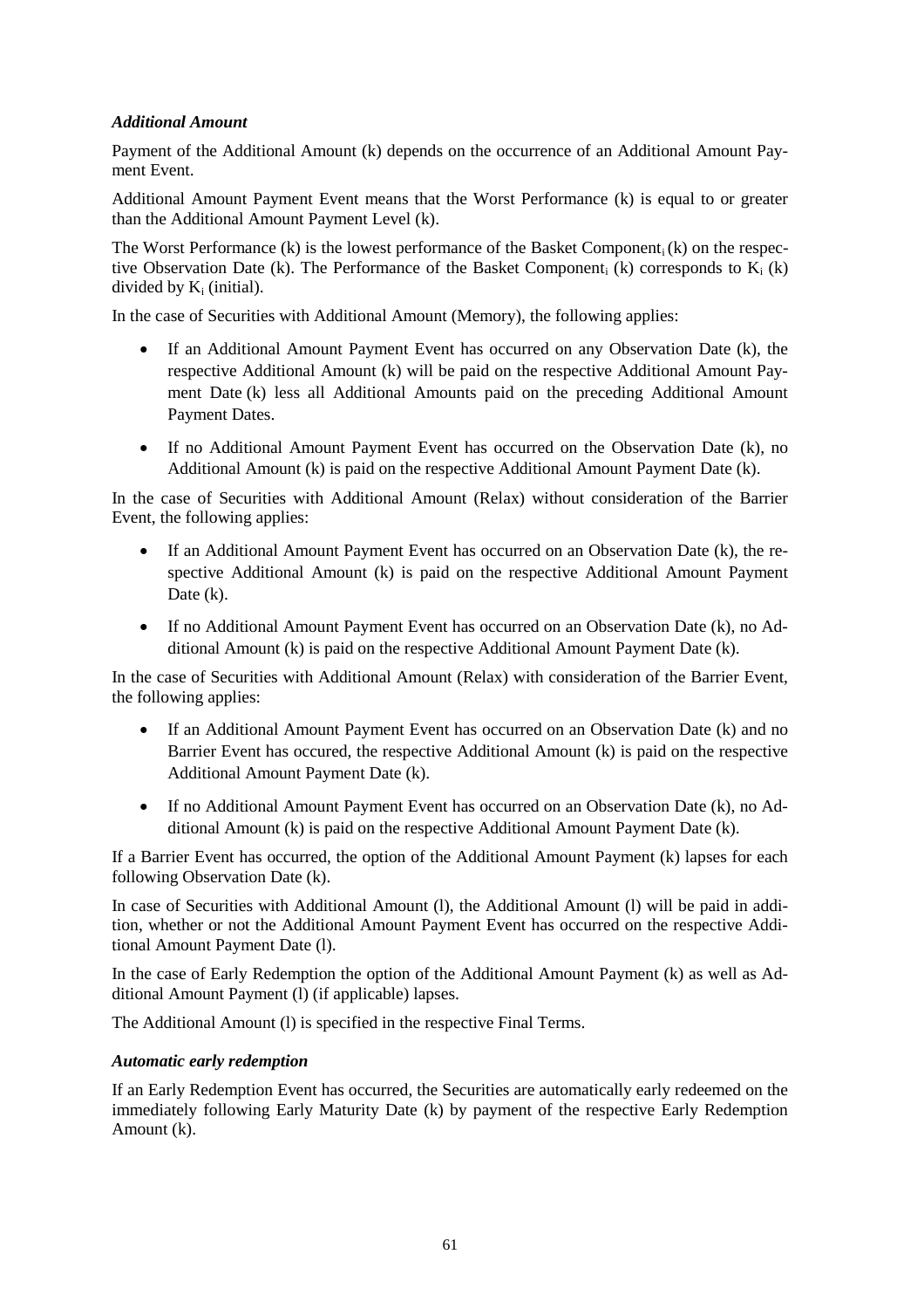***Additional Amount***

Payment of the Additional Amount (k) depends on the occurrence of an Additional Amount Payment Event.

Additional Amount Payment Event means that the Worst Performance (k) is equal to or greater than the Additional Amount Payment Level (k).

The Worst Performance (k) is the lowest performance of the Basket Component$_i$ (k) on the respective Observation Date (k). The Performance of the Basket Component$_i$ (k) corresponds to $K_i$ (k) divided by $K_i$ (initial).

In the case of Securities with Additional Amount (Memory), the following applies:

- If an Additional Amount Payment Event has occurred on any Observation Date (k), the respective Additional Amount (k) will be paid on the respective Additional Amount Payment Date (k) less all Additional Amounts paid on the preceding Additional Amount Payment Dates.
- If no Additional Amount Payment Event has occurred on the Observation Date (k), no Additional Amount (k) is paid on the respective Additional Amount Payment Date (k).

In the case of Securities with Additional Amount (Relax) without consideration of the Barrier Event, the following applies:

- If an Additional Amount Payment Event has occurred on an Observation Date (k), the respective Additional Amount (k) is paid on the respective Additional Amount Payment Date (k).
- If no Additional Amount Payment Event has occurred on an Observation Date (k), no Additional Amount (k) is paid on the respective Additional Amount Payment Date (k).

In the case of Securities with Additional Amount (Relax) with consideration of the Barrier Event, the following applies:

- If an Additional Amount Payment Event has occurred on an Observation Date (k) and no Barrier Event has occured, the respective Additional Amount (k) is paid on the respective Additional Amount Payment Date (k).
- If no Additional Amount Payment Event has occurred on an Observation Date (k), no Additional Amount (k) is paid on the respective Additional Amount Payment Date (k).

If a Barrier Event has occurred, the option of the Additional Amount Payment (k) lapses for each following Observation Date (k).

In case of Securities with Additional Amount (l), the Additional Amount (l) will be paid in addition, whether or not the Additional Amount Payment Event has occurred on the respective Additional Amount Payment Date (l).

In the case of Early Redemption the option of the Additional Amount Payment (k) as well as Additional Amount Payment (l) (if applicable) lapses.

The Additional Amount (l) is specified in the respective Final Terms.

***Automatic early redemption***

If an Early Redemption Event has occurred, the Securities are automatically early redeemed on the immediately following Early Maturity Date (k) by payment of the respective Early Redemption Amount (k).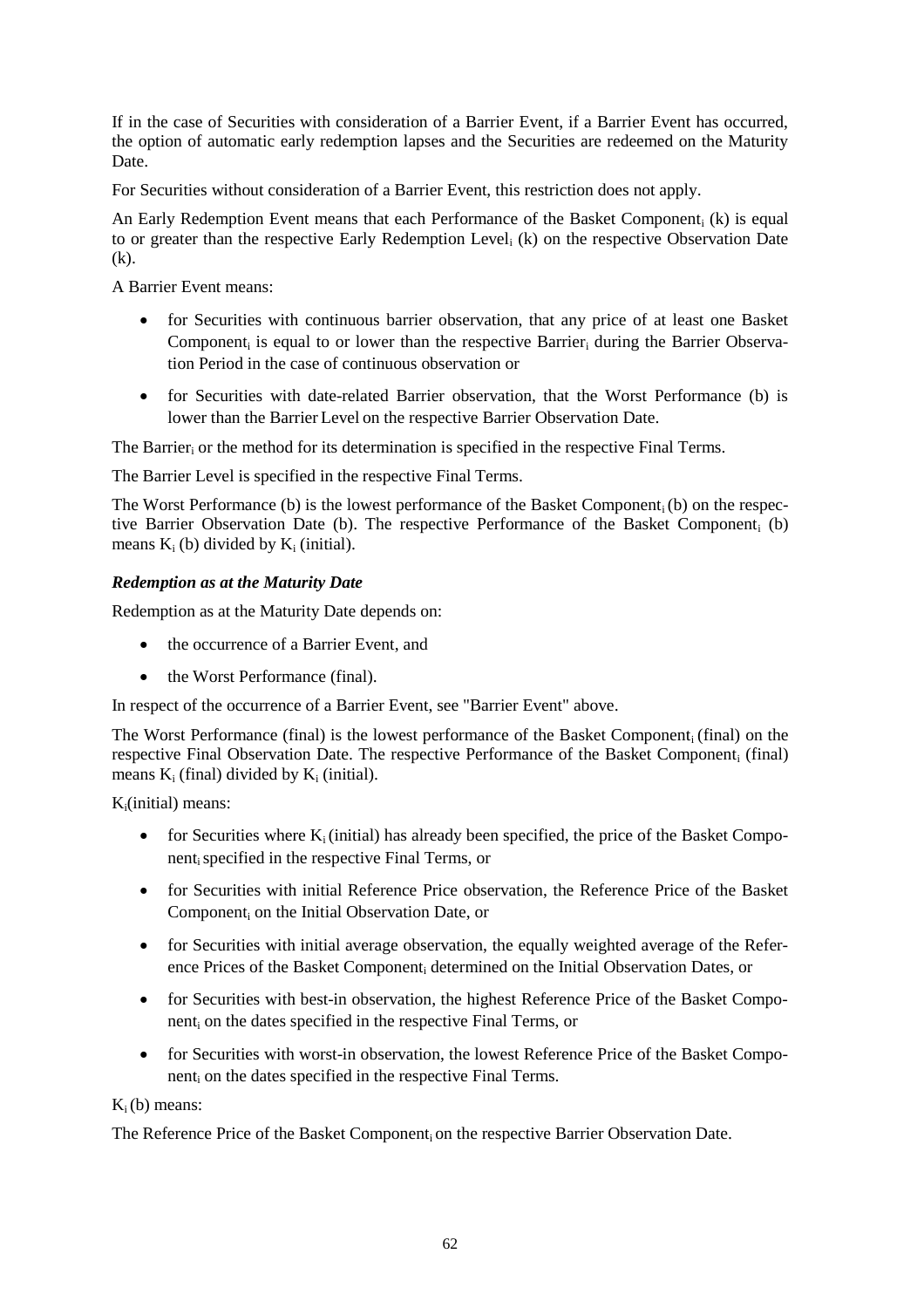If in the case of Securities with consideration of a Barrier Event, if a Barrier Event has occurred, the option of automatic early redemption lapses and the Securities are redeemed on the Maturity Date.

For Securities without consideration of a Barrier Event, this restriction does not apply.

An Early Redemption Event means that each Performance of the Basket $Component_i$ (k) is equal to or greater than the respective Early Redemption $Level_i$ (k) on the respective Observation Date (k).

A Barrier Event means:

- for Securities with continuous barrier observation, that any price of at least one Basket $Component_i$ is equal to or lower than the respective $Barrier_i$ during the Barrier Observation Period in the case of continuous observation or
- for Securities with date-related Barrier observation, that the Worst Performance (b) is lower than the Barrier Level on the respective Barrier Observation Date.

The $Barrier_i$ or the method for its determination is specified in the respective Final Terms.

The Barrier Level is specified in the respective Final Terms.

The Worst Performance (b) is the lowest performance of the Basket $Component_i$ (b) on the respective Barrier Observation Date (b). The respective Performance of the Basket $Component_i$ (b) means $K_i$ (b) divided by $K_i$ (initial).

### *Redemption as at the Maturity Date*

Redemption as at the Maturity Date depends on:

- the occurrence of a Barrier Event, and
- the Worst Performance (final).

In respect of the occurrence of a Barrier Event, see "Barrier Event" above.

The Worst Performance (final) is the lowest performance of the Basket $Component_i$ (final) on the respective Final Observation Date. The respective Performance of the Basket $Component_i$ (final) means $K_i$ (final) divided by $K_i$ (initial).

$K_i$(initial) means:

- for Securities where $K_i$ (initial) has already been specified, the price of the Basket $Component_i$ specified in the respective Final Terms, or
- for Securities with initial Reference Price observation, the Reference Price of the Basket $Component_i$ on the Initial Observation Date, or
- for Securities with initial average observation, the equally weighted average of the Reference Prices of the Basket $Component_i$ determined on the Initial Observation Dates, or
- for Securities with best-in observation, the highest Reference Price of the Basket $Component_i$ on the dates specified in the respective Final Terms, or
- for Securities with worst-in observation, the lowest Reference Price of the Basket $Component_i$ on the dates specified in the respective Final Terms.

$K_i$ (b) means:

The Reference Price of the Basket $Component_i$ on the respective Barrier Observation Date.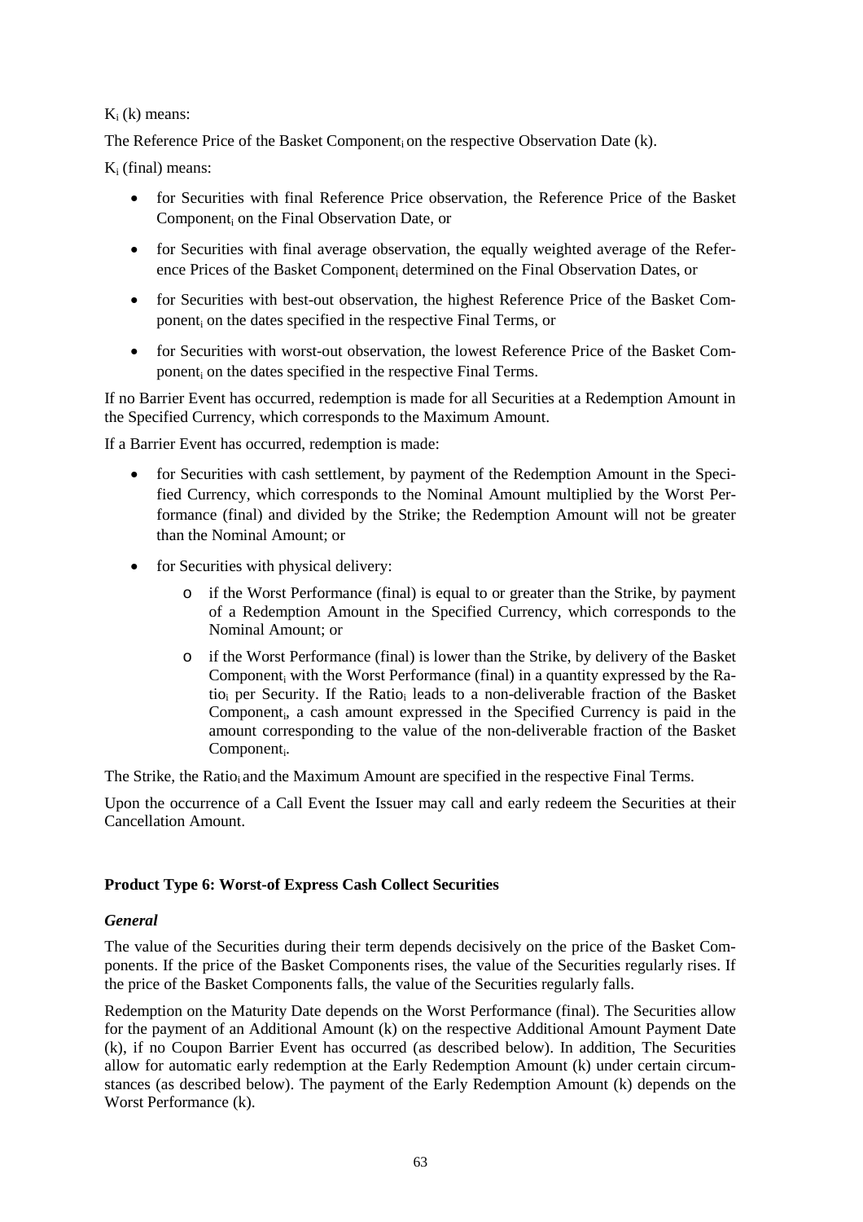$K_i$ (k) means:

The Reference Price of the Basket Component$_i$ on the respective Observation Date (k).

$K_i$ (final) means:

- for Securities with final Reference Price observation, the Reference Price of the Basket Component$_i$ on the Final Observation Date, or
- for Securities with final average observation, the equally weighted average of the Reference Prices of the Basket Component$_i$ determined on the Final Observation Dates, or
- for Securities with best-out observation, the highest Reference Price of the Basket Component$_i$ on the dates specified in the respective Final Terms, or
- for Securities with worst-out observation, the lowest Reference Price of the Basket Component$_i$ on the dates specified in the respective Final Terms.

If no Barrier Event has occurred, redemption is made for all Securities at a Redemption Amount in the Specified Currency, which corresponds to the Maximum Amount.

If a Barrier Event has occurred, redemption is made:

- for Securities with cash settlement, by payment of the Redemption Amount in the Specified Currency, which corresponds to the Nominal Amount multiplied by the Worst Performance (final) and divided by the Strike; the Redemption Amount will not be greater than the Nominal Amount; or
- for Securities with physical delivery:
  - if the Worst Performance (final) is equal to or greater than the Strike, by payment of a Redemption Amount in the Specified Currency, which corresponds to the Nominal Amount; or
  - if the Worst Performance (final) is lower than the Strike, by delivery of the Basket Component$_i$ with the Worst Performance (final) in a quantity expressed by the Ratio$_i$ per Security. If the Ratio$_i$ leads to a non-deliverable fraction of the Basket Component$_i$, a cash amount expressed in the Specified Currency is paid in the amount corresponding to the value of the non-deliverable fraction of the Basket Component$_i$.

The Strike, the Ratio$_i$ and the Maximum Amount are specified in the respective Final Terms.

Upon the occurrence of a Call Event the Issuer may call and early redeem the Securities at their Cancellation Amount.

**Product Type 6: Worst-of Express Cash Collect Securities**

***General***

The value of the Securities during their term depends decisively on the price of the Basket Components. If the price of the Basket Components rises, the value of the Securities regularly rises. If the price of the Basket Components falls, the value of the Securities regularly falls.

Redemption on the Maturity Date depends on the Worst Performance (final). The Securities allow for the payment of an Additional Amount (k) on the respective Additional Amount Payment Date (k), if no Coupon Barrier Event has occurred (as described below). In addition, The Securities allow for automatic early redemption at the Early Redemption Amount (k) under certain circumstances (as described below). The payment of the Early Redemption Amount (k) depends on the Worst Performance (k).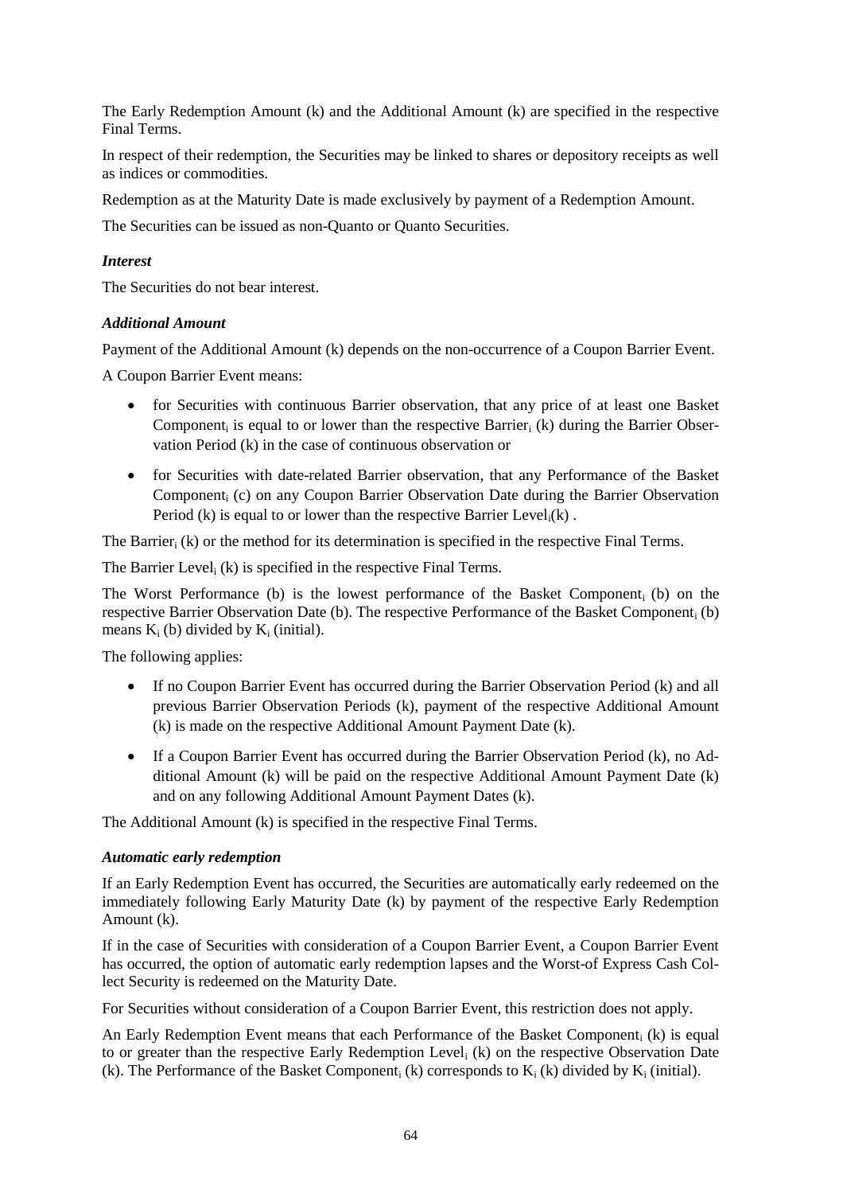The Early Redemption Amount (k) and the Additional Amount (k) are specified in the respective Final Terms.

In respect of their redemption, the Securities may be linked to shares or depository receipts as well as indices or commodities.

Redemption as at the Maturity Date is made exclusively by payment of a Redemption Amount.

The Securities can be issued as non-Quanto or Quanto Securities.

***Interest***

The Securities do not bear interest.

***Additional Amount***

Payment of the Additional Amount (k) depends on the non-occurrence of a Coupon Barrier Event.

A Coupon Barrier Event means:

- for Securities with continuous Barrier observation, that any price of at least one Basket Component$_i$ is equal to or lower than the respective Barrier$_i$ (k) during the Barrier Observation Period (k) in the case of continuous observation or
- for Securities with date-related Barrier observation, that any Performance of the Basket Component$_i$ (c) on any Coupon Barrier Observation Date during the Barrier Observation Period (k) is equal to or lower than the respective Barrier Level$_i$(k) .

The Barrier$_i$ (k) or the method for its determination is specified in the respective Final Terms.

The Barrier Level$_i$ (k) is specified in the respective Final Terms.

The Worst Performance (b) is the lowest performance of the Basket Component$_i$ (b) on the respective Barrier Observation Date (b). The respective Performance of the Basket Component$_i$ (b) means $K_i$ (b) divided by $K_i$ (initial).

The following applies:

- If no Coupon Barrier Event has occurred during the Barrier Observation Period (k) and all previous Barrier Observation Periods (k), payment of the respective Additional Amount (k) is made on the respective Additional Amount Payment Date (k).
- If a Coupon Barrier Event has occurred during the Barrier Observation Period (k), no Additional Amount (k) will be paid on the respective Additional Amount Payment Date (k) and on any following Additional Amount Payment Dates (k).

The Additional Amount (k) is specified in the respective Final Terms.

***Automatic early redemption***

If an Early Redemption Event has occurred, the Securities are automatically early redeemed on the immediately following Early Maturity Date (k) by payment of the respective Early Redemption Amount (k).

If in the case of Securities with consideration of a Coupon Barrier Event, a Coupon Barrier Event has occurred, the option of automatic early redemption lapses and the Worst-of Express Cash Collect Security is redeemed on the Maturity Date.

For Securities without consideration of a Coupon Barrier Event, this restriction does not apply.

An Early Redemption Event means that each Performance of the Basket Component$_i$ (k) is equal to or greater than the respective Early Redemption Level$_i$ (k) on the respective Observation Date (k). The Performance of the Basket Component$_i$ (k) corresponds to $K_i$ (k) divided by $K_i$ (initial).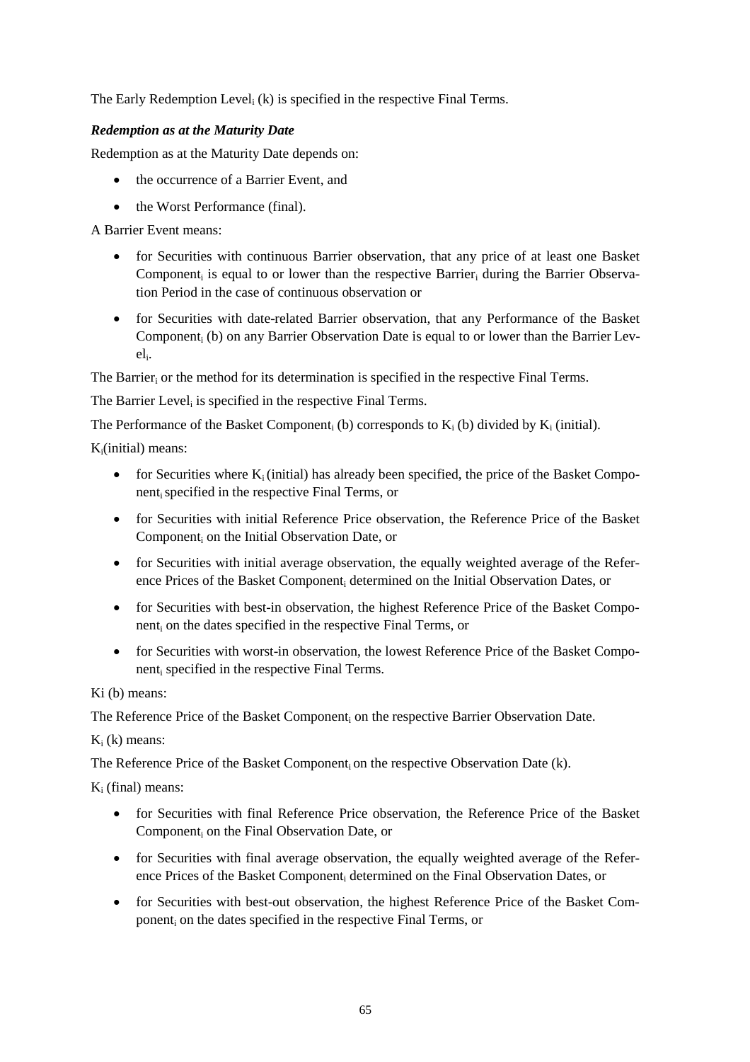The Early Redemption $Level_i$ (k) is specified in the respective Final Terms.

***Redemption as at the Maturity Date***

Redemption as at the Maturity Date depends on:

- the occurrence of a Barrier Event, and
- the Worst Performance (final).

A Barrier Event means:

- for Securities with continuous Barrier observation, that any price of at least one Basket $Component_i$ is equal to or lower than the respective $Barrier_i$ during the Barrier Observation Period in the case of continuous observation or
- for Securities with date-related Barrier observation, that any Performance of the Basket $Component_i$ (b) on any Barrier Observation Date is equal to or lower than the Barrier $Level_i$.

The $Barrier_i$ or the method for its determination is specified in the respective Final Terms.

The Barrier $Level_i$ is specified in the respective Final Terms.

The Performance of the Basket $Component_i$ (b) corresponds to $K_i$ (b) divided by $K_i$ (initial).

$K_i$(initial) means:

- for Securities where $K_i$ (initial) has already been specified, the price of the Basket $Component_i$ specified in the respective Final Terms, or
- for Securities with initial Reference Price observation, the Reference Price of the Basket $Component_i$ on the Initial Observation Date, or
- for Securities with initial average observation, the equally weighted average of the Reference Prices of the Basket $Component_i$ determined on the Initial Observation Dates, or
- for Securities with best-in observation, the highest Reference Price of the Basket $Component_i$ on the dates specified in the respective Final Terms, or
- for Securities with worst-in observation, the lowest Reference Price of the Basket $Component_i$ specified in the respective Final Terms.

Ki (b) means:

The Reference Price of the Basket $Component_i$ on the respective Barrier Observation Date.

$K_i$ (k) means:

The Reference Price of the Basket $Component_i$ on the respective Observation Date (k).

$K_i$ (final) means:

- for Securities with final Reference Price observation, the Reference Price of the Basket $Component_i$ on the Final Observation Date, or
- for Securities with final average observation, the equally weighted average of the Reference Prices of the Basket $Component_i$ determined on the Final Observation Dates, or
- for Securities with best-out observation, the highest Reference Price of the Basket $Component_i$ on the dates specified in the respective Final Terms, or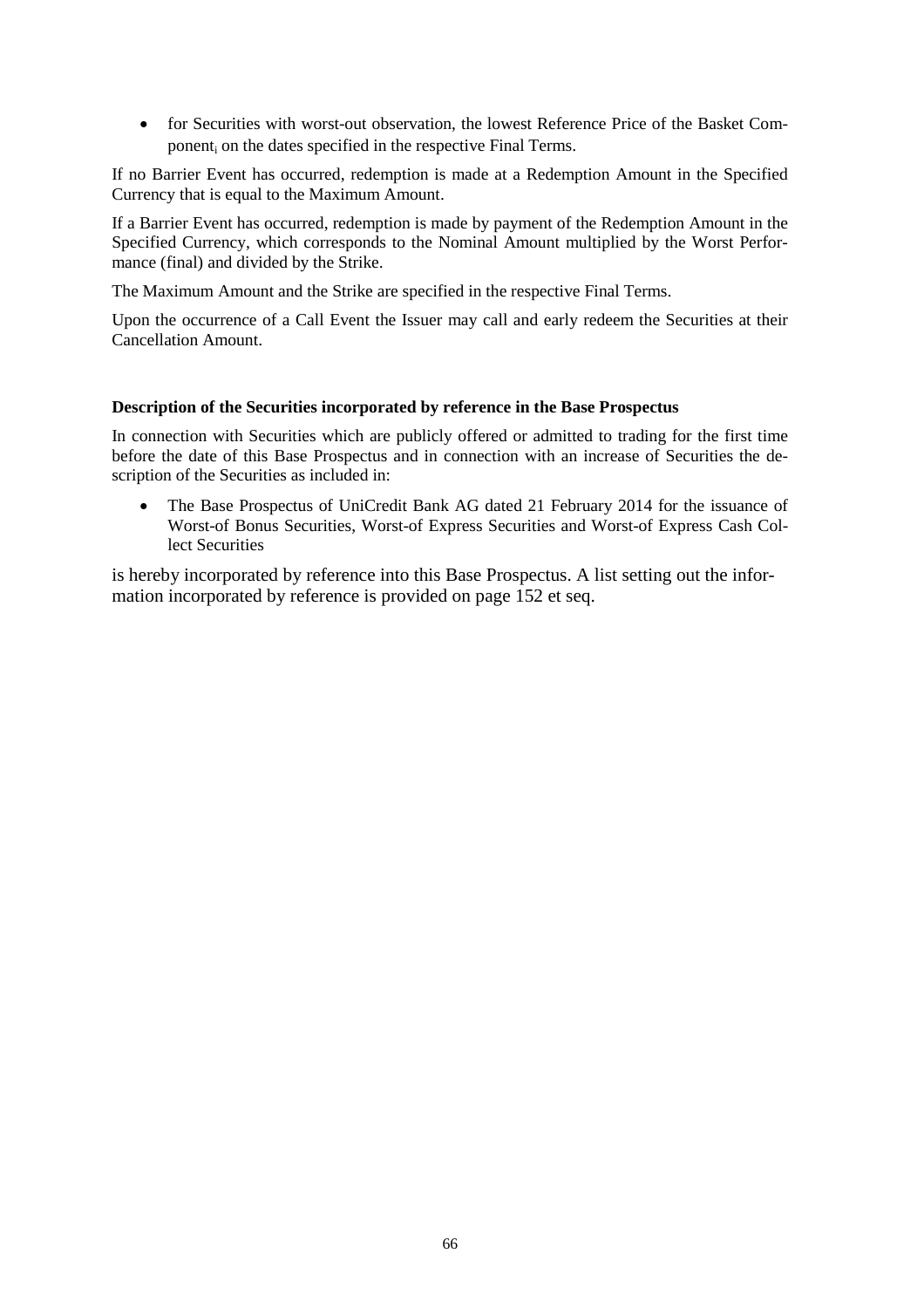- for Securities with worst-out observation, the lowest Reference Price of the Basket $Component_i$ on the dates specified in the respective Final Terms.

If no Barrier Event has occurred, redemption is made at a Redemption Amount in the Specified Currency that is equal to the Maximum Amount.

If a Barrier Event has occurred, redemption is made by payment of the Redemption Amount in the Specified Currency, which corresponds to the Nominal Amount multiplied by the Worst Performance (final) and divided by the Strike.

The Maximum Amount and the Strike are specified in the respective Final Terms.

Upon the occurrence of a Call Event the Issuer may call and early redeem the Securities at their Cancellation Amount.

**Description of the Securities incorporated by reference in the Base Prospectus**

In connection with Securities which are publicly offered or admitted to trading for the first time before the date of this Base Prospectus and in connection with an increase of Securities the description of the Securities as included in:

- The Base Prospectus of UniCredit Bank AG dated 21 February 2014 for the issuance of Worst-of Bonus Securities, Worst-of Express Securities and Worst-of Express Cash Collect Securities

is hereby incorporated by reference into this Base Prospectus. A list setting out the information incorporated by reference is provided on page 152 et seq.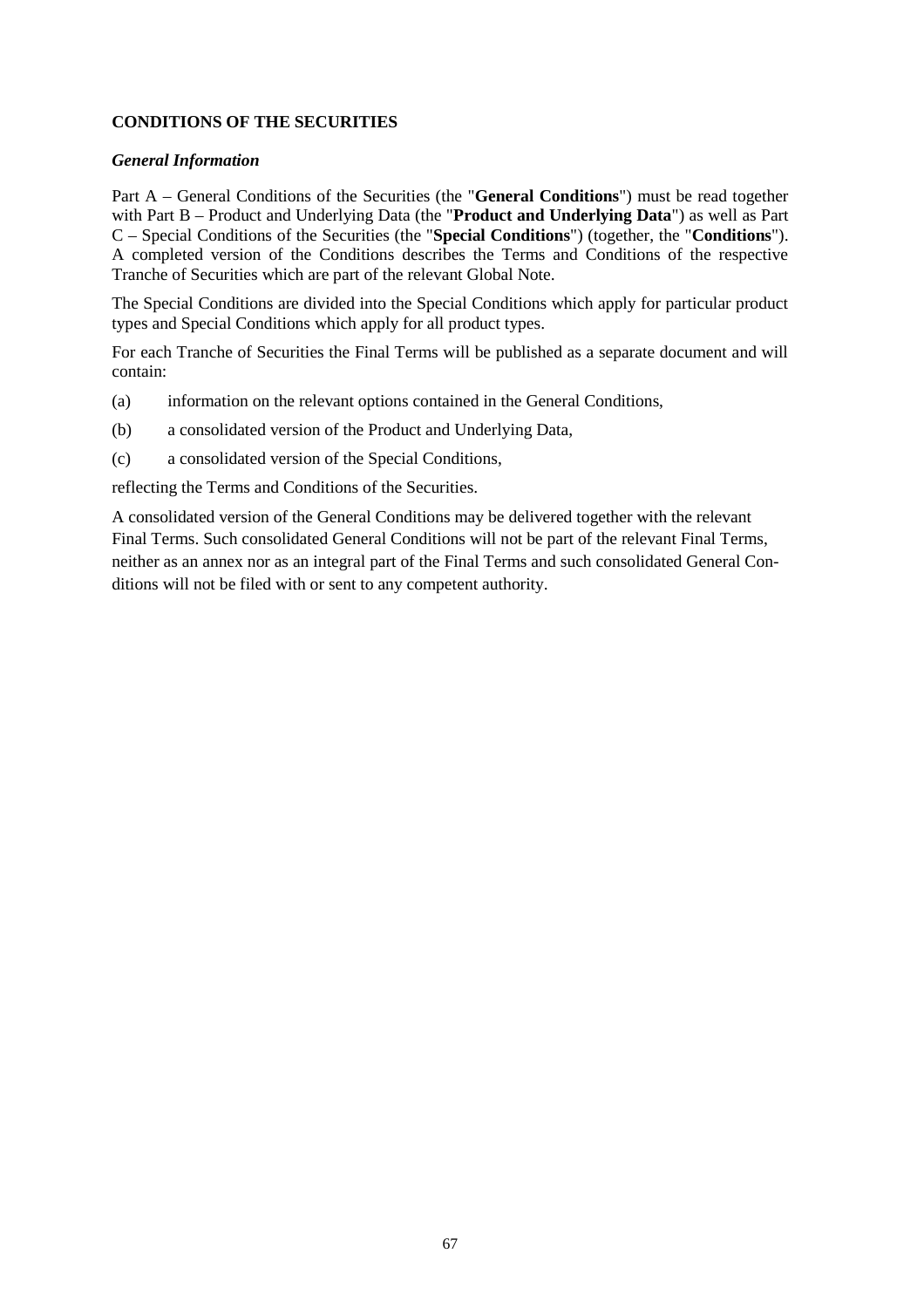**CONDITIONS OF THE SECURITIES**

***General Information***

Part A – General Conditions of the Securities (the "**General Conditions**") must be read together with Part B – Product and Underlying Data (the "**Product and Underlying Data**") as well as Part C – Special Conditions of the Securities (the "**Special Conditions**") (together, the "**Conditions**"). A completed version of the Conditions describes the Terms and Conditions of the respective Tranche of Securities which are part of the relevant Global Note.

The Special Conditions are divided into the Special Conditions which apply for particular product types and Special Conditions which apply for all product types.

For each Tranche of Securities the Final Terms will be published as a separate document and will contain:

(a) information on the relevant options contained in the General Conditions,

(b) a consolidated version of the Product and Underlying Data,

(c) a consolidated version of the Special Conditions,

reflecting the Terms and Conditions of the Securities.

A consolidated version of the General Conditions may be delivered together with the relevant Final Terms. Such consolidated General Conditions will not be part of the relevant Final Terms, neither as an annex nor as an integral part of the Final Terms and such consolidated General Conditions will not be filed with or sent to any competent authority.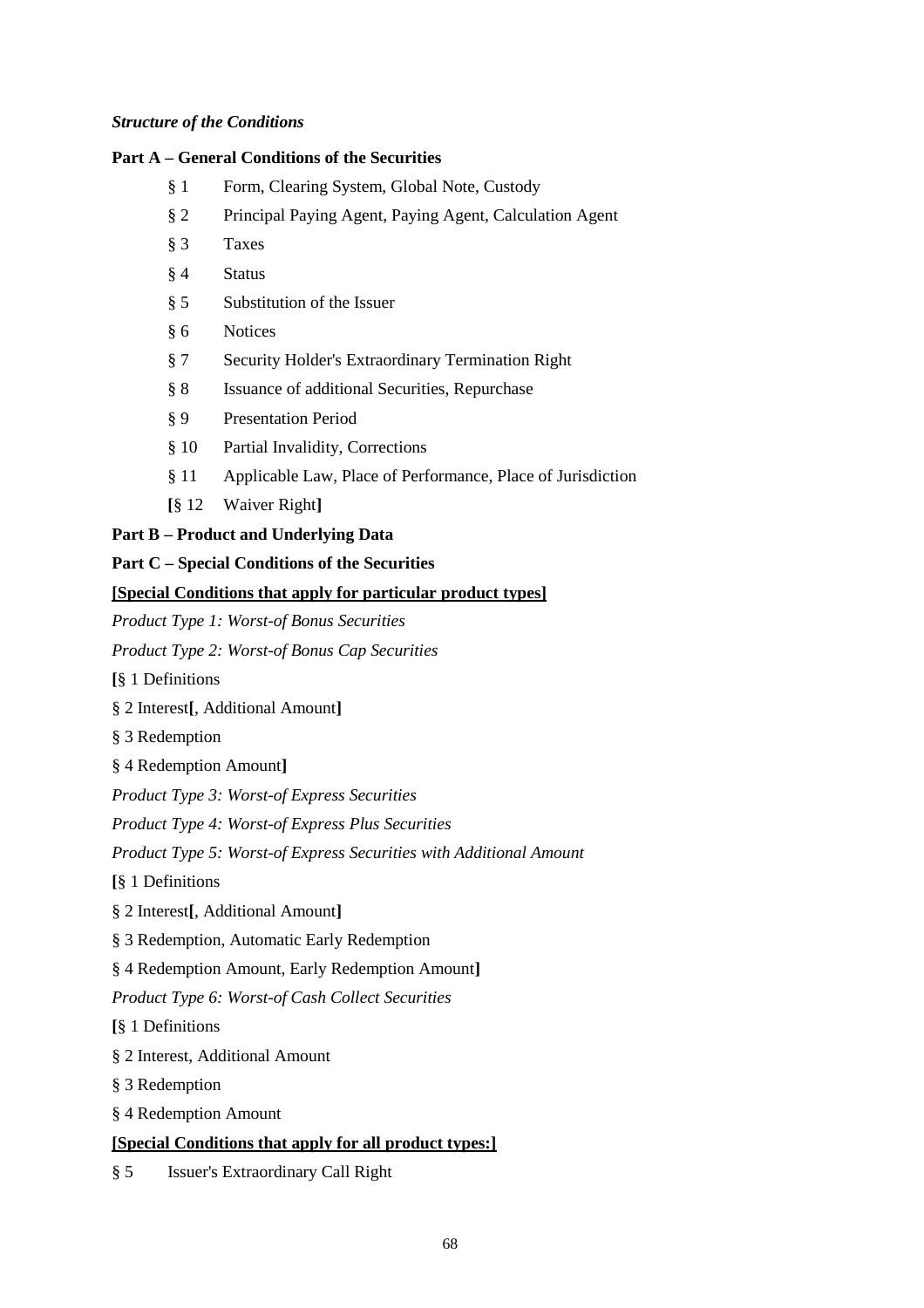***Structure of the Conditions***

**Part A – General Conditions of the Securities**

§ 1 Form, Clearing System, Global Note, Custody

§ 2 Principal Paying Agent, Paying Agent, Calculation Agent

§ 3 Taxes

§ 4 Status

§ 5 Substitution of the Issuer

§ 6 Notices

§ 7 Security Holder's Extraordinary Termination Right

§ 8 Issuance of additional Securities, Repurchase

§ 9 Presentation Period

§ 10 Partial Invalidity, Corrections

§ 11 Applicable Law, Place of Performance, Place of Jurisdiction

**[**§ 12 Waiver Right**]**

**Part B – Product and Underlying Data**

**Part C – Special Conditions of the Securities**

**[Special Conditions that apply for particular product types]**

*Product Type 1: Worst-of Bonus Securities*

*Product Type 2: Worst-of Bonus Cap Securities*

**[**§ 1 Definitions

§ 2 Interest**[**, Additional Amount**]**

§ 3 Redemption

§ 4 Redemption Amount**]**

*Product Type 3: Worst-of Express Securities*

*Product Type 4: Worst-of Express Plus Securities*

*Product Type 5: Worst-of Express Securities with Additional Amount*

**[**§ 1 Definitions

§ 2 Interest**[**, Additional Amount**]**

§ 3 Redemption, Automatic Early Redemption

§ 4 Redemption Amount, Early Redemption Amount**]**

*Product Type 6: Worst-of Cash Collect Securities*

**[**§ 1 Definitions

§ 2 Interest, Additional Amount

§ 3 Redemption

§ 4 Redemption Amount

**[Special Conditions that apply for all product types:]**

§ 5 Issuer's Extraordinary Call Right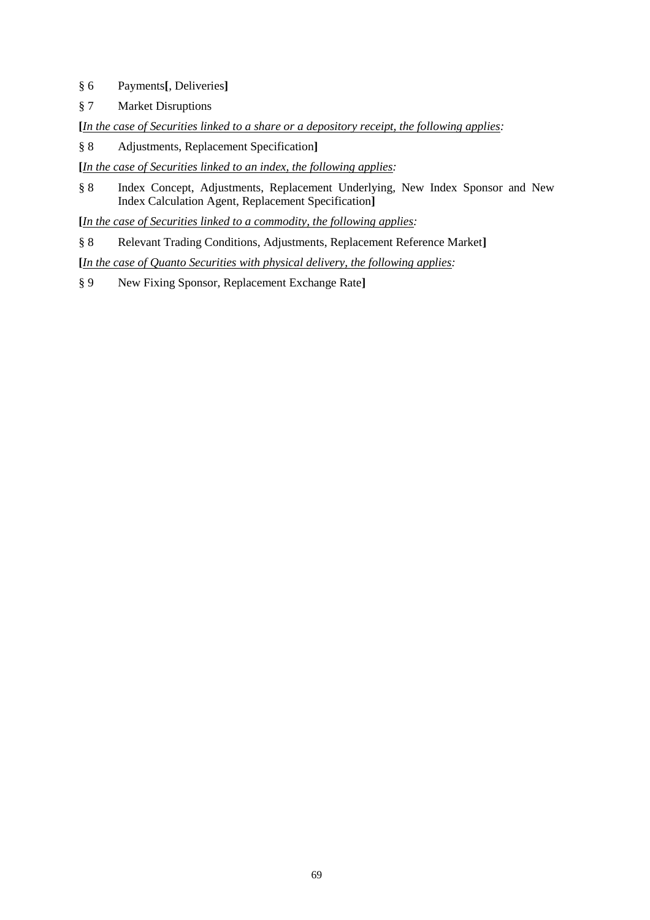§ 6 Payments[, Deliveries]

§ 7 Market Disruptions

[*In the case of Securities linked to a share or a depository receipt, the following applies:*

§ 8 Adjustments, Replacement Specification]

[*In the case of Securities linked to an index, the following applies:*

§ 8 Index Concept, Adjustments, Replacement Underlying, New Index Sponsor and New Index Calculation Agent, Replacement Specification]

[*In the case of Securities linked to a commodity, the following applies:*

§ 8 Relevant Trading Conditions, Adjustments, Replacement Reference Market]

[*In the case of Quanto Securities with physical delivery, the following applies:*

§ 9 New Fixing Sponsor, Replacement Exchange Rate]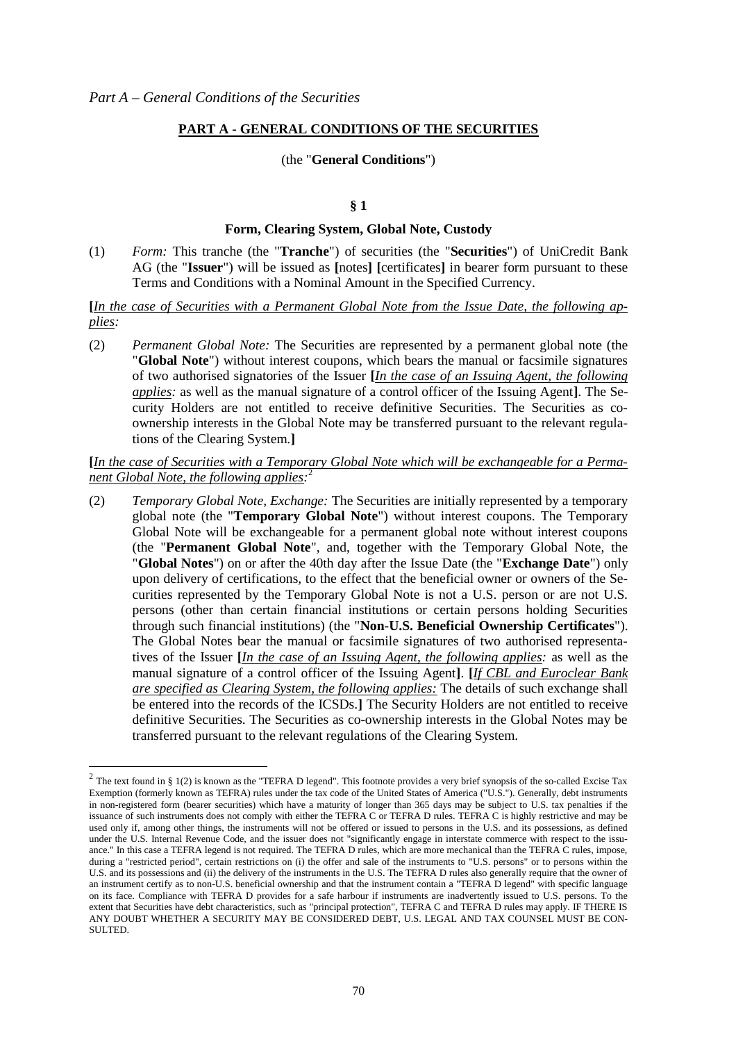## PART A - GENERAL CONDITIONS OF THE SECURITIES

(the "**General Conditions**")

### § 1

### Form, Clearing System, Global Note, Custody

(1) *Form:* This tranche (the "**Tranche**") of securities (the "**Securities**") of UniCredit Bank AG (the "**Issuer**") will be issued as **[**notes**]** **[**certificates**]** in bearer form pursuant to these Terms and Conditions with a Nominal Amount in the Specified Currency.

**[***In the case of Securities with a Permanent Global Note from the Issue Date, the following applies:*

(2) *Permanent Global Note:* The Securities are represented by a permanent global note (the "**Global Note**") without interest coupons, which bears the manual or facsimile signatures of two authorised signatories of the Issuer **[***In the case of an Issuing Agent, the following applies:* as well as the manual signature of a control officer of the Issuing Agent**]**. The Security Holders are not entitled to receive definitive Securities. The Securities as co-ownership interests in the Global Note may be transferred pursuant to the relevant regulations of the Clearing System.**]**

**[***In the case of Securities with a Temporary Global Note which will be exchangeable for a Permanent Global Note, the following applies:*[2]

(2) *Temporary Global Note, Exchange:* The Securities are initially represented by a temporary global note (the "**Temporary Global Note**") without interest coupons. The Temporary Global Note will be exchangeable for a permanent global note without interest coupons (the "**Permanent Global Note**", and, together with the Temporary Global Note, the "**Global Notes**") on or after the 40th day after the Issue Date (the "**Exchange Date**") only upon delivery of certifications, to the effect that the beneficial owner or owners of the Securities represented by the Temporary Global Note is not a U.S. person or are not U.S. persons (other than certain financial institutions or certain persons holding Securities through such financial institutions) (the "**Non-U.S. Beneficial Ownership Certificates**"). The Global Notes bear the manual or facsimile signatures of two authorised representatives of the Issuer **[***In the case of an Issuing Agent, the following applies:* as well as the manual signature of a control officer of the Issuing Agent**]**. **[***If CBL and Euroclear Bank are specified as Clearing System, the following applies:* The details of such exchange shall be entered into the records of the ICSDs.**]** The Security Holders are not entitled to receive definitive Securities. The Securities as co-ownership interests in the Global Notes may be transferred pursuant to the relevant regulations of the Clearing System.

---

[2] The text found in § 1(2) is known as the "TEFRA D legend". This footnote provides a very brief synopsis of the so-called Excise Tax Exemption (formerly known as TEFRA) rules under the tax code of the United States of America ("U.S."). Generally, debt instruments in non-registered form (bearer securities) which have a maturity of longer than 365 days may be subject to U.S. tax penalties if the issuance of such instruments does not comply with either the TEFRA C or TEFRA D rules. TEFRA C is highly restrictive and may be used only if, among other things, the instruments will not be offered or issued to persons in the U.S. and its possessions, as defined under the U.S. Internal Revenue Code, and the issuer does not "significantly engage in interstate commerce with respect to the issuance." In this case a TEFRA legend is not required. The TEFRA D rules, which are more mechanical than the TEFRA C rules, impose, during a "restricted period", certain restrictions on (i) the offer and sale of the instruments to "U.S. persons" or to persons within the U.S. and its possessions and (ii) the delivery of the instruments in the U.S. The TEFRA D rules also generally require that the owner of an instrument certify as to non-U.S. beneficial ownership and that the instrument contain a "TEFRA D legend" with specific language on its face. Compliance with TEFRA D provides for a safe harbour if instruments are inadvertently issued to U.S. persons. To the extent that Securities have debt characteristics, such as "principal protection", TEFRA C and TEFRA D rules may apply. IF THERE IS ANY DOUBT WHETHER A SECURITY MAY BE CONSIDERED DEBT, U.S. LEGAL AND TAX COUNSEL MUST BE CONSULTED.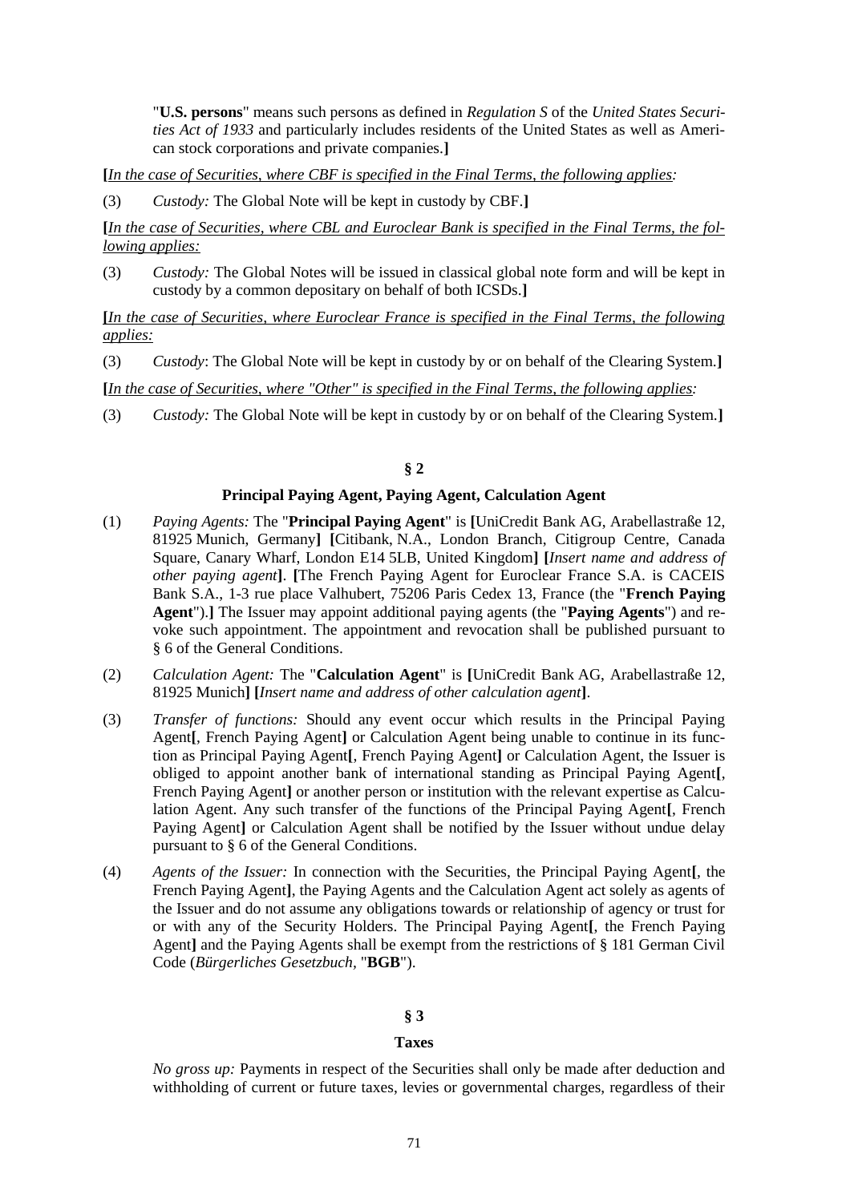"**U.S. persons**" means such persons as defined in *Regulation S* of the *United States Securities Act of 1933* and particularly includes residents of the United States as well as American stock corporations and private companies.**]**

**[***In the case of Securities, where CBF is specified in the Final Terms, the following applies:*

(3) *Custody:* The Global Note will be kept in custody by CBF.**]**

**[***In the case of Securities, where CBL and Euroclear Bank is specified in the Final Terms, the following applies:*

(3) *Custody:* The Global Notes will be issued in classical global note form and will be kept in custody by a common depositary on behalf of both ICSDs.**]**

**[***In the case of Securities, where Euroclear France is specified in the Final Terms, the following applies:*

(3) *Custody*: The Global Note will be kept in custody by or on behalf of the Clearing System.**]**

**[***In the case of Securities, where "Other" is specified in the Final Terms, the following applies:*

(3) *Custody:* The Global Note will be kept in custody by or on behalf of the Clearing System.**]**

## § 2

### Principal Paying Agent, Paying Agent, Calculation Agent

(1) *Paying Agents:* The "**Principal Paying Agent**" is **[**UniCredit Bank AG, Arabellastraße 12, 81925 Munich, Germany**]** **[**Citibank, N.A., London Branch, Citigroup Centre, Canada Square, Canary Wharf, London E14 5LB, United Kingdom**]** **[***Insert name and address of other paying agent***]**. **[**The French Paying Agent for Euroclear France S.A. is CACEIS Bank S.A., 1-3 rue place Valhubert, 75206 Paris Cedex 13, France (the "**French Paying Agent**").**]** The Issuer may appoint additional paying agents (the "**Paying Agents**") and revoke such appointment. The appointment and revocation shall be published pursuant to § 6 of the General Conditions.

(2) *Calculation Agent:* The "**Calculation Agent**" is **[**UniCredit Bank AG, Arabellastraße 12, 81925 Munich**]** **[***Insert name and address of other calculation agent***]**.

(3) *Transfer of functions:* Should any event occur which results in the Principal Paying Agent**[**, French Paying Agent**]** or Calculation Agent being unable to continue in its function as Principal Paying Agent**[**, French Paying Agent**]** or Calculation Agent, the Issuer is obliged to appoint another bank of international standing as Principal Paying Agent**[**, French Paying Agent**]** or another person or institution with the relevant expertise as Calculation Agent. Any such transfer of the functions of the Principal Paying Agent**[**, French Paying Agent**]** or Calculation Agent shall be notified by the Issuer without undue delay pursuant to § 6 of the General Conditions.

(4) *Agents of the Issuer:* In connection with the Securities, the Principal Paying Agent**[**, the French Paying Agent**]**, the Paying Agents and the Calculation Agent act solely as agents of the Issuer and do not assume any obligations towards or relationship of agency or trust for or with any of the Security Holders. The Principal Paying Agent**[**, the French Paying Agent**]** and the Paying Agents shall be exempt from the restrictions of § 181 German Civil Code (*Bürgerliches Gesetzbuch*, "**BGB**").

## § 3

### Taxes

*No gross up:* Payments in respect of the Securities shall only be made after deduction and withholding of current or future taxes, levies or governmental charges, regardless of their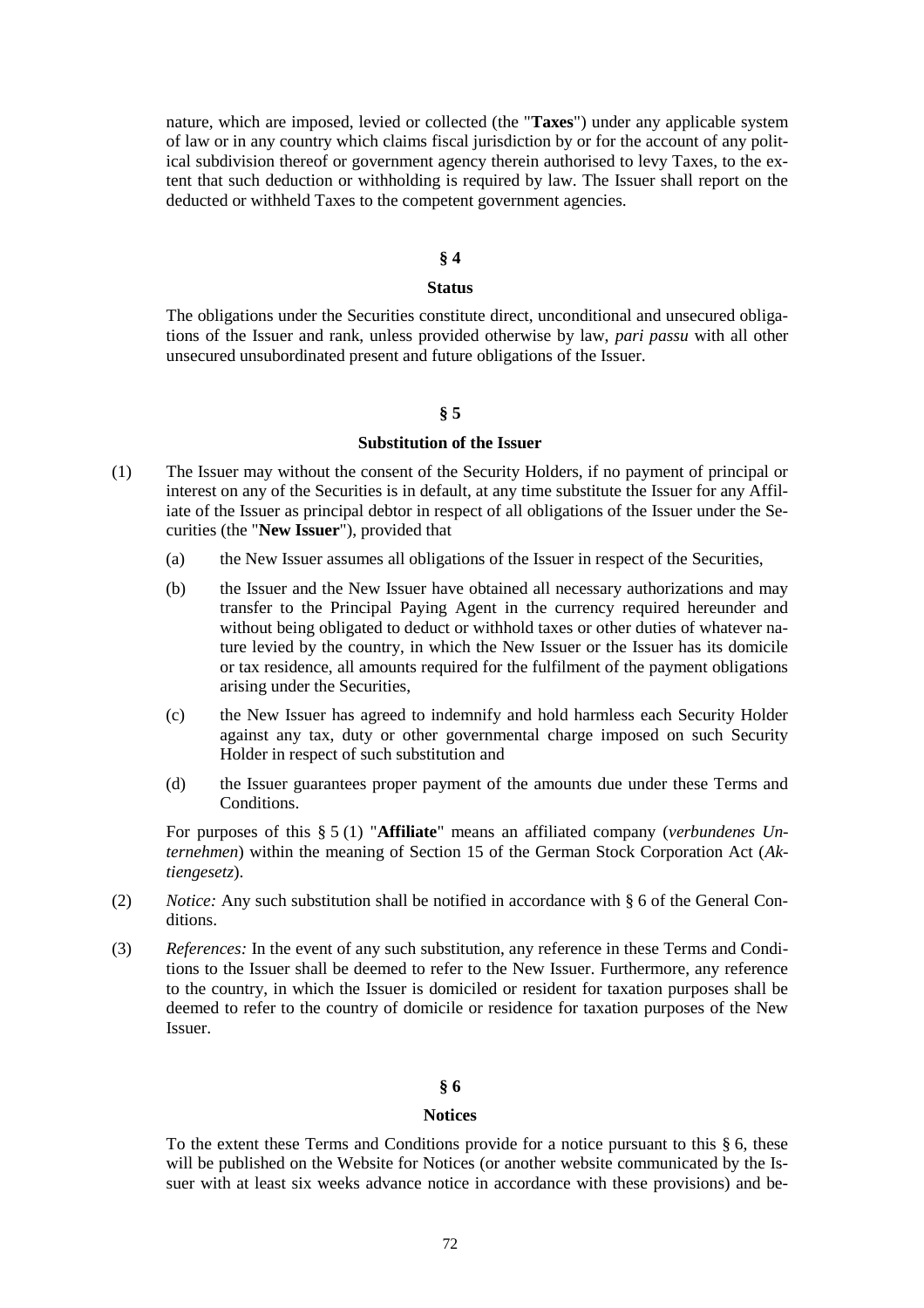nature, which are imposed, levied or collected (the "**Taxes**") under any applicable system of law or in any country which claims fiscal jurisdiction by or for the account of any political subdivision thereof or government agency therein authorised to levy Taxes, to the extent that such deduction or withholding is required by law. The Issuer shall report on the deducted or withheld Taxes to the competent government agencies.

## § 4

### Status

The obligations under the Securities constitute direct, unconditional and unsecured obligations of the Issuer and rank, unless provided otherwise by law, *pari passu* with all other unsecured unsubordinated present and future obligations of the Issuer.

## § 5

### Substitution of the Issuer

(1) The Issuer may without the consent of the Security Holders, if no payment of principal or interest on any of the Securities is in default, at any time substitute the Issuer for any Affiliate of the Issuer as principal debtor in respect of all obligations of the Issuer under the Securities (the "**New Issuer**"), provided that

(a) the New Issuer assumes all obligations of the Issuer in respect of the Securities,

(b) the Issuer and the New Issuer have obtained all necessary authorizations and may transfer to the Principal Paying Agent in the currency required hereunder and without being obligated to deduct or withhold taxes or other duties of whatever nature levied by the country, in which the New Issuer or the Issuer has its domicile or tax residence, all amounts required for the fulfilment of the payment obligations arising under the Securities,

(c) the New Issuer has agreed to indemnify and hold harmless each Security Holder against any tax, duty or other governmental charge imposed on such Security Holder in respect of such substitution and

(d) the Issuer guarantees proper payment of the amounts due under these Terms and Conditions.

For purposes of this § 5 (1) "**Affiliate**" means an affiliated company (*verbundenes Unternehmen*) within the meaning of Section 15 of the German Stock Corporation Act (*Aktiengesetz*).

(2) *Notice:* Any such substitution shall be notified in accordance with § 6 of the General Conditions.

(3) *References:* In the event of any such substitution, any reference in these Terms and Conditions to the Issuer shall be deemed to refer to the New Issuer. Furthermore, any reference to the country, in which the Issuer is domiciled or resident for taxation purposes shall be deemed to refer to the country of domicile or residence for taxation purposes of the New Issuer.

## § 6

### Notices

To the extent these Terms and Conditions provide for a notice pursuant to this § 6, these will be published on the Website for Notices (or another website communicated by the Issuer with at least six weeks advance notice in accordance with these provisions) and be-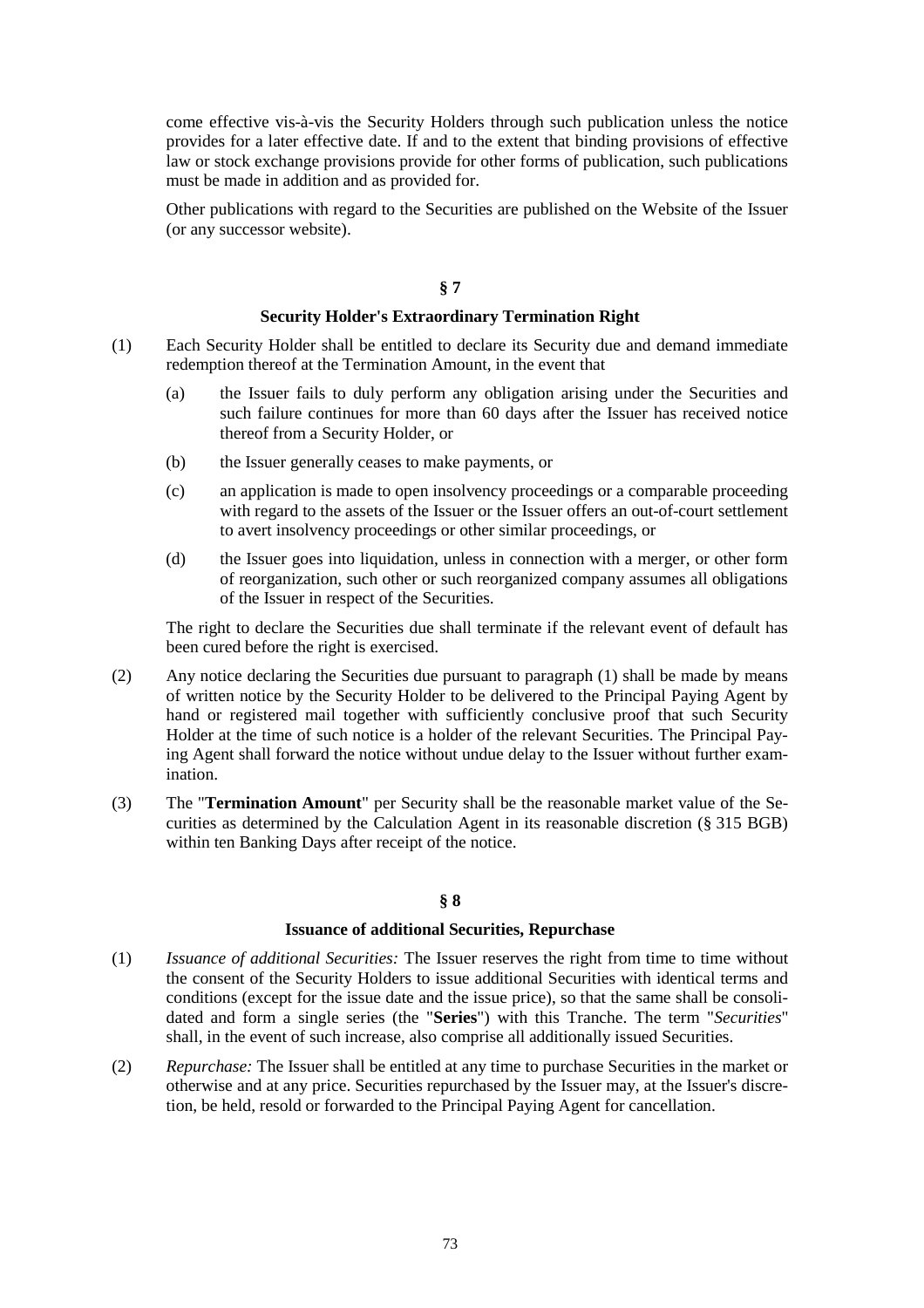come effective vis-à-vis the Security Holders through such publication unless the notice provides for a later effective date. If and to the extent that binding provisions of effective law or stock exchange provisions provide for other forms of publication, such publications must be made in addition and as provided for.

Other publications with regard to the Securities are published on the Website of the Issuer (or any successor website).

## § 7

### Security Holder's Extraordinary Termination Right

(1) Each Security Holder shall be entitled to declare its Security due and demand immediate redemption thereof at the Termination Amount, in the event that

  (a) the Issuer fails to duly perform any obligation arising under the Securities and such failure continues for more than 60 days after the Issuer has received notice thereof from a Security Holder, or

  (b) the Issuer generally ceases to make payments, or

  (c) an application is made to open insolvency proceedings or a comparable proceeding with regard to the assets of the Issuer or the Issuer offers an out-of-court settlement to avert insolvency proceedings or other similar proceedings, or

  (d) the Issuer goes into liquidation, unless in connection with a merger, or other form of reorganization, such other or such reorganized company assumes all obligations of the Issuer in respect of the Securities.

  The right to declare the Securities due shall terminate if the relevant event of default has been cured before the right is exercised.

(2) Any notice declaring the Securities due pursuant to paragraph (1) shall be made by means of written notice by the Security Holder to be delivered to the Principal Paying Agent by hand or registered mail together with sufficiently conclusive proof that such Security Holder at the time of such notice is a holder of the relevant Securities. The Principal Paying Agent shall forward the notice without undue delay to the Issuer without further examination.

(3) The "**Termination Amount**" per Security shall be the reasonable market value of the Securities as determined by the Calculation Agent in its reasonable discretion (§ 315 BGB) within ten Banking Days after receipt of the notice.

## § 8

### Issuance of additional Securities, Repurchase

(1) *Issuance of additional Securities:* The Issuer reserves the right from time to time without the consent of the Security Holders to issue additional Securities with identical terms and conditions (except for the issue date and the issue price), so that the same shall be consolidated and form a single series (the "**Series**") with this Tranche. The term "*Securities*" shall, in the event of such increase, also comprise all additionally issued Securities.

(2) *Repurchase:* The Issuer shall be entitled at any time to purchase Securities in the market or otherwise and at any price. Securities repurchased by the Issuer may, at the Issuer's discretion, be held, resold or forwarded to the Principal Paying Agent for cancellation.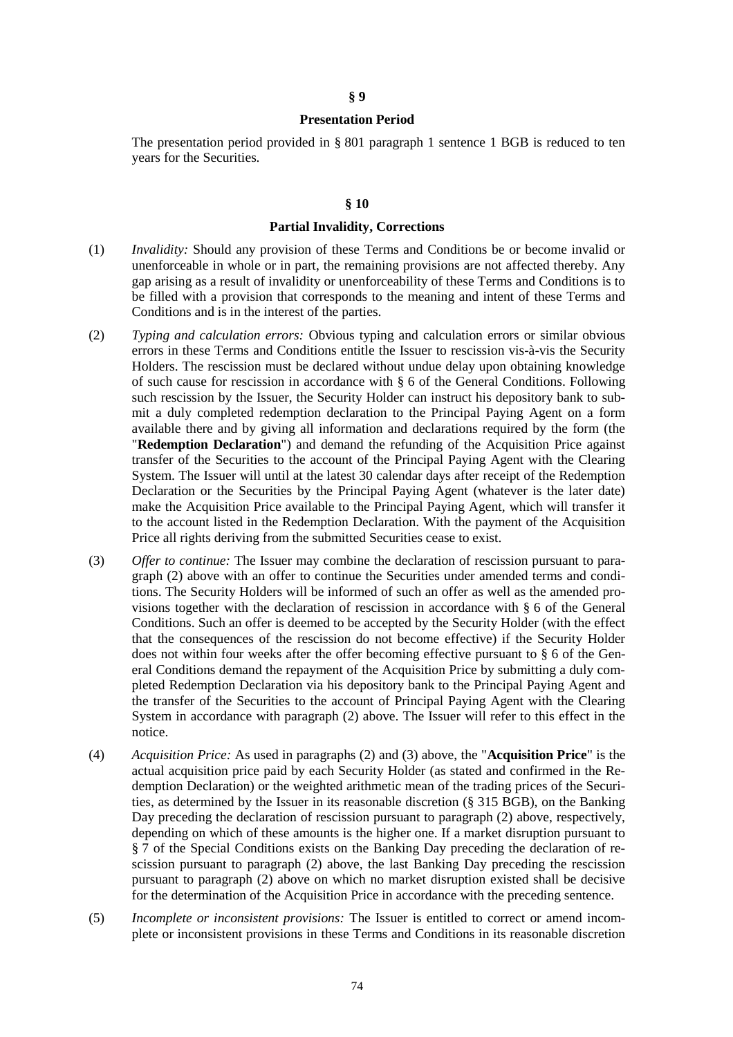## § 9

### Presentation Period

The presentation period provided in § 801 paragraph 1 sentence 1 BGB is reduced to ten years for the Securities.

## § 10

### Partial Invalidity, Corrections

(1) *Invalidity:* Should any provision of these Terms and Conditions be or become invalid or unenforceable in whole or in part, the remaining provisions are not affected thereby. Any gap arising as a result of invalidity or unenforceability of these Terms and Conditions is to be filled with a provision that corresponds to the meaning and intent of these Terms and Conditions and is in the interest of the parties.

(2) *Typing and calculation errors:* Obvious typing and calculation errors or similar obvious errors in these Terms and Conditions entitle the Issuer to rescission vis-à-vis the Security Holders. The rescission must be declared without undue delay upon obtaining knowledge of such cause for rescission in accordance with § 6 of the General Conditions. Following such rescission by the Issuer, the Security Holder can instruct his depository bank to submit a duly completed redemption declaration to the Principal Paying Agent on a form available there and by giving all information and declarations required by the form (the "**Redemption Declaration**") and demand the refunding of the Acquisition Price against transfer of the Securities to the account of the Principal Paying Agent with the Clearing System. The Issuer will until at the latest 30 calendar days after receipt of the Redemption Declaration or the Securities by the Principal Paying Agent (whatever is the later date) make the Acquisition Price available to the Principal Paying Agent, which will transfer it to the account listed in the Redemption Declaration. With the payment of the Acquisition Price all rights deriving from the submitted Securities cease to exist.

(3) *Offer to continue:* The Issuer may combine the declaration of rescission pursuant to paragraph (2) above with an offer to continue the Securities under amended terms and conditions. The Security Holders will be informed of such an offer as well as the amended provisions together with the declaration of rescission in accordance with § 6 of the General Conditions. Such an offer is deemed to be accepted by the Security Holder (with the effect that the consequences of the rescission do not become effective) if the Security Holder does not within four weeks after the offer becoming effective pursuant to § 6 of the General Conditions demand the repayment of the Acquisition Price by submitting a duly completed Redemption Declaration via his depository bank to the Principal Paying Agent and the transfer of the Securities to the account of Principal Paying Agent with the Clearing System in accordance with paragraph (2) above. The Issuer will refer to this effect in the notice.

(4) *Acquisition Price:* As used in paragraphs (2) and (3) above, the "**Acquisition Price**" is the actual acquisition price paid by each Security Holder (as stated and confirmed in the Redemption Declaration) or the weighted arithmetic mean of the trading prices of the Securities, as determined by the Issuer in its reasonable discretion (§ 315 BGB), on the Banking Day preceding the declaration of rescission pursuant to paragraph (2) above, respectively, depending on which of these amounts is the higher one. If a market disruption pursuant to § 7 of the Special Conditions exists on the Banking Day preceding the declaration of rescission pursuant to paragraph (2) above, the last Banking Day preceding the rescission pursuant to paragraph (2) above on which no market disruption existed shall be decisive for the determination of the Acquisition Price in accordance with the preceding sentence.

(5) *Incomplete or inconsistent provisions:* The Issuer is entitled to correct or amend incomplete or inconsistent provisions in these Terms and Conditions in its reasonable discretion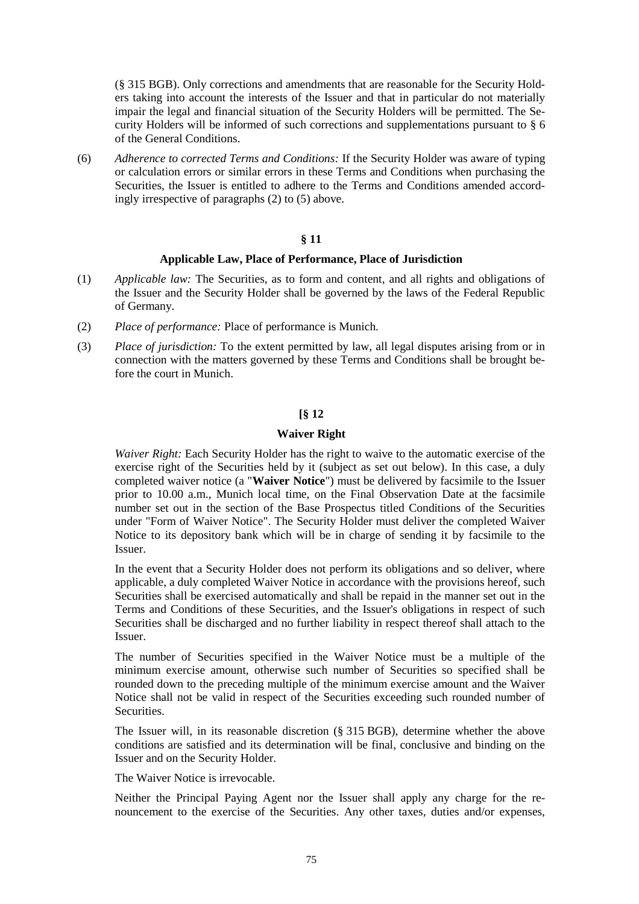(§ 315 BGB). Only corrections and amendments that are reasonable for the Security Holders taking into account the interests of the Issuer and that in particular do not materially impair the legal and financial situation of the Security Holders will be permitted. The Security Holders will be informed of such corrections and supplementations pursuant to § 6 of the General Conditions.

(6) *Adherence to corrected Terms and Conditions:* If the Security Holder was aware of typing or calculation errors or similar errors in these Terms and Conditions when purchasing the Securities, the Issuer is entitled to adhere to the Terms and Conditions amended accordingly irrespective of paragraphs (2) to (5) above.

**§ 11**

**Applicable Law, Place of Performance, Place of Jurisdiction**

(1) *Applicable law:* The Securities, as to form and content, and all rights and obligations of the Issuer and the Security Holder shall be governed by the laws of the Federal Republic of Germany.

(2) *Place of performance:* Place of performance is Munich.

(3) *Place of jurisdiction:* To the extent permitted by law, all legal disputes arising from or in connection with the matters governed by these Terms and Conditions shall be brought before the court in Munich.

**[§ 12**

**Waiver Right**

*Waiver Right:* Each Security Holder has the right to waive to the automatic exercise of the exercise right of the Securities held by it (subject as set out below). In this case, a duly completed waiver notice (a "**Waiver Notice**") must be delivered by facsimile to the Issuer prior to 10.00 a.m., Munich local time, on the Final Observation Date at the facsimile number set out in the section of the Base Prospectus titled Conditions of the Securities under "Form of Waiver Notice". The Security Holder must deliver the completed Waiver Notice to its depository bank which will be in charge of sending it by facsimile to the Issuer.

In the event that a Security Holder does not perform its obligations and so deliver, where applicable, a duly completed Waiver Notice in accordance with the provisions hereof, such Securities shall be exercised automatically and shall be repaid in the manner set out in the Terms and Conditions of these Securities, and the Issuer's obligations in respect of such Securities shall be discharged and no further liability in respect thereof shall attach to the Issuer.

The number of Securities specified in the Waiver Notice must be a multiple of the minimum exercise amount, otherwise such number of Securities so specified shall be rounded down to the preceding multiple of the minimum exercise amount and the Waiver Notice shall not be valid in respect of the Securities exceeding such rounded number of Securities.

The Issuer will, in its reasonable discretion (§ 315 BGB), determine whether the above conditions are satisfied and its determination will be final, conclusive and binding on the Issuer and on the Security Holder.

The Waiver Notice is irrevocable.

Neither the Principal Paying Agent nor the Issuer shall apply any charge for the renouncement to the exercise of the Securities. Any other taxes, duties and/or expenses,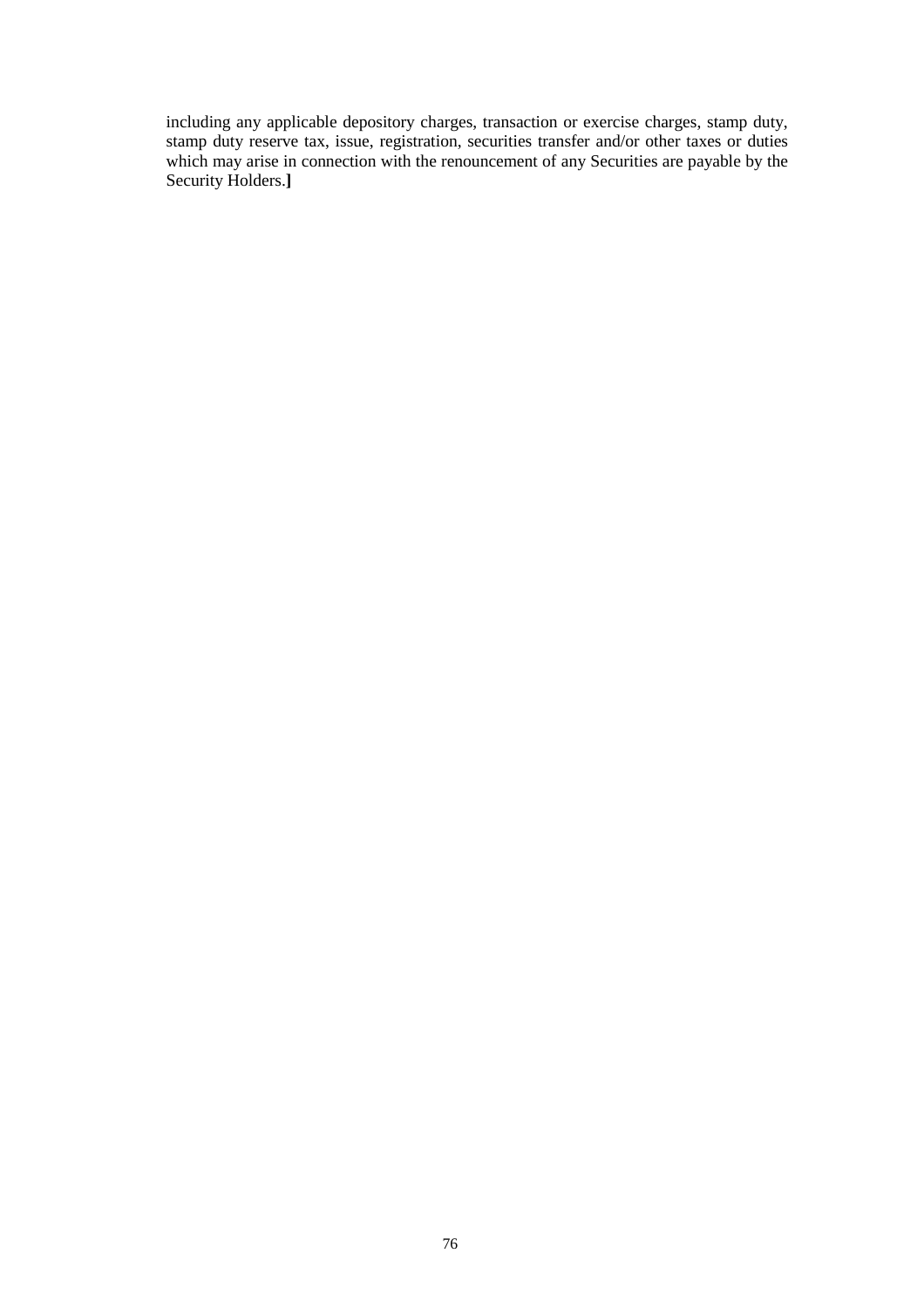including any applicable depository charges, transaction or exercise charges, stamp duty, stamp duty reserve tax, issue, registration, securities transfer and/or other taxes or duties which may arise in connection with the renouncement of any Securities are payable by the Security Holders.**]**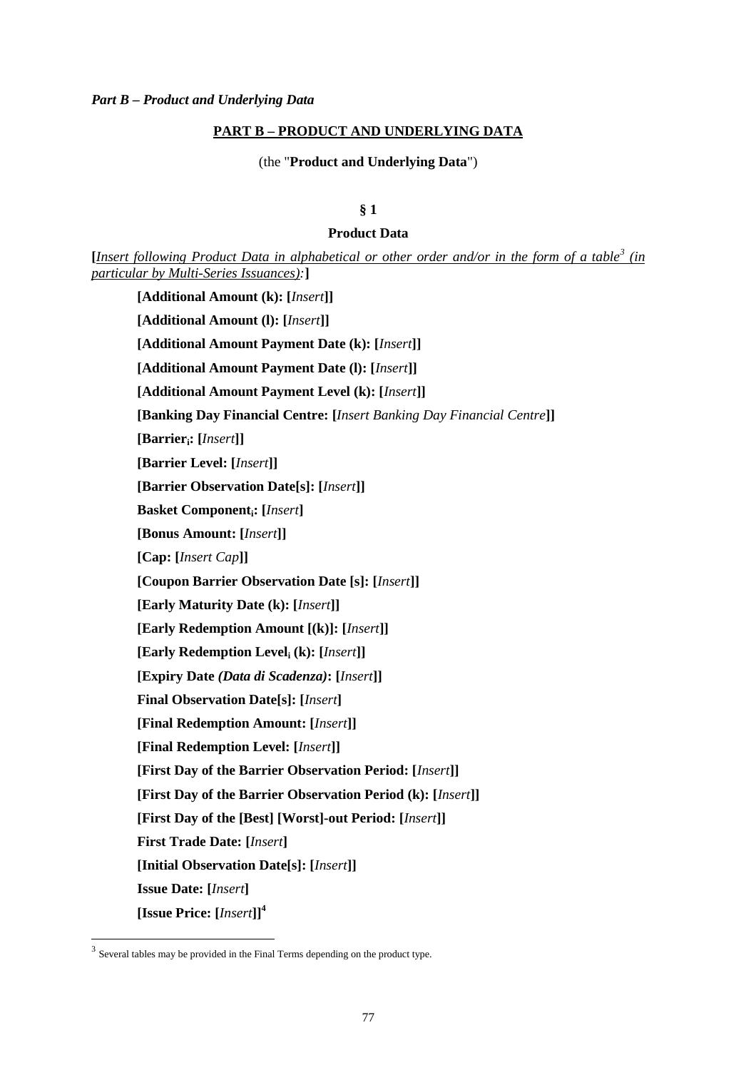*Part B – Product and Underlying Data*

## PART B – PRODUCT AND UNDERLYING DATA

(the "**Product and Underlying Data**")

### § 1

### Product Data

**[**_Insert following Product Data in alphabetical or other order and/or in the form of a table[3] (in particular by Multi-Series Issuances):_**]**

**[Additional Amount (k): [***Insert***]]**

**[Additional Amount (l): [***Insert***]]**

**[Additional Amount Payment Date (k): [***Insert***]]**

**[Additional Amount Payment Date (l): [***Insert***]]**

**[Additional Amount Payment Level (k): [***Insert***]]**

**[Banking Day Financial Centre: [***Insert Banking Day Financial Centre***]]**

**[Barrier$_i$: [***Insert***]]**

**[Barrier Level: [***Insert***]]**

**[Barrier Observation Date[s]: [***Insert***]]**

**Basket Component$_i$: [***Insert***]**

**[Bonus Amount: [***Insert***]]**

**[Cap: [***Insert Cap***]]**

**[Coupon Barrier Observation Date [s]: [***Insert***]]**

**[Early Maturity Date (k): [***Insert***]]**

**[Early Redemption Amount [(k)]: [***Insert***]]**

**[Early Redemption Level$_i$ (k): [***Insert***]]**

**[Expiry Date** ***(Data di Scadenza)*****: [***Insert***]]**

**Final Observation Date[s]: [***Insert***]**

**[Final Redemption Amount: [***Insert***]]**

**[Final Redemption Level: [***Insert***]]**

**[First Day of the Barrier Observation Period: [***Insert***]]**

**[First Day of the Barrier Observation Period (k): [***Insert***]]**

**[First Day of the [Best] [Worst]-out Period: [***Insert***]]**

**First Trade Date: [***Insert***]**

**[Initial Observation Date[s]: [***Insert***]]**

**Issue Date: [***Insert***]**

**[Issue Price: [***Insert***]]**[4]

---

[3] Several tables may be provided in the Final Terms depending on the product type.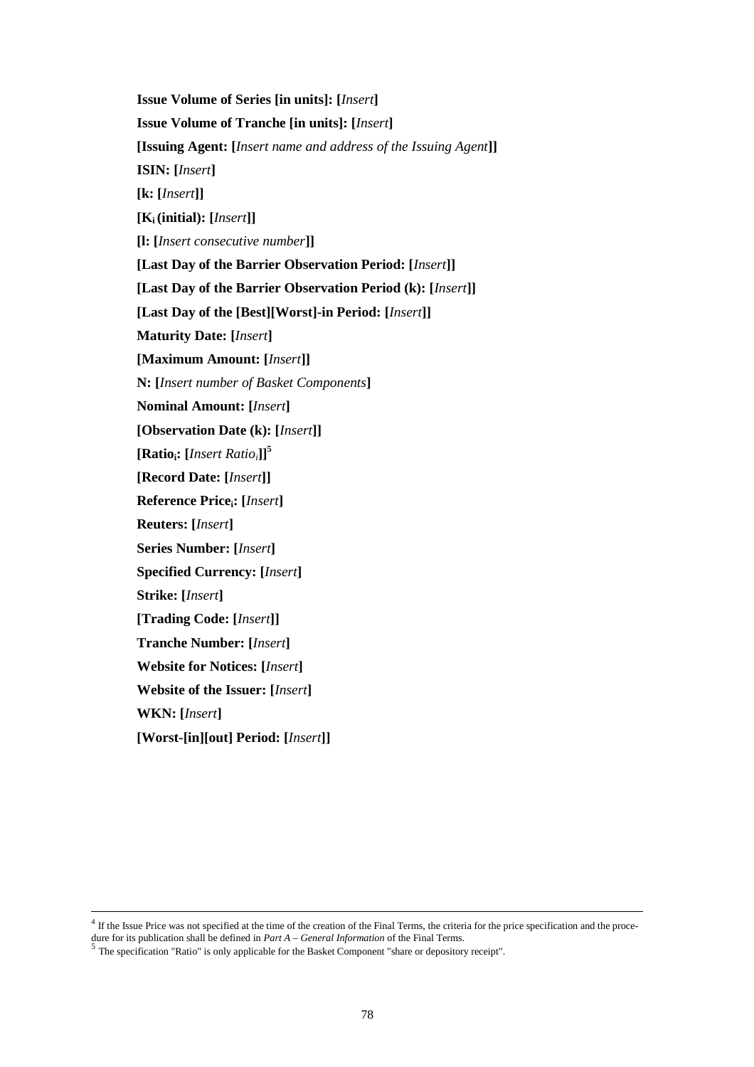**Issue Volume of Series [in units]: [*Insert*]**

**Issue Volume of Tranche [in units]: [*Insert*]**

**[Issuing Agent: [*Insert name and address of the Issuing Agent*]]**

**ISIN: [*Insert*]**

**[k: [*Insert*]]**

**[$K_i$ (initial): [*Insert*]]**

**[l: [*Insert consecutive number*]]**

**[Last Day of the Barrier Observation Period: [*Insert*]]**

**[Last Day of the Barrier Observation Period (k): [*Insert*]]**

**[Last Day of the [Best][Worst]-in Period: [*Insert*]]**

**Maturity Date: [*Insert*]**

**[Maximum Amount: [*Insert*]]**

**N: [*Insert number of Basket Components*]**

**Nominal Amount: [*Insert*]**

**[Observation Date (k): [*Insert*]]**

**[$Ratio_i$: [*Insert* $Ratio_i$]]**[5]

**[Record Date: [*Insert*]]**

**Reference $Price_i$: [*Insert*]**

**Reuters: [*Insert*]**

**Series Number: [*Insert*]**

**Specified Currency: [*Insert*]**

**Strike: [*Insert*]**

**[Trading Code: [*Insert*]]**

**Tranche Number: [*Insert*]**

**Website for Notices: [*Insert*]**

**Website of the Issuer: [*Insert*]**

**WKN: [*Insert*]**

**[Worst-[in][out] Period: [*Insert*]]**

---

[4] If the Issue Price was not specified at the time of the creation of the Final Terms, the criteria for the price specification and the procedure for its publication shall be defined in *Part A – General Information* of the Final Terms.

[5] The specification "Ratio" is only applicable for the Basket Component "share or depository receipt".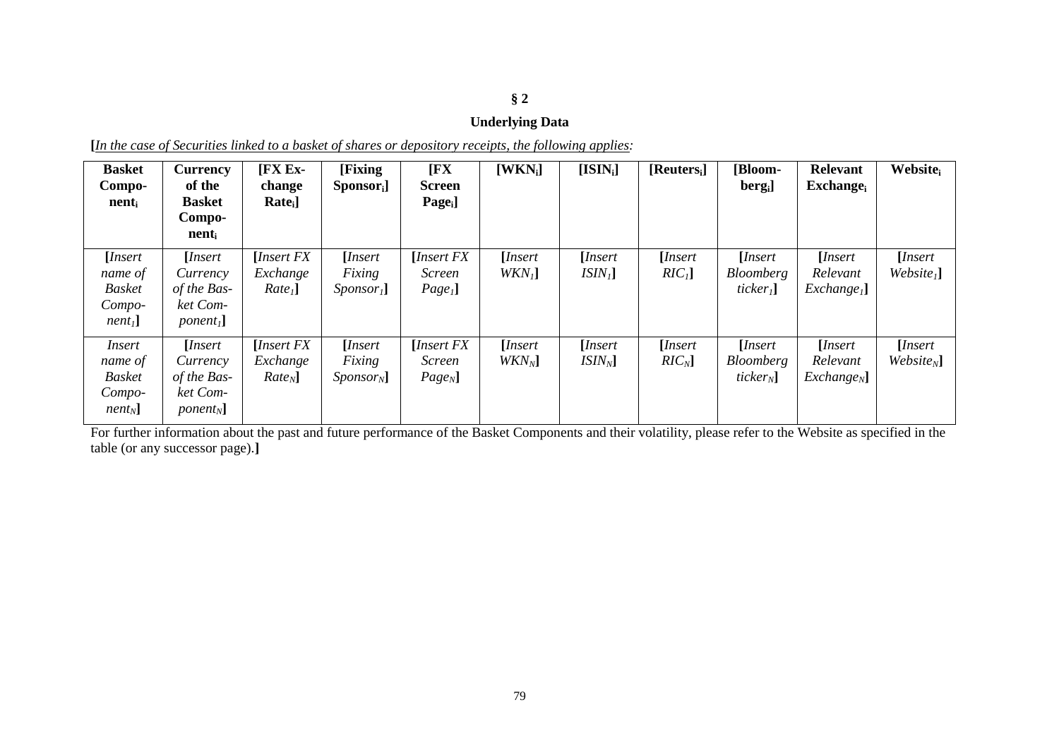## § 2

## Underlying Data

[*In the case of Securities linked to a basket of shares or depository receipts, the following applies:*

| Basket Component$_i$ | Currency of the Basket Component$_i$ | [FX Exchange Rate$_i$] | [Fixing Sponsor$_i$] | [FX Screen Page$_i$] | [WKN$_i$] | [ISIN$_i$] | [Reuters$_i$] | [Bloomberg$_i$] | Relevant Exchange$_i$ | Website$_i$ |
|---|---|---|---|---|---|---|---|---|---|---|
| [*Insert name of Basket Component$_1$*] | [*Insert Currency of the Basket Component$_1$*] | [*Insert FX Exchange Rate$_1$*] | [*Insert Fixing Sponsor$_1$*] | [*Insert FX Screen Page$_1$*] | [*Insert WKN$_1$*] | [*Insert ISIN$_1$*] | [*Insert RIC$_1$*] | [*Insert Bloomberg ticker$_1$*] | [*Insert Relevant Exchange$_1$*] | [*Insert Website$_1$*] |
| *Insert name of Basket Component$_N$*] | [*Insert Currency of the Basket Component$_N$*] | [*Insert FX Exchange Rate$_N$*] | [*Insert Fixing Sponsor$_N$*] | [*Insert FX Screen Page$_N$*] | [*Insert WKN$_N$*] | [*Insert ISIN$_N$*] | [*Insert RIC$_N$*] | [*Insert Bloomberg ticker$_N$*] | [*Insert Relevant Exchange$_N$*] | [*Insert Website$_N$*] |

For further information about the past and future performance of the Basket Components and their volatility, please refer to the Website as specified in the table (or any successor page).]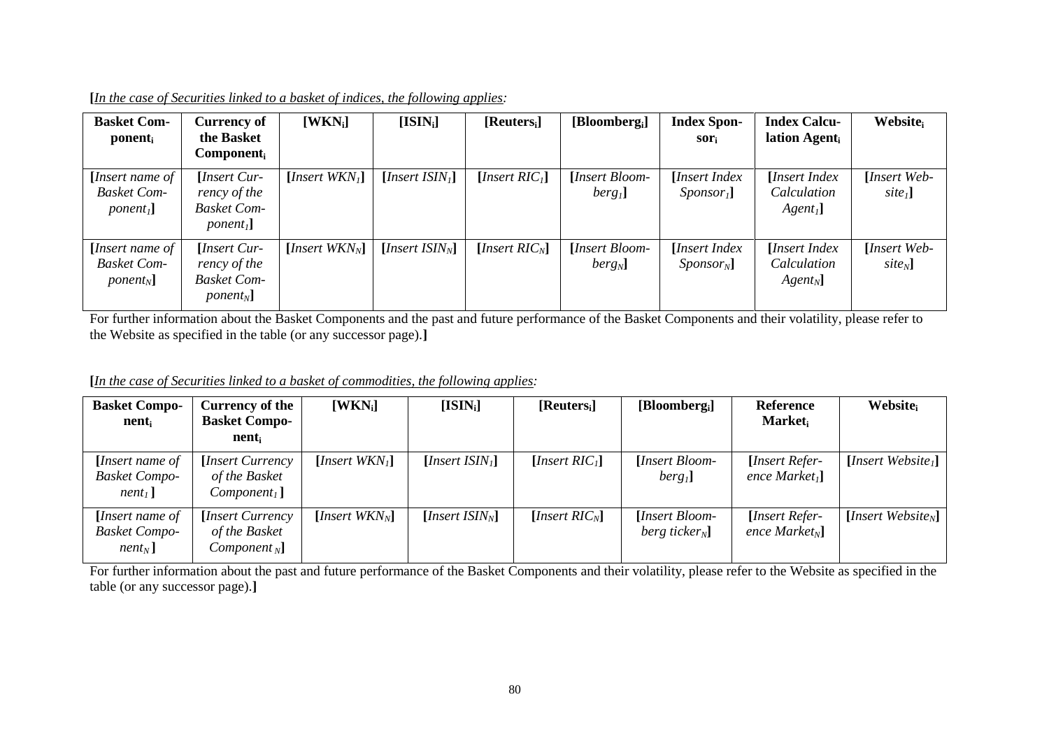[*In the case of Securities linked to a basket of indices, the following applies:*

| **Basket Component$_i$** | **Currency of the Basket Component$_i$** | **[WKN$_i$]** | **[ISIN$_i$]** | **[Reuters$_i$]** | **[Bloomberg$_i$]** | **Index Sponsor$_i$** | **Index Calculation Agent$_i$** | **Website$_i$** |
|---|---|---|---|---|---|---|---|---|
| [*Insert name of Basket Component$_1$*] | [*Insert Currency of the Basket Component$_1$*] | [*Insert WKN$_1$*] | [*Insert ISIN$_1$*] | [*Insert RIC$_1$*] | [*Insert Bloomberg$_1$*] | [*Insert Index Sponsor$_1$*] | [*Insert Index Calculation Agent$_1$*] | [*Insert Website$_1$*] |
| [*Insert name of Basket Component$_N$*] | [*Insert Currency of the Basket Component$_N$*] | [*Insert WKN$_N$*] | [*Insert ISIN$_N$*] | [*Insert RIC$_N$*] | [*Insert Bloomberg$_N$*] | [*Insert Index Sponsor$_N$*] | [*Insert Index Calculation Agent$_N$*] | [*Insert Website$_N$*] |

For further information about the Basket Components and the past and future performance of the Basket Components and their volatility, please refer to the Website as specified in the table (or any successor page).]

[*In the case of Securities linked to a basket of commodities, the following applies:*

| **Basket Component$_i$** | **Currency of the Basket Component$_i$** | **[WKN$_i$]** | **[ISIN$_i$]** | **[Reuters$_i$]** | **[Bloomberg$_i$]** | **Reference Market$_i$** | **Website$_i$** |
|---|---|---|---|---|---|---|---|
| [*Insert name of Basket Component$_1$*] | [*Insert Currency of the Basket Component$_1$*] | [*Insert WKN$_1$*] | [*Insert ISIN$_1$*] | [*Insert RIC$_1$*] | [*Insert Bloomberg$_1$*] | [*Insert Reference Market$_1$*] | [*Insert Website$_1$*] |
| [*Insert name of Basket Component$_N$*] | [*Insert Currency of the Basket Component$_N$*] | [*Insert WKN$_N$*] | [*Insert ISIN$_N$*] | [*Insert RIC$_N$*] | [*Insert Bloomberg ticker$_N$*] | [*Insert Reference Market$_N$*] | [*Insert Website$_N$*] |

For further information about the past and future performance of the Basket Components and their volatility, please refer to the Website as specified in the table (or any successor page).]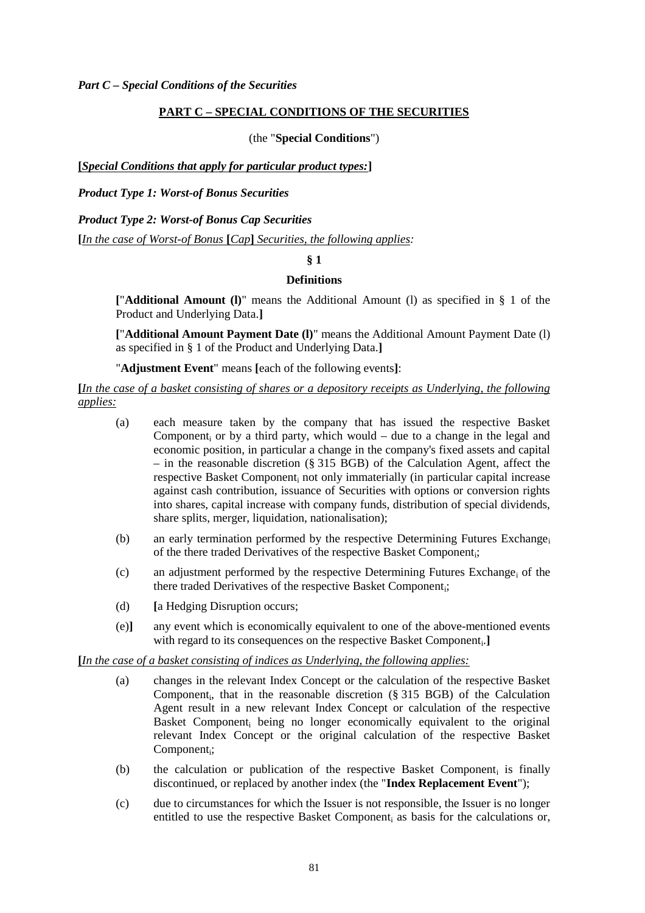*Part C – Special Conditions of the Securities*

**PART C – SPECIAL CONDITIONS OF THE SECURITIES**

(the "**Special Conditions**")

**[***Special Conditions that apply for particular product types:***]**

***Product Type 1: Worst-of Bonus Securities***

***Product Type 2: Worst-of Bonus Cap Securities***

**[***In the case of Worst-of Bonus* **[***Cap***]** *Securities, the following applies:*

**§ 1**

**Definitions**

**[**"**Additional Amount (l)**" means the Additional Amount (l) as specified in § 1 of the Product and Underlying Data.**]**

**[**"**Additional Amount Payment Date (l)**" means the Additional Amount Payment Date (l) as specified in § 1 of the Product and Underlying Data.**]**

"**Adjustment Event**" means **[**each of the following events**]**:

**[***In the case of a basket consisting of shares or a depository receipts as Underlying, the following applies:*

(a) each measure taken by the company that has issued the respective Basket $\text{Component}_i$ or by a third party, which would – due to a change in the legal and economic position, in particular a change in the company's fixed assets and capital – in the reasonable discretion (§ 315 BGB) of the Calculation Agent, affect the respective Basket $\text{Component}_i$ not only immaterially (in particular capital increase against cash contribution, issuance of Securities with options or conversion rights into shares, capital increase with company funds, distribution of special dividends, share splits, merger, liquidation, nationalisation);

(b) an early termination performed by the respective Determining Futures $\text{Exchange}_i$ of the there traded Derivatives of the respective Basket $\text{Component}_i$;

(c) an adjustment performed by the respective Determining Futures $\text{Exchange}_i$ of the there traded Derivatives of the respective Basket $\text{Component}_i$;

(d) **[**a Hedging Disruption occurs;

(e)**]** any event which is economically equivalent to one of the above-mentioned events with regard to its consequences on the respective Basket $\text{Component}_i$.**]**

**[***In the case of a basket consisting of indices as Underlying, the following applies:*

(a) changes in the relevant Index Concept or the calculation of the respective Basket $\text{Component}_i$, that in the reasonable discretion (§ 315 BGB) of the Calculation Agent result in a new relevant Index Concept or calculation of the respective Basket $\text{Component}_i$ being no longer economically equivalent to the original relevant Index Concept or the original calculation of the respective Basket $\text{Component}_i$;

(b) the calculation or publication of the respective Basket $\text{Component}_i$ is finally discontinued, or replaced by another index (the "**Index Replacement Event**");

(c) due to circumstances for which the Issuer is not responsible, the Issuer is no longer entitled to use the respective Basket $\text{Component}_i$ as basis for the calculations or,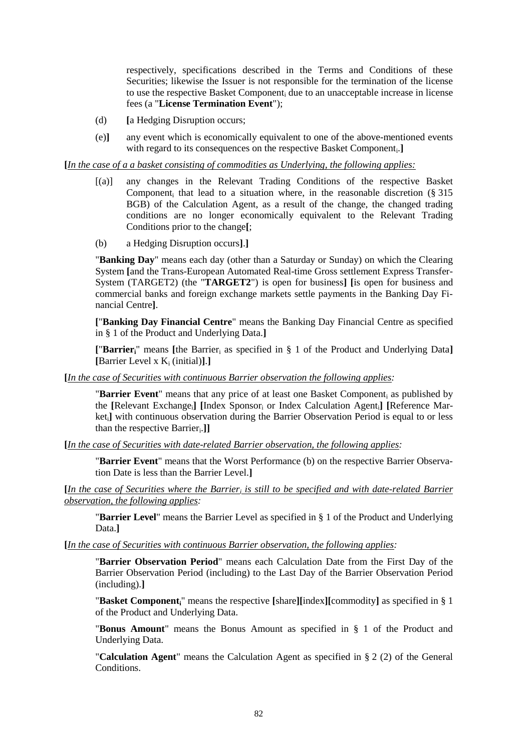respectively, specifications described in the Terms and Conditions of these Securities; likewise the Issuer is not responsible for the termination of the license to use the respective Basket Component$_i$ due to an unacceptable increase in license fees (a "**License Termination Event**");

(d) **[**a Hedging Disruption occurs;

(e)**]** any event which is economically equivalent to one of the above-mentioned events with regard to its consequences on the respective Basket Component$_i$.**]**

**[**_In the case of a a basket consisting of commodities as Underlying, the following applies:_

[(a)] any changes in the Relevant Trading Conditions of the respective Basket Component$_i$ that lead to a situation where, in the reasonable discretion (§ 315 BGB) of the Calculation Agent, as a result of the change, the changed trading conditions are no longer economically equivalent to the Relevant Trading Conditions prior to the change**[**;

(b) a Hedging Disruption occurs**]**.**]**

"**Banking Day**" means each day (other than a Saturday or Sunday) on which the Clearing System **[**and the Trans-European Automated Real-time Gross settlement Express Transfer-System (TARGET2) (the "**TARGET2**") is open for business**]** **[**is open for business and commercial banks and foreign exchange markets settle payments in the Banking Day Financial Centre**]**.

**[**"**Banking Day Financial Centre**" means the Banking Day Financial Centre as specified in § 1 of the Product and Underlying Data.**]**

**[**"**Barrier$_i$**" means **[**the Barrier$_i$ as specified in § 1 of the Product and Underlying Data**]** **[**Barrier Level x $K_i$ (initial)**]**.**]**

**[**_In the case of Securities with continuous Barrier observation the following applies:_

"**Barrier Event**" means that any price of at least one Basket Component$_i$ as published by the **[**Relevant Exchange$_i$**]** **[**Index Sponsor$_i$ or Index Calculation Agent$_i$**]** **[**Reference Market$_i$**]** with continuous observation during the Barrier Observation Period is equal to or less than the respective Barrier$_i$.**]]**

**[**_In the case of Securities with date-related Barrier observation, the following applies:_

"**Barrier Event**" means that the Worst Performance (b) on the respective Barrier Observation Date is less than the Barrier Level.**]**

**[**_In the case of Securities where the Barrier$_i$ is still to be specified and with date-related Barrier observation, the following applies:_

"**Barrier Level**" means the Barrier Level as specified in § 1 of the Product and Underlying Data.**]**

**[**_In the case of Securities with continuous Barrier observation, the following applies:_

"**Barrier Observation Period**" means each Calculation Date from the First Day of the Barrier Observation Period (including) to the Last Day of the Barrier Observation Period (including).**]**

"**Basket Component$_i$**" means the respective **[**share**][**index**][**commodity**]** as specified in § 1 of the Product and Underlying Data.

"**Bonus Amount**" means the Bonus Amount as specified in § 1 of the Product and Underlying Data.

"**Calculation Agent**" means the Calculation Agent as specified in § 2 (2) of the General Conditions.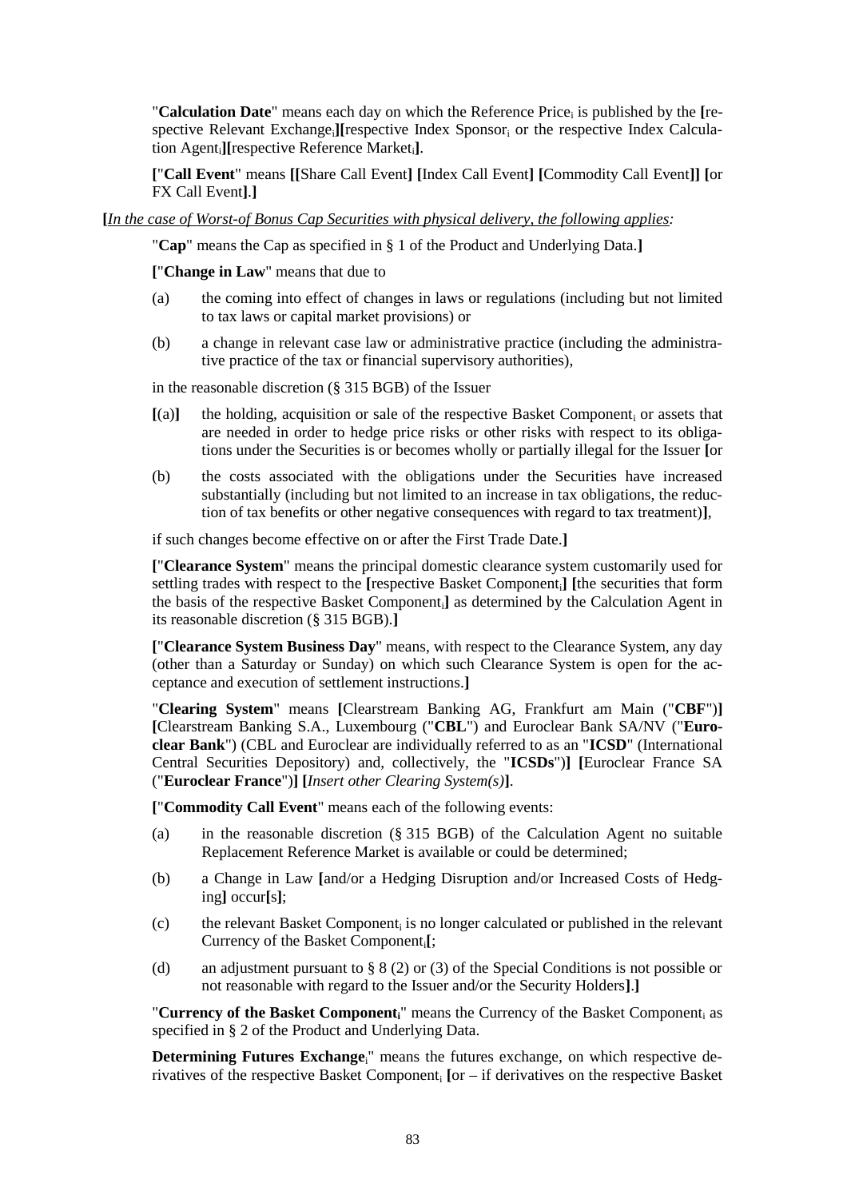"**Calculation Date**" means each day on which the Reference Price$_i$ is published by the **[**respective Relevant Exchange$_i$**][**respective Index Sponsor$_i$ or the respective Index Calculation Agent$_i$**][**respective Reference Market$_i$**]**.

**[**"**Call Event**" means **[[**Share Call Event**] [**Index Call Event**] [**Commodity Call Event**]] [**or FX Call Event**]**.**]**

**[**_In the case of Worst-of Bonus Cap Securities with physical delivery, the following applies:_

"**Cap**" means the Cap as specified in § 1 of the Product and Underlying Data.**]**

**[**"**Change in Law**" means that due to

(a) the coming into effect of changes in laws or regulations (including but not limited to tax laws or capital market provisions) or

(b) a change in relevant case law or administrative practice (including the administrative practice of the tax or financial supervisory authorities),

in the reasonable discretion (§ 315 BGB) of the Issuer

**[**(a)**]** the holding, acquisition or sale of the respective Basket Component$_i$ or assets that are needed in order to hedge price risks or other risks with respect to its obligations under the Securities is or becomes wholly or partially illegal for the Issuer **[**or

(b) the costs associated with the obligations under the Securities have increased substantially (including but not limited to an increase in tax obligations, the reduction of tax benefits or other negative consequences with regard to tax treatment)**]**,

if such changes become effective on or after the First Trade Date.**]**

**[**"**Clearance System**" means the principal domestic clearance system customarily used for settling trades with respect to the **[**respective Basket Component$_i$**] [**the securities that form the basis of the respective Basket Component$_i$**]** as determined by the Calculation Agent in its reasonable discretion (§ 315 BGB).**]**

**[**"**Clearance System Business Day**" means, with respect to the Clearance System, any day (other than a Saturday or Sunday) on which such Clearance System is open for the acceptance and execution of settlement instructions.**]**

"**Clearing System**" means **[**Clearstream Banking AG, Frankfurt am Main ("**CBF**")**] [**Clearstream Banking S.A., Luxembourg ("**CBL**") and Euroclear Bank SA/NV ("**Euroclear Bank**") (CBL and Euroclear are individually referred to as an "**ICSD**" (International Central Securities Depository) and, collectively, the "**ICSDs**")**] [**Euroclear France SA ("**Euroclear France**")**] [**_Insert other Clearing System(s)_**]**.

**[**"**Commodity Call Event**" means each of the following events:

(a) in the reasonable discretion (§ 315 BGB) of the Calculation Agent no suitable Replacement Reference Market is available or could be determined;

(b) a Change in Law **[**and/or a Hedging Disruption and/or Increased Costs of Hedging**]** occur**[**s**]**;

(c) the relevant Basket Component$_i$ is no longer calculated or published in the relevant Currency of the Basket Component$_i$**[**;

(d) an adjustment pursuant to § 8 (2) or (3) of the Special Conditions is not possible or not reasonable with regard to the Issuer and/or the Security Holders**]**.**]**

"**Currency of the Basket Component$_i$**" means the Currency of the Basket Component$_i$ as specified in § 2 of the Product and Underlying Data.

**Determining Futures Exchange$_i$**" means the futures exchange, on which respective derivatives of the respective Basket Component$_i$ **[**or – if derivatives on the respective Basket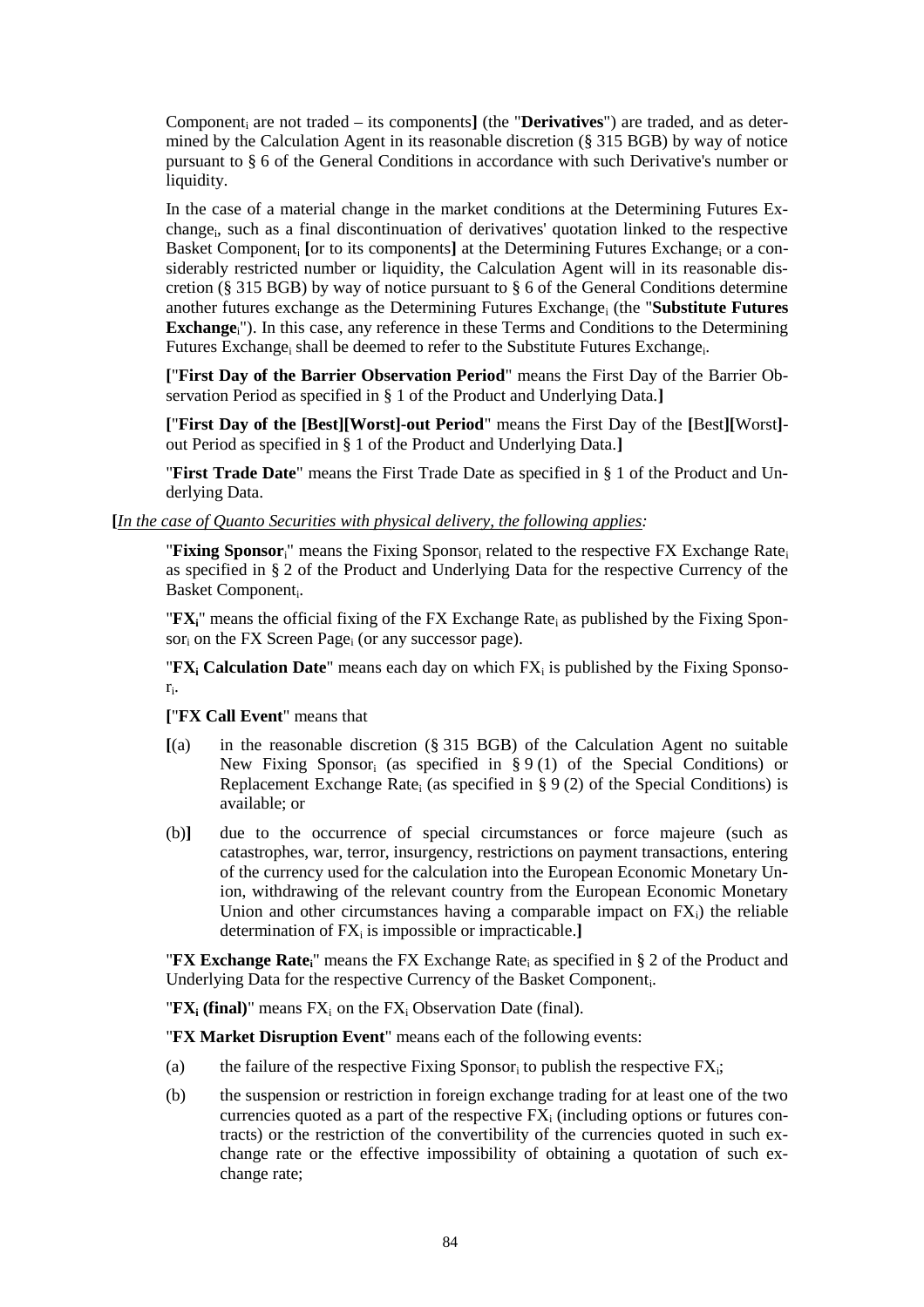$\text{Component}_i$ are not traded – its components**]** (the "**Derivatives**") are traded, and as determined by the Calculation Agent in its reasonable discretion (§ 315 BGB) by way of notice pursuant to § 6 of the General Conditions in accordance with such Derivative's number or liquidity.

In the case of a material change in the market conditions at the Determining Futures $\text{Exchange}_i$, such as a final discontinuation of derivatives' quotation linked to the respective Basket $\text{Component}_i$ **[**or to its components**]** at the Determining Futures $\text{Exchange}_i$ or a considerably restricted number or liquidity, the Calculation Agent will in its reasonable discretion (§ 315 BGB) by way of notice pursuant to § 6 of the General Conditions determine another futures exchange as the Determining Futures $\text{Exchange}_i$ (the "**Substitute Futures $\text{Exchange}_i$**"). In this case, any reference in these Terms and Conditions to the Determining Futures $\text{Exchange}_i$ shall be deemed to refer to the Substitute Futures $\text{Exchange}_i$.

**[**"**First Day of the Barrier Observation Period**" means the First Day of the Barrier Observation Period as specified in § 1 of the Product and Underlying Data.**]**

**[**"**First Day of the [Best][Worst]-out Period**" means the First Day of the **[**Best**][**Worst**]**-out Period as specified in § 1 of the Product and Underlying Data.**]**

"**First Trade Date**" means the First Trade Date as specified in § 1 of the Product and Underlying Data.

**[***In the case of Quanto Securities with physical delivery, the following applies:*

"**Fixing $\text{Sponsor}_i$**" means the Fixing $\text{Sponsor}_i$ related to the respective FX Exchange $\text{Rate}_i$ as specified in § 2 of the Product and Underlying Data for the respective Currency of the Basket $\text{Component}_i$.

"**$FX_i$**" means the official fixing of the FX Exchange $\text{Rate}_i$ as published by the Fixing $\text{Sponsor}_i$ on the FX Screen $\text{Page}_i$ (or any successor page).

"**$FX_i$ Calculation Date**" means each day on which $FX_i$ is published by the Fixing $\text{Sponsor}_i$.

**[**"**FX Call Event**" means that

**[**(a) in the reasonable discretion (§ 315 BGB) of the Calculation Agent no suitable New Fixing $\text{Sponsor}_i$ (as specified in § 9 (1) of the Special Conditions) or Replacement Exchange $\text{Rate}_i$ (as specified in § 9 (2) of the Special Conditions) is available; or

(b)**]** due to the occurrence of special circumstances or force majeure (such as catastrophes, war, terror, insurgency, restrictions on payment transactions, entering of the currency used for the calculation into the European Economic Monetary Union, withdrawing of the relevant country from the European Economic Monetary Union and other circumstances having a comparable impact on $FX_i$) the reliable determination of $FX_i$ is impossible or impracticable.**]**

"**FX Exchange $\text{Rate}_i$**" means the FX Exchange $\text{Rate}_i$ as specified in § 2 of the Product and Underlying Data for the respective Currency of the Basket $\text{Component}_i$.

"**$FX_i$ (final)**" means $FX_i$ on the $FX_i$ Observation Date (final).

"**FX Market Disruption Event**" means each of the following events:

(a) the failure of the respective Fixing $\text{Sponsor}_i$ to publish the respective $FX_i$;

(b) the suspension or restriction in foreign exchange trading for at least one of the two currencies quoted as a part of the respective $FX_i$ (including options or futures contracts) or the restriction of the convertibility of the currencies quoted in such exchange rate or the effective impossibility of obtaining a quotation of such exchange rate;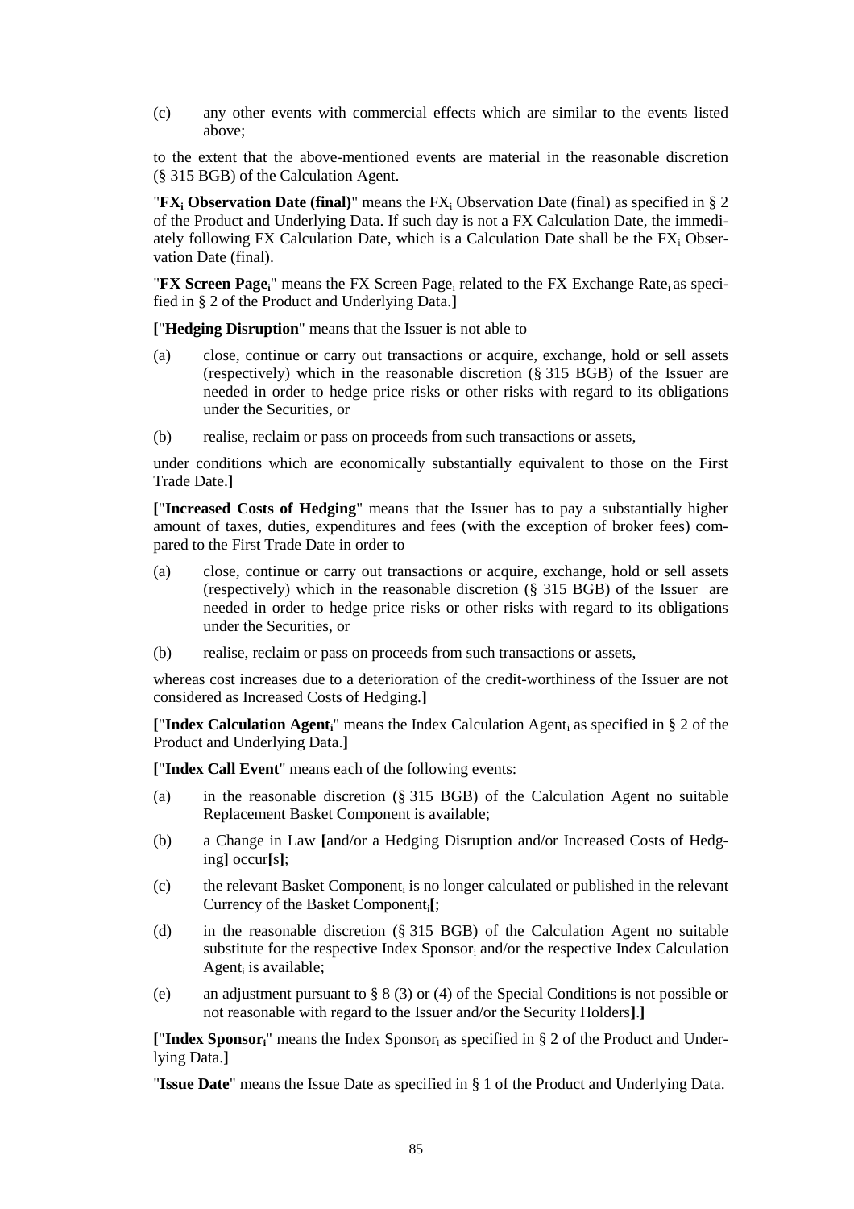(c) any other events with commercial effects which are similar to the events listed above;

to the extent that the above-mentioned events are material in the reasonable discretion (§ 315 BGB) of the Calculation Agent.

"**$FX_i$ Observation Date (final)**" means the $FX_i$ Observation Date (final) as specified in § 2 of the Product and Underlying Data. If such day is not a FX Calculation Date, the immediately following FX Calculation Date, which is a Calculation Date shall be the $FX_i$ Observation Date (final).

"**FX Screen Page$_i$**" means the FX Screen Page$_i$ related to the FX Exchange Rate$_i$ as specified in § 2 of the Product and Underlying Data.**]**

**[**"**Hedging Disruption**" means that the Issuer is not able to

(a) close, continue or carry out transactions or acquire, exchange, hold or sell assets (respectively) which in the reasonable discretion (§ 315 BGB) of the Issuer are needed in order to hedge price risks or other risks with regard to its obligations under the Securities, or

(b) realise, reclaim or pass on proceeds from such transactions or assets,

under conditions which are economically substantially equivalent to those on the First Trade Date.**]**

**[**"**Increased Costs of Hedging**" means that the Issuer has to pay a substantially higher amount of taxes, duties, expenditures and fees (with the exception of broker fees) compared to the First Trade Date in order to

(a) close, continue or carry out transactions or acquire, exchange, hold or sell assets (respectively) which in the reasonable discretion (§ 315 BGB) of the Issuer are needed in order to hedge price risks or other risks with regard to its obligations under the Securities, or

(b) realise, reclaim or pass on proceeds from such transactions or assets,

whereas cost increases due to a deterioration of the credit-worthiness of the Issuer are not considered as Increased Costs of Hedging.**]**

**[**"**Index Calculation Agent$_i$**" means the Index Calculation Agent$_i$ as specified in § 2 of the Product and Underlying Data.**]**

**[**"**Index Call Event**" means each of the following events:

(a) in the reasonable discretion (§ 315 BGB) of the Calculation Agent no suitable Replacement Basket Component is available;

(b) a Change in Law **[**and/or a Hedging Disruption and/or Increased Costs of Hedging**]** occur**[**s**]**;

(c) the relevant Basket Component$_i$ is no longer calculated or published in the relevant Currency of the Basket Component$_i$**[**;

(d) in the reasonable discretion (§ 315 BGB) of the Calculation Agent no suitable substitute for the respective Index Sponsor$_i$ and/or the respective Index Calculation Agent$_i$ is available;

(e) an adjustment pursuant to § 8 (3) or (4) of the Special Conditions is not possible or not reasonable with regard to the Issuer and/or the Security Holders**]**.**]**

**[**"**Index Sponsor$_i$**" means the Index Sponsor$_i$ as specified in § 2 of the Product and Underlying Data.**]**

"**Issue Date**" means the Issue Date as specified in § 1 of the Product and Underlying Data.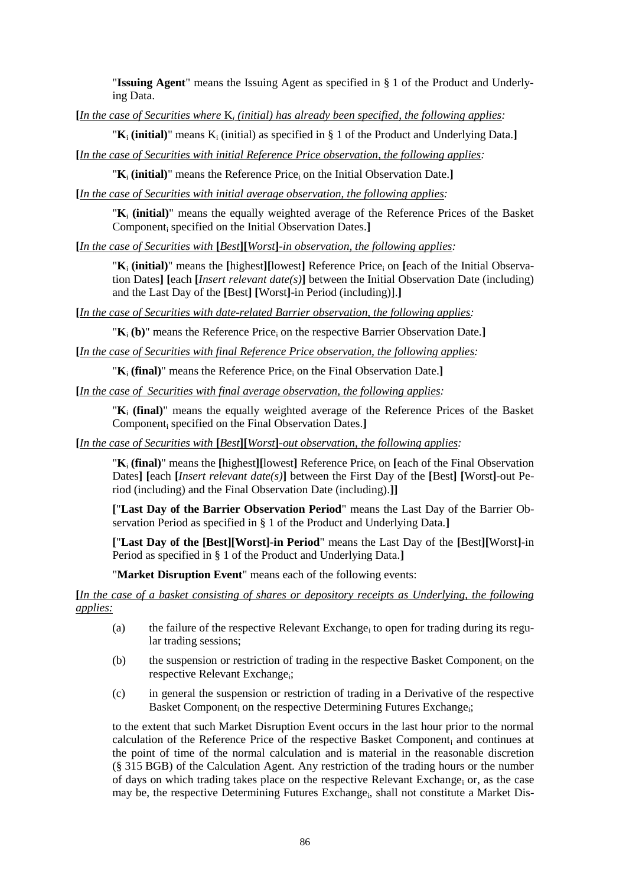"**Issuing Agent**" means the Issuing Agent as specified in § 1 of the Product and Underlying Data.

**[***In the case of Securities where* $K_i$ *(initial) has already been specified, the following applies:*

"$\mathbf{K_i}$ **(initial)**" means $K_i$ (initial) as specified in § 1 of the Product and Underlying Data.**]**

**[***In the case of Securities with initial Reference Price observation, the following applies:*

"$\mathbf{K_i}$ **(initial)**" means the Reference Price$_i$ on the Initial Observation Date.**]**

**[***In the case of Securities with initial average observation, the following applies:*

"$\mathbf{K_i}$ **(initial)**" means the equally weighted average of the Reference Prices of the Basket Component$_i$ specified on the Initial Observation Dates.**]**

**[***In the case of Securities with* **[***Best***][***Worst***]***-in observation, the following applies:*

"$\mathbf{K_i}$ **(initial)**" means the **[**highest**][**lowest**]** Reference Price$_i$ on **[**each of the Initial Observation Dates**]** **[**each **[***Insert relevant date(s)***]** between the Initial Observation Date (including) and the Last Day of the **[**Best**]** **[**Worst**]**-in Period (including)].**]**

**[***In the case of Securities with date-related Barrier observation, the following applies:*

"$\mathbf{K_i}$ **(b)**" means the Reference Price$_i$ on the respective Barrier Observation Date.**]**

**[***In the case of Securities with final Reference Price observation, the following applies:*

"$\mathbf{K_i}$ **(final)**" means the Reference Price$_i$ on the Final Observation Date.**]**

**[***In the case of Securities with final average observation, the following applies:*

"$\mathbf{K_i}$ **(final)**" means the equally weighted average of the Reference Prices of the Basket Component$_i$ specified on the Final Observation Dates.**]**

**[***In the case of Securities with* **[***Best***][***Worst***]***-out observation, the following applies:*

"$\mathbf{K_i}$ **(final)**" means the **[**highest**][**lowest**]** Reference Price$_i$ on **[**each of the Final Observation Dates**]** **[**each **[***Insert relevant date(s)***]** between the First Day of the **[**Best**]** **[**Worst**]**-out Period (including) and the Final Observation Date (including).**]]**

**[**"**Last Day of the Barrier Observation Period**" means the Last Day of the Barrier Observation Period as specified in § 1 of the Product and Underlying Data.**]**

**[**"**Last Day of the [Best][Worst]-in Period**" means the Last Day of the **[**Best**][**Worst**]**-in Period as specified in § 1 of the Product and Underlying Data.**]**

"**Market Disruption Event**" means each of the following events:

**[***In the case of a basket consisting of shares or depository receipts as Underlying, the following applies:*

(a) the failure of the respective Relevant Exchange$_i$ to open for trading during its regular trading sessions;

(b) the suspension or restriction of trading in the respective Basket Component$_i$ on the respective Relevant Exchange$_i$;

(c) in general the suspension or restriction of trading in a Derivative of the respective Basket Component$_i$ on the respective Determining Futures Exchange$_i$;

to the extent that such Market Disruption Event occurs in the last hour prior to the normal calculation of the Reference Price of the respective Basket Component$_i$ and continues at the point of time of the normal calculation and is material in the reasonable discretion (§ 315 BGB) of the Calculation Agent. Any restriction of the trading hours or the number of days on which trading takes place on the respective Relevant Exchange$_i$ or, as the case may be, the respective Determining Futures Exchange$_i$, shall not constitute a Market Dis-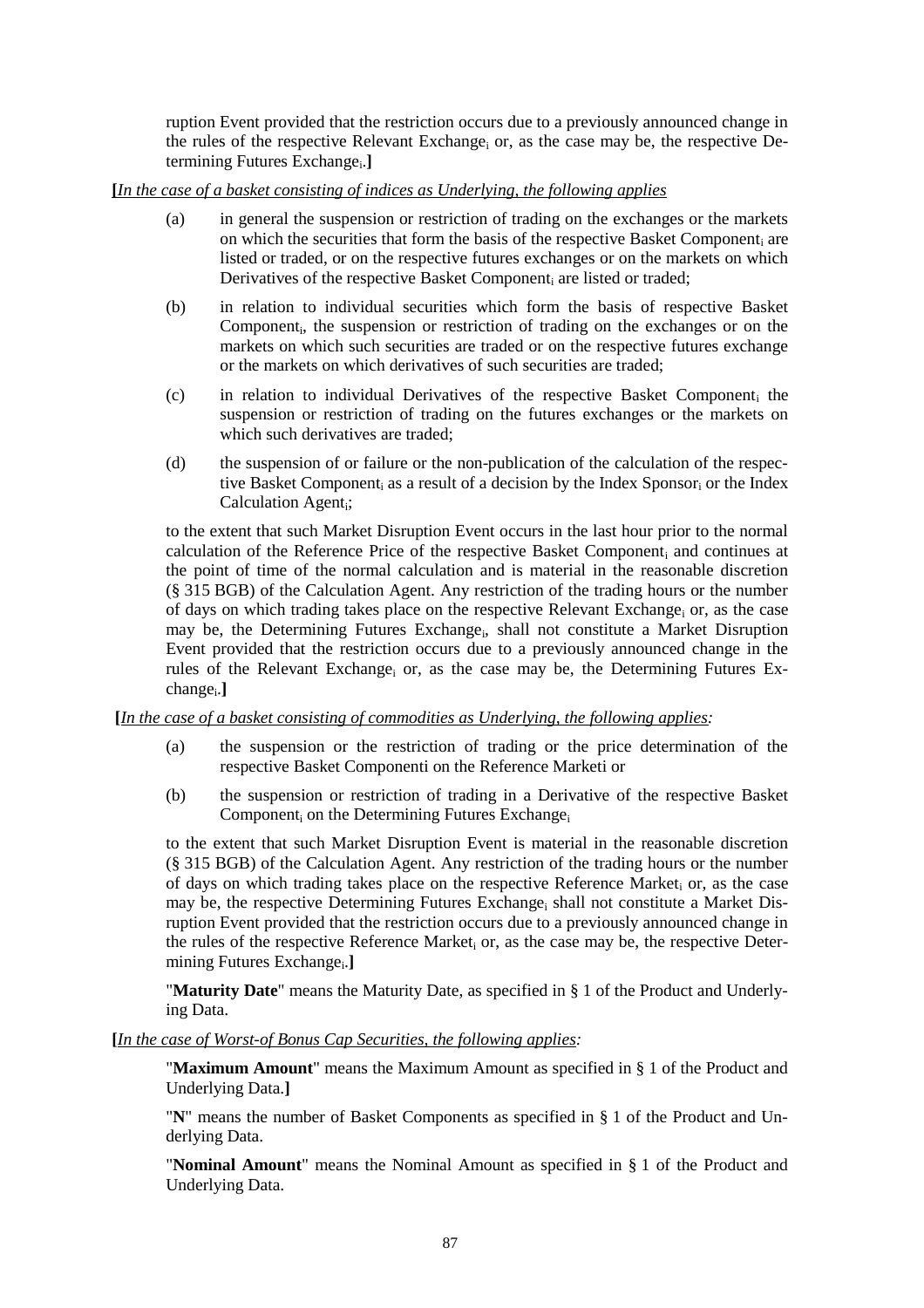ruption Event provided that the restriction occurs due to a previously announced change in the rules of the respective Relevant Exchange$_i$ or, as the case may be, the respective Determining Futures Exchange$_i$.**]**

**[**_In the case of a basket consisting of indices as Underlying, the following applies_

(a) in general the suspension or restriction of trading on the exchanges or the markets on which the securities that form the basis of the respective Basket Component$_i$ are listed or traded, or on the respective futures exchanges or on the markets on which Derivatives of the respective Basket Component$_i$ are listed or traded;

(b) in relation to individual securities which form the basis of respective Basket Component$_i$, the suspension or restriction of trading on the exchanges or on the markets on which such securities are traded or on the respective futures exchange or the markets on which derivatives of such securities are traded;

(c) in relation to individual Derivatives of the respective Basket Component$_i$ the suspension or restriction of trading on the futures exchanges or the markets on which such derivatives are traded;

(d) the suspension of or failure or the non-publication of the calculation of the respective Basket Component$_i$ as a result of a decision by the Index Sponsor$_i$ or the Index Calculation Agent$_i$;

to the extent that such Market Disruption Event occurs in the last hour prior to the normal calculation of the Reference Price of the respective Basket Component$_i$ and continues at the point of time of the normal calculation and is material in the reasonable discretion (§ 315 BGB) of the Calculation Agent. Any restriction of the trading hours or the number of days on which trading takes place on the respective Relevant Exchange$_i$ or, as the case may be, the Determining Futures Exchange$_i$, shall not constitute a Market Disruption Event provided that the restriction occurs due to a previously announced change in the rules of the Relevant Exchange$_i$ or, as the case may be, the Determining Futures Exchange$_i$.**]**

**[**_In the case of a basket consisting of commodities as Underlying, the following applies:_

(a) the suspension or the restriction of trading or the price determination of the respective Basket Componenti on the Reference Marketi or

(b) the suspension or restriction of trading in a Derivative of the respective Basket Component$_i$ on the Determining Futures Exchange$_i$

to the extent that such Market Disruption Event is material in the reasonable discretion (§ 315 BGB) of the Calculation Agent. Any restriction of the trading hours or the number of days on which trading takes place on the respective Reference Market$_i$ or, as the case may be, the respective Determining Futures Exchange$_i$ shall not constitute a Market Disruption Event provided that the restriction occurs due to a previously announced change in the rules of the respective Reference Market$_i$ or, as the case may be, the respective Determining Futures Exchange$_i$.**]**

"**Maturity Date**" means the Maturity Date, as specified in § 1 of the Product and Underlying Data.

**[**_In the case of Worst-of Bonus Cap Securities, the following applies:_

"**Maximum Amount**" means the Maximum Amount as specified in § 1 of the Product and Underlying Data.**]**

"**N**" means the number of Basket Components as specified in § 1 of the Product and Underlying Data.

"**Nominal Amount**" means the Nominal Amount as specified in § 1 of the Product and Underlying Data.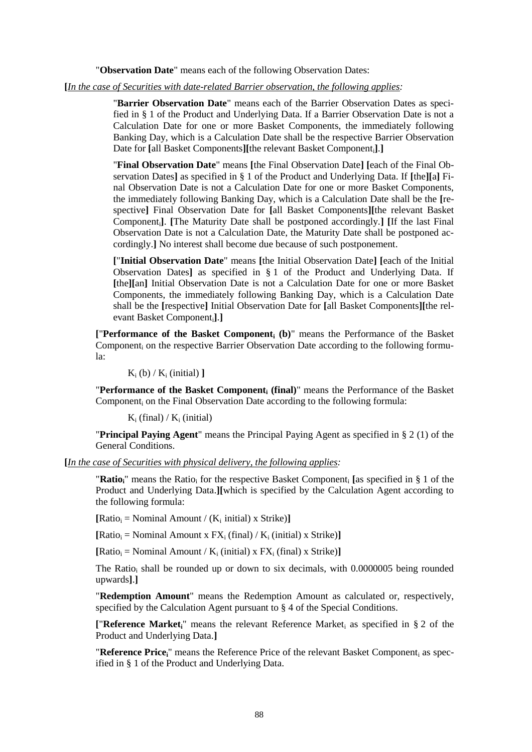"**Observation Date**" means each of the following Observation Dates:

**[***In the case of Securities with date-related Barrier observation, the following applies:*

"**Barrier Observation Date**" means each of the Barrier Observation Dates as specified in § 1 of the Product and Underlying Data. If a Barrier Observation Date is not a Calculation Date for one or more Basket Components, the immediately following Banking Day, which is a Calculation Date shall be the respective Barrier Observation Date for **[**all Basket Components**][**the relevant Basket Component$_i$**]**.**]**

"**Final Observation Date**" means **[**the Final Observation Date**] [**each of the Final Observation Dates**]** as specified in § 1 of the Product and Underlying Data. If **[**the**][**a**]** Final Observation Date is not a Calculation Date for one or more Basket Components, the immediately following Banking Day, which is a Calculation Date shall be the **[**respective**]** Final Observation Date for **[**all Basket Components**][**the relevant Basket Component$_i$**]**. **[**The Maturity Date shall be postponed accordingly.**] [**If the last Final Observation Date is not a Calculation Date, the Maturity Date shall be postponed accordingly.**]** No interest shall become due because of such postponement.

**[**"**Initial Observation Date**" means **[**the Initial Observation Date**] [**each of the Initial Observation Dates**]** as specified in § 1 of the Product and Underlying Data. If **[**the**][**an**]** Initial Observation Date is not a Calculation Date for one or more Basket Components, the immediately following Banking Day, which is a Calculation Date shall be the **[**respective**]** Initial Observation Date for **[**all Basket Components**][**the relevant Basket Component$_i$**]**.**]**

**[**"**Performance of the Basket Component$_i$ (b)**" means the Performance of the Basket Component$_i$ on the respective Barrier Observation Date according to the following formula:

$K_i$ (b) / $K_i$ (initial) **]**

"**Performance of the Basket Component$_i$ (final)**" means the Performance of the Basket Component$_i$ on the Final Observation Date according to the following formula:

$K_i$ (final) / $K_i$ (initial)

"**Principal Paying Agent**" means the Principal Paying Agent as specified in § 2 (1) of the General Conditions.

**[***In the case of Securities with physical delivery, the following applies:*

"**Ratio$_i$**" means the Ratio$_i$ for the respective Basket Component$_i$ **[**as specified in § 1 of the Product and Underlying Data.**][**which is specified by the Calculation Agent according to the following formula:

**[**Ratio$_i$ = Nominal Amount / ($K_i$ initial) x Strike)**]**

**[**Ratio$_i$ = Nominal Amount x $FX_i$ (final) / $K_i$ (initial) x Strike)**]**

**[**Ratio$_i$ = Nominal Amount / $K_i$ (initial) x $FX_i$ (final) x Strike)**]**

The Ratio$_i$ shall be rounded up or down to six decimals, with 0.0000005 being rounded upwards**]**.**]**

"**Redemption Amount**" means the Redemption Amount as calculated or, respectively, specified by the Calculation Agent pursuant to § 4 of the Special Conditions.

**[**"**Reference Market$_i$**" means the relevant Reference Market$_i$ as specified in § 2 of the Product and Underlying Data.**]**

"**Reference Price$_i$**" means the Reference Price of the relevant Basket Component$_i$ as specified in § 1 of the Product and Underlying Data.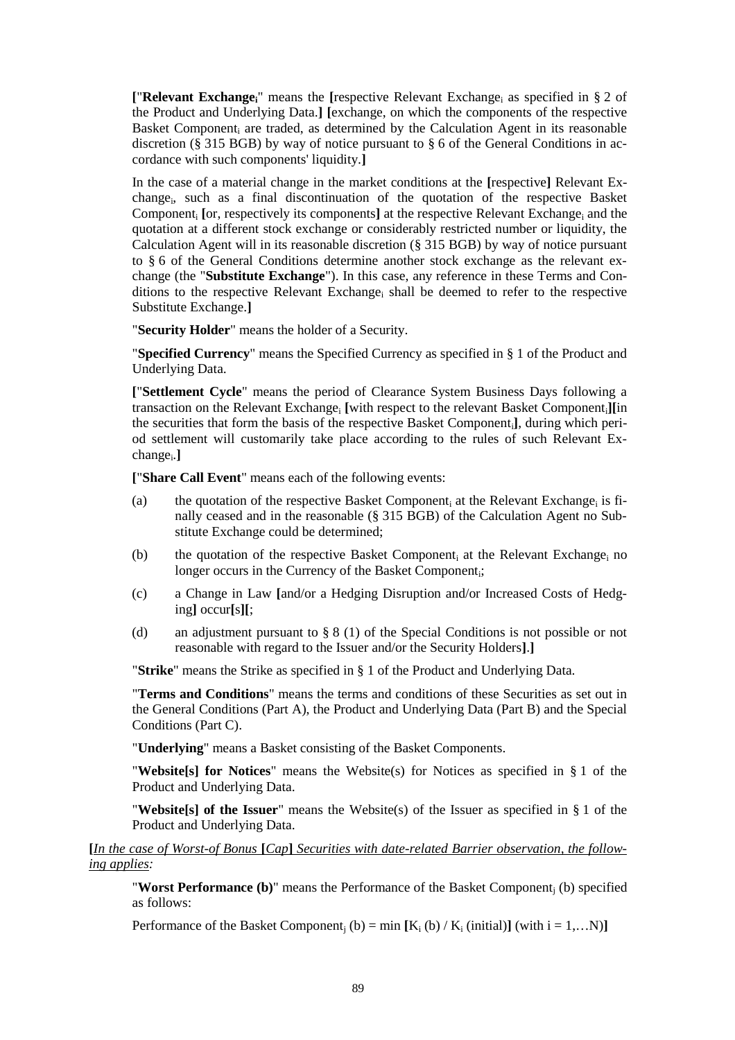**[**"**Relevant Exchange$_i$**" means the **[**respective Relevant Exchange$_i$ as specified in § 2 of the Product and Underlying Data.**]** **[**exchange, on which the components of the respective Basket Component$_i$ are traded, as determined by the Calculation Agent in its reasonable discretion (§ 315 BGB) by way of notice pursuant to § 6 of the General Conditions in accordance with such components' liquidity.**]**

In the case of a material change in the market conditions at the **[**respective**]** Relevant Exchange$_i$, such as a final discontinuation of the quotation of the respective Basket Component$_i$ **[**or, respectively its components**]** at the respective Relevant Exchange$_i$ and the quotation at a different stock exchange or considerably restricted number or liquidity, the Calculation Agent will in its reasonable discretion (§ 315 BGB) by way of notice pursuant to § 6 of the General Conditions determine another stock exchange as the relevant exchange (the "**Substitute Exchange**"). In this case, any reference in these Terms and Conditions to the respective Relevant Exchange$_i$ shall be deemed to refer to the respective Substitute Exchange.**]**

"**Security Holder**" means the holder of a Security.

"**Specified Currency**" means the Specified Currency as specified in § 1 of the Product and Underlying Data.

**[**"**Settlement Cycle**" means the period of Clearance System Business Days following a transaction on the Relevant Exchange$_i$ **[**with respect to the relevant Basket Component$_i$**][**in the securities that form the basis of the respective Basket Component$_i$**]**, during which period settlement will customarily take place according to the rules of such Relevant Exchange$_i$.**]**

**[**"**Share Call Event**" means each of the following events:

(a) the quotation of the respective Basket Component$_i$ at the Relevant Exchange$_i$ is finally ceased and in the reasonable (§ 315 BGB) of the Calculation Agent no Substitute Exchange could be determined;

(b) the quotation of the respective Basket Component$_i$ at the Relevant Exchange$_i$ no longer occurs in the Currency of the Basket Component$_i$;

(c) a Change in Law **[**and/or a Hedging Disruption and/or Increased Costs of Hedging**]** occur**[**s**][**;

(d) an adjustment pursuant to § 8 (1) of the Special Conditions is not possible or not reasonable with regard to the Issuer and/or the Security Holders**]**.**]**

"**Strike**" means the Strike as specified in § 1 of the Product and Underlying Data.

"**Terms and Conditions**" means the terms and conditions of these Securities as set out in the General Conditions (Part A), the Product and Underlying Data (Part B) and the Special Conditions (Part C).

"**Underlying**" means a Basket consisting of the Basket Components.

"**Website[s] for Notices**" means the Website(s) for Notices as specified in § 1 of the Product and Underlying Data.

"**Website[s] of the Issuer**" means the Website(s) of the Issuer as specified in § 1 of the Product and Underlying Data.

**[***In the case of Worst-of Bonus* **[***Cap***]** *Securities with date-related Barrier observation, the following applies:*

"**Worst Performance (b)**" means the Performance of the Basket Component$_j$ (b) specified as follows:

Performance of the Basket Component$_j$ (b) = min **[**$K_i$ (b) / $K_i$ (initial)**]** (with i = 1,…N)**]**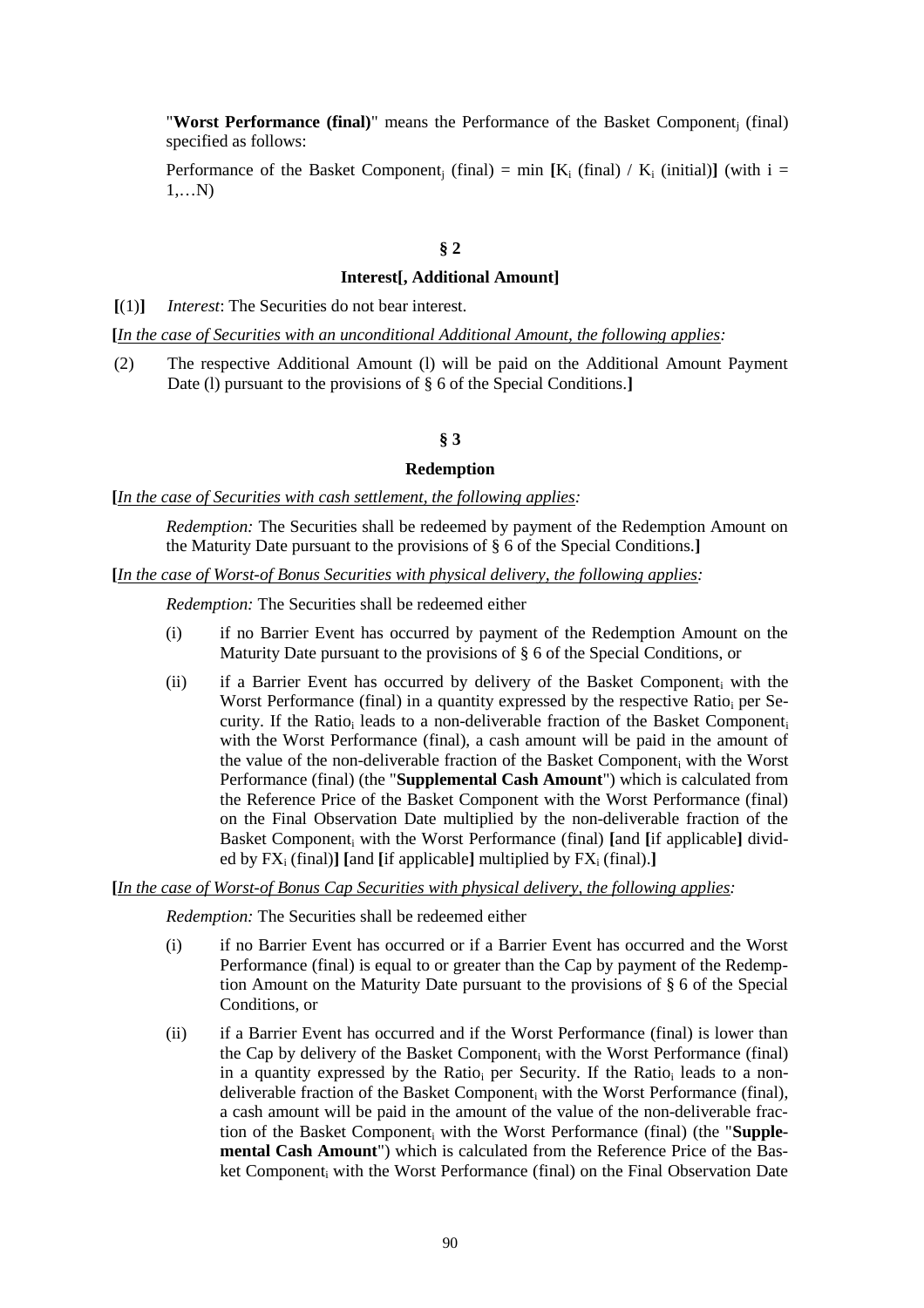"**Worst Performance (final)**" means the Performance of the Basket Component$_j$ (final) specified as follows:

Performance of the Basket Component$_j$ (final) = min **[**$K_i$ (final) / $K_i$ (initial)**]** (with i = 1,…N)

## § 2

### Interest[, Additional Amount]

**[**(1)**]** *Interest*: The Securities do not bear interest.

**[***In the case of Securities with an unconditional Additional Amount, the following applies:*

(2) The respective Additional Amount (l) will be paid on the Additional Amount Payment Date (l) pursuant to the provisions of § 6 of the Special Conditions.**]**

## § 3

### Redemption

**[***In the case of Securities with cash settlement, the following applies:*

*Redemption:* The Securities shall be redeemed by payment of the Redemption Amount on the Maturity Date pursuant to the provisions of § 6 of the Special Conditions.**]**

**[***In the case of Worst-of Bonus Securities with physical delivery, the following applies:*

*Redemption:* The Securities shall be redeemed either

(i) if no Barrier Event has occurred by payment of the Redemption Amount on the Maturity Date pursuant to the provisions of § 6 of the Special Conditions, or

(ii) if a Barrier Event has occurred by delivery of the Basket Component$_i$ with the Worst Performance (final) in a quantity expressed by the respective Ratio$_i$ per Security. If the Ratio$_i$ leads to a non-deliverable fraction of the Basket Component$_i$ with the Worst Performance (final), a cash amount will be paid in the amount of the value of the non-deliverable fraction of the Basket Component$_i$ with the Worst Performance (final) (the "**Supplemental Cash Amount**") which is calculated from the Reference Price of the Basket Component with the Worst Performance (final) on the Final Observation Date multiplied by the non-deliverable fraction of the Basket Component$_i$ with the Worst Performance (final) **[**and **[**if applicable**]** divided by $FX_i$ (final)**]** **[**and **[**if applicable**]** multiplied by $FX_i$ (final).**]**

**[***In the case of Worst-of Bonus Cap Securities with physical delivery, the following applies:*

*Redemption:* The Securities shall be redeemed either

(i) if no Barrier Event has occurred or if a Barrier Event has occurred and the Worst Performance (final) is equal to or greater than the Cap by payment of the Redemption Amount on the Maturity Date pursuant to the provisions of § 6 of the Special Conditions, or

(ii) if a Barrier Event has occurred and if the Worst Performance (final) is lower than the Cap by delivery of the Basket Component$_i$ with the Worst Performance (final) in a quantity expressed by the Ratio$_i$ per Security. If the Ratio$_i$ leads to a non-deliverable fraction of the Basket Component$_i$ with the Worst Performance (final), a cash amount will be paid in the amount of the value of the non-deliverable fraction of the Basket Component$_i$ with the Worst Performance (final) (the "**Supplemental Cash Amount**") which is calculated from the Reference Price of the Basket Component$_i$ with the Worst Performance (final) on the Final Observation Date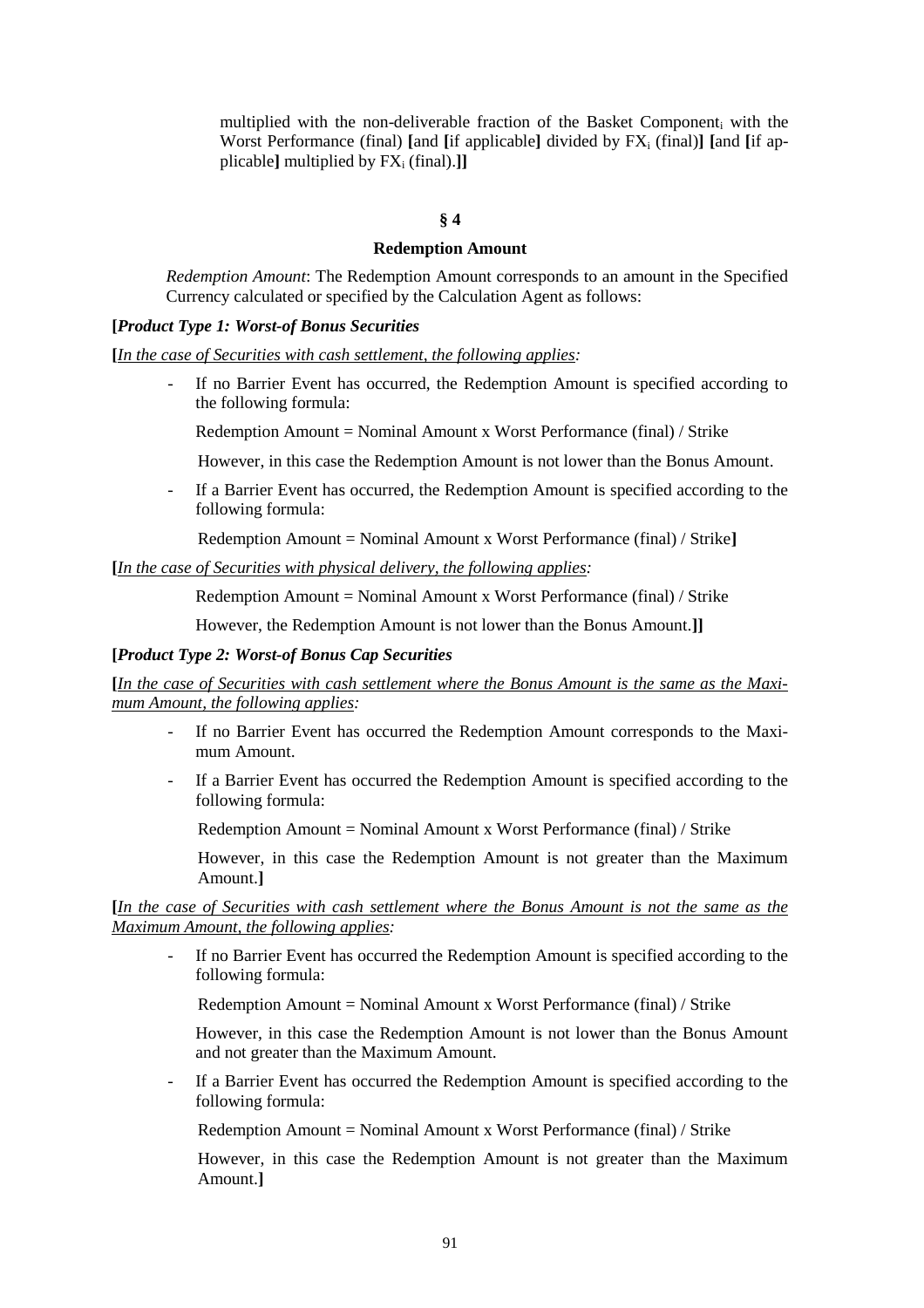multiplied with the non-deliverable fraction of the Basket Component$_i$ with the Worst Performance (final) **[**and **[**if applicable**]** divided by $FX_i$ (final)**]** **[**and **[**if applicable**]** multiplied by $FX_i$ (final).**]]**

## § 4

### Redemption Amount

*Redemption Amount*: The Redemption Amount corresponds to an amount in the Specified Currency calculated or specified by the Calculation Agent as follows:

**[*Product Type 1: Worst-of Bonus Securities***

**[**<u>*In the case of Securities with cash settlement, the following applies*</u>*:*

- If no Barrier Event has occurred, the Redemption Amount is specified according to the following formula:

  Redemption Amount = Nominal Amount x Worst Performance (final) / Strike

  However, in this case the Redemption Amount is not lower than the Bonus Amount.

- If a Barrier Event has occurred, the Redemption Amount is specified according to the following formula:

  Redemption Amount = Nominal Amount x Worst Performance (final) / Strike**]**

**[**<u>*In the case of Securities with physical delivery, the following applies*</u>*:*

Redemption Amount = Nominal Amount x Worst Performance (final) / Strike

However, the Redemption Amount is not lower than the Bonus Amount.**]]**

**[*Product Type 2: Worst-of Bonus Cap Securities***

**[**<u>*In the case of Securities with cash settlement where the Bonus Amount is the same as the Maximum Amount, the following applies*</u>*:*

- If no Barrier Event has occurred the Redemption Amount corresponds to the Maximum Amount.

- If a Barrier Event has occurred the Redemption Amount is specified according to the following formula:

  Redemption Amount = Nominal Amount x Worst Performance (final) / Strike

  However, in this case the Redemption Amount is not greater than the Maximum Amount.**]**

**[**<u>*In the case of Securities with cash settlement where the Bonus Amount is not the same as the Maximum Amount, the following applies*</u>*:*

- If no Barrier Event has occurred the Redemption Amount is specified according to the following formula:

  Redemption Amount = Nominal Amount x Worst Performance (final) / Strike

  However, in this case the Redemption Amount is not lower than the Bonus Amount and not greater than the Maximum Amount.

- If a Barrier Event has occurred the Redemption Amount is specified according to the following formula:

  Redemption Amount = Nominal Amount x Worst Performance (final) / Strike

  However, in this case the Redemption Amount is not greater than the Maximum Amount.**]**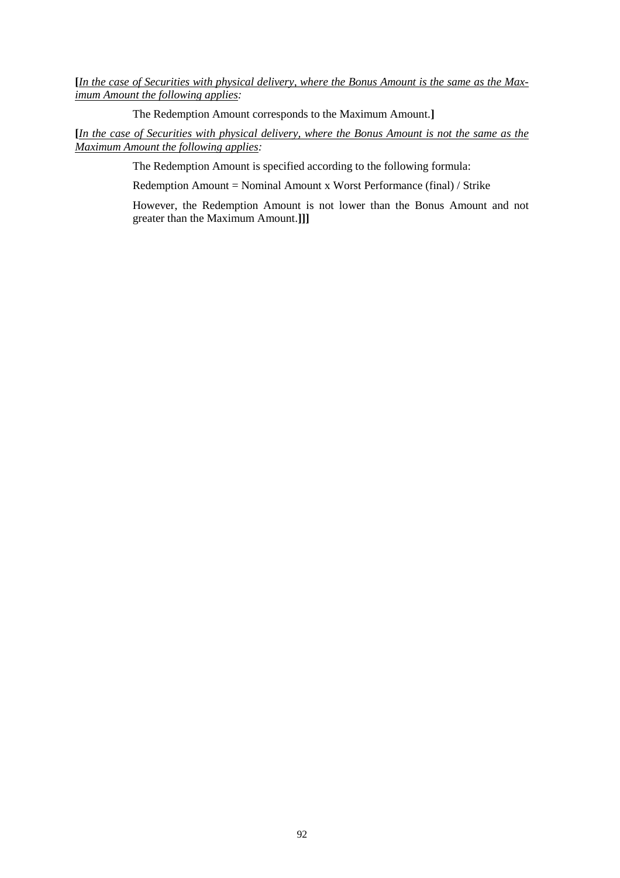**[***In the case of Securities with physical delivery, where the Bonus Amount is the same as the Maximum Amount the following applies:*

The Redemption Amount corresponds to the Maximum Amount.**]**

**[***In the case of Securities with physical delivery, where the Bonus Amount is not the same as the Maximum Amount the following applies:*

The Redemption Amount is specified according to the following formula:

Redemption Amount = Nominal Amount x Worst Performance (final) / Strike

However, the Redemption Amount is not lower than the Bonus Amount and not greater than the Maximum Amount.**]]]**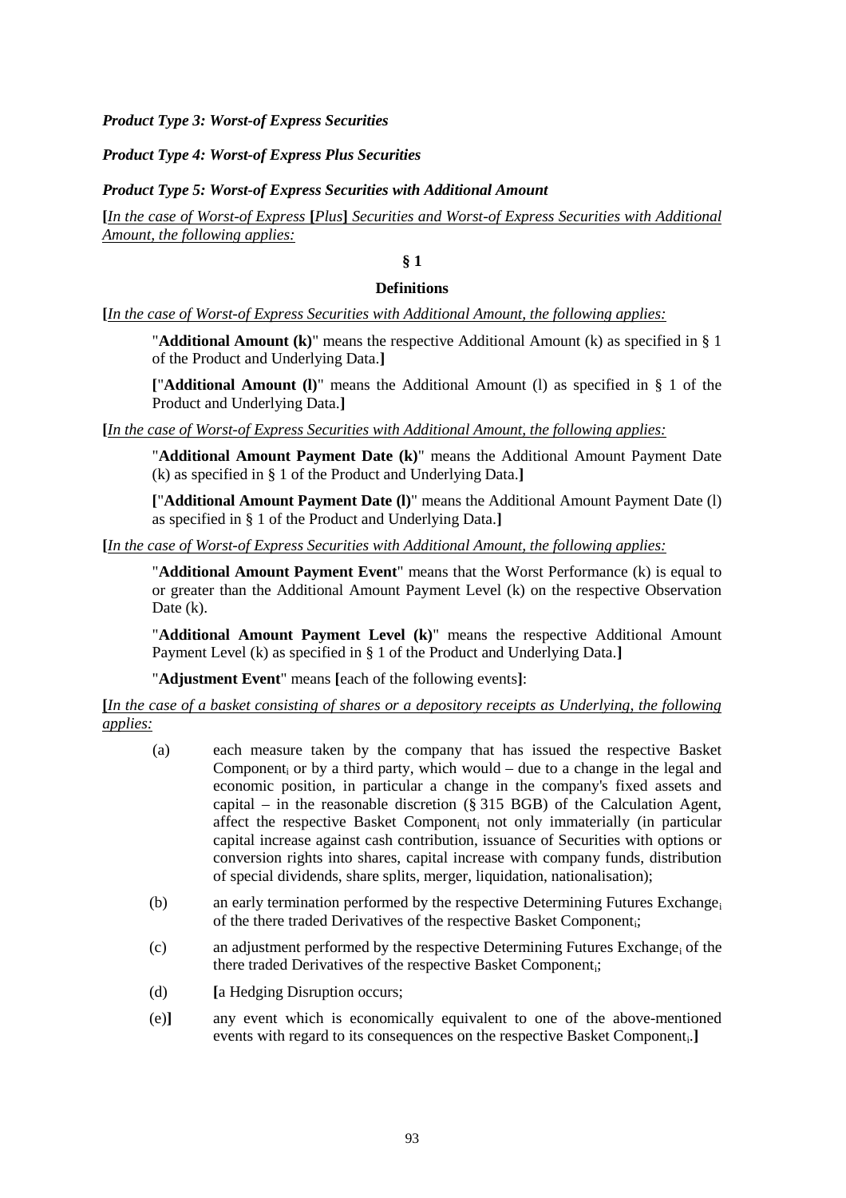***Product Type 3: Worst-of Express Securities***

***Product Type 4: Worst-of Express Plus Securities***

***Product Type 5: Worst-of Express Securities with Additional Amount***

**[***In the case of Worst-of Express* **[***Plus***]** *Securities and Worst-of Express Securities with Additional Amount, the following applies:*

## § 1

## Definitions

**[***In the case of Worst-of Express Securities with Additional Amount, the following applies:*

"**Additional Amount (k)**" means the respective Additional Amount (k) as specified in § 1 of the Product and Underlying Data.**]**

**[**"**Additional Amount (l)**" means the Additional Amount (l) as specified in § 1 of the Product and Underlying Data.**]**

**[***In the case of Worst-of Express Securities with Additional Amount, the following applies:*

"**Additional Amount Payment Date (k)**" means the Additional Amount Payment Date (k) as specified in § 1 of the Product and Underlying Data.**]**

**[**"**Additional Amount Payment Date (l)**" means the Additional Amount Payment Date (l) as specified in § 1 of the Product and Underlying Data.**]**

**[***In the case of Worst-of Express Securities with Additional Amount, the following applies:*

"**Additional Amount Payment Event**" means that the Worst Performance (k) is equal to or greater than the Additional Amount Payment Level (k) on the respective Observation Date (k).

"**Additional Amount Payment Level (k)**" means the respective Additional Amount Payment Level (k) as specified in § 1 of the Product and Underlying Data.**]**

"**Adjustment Event**" means **[**each of the following events**]**:

**[***In the case of a basket consisting of shares or a depository receipts as Underlying, the following applies:*

(a) each measure taken by the company that has issued the respective Basket $\text{Component}_i$ or by a third party, which would – due to a change in the legal and economic position, in particular a change in the company's fixed assets and capital – in the reasonable discretion (§ 315 BGB) of the Calculation Agent, affect the respective Basket $\text{Component}_i$ not only immaterially (in particular capital increase against cash contribution, issuance of Securities with options or conversion rights into shares, capital increase with company funds, distribution of special dividends, share splits, merger, liquidation, nationalisation);

(b) an early termination performed by the respective Determining Futures $\text{Exchange}_i$ of the there traded Derivatives of the respective Basket $\text{Component}_i$;

(c) an adjustment performed by the respective Determining Futures $\text{Exchange}_i$ of the there traded Derivatives of the respective Basket $\text{Component}_i$;

(d) **[**a Hedging Disruption occurs;

(e)**]** any event which is economically equivalent to one of the above-mentioned events with regard to its consequences on the respective Basket $\text{Component}_i$.**]**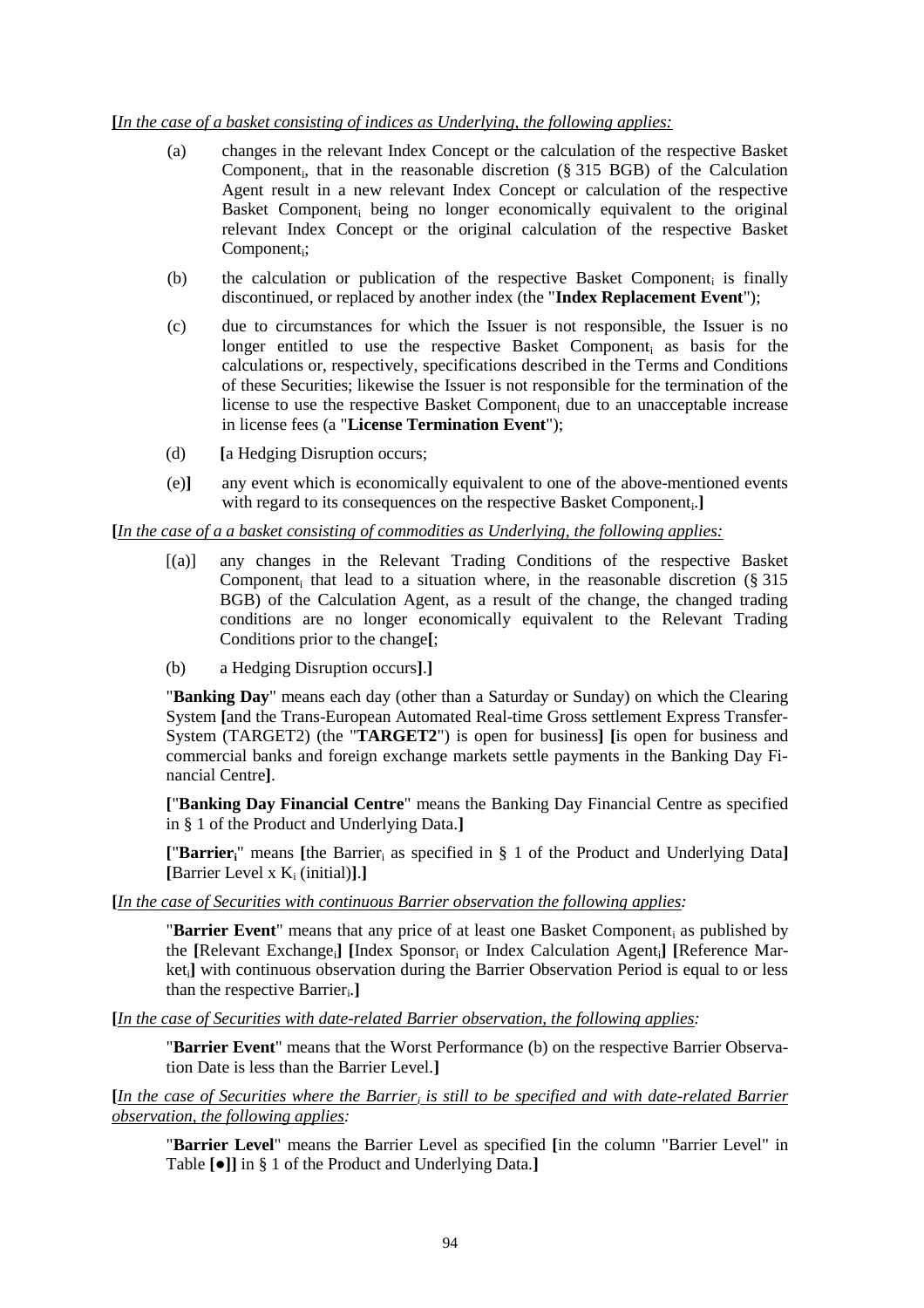**[***In the case of a basket consisting of indices as Underlying, the following applies:*

(a) changes in the relevant Index Concept or the calculation of the respective Basket $\text{Component}_i$, that in the reasonable discretion (§ 315 BGB) of the Calculation Agent result in a new relevant Index Concept or calculation of the respective Basket $\text{Component}_i$ being no longer economically equivalent to the original relevant Index Concept or the original calculation of the respective Basket $\text{Component}_i$;

(b) the calculation or publication of the respective Basket $\text{Component}_i$ is finally discontinued, or replaced by another index (the "**Index Replacement Event**");

(c) due to circumstances for which the Issuer is not responsible, the Issuer is no longer entitled to use the respective Basket $\text{Component}_i$ as basis for the calculations or, respectively, specifications described in the Terms and Conditions of these Securities; likewise the Issuer is not responsible for the termination of the license to use the respective Basket $\text{Component}_i$ due to an unacceptable increase in license fees (a "**License Termination Event**");

(d) **[**a Hedging Disruption occurs;

(e)**]** any event which is economically equivalent to one of the above-mentioned events with regard to its consequences on the respective Basket $\text{Component}_i$.**]**

**[***In the case of a a basket consisting of commodities as Underlying, the following applies:*

[(a)] any changes in the Relevant Trading Conditions of the respective Basket $\text{Component}_i$ that lead to a situation where, in the reasonable discretion (§ 315 BGB) of the Calculation Agent, as a result of the change, the changed trading conditions are no longer economically equivalent to the Relevant Trading Conditions prior to the change**[**;

(b) a Hedging Disruption occurs**]**.**]**

"**Banking Day**" means each day (other than a Saturday or Sunday) on which the Clearing System **[**and the Trans-European Automated Real-time Gross settlement Express Transfer-System (TARGET2) (the "**TARGET2**") is open for business**]** **[**is open for business and commercial banks and foreign exchange markets settle payments in the Banking Day Financial Centre**]**.

**[**"**Banking Day Financial Centre**" means the Banking Day Financial Centre as specified in § 1 of the Product and Underlying Data.**]**

**[**"**$\text{Barrier}_i$**" means **[**the $\text{Barrier}_i$ as specified in § 1 of the Product and Underlying Data**]** **[**Barrier Level x $K_i$ (initial)**]**.**]**

**[***In the case of Securities with continuous Barrier observation the following applies:*

"**Barrier Event**" means that any price of at least one Basket $\text{Component}_i$ as published by the **[**Relevant $\text{Exchange}_i$**]** **[**Index $\text{Sponsor}_i$ or Index Calculation $\text{Agent}_i$**]** **[**Reference $\text{Market}_i$**]** with continuous observation during the Barrier Observation Period is equal to or less than the respective $\text{Barrier}_i$.**]**

**[***In the case of Securities with date-related Barrier observation, the following applies:*

"**Barrier Event**" means that the Worst Performance (b) on the respective Barrier Observation Date is less than the Barrier Level.**]**

**[***In the case of Securities where the $\text{Barrier}_i$ is still to be specified and with date-related Barrier observation, the following applies:*

"**Barrier Level**" means the Barrier Level as specified **[**in the column "Barrier Level" in Table **[●]]** in § 1 of the Product and Underlying Data.**]**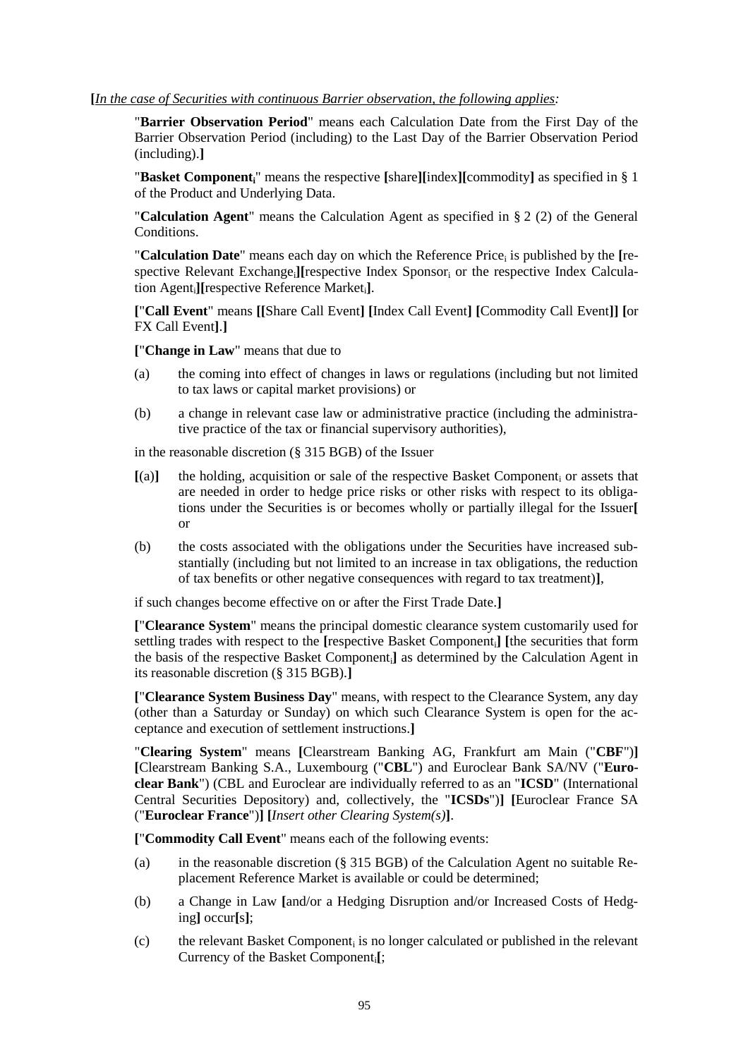**[***In the case of Securities with continuous Barrier observation, the following applies:*

"**Barrier Observation Period**" means each Calculation Date from the First Day of the Barrier Observation Period (including) to the Last Day of the Barrier Observation Period (including).**]**

"**Basket Component$_i$**" means the respective **[**share**][**index**][**commodity**]** as specified in § 1 of the Product and Underlying Data.

"**Calculation Agent**" means the Calculation Agent as specified in § 2 (2) of the General Conditions.

"**Calculation Date**" means each day on which the Reference Price$_i$ is published by the **[**respective Relevant Exchange$_i$**][**respective Index Sponsor$_i$ or the respective Index Calculation Agent$_i$**][**respective Reference Market$_i$**]**.

**[**"**Call Event**" means **[[**Share Call Event**] [**Index Call Event**] [**Commodity Call Event**]] [**or FX Call Event**]**.**]**

**[**"**Change in Law**" means that due to

(a) the coming into effect of changes in laws or regulations (including but not limited to tax laws or capital market provisions) or

(b) a change in relevant case law or administrative practice (including the administrative practice of the tax or financial supervisory authorities),

in the reasonable discretion (§ 315 BGB) of the Issuer

**[**(a)**]** the holding, acquisition or sale of the respective Basket Component$_i$ or assets that are needed in order to hedge price risks or other risks with respect to its obligations under the Securities is or becomes wholly or partially illegal for the Issuer**[** or

(b) the costs associated with the obligations under the Securities have increased substantially (including but not limited to an increase in tax obligations, the reduction of tax benefits or other negative consequences with regard to tax treatment)**]**,

if such changes become effective on or after the First Trade Date.**]**

**[**"**Clearance System**" means the principal domestic clearance system customarily used for settling trades with respect to the **[**respective Basket Component$_i$**] [**the securities that form the basis of the respective Basket Component$_i$**]** as determined by the Calculation Agent in its reasonable discretion (§ 315 BGB).**]**

**[**"**Clearance System Business Day**" means, with respect to the Clearance System, any day (other than a Saturday or Sunday) on which such Clearance System is open for the acceptance and execution of settlement instructions.**]**

"**Clearing System**" means **[**Clearstream Banking AG, Frankfurt am Main ("**CBF**")**] [**Clearstream Banking S.A., Luxembourg ("**CBL**") and Euroclear Bank SA/NV ("**Euroclear Bank**") (CBL and Euroclear are individually referred to as an "**ICSD**" (International Central Securities Depository) and, collectively, the "**ICSDs**")**] [**Euroclear France SA ("**Euroclear France**")**] [***Insert other Clearing System(s)***]**.

**[**"**Commodity Call Event**" means each of the following events:

(a) in the reasonable discretion (§ 315 BGB) of the Calculation Agent no suitable Replacement Reference Market is available or could be determined;

(b) a Change in Law **[**and/or a Hedging Disruption and/or Increased Costs of Hedging**]** occur**[**s**]**;

(c) the relevant Basket Component$_i$ is no longer calculated or published in the relevant Currency of the Basket Component$_i$**[**;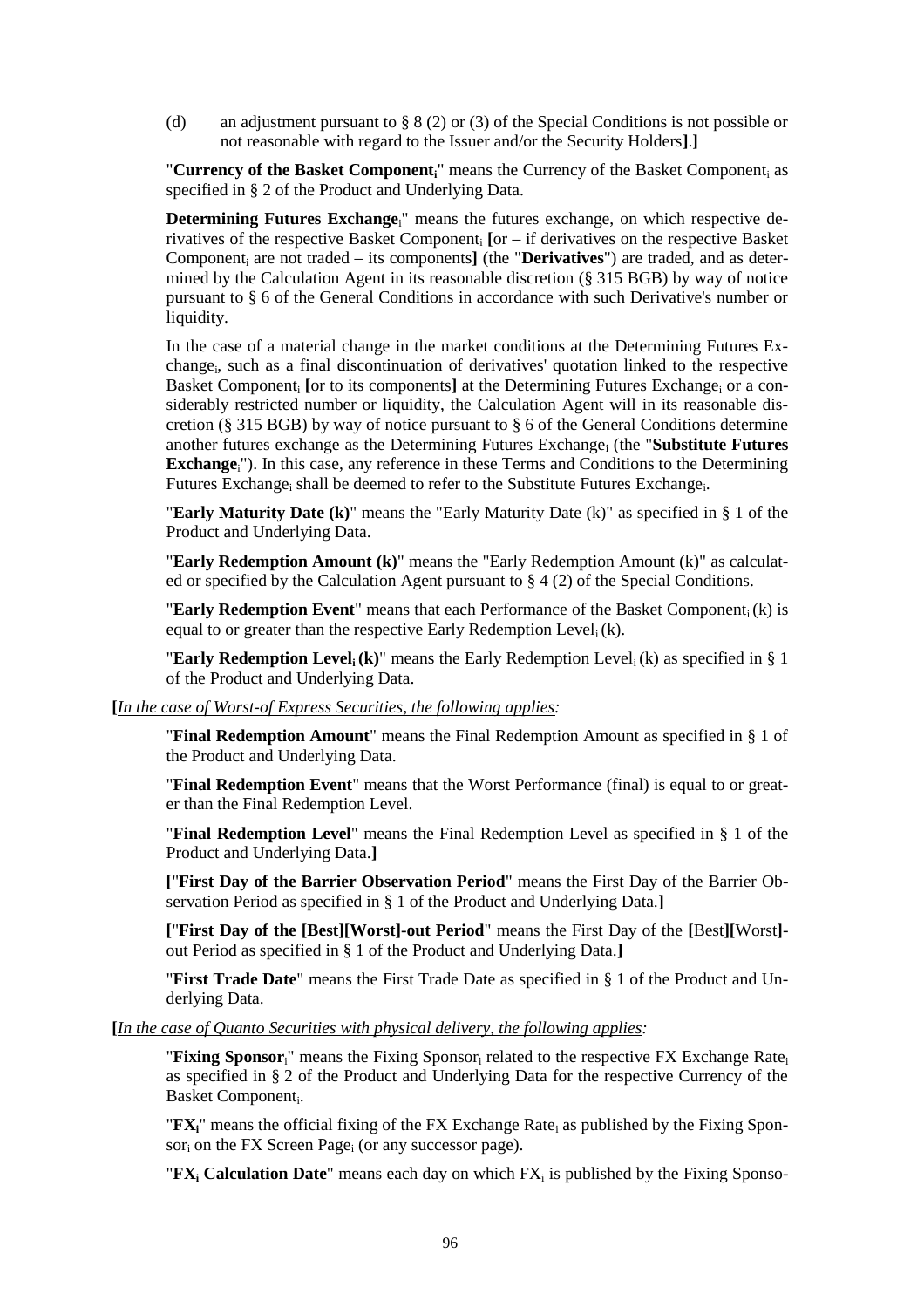(d) an adjustment pursuant to § 8 (2) or (3) of the Special Conditions is not possible or not reasonable with regard to the Issuer and/or the Security Holders**].]**

"**Currency of the Basket Component$_i$**" means the Currency of the Basket Component$_i$ as specified in § 2 of the Product and Underlying Data.

**Determining Futures Exchange$_i$**" means the futures exchange, on which respective derivatives of the respective Basket Component$_i$ **[**or – if derivatives on the respective Basket Component$_i$ are not traded – its components**]** (the "**Derivatives**") are traded, and as determined by the Calculation Agent in its reasonable discretion (§ 315 BGB) by way of notice pursuant to § 6 of the General Conditions in accordance with such Derivative's number or liquidity.

In the case of a material change in the market conditions at the Determining Futures Exchange$_i$, such as a final discontinuation of derivatives' quotation linked to the respective Basket Component$_i$ **[**or to its components**]** at the Determining Futures Exchange$_i$ or a considerably restricted number or liquidity, the Calculation Agent will in its reasonable discretion (§ 315 BGB) by way of notice pursuant to § 6 of the General Conditions determine another futures exchange as the Determining Futures Exchange$_i$ (the "**Substitute Futures Exchange$_i$**"). In this case, any reference in these Terms and Conditions to the Determining Futures Exchange$_i$ shall be deemed to refer to the Substitute Futures Exchange$_i$.

"**Early Maturity Date (k)**" means the "Early Maturity Date (k)" as specified in § 1 of the Product and Underlying Data.

"**Early Redemption Amount (k)**" means the "Early Redemption Amount (k)" as calculated or specified by the Calculation Agent pursuant to § 4 (2) of the Special Conditions.

"**Early Redemption Event**" means that each Performance of the Basket Component$_i$ (k) is equal to or greater than the respective Early Redemption Level$_i$ (k).

"**Early Redemption Level$_i$ (k)**" means the Early Redemption Level$_i$ (k) as specified in § 1 of the Product and Underlying Data.

**[***In the case of Worst-of Express Securities, the following applies:*

"**Final Redemption Amount**" means the Final Redemption Amount as specified in § 1 of the Product and Underlying Data.

"**Final Redemption Event**" means that the Worst Performance (final) is equal to or greater than the Final Redemption Level.

"**Final Redemption Level**" means the Final Redemption Level as specified in § 1 of the Product and Underlying Data.**]**

**[**"**First Day of the Barrier Observation Period**" means the First Day of the Barrier Observation Period as specified in § 1 of the Product and Underlying Data.**]**

**[**"**First Day of the [Best][Worst]-out Period**" means the First Day of the **[**Best**][**Worst**]**-out Period as specified in § 1 of the Product and Underlying Data.**]**

"**First Trade Date**" means the First Trade Date as specified in § 1 of the Product and Underlying Data.

**[***In the case of Quanto Securities with physical delivery, the following applies:*

"**Fixing Sponsor$_i$**" means the Fixing Sponsor$_i$ related to the respective FX Exchange Rate$_i$ as specified in § 2 of the Product and Underlying Data for the respective Currency of the Basket Component$_i$.

"**FX$_i$**" means the official fixing of the FX Exchange Rate$_i$ as published by the Fixing Sponsor$_i$ on the FX Screen Page$_i$ (or any successor page).

"**FX$_i$ Calculation Date**" means each day on which FX$_i$ is published by the Fixing Sponso-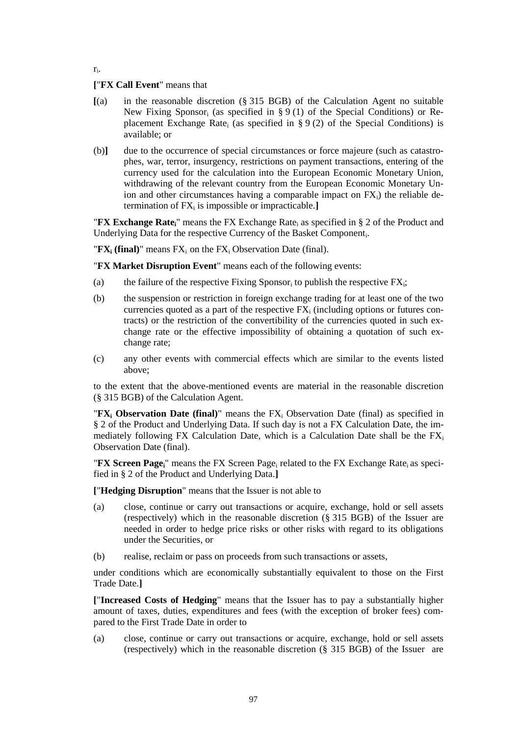$r_i$.

["**FX Call Event**" means that

[(a) in the reasonable discretion (§ 315 BGB) of the Calculation Agent no suitable New Fixing Sponsor$_i$ (as specified in § 9 (1) of the Special Conditions) or Replacement Exchange Rate$_i$ (as specified in § 9 (2) of the Special Conditions) is available; or

(b)] due to the occurrence of special circumstances or force majeure (such as catastrophes, war, terror, insurgency, restrictions on payment transactions, entering of the currency used for the calculation into the European Economic Monetary Union, withdrawing of the relevant country from the European Economic Monetary Union and other circumstances having a comparable impact on $FX_i$) the reliable determination of $FX_i$ is impossible or impracticable.]

"**FX Exchange Rate$_i$**" means the FX Exchange Rate$_i$ as specified in § 2 of the Product and Underlying Data for the respective Currency of the Basket Component$_i$.

"**$FX_i$ (final)**" means $FX_i$ on the $FX_i$ Observation Date (final).

"**FX Market Disruption Event**" means each of the following events:

(a) the failure of the respective Fixing Sponsor$_i$ to publish the respective $FX_i$;

(b) the suspension or restriction in foreign exchange trading for at least one of the two currencies quoted as a part of the respective $FX_i$ (including options or futures contracts) or the restriction of the convertibility of the currencies quoted in such exchange rate or the effective impossibility of obtaining a quotation of such exchange rate;

(c) any other events with commercial effects which are similar to the events listed above;

to the extent that the above-mentioned events are material in the reasonable discretion (§ 315 BGB) of the Calculation Agent.

"**$FX_i$ Observation Date (final)**" means the $FX_i$ Observation Date (final) as specified in § 2 of the Product and Underlying Data. If such day is not a FX Calculation Date, the immediately following FX Calculation Date, which is a Calculation Date shall be the $FX_i$ Observation Date (final).

"**FX Screen Page$_i$**" means the FX Screen Page$_i$ related to the FX Exchange Rate$_i$ as specified in § 2 of the Product and Underlying Data.]

["**Hedging Disruption**" means that the Issuer is not able to

(a) close, continue or carry out transactions or acquire, exchange, hold or sell assets (respectively) which in the reasonable discretion (§ 315 BGB) of the Issuer are needed in order to hedge price risks or other risks with regard to its obligations under the Securities, or

(b) realise, reclaim or pass on proceeds from such transactions or assets,

under conditions which are economically substantially equivalent to those on the First Trade Date.]

["**Increased Costs of Hedging**" means that the Issuer has to pay a substantially higher amount of taxes, duties, expenditures and fees (with the exception of broker fees) compared to the First Trade Date in order to

(a) close, continue or carry out transactions or acquire, exchange, hold or sell assets (respectively) which in the reasonable discretion (§ 315 BGB) of the Issuer are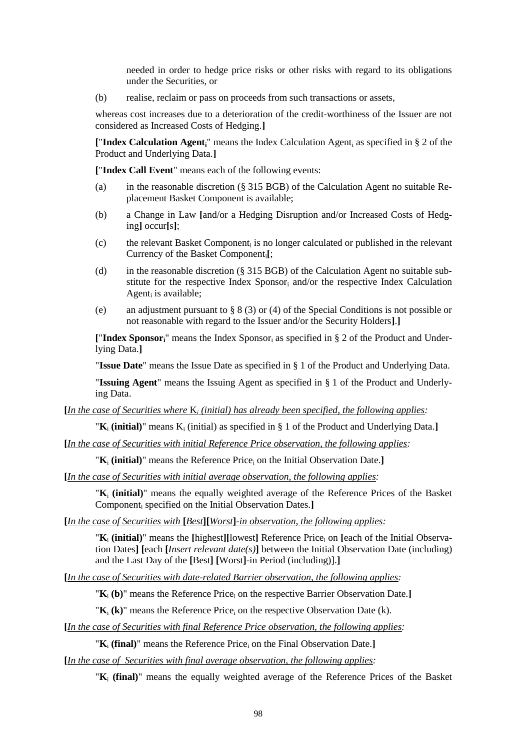needed in order to hedge price risks or other risks with regard to its obligations under the Securities, or

(b) realise, reclaim or pass on proceeds from such transactions or assets,

whereas cost increases due to a deterioration of the credit-worthiness of the Issuer are not considered as Increased Costs of Hedging.]

["**Index Calculation Agent$_i$**" means the Index Calculation Agent$_i$ as specified in § 2 of the Product and Underlying Data.]

["**Index Call Event**" means each of the following events:

(a) in the reasonable discretion (§ 315 BGB) of the Calculation Agent no suitable Replacement Basket Component is available;

(b) a Change in Law [and/or a Hedging Disruption and/or Increased Costs of Hedging] occur[s];

(c) the relevant Basket Component$_i$ is no longer calculated or published in the relevant Currency of the Basket Component$_i$[;

(d) in the reasonable discretion (§ 315 BGB) of the Calculation Agent no suitable substitute for the respective Index Sponsor$_i$ and/or the respective Index Calculation Agent$_i$ is available;

(e) an adjustment pursuant to § 8 (3) or (4) of the Special Conditions is not possible or not reasonable with regard to the Issuer and/or the Security Holders].]

["**Index Sponsor$_i$**" means the Index Sponsor$_i$ as specified in § 2 of the Product and Underlying Data.]

"**Issue Date**" means the Issue Date as specified in § 1 of the Product and Underlying Data.

"**Issuing Agent**" means the Issuing Agent as specified in § 1 of the Product and Underlying Data.

[*In the case of Securities where* $K_i$ *(initial) has already been specified, the following applies:*

"**$K_i$ (initial)**" means $K_i$ (initial) as specified in § 1 of the Product and Underlying Data.]

[*In the case of Securities with initial Reference Price observation, the following applies:*

"**$K_i$ (initial)**" means the Reference Price$_i$ on the Initial Observation Date.]

[*In the case of Securities with initial average observation, the following applies:*

"**$K_i$ (initial)**" means the equally weighted average of the Reference Prices of the Basket Component$_i$ specified on the Initial Observation Dates.]

[*In the case of Securities with* [*Best*][*Worst*]*-in observation, the following applies:*

"**$K_i$ (initial)**" means the [highest][lowest] Reference Price$_i$ on [each of the Initial Observation Dates] [each [*Insert relevant date(s)*] between the Initial Observation Date (including) and the Last Day of the [Best] [Worst]-in Period (including)].]

[*In the case of Securities with date-related Barrier observation, the following applies:*

"**$K_i$ (b)**" means the Reference Price$_i$ on the respective Barrier Observation Date.]

"**$K_i$ (k)**" means the Reference Price$_i$ on the respective Observation Date (k).

[*In the case of Securities with final Reference Price observation, the following applies:*

"**$K_i$ (final)**" means the Reference Price$_i$ on the Final Observation Date.]

[*In the case of Securities with final average observation, the following applies:*

"**$K_i$ (final)**" means the equally weighted average of the Reference Prices of the Basket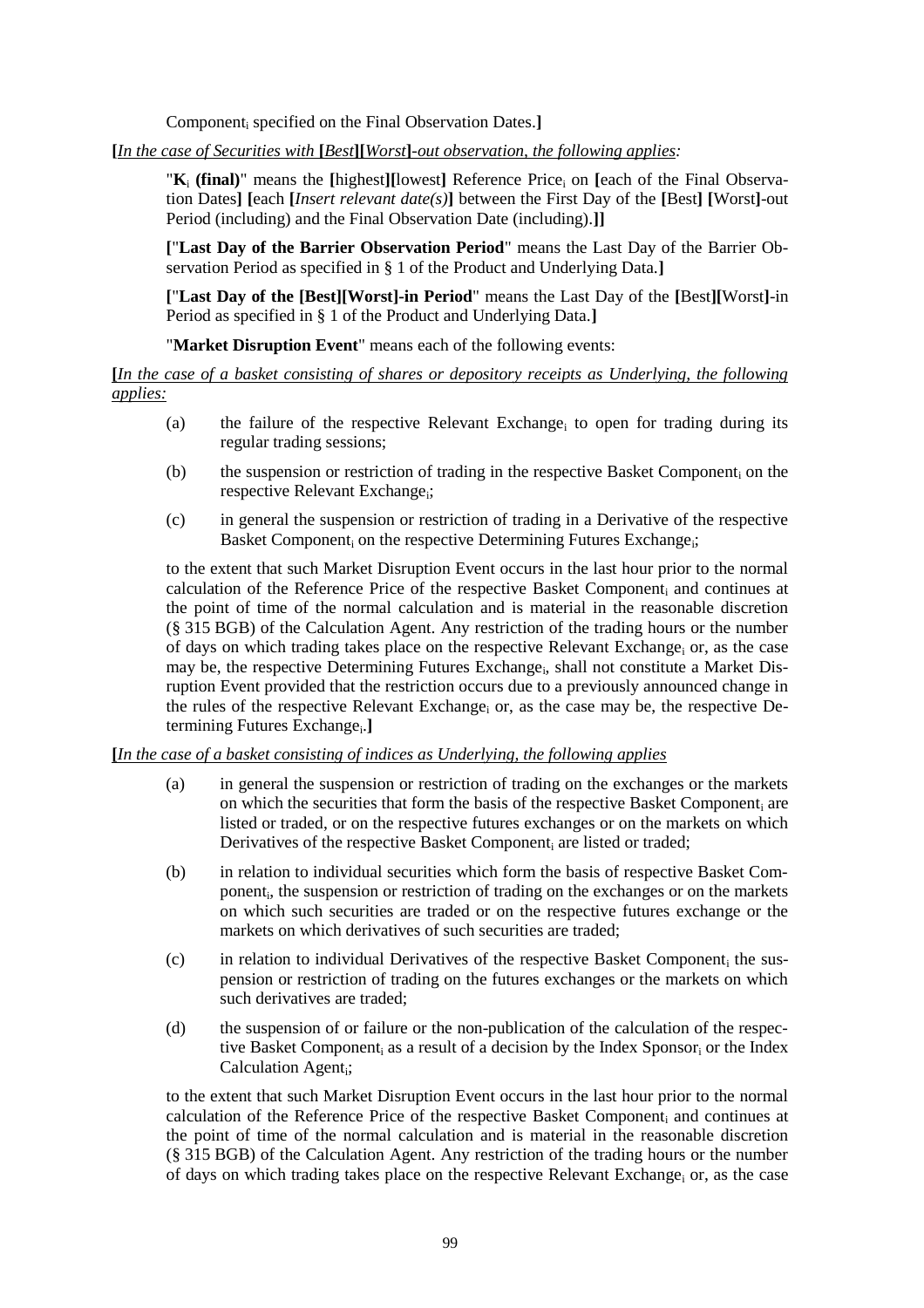Component$_i$ specified on the Final Observation Dates.**]**

**[***In the case of Securities with* **[***Best***][***Worst***]***-out observation, the following applies:*

"**K**$_i$ **(final)**" means the **[**highest**][**lowest**]** Reference Price$_i$ on **[**each of the Final Observation Dates**]** **[**each **[***Insert relevant date(s)***]** between the First Day of the **[**Best**]** **[**Worst**]**-out Period (including) and the Final Observation Date (including).**]]**

**[**"**Last Day of the Barrier Observation Period**" means the Last Day of the Barrier Observation Period as specified in § 1 of the Product and Underlying Data.**]**

**[**"**Last Day of the [Best][Worst]-in Period**" means the Last Day of the **[**Best**][**Worst**]**-in Period as specified in § 1 of the Product and Underlying Data.**]**

"**Market Disruption Event**" means each of the following events:

**[***In the case of a basket consisting of shares or depository receipts as Underlying, the following applies:*

(a) the failure of the respective Relevant Exchange$_i$ to open for trading during its regular trading sessions;

(b) the suspension or restriction of trading in the respective Basket Component$_i$ on the respective Relevant Exchange$_i$;

(c) in general the suspension or restriction of trading in a Derivative of the respective Basket Component$_i$ on the respective Determining Futures Exchange$_i$;

to the extent that such Market Disruption Event occurs in the last hour prior to the normal calculation of the Reference Price of the respective Basket Component$_i$ and continues at the point of time of the normal calculation and is material in the reasonable discretion (§ 315 BGB) of the Calculation Agent. Any restriction of the trading hours or the number of days on which trading takes place on the respective Relevant Exchange$_i$ or, as the case may be, the respective Determining Futures Exchange$_i$, shall not constitute a Market Disruption Event provided that the restriction occurs due to a previously announced change in the rules of the respective Relevant Exchange$_i$ or, as the case may be, the respective Determining Futures Exchange$_i$.**]**

**[***In the case of a basket consisting of indices as Underlying, the following applies*

(a) in general the suspension or restriction of trading on the exchanges or the markets on which the securities that form the basis of the respective Basket Component$_i$ are listed or traded, or on the respective futures exchanges or on the markets on which Derivatives of the respective Basket Component$_i$ are listed or traded;

(b) in relation to individual securities which form the basis of respective Basket Component$_i$, the suspension or restriction of trading on the exchanges or on the markets on which such securities are traded or on the respective futures exchange or the markets on which derivatives of such securities are traded;

(c) in relation to individual Derivatives of the respective Basket Component$_i$ the suspension or restriction of trading on the futures exchanges or the markets on which such derivatives are traded;

(d) the suspension of or failure or the non-publication of the calculation of the respective Basket Component$_i$ as a result of a decision by the Index Sponsor$_i$ or the Index Calculation Agent$_i$;

to the extent that such Market Disruption Event occurs in the last hour prior to the normal calculation of the Reference Price of the respective Basket Component$_i$ and continues at the point of time of the normal calculation and is material in the reasonable discretion (§ 315 BGB) of the Calculation Agent. Any restriction of the trading hours or the number of days on which trading takes place on the respective Relevant Exchange$_i$ or, as the case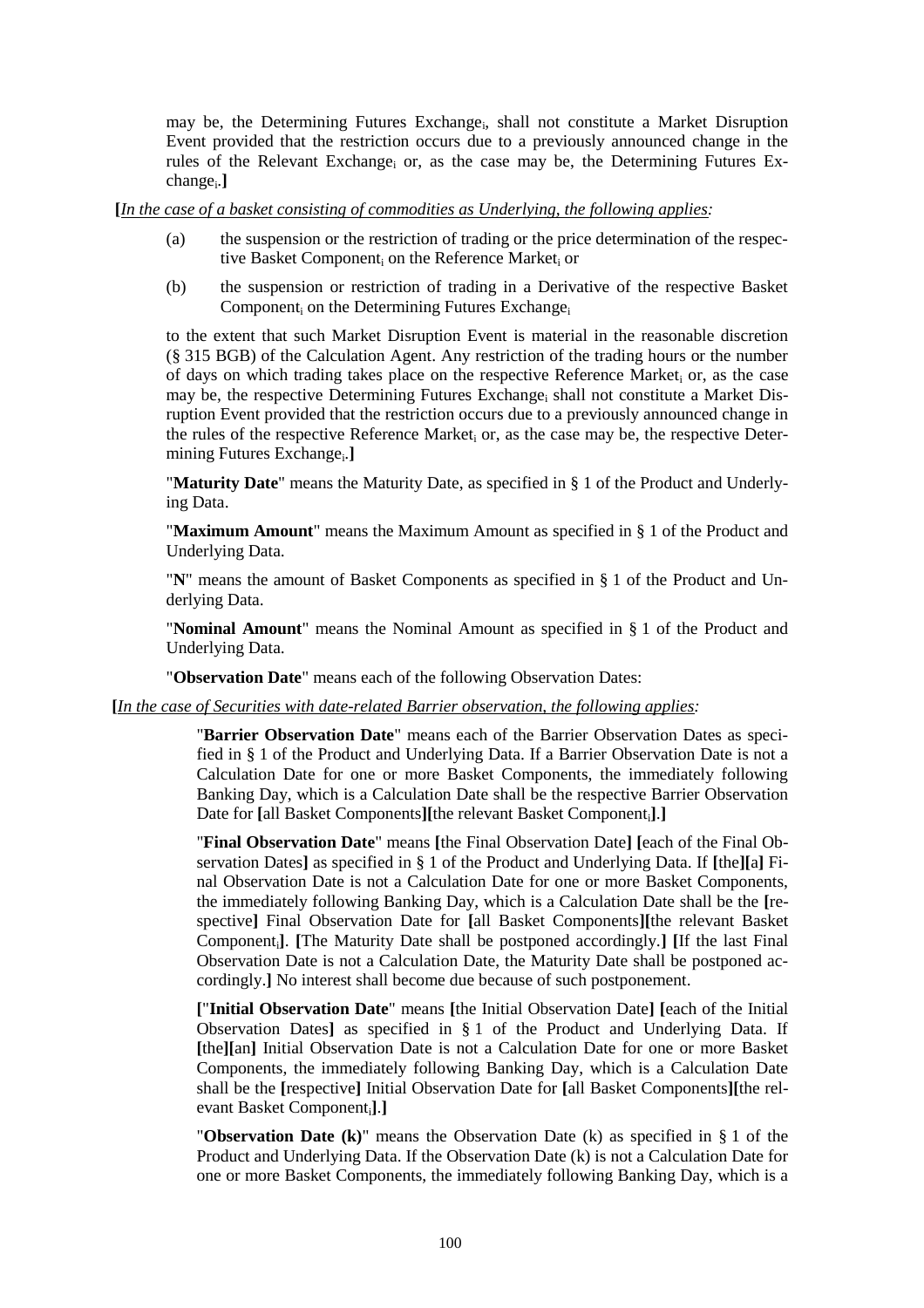may be, the Determining Futures Exchange$_i$, shall not constitute a Market Disruption Event provided that the restriction occurs due to a previously announced change in the rules of the Relevant Exchange$_i$ or, as the case may be, the Determining Futures Exchange$_i$.**]**

**[***In the case of a basket consisting of commodities as Underlying, the following applies:*

(a) the suspension or the restriction of trading or the price determination of the respective Basket Component$_i$ on the Reference Market$_i$ or

(b) the suspension or restriction of trading in a Derivative of the respective Basket Component$_i$ on the Determining Futures Exchange$_i$

to the extent that such Market Disruption Event is material in the reasonable discretion (§ 315 BGB) of the Calculation Agent. Any restriction of the trading hours or the number of days on which trading takes place on the respective Reference Market$_i$ or, as the case may be, the respective Determining Futures Exchange$_i$ shall not constitute a Market Disruption Event provided that the restriction occurs due to a previously announced change in the rules of the respective Reference Market$_i$ or, as the case may be, the respective Determining Futures Exchange$_i$.**]**

"**Maturity Date**" means the Maturity Date, as specified in § 1 of the Product and Underlying Data.

"**Maximum Amount**" means the Maximum Amount as specified in § 1 of the Product and Underlying Data.

"**N**" means the amount of Basket Components as specified in § 1 of the Product and Underlying Data.

"**Nominal Amount**" means the Nominal Amount as specified in § 1 of the Product and Underlying Data.

"**Observation Date**" means each of the following Observation Dates:

**[***In the case of Securities with date-related Barrier observation, the following applies:*

"**Barrier Observation Date**" means each of the Barrier Observation Dates as specified in § 1 of the Product and Underlying Data. If a Barrier Observation Date is not a Calculation Date for one or more Basket Components, the immediately following Banking Day, which is a Calculation Date shall be the respective Barrier Observation Date for **[**all Basket Components**][**the relevant Basket Component$_i$**]**.**]**

"**Final Observation Date**" means **[**the Final Observation Date**] [**each of the Final Observation Dates**]** as specified in § 1 of the Product and Underlying Data. If **[**the**][**a**]** Final Observation Date is not a Calculation Date for one or more Basket Components, the immediately following Banking Day, which is a Calculation Date shall be the **[**respective**]** Final Observation Date for **[**all Basket Components**][**the relevant Basket Component$_i$**]**. **[**The Maturity Date shall be postponed accordingly.**] [**If the last Final Observation Date is not a Calculation Date, the Maturity Date shall be postponed accordingly.**]** No interest shall become due because of such postponement.

**[**"**Initial Observation Date**" means **[**the Initial Observation Date**] [**each of the Initial Observation Dates**]** as specified in § 1 of the Product and Underlying Data. If **[**the**][**an**]** Initial Observation Date is not a Calculation Date for one or more Basket Components, the immediately following Banking Day, which is a Calculation Date shall be the **[**respective**]** Initial Observation Date for **[**all Basket Components**][**the relevant Basket Component$_i$**]**.**]**

"**Observation Date (k)**" means the Observation Date (k) as specified in § 1 of the Product and Underlying Data. If the Observation Date (k) is not a Calculation Date for one or more Basket Components, the immediately following Banking Day, which is a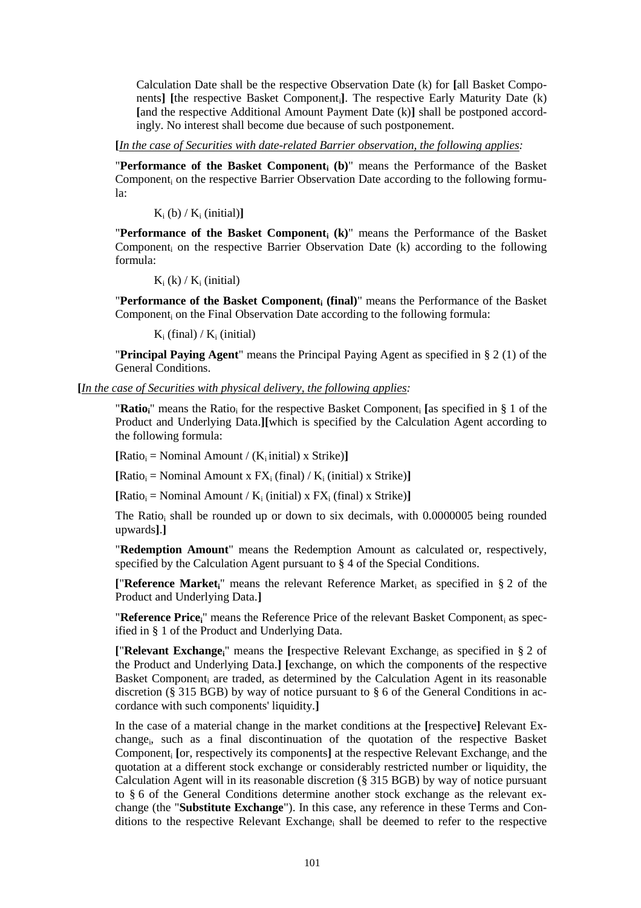Calculation Date shall be the respective Observation Date (k) for **[**all Basket Components**]** **[**the respective Basket Component$_i$**]**. The respective Early Maturity Date (k) **[**and the respective Additional Amount Payment Date (k)**]** shall be postponed accordingly. No interest shall become due because of such postponement.

**[***In the case of Securities with date-related Barrier observation, the following applies:*

"**Performance of the Basket Component$_i$ (b)**" means the Performance of the Basket Component$_i$ on the respective Barrier Observation Date according to the following formula:

$K_i$ (b) / $K_i$ (initial)**]**

"**Performance of the Basket Component$_i$ (k)**" means the Performance of the Basket Component$_i$ on the respective Barrier Observation Date (k) according to the following formula:

$K_i$ (k) / $K_i$ (initial)

"**Performance of the Basket Component$_i$ (final)**" means the Performance of the Basket Component$_i$ on the Final Observation Date according to the following formula:

$K_i$ (final) / $K_i$ (initial)

"**Principal Paying Agent**" means the Principal Paying Agent as specified in § 2 (1) of the General Conditions.

**[***In the case of Securities with physical delivery, the following applies:*

"**Ratio$_i$**" means the Ratio$_i$ for the respective Basket Component$_i$ **[**as specified in § 1 of the Product and Underlying Data.**][**which is specified by the Calculation Agent according to the following formula:

**[**Ratio$_i$ = Nominal Amount / ($K_i$ initial) x Strike)**]**

**[**Ratio$_i$ = Nominal Amount x $FX_i$ (final) / $K_i$ (initial) x Strike)**]**

**[**Ratio$_i$ = Nominal Amount / $K_i$ (initial) x $FX_i$ (final) x Strike)**]**

The Ratio$_i$ shall be rounded up or down to six decimals, with 0.0000005 being rounded upwards**]**.**]**

"**Redemption Amount**" means the Redemption Amount as calculated or, respectively, specified by the Calculation Agent pursuant to § 4 of the Special Conditions.

**[**"**Reference Market$_i$**" means the relevant Reference Market$_i$ as specified in § 2 of the Product and Underlying Data.**]**

"**Reference Price$_i$**" means the Reference Price of the relevant Basket Component$_i$ as specified in § 1 of the Product and Underlying Data.

**[**"**Relevant Exchange$_i$**" means the **[**respective Relevant Exchange$_i$ as specified in § 2 of the Product and Underlying Data.**]** **[**exchange, on which the components of the respective Basket Component$_i$ are traded, as determined by the Calculation Agent in its reasonable discretion (§ 315 BGB) by way of notice pursuant to § 6 of the General Conditions in accordance with such components' liquidity.**]**

In the case of a material change in the market conditions at the **[**respective**]** Relevant Exchange$_i$, such as a final discontinuation of the quotation of the respective Basket Component$_i$ **[**or, respectively its components**]** at the respective Relevant Exchange$_i$ and the quotation at a different stock exchange or considerably restricted number or liquidity, the Calculation Agent will in its reasonable discretion (§ 315 BGB) by way of notice pursuant to § 6 of the General Conditions determine another stock exchange as the relevant exchange (the "**Substitute Exchange**"). In this case, any reference in these Terms and Conditions to the respective Relevant Exchange$_i$ shall be deemed to refer to the respective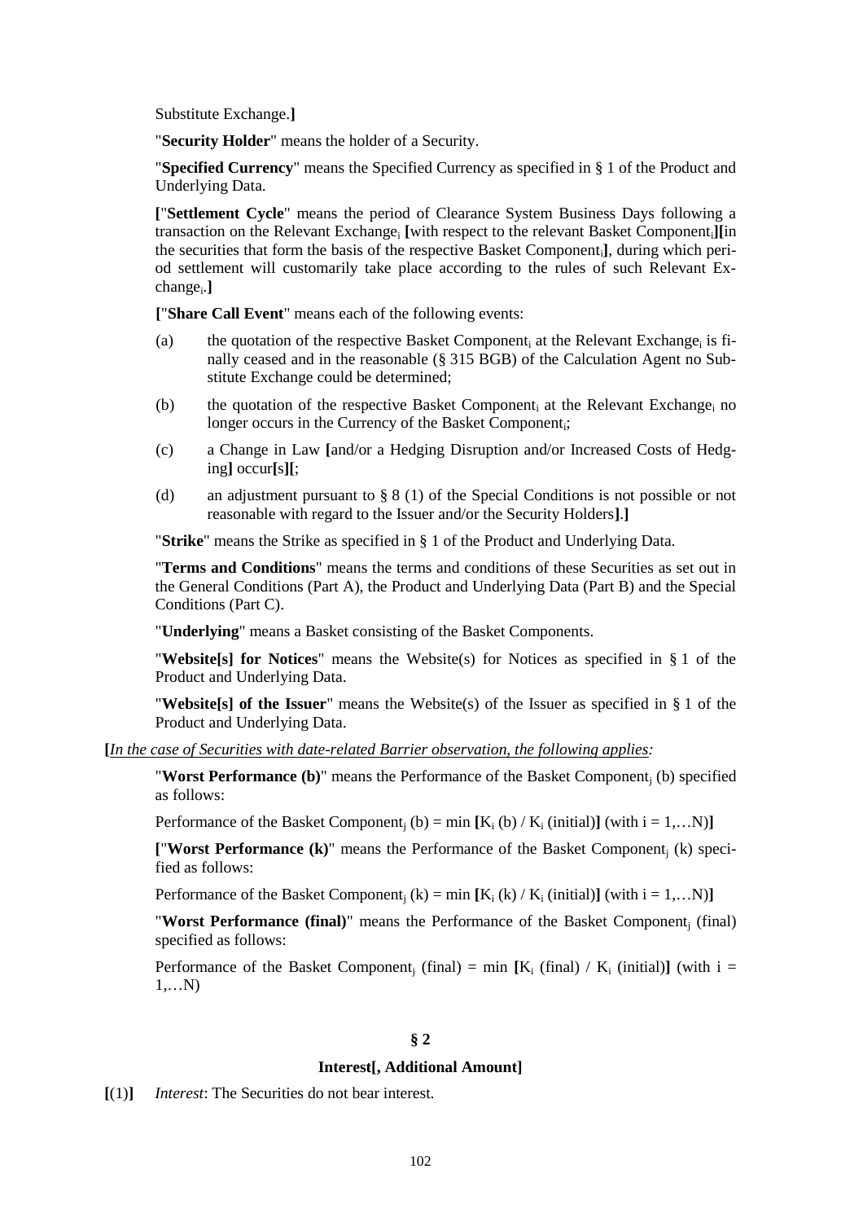Substitute Exchange.**]**

"**Security Holder**" means the holder of a Security.

"**Specified Currency**" means the Specified Currency as specified in § 1 of the Product and Underlying Data.

**[**"**Settlement Cycle**" means the period of Clearance System Business Days following a transaction on the Relevant Exchange$_i$ **[**with respect to the relevant Basket Component$_i$**][**in the securities that form the basis of the respective Basket Component$_i$**]**, during which period settlement will customarily take place according to the rules of such Relevant Exchange$_i$.**]**

**[**"**Share Call Event**" means each of the following events:

(a) the quotation of the respective Basket Component$_i$ at the Relevant Exchange$_i$ is finally ceased and in the reasonable (§ 315 BGB) of the Calculation Agent no Substitute Exchange could be determined;

(b) the quotation of the respective Basket Component$_i$ at the Relevant Exchange$_i$ no longer occurs in the Currency of the Basket Component$_i$;

(c) a Change in Law **[**and/or a Hedging Disruption and/or Increased Costs of Hedging**]** occur**[**s**][**;

(d) an adjustment pursuant to § 8 (1) of the Special Conditions is not possible or not reasonable with regard to the Issuer and/or the Security Holders**]**.**]**

"**Strike**" means the Strike as specified in § 1 of the Product and Underlying Data.

"**Terms and Conditions**" means the terms and conditions of these Securities as set out in the General Conditions (Part A), the Product and Underlying Data (Part B) and the Special Conditions (Part C).

"**Underlying**" means a Basket consisting of the Basket Components.

"**Website[s] for Notices**" means the Website(s) for Notices as specified in § 1 of the Product and Underlying Data.

"**Website[s] of the Issuer**" means the Website(s) of the Issuer as specified in § 1 of the Product and Underlying Data.

**[***In the case of Securities with date-related Barrier observation, the following applies:*

"**Worst Performance (b)**" means the Performance of the Basket Component$_j$ (b) specified as follows:

Performance of the Basket Component$_j$ (b) = min **[**$K_i$ (b) / $K_i$ (initial)**]** (with $i = 1,\ldots N$)**]**

**[**"**Worst Performance (k)**" means the Performance of the Basket Component$_j$ (k) specified as follows:

Performance of the Basket Component$_j$ (k) = min **[**$K_i$ (k) / $K_i$ (initial)**]** (with $i = 1,\ldots N$)**]**

"**Worst Performance (final)**" means the Performance of the Basket Component$_j$ (final) specified as follows:

Performance of the Basket Component$_j$ (final) = min **[**$K_i$ (final) / $K_i$ (initial)**]** (with $i = 1,\ldots N$)

## § 2

## Interest[, Additional Amount]

**[**(1)**]** *Interest*: The Securities do not bear interest.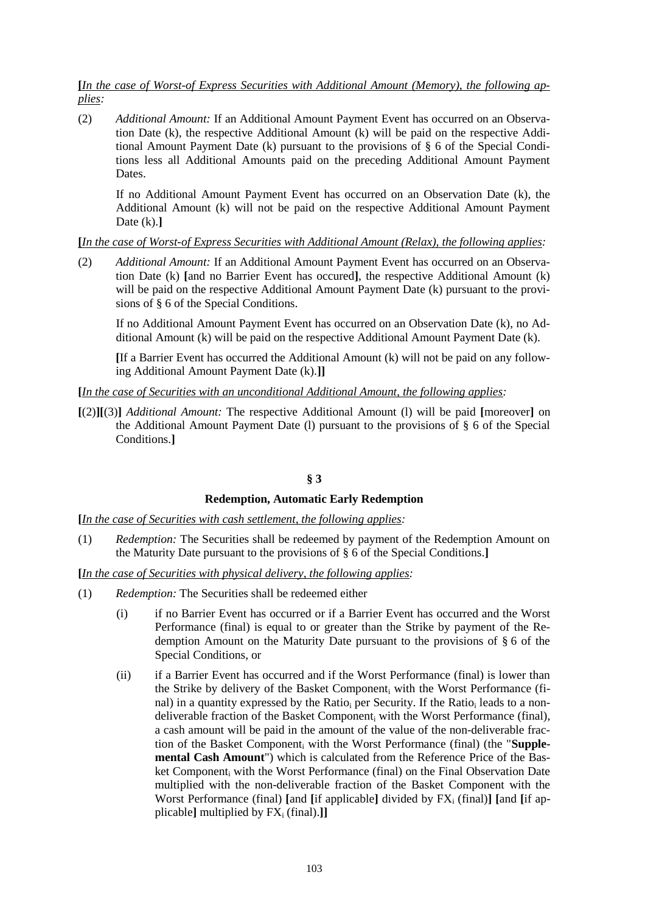**[**_In the case of Worst-of Express Securities with Additional Amount (Memory), the following applies:_

(2) *Additional Amount:* If an Additional Amount Payment Event has occurred on an Observation Date (k), the respective Additional Amount (k) will be paid on the respective Additional Amount Payment Date (k) pursuant to the provisions of § 6 of the Special Conditions less all Additional Amounts paid on the preceding Additional Amount Payment Dates.

If no Additional Amount Payment Event has occurred on an Observation Date (k), the Additional Amount (k) will not be paid on the respective Additional Amount Payment Date (k).**]**

**[**_In the case of Worst-of Express Securities with Additional Amount (Relax), the following applies:_

(2) *Additional Amount:* If an Additional Amount Payment Event has occurred on an Observation Date (k) **[**and no Barrier Event has occured**]**, the respective Additional Amount (k) will be paid on the respective Additional Amount Payment Date (k) pursuant to the provisions of § 6 of the Special Conditions.

If no Additional Amount Payment Event has occurred on an Observation Date (k), no Additional Amount (k) will be paid on the respective Additional Amount Payment Date (k).

**[**If a Barrier Event has occurred the Additional Amount (k) will not be paid on any following Additional Amount Payment Date (k).**]]**

**[**_In the case of Securities with an unconditional Additional Amount, the following applies:_

**[**(2)**][**(3)**]** *Additional Amount:* The respective Additional Amount (l) will be paid **[**moreover**]** on the Additional Amount Payment Date (l) pursuant to the provisions of § 6 of the Special Conditions.**]**

## § 3

## Redemption, Automatic Early Redemption

**[**_In the case of Securities with cash settlement, the following applies:_

(1) *Redemption:* The Securities shall be redeemed by payment of the Redemption Amount on the Maturity Date pursuant to the provisions of § 6 of the Special Conditions.**]**

**[**_In the case of Securities with physical delivery, the following applies:_

(1) *Redemption:* The Securities shall be redeemed either

(i) if no Barrier Event has occurred or if a Barrier Event has occurred and the Worst Performance (final) is equal to or greater than the Strike by payment of the Redemption Amount on the Maturity Date pursuant to the provisions of § 6 of the Special Conditions, or

(ii) if a Barrier Event has occurred and if the Worst Performance (final) is lower than the Strike by delivery of the Basket Component$_i$ with the Worst Performance (final) in a quantity expressed by the Ratio$_i$ per Security. If the Ratio$_i$ leads to a non-deliverable fraction of the Basket Component$_i$ with the Worst Performance (final), a cash amount will be paid in the amount of the value of the non-deliverable fraction of the Basket Component$_i$ with the Worst Performance (final) (the "**Supplemental Cash Amount**") which is calculated from the Reference Price of the Basket Component$_i$ with the Worst Performance (final) on the Final Observation Date multiplied with the non-deliverable fraction of the Basket Component with the Worst Performance (final) **[**and **[**if applicable**]** divided by $FX_i$ (final)**]** **[**and **[**if applicable**]** multiplied by $FX_i$ (final).**]]**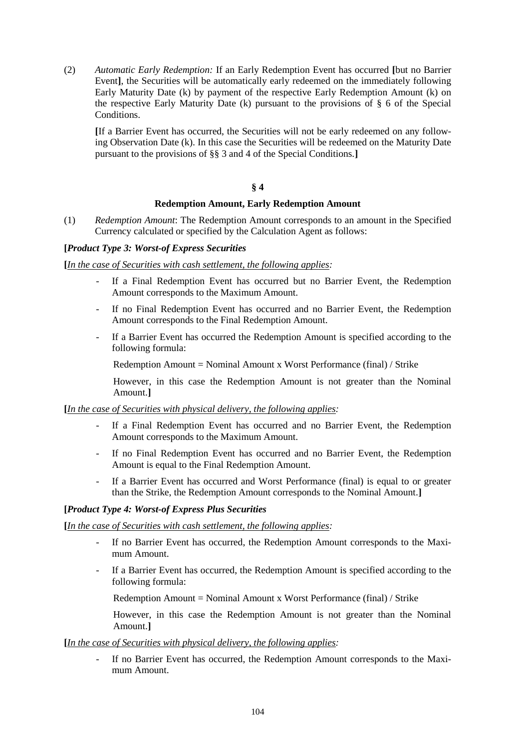(2) *Automatic Early Redemption:* If an Early Redemption Event has occurred **[**but no Barrier Event**]**, the Securities will be automatically early redeemed on the immediately following Early Maturity Date (k) by payment of the respective Early Redemption Amount (k) on the respective Early Maturity Date (k) pursuant to the provisions of § 6 of the Special Conditions.

**[**If a Barrier Event has occurred, the Securities will not be early redeemed on any following Observation Date (k). In this case the Securities will be redeemed on the Maturity Date pursuant to the provisions of §§ 3 and 4 of the Special Conditions.**]**

### § 4

### Redemption Amount, Early Redemption Amount

(1) *Redemption Amount*: The Redemption Amount corresponds to an amount in the Specified Currency calculated or specified by the Calculation Agent as follows:

**[*Product Type 3: Worst-of Express Securities***

**[***In the case of Securities with cash settlement, the following applies:*

- If a Final Redemption Event has occurred but no Barrier Event, the Redemption Amount corresponds to the Maximum Amount.
- If no Final Redemption Event has occurred and no Barrier Event, the Redemption Amount corresponds to the Final Redemption Amount.
- If a Barrier Event has occurred the Redemption Amount is specified according to the following formula:

  Redemption Amount = Nominal Amount x Worst Performance (final) / Strike

  However, in this case the Redemption Amount is not greater than the Nominal Amount.**]**

**[***In the case of Securities with physical delivery, the following applies:*

- If a Final Redemption Event has occurred and no Barrier Event, the Redemption Amount corresponds to the Maximum Amount.
- If no Final Redemption Event has occurred and no Barrier Event, the Redemption Amount is equal to the Final Redemption Amount.
- If a Barrier Event has occurred and Worst Performance (final) is equal to or greater than the Strike, the Redemption Amount corresponds to the Nominal Amount.**]**

**[*Product Type 4: Worst-of Express Plus Securities***

**[***In the case of Securities with cash settlement, the following applies:*

- If no Barrier Event has occurred, the Redemption Amount corresponds to the Maximum Amount.
- If a Barrier Event has occurred, the Redemption Amount is specified according to the following formula:

  Redemption Amount = Nominal Amount x Worst Performance (final) / Strike

  However, in this case the Redemption Amount is not greater than the Nominal Amount.**]**

**[***In the case of Securities with physical delivery, the following applies:*

- If no Barrier Event has occurred, the Redemption Amount corresponds to the Maximum Amount.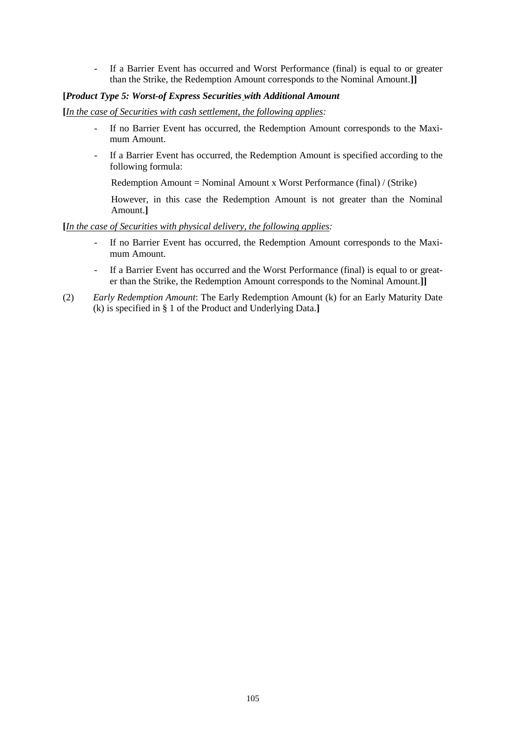- If a Barrier Event has occurred and Worst Performance (final) is equal to or greater than the Strike, the Redemption Amount corresponds to the Nominal Amount.**]]**

**[*Product Type 5: Worst-of Express Securities with Additional Amount***

**[***In the case of Securities with cash settlement, the following applies:*

- If no Barrier Event has occurred, the Redemption Amount corresponds to the Maximum Amount.
- If a Barrier Event has occurred, the Redemption Amount is specified according to the following formula:

  Redemption Amount = Nominal Amount x Worst Performance (final) / (Strike)

  However, in this case the Redemption Amount is not greater than the Nominal Amount.**]**

**[***In the case of Securities with physical delivery, the following applies:*

- If no Barrier Event has occurred, the Redemption Amount corresponds to the Maximum Amount.
- If a Barrier Event has occurred and the Worst Performance (final) is equal to or greater than the Strike, the Redemption Amount corresponds to the Nominal Amount.**]]**

(2) *Early Redemption Amount*: The Early Redemption Amount (k) for an Early Maturity Date (k) is specified in § 1 of the Product and Underlying Data.**]**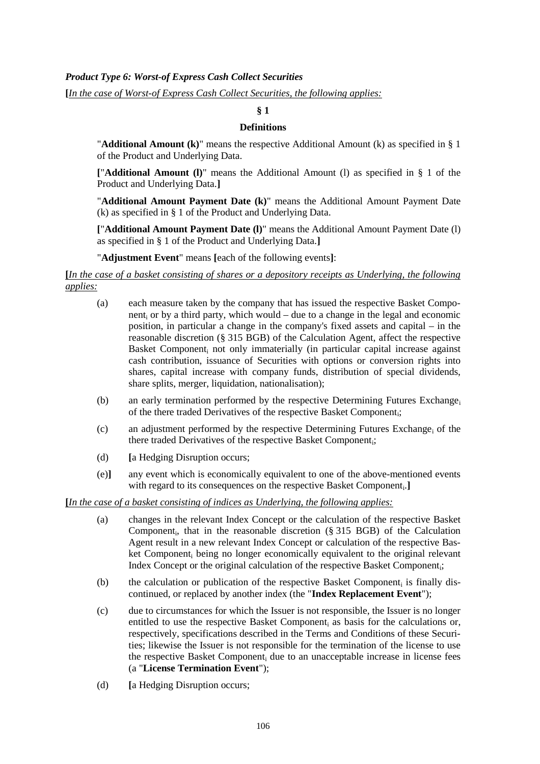***Product Type 6: Worst-of Express Cash Collect Securities***

**[**<u>*In the case of Worst-of Express Cash Collect Securities, the following applies:*</u>

**§ 1**

**Definitions**

"**Additional Amount (k)**" means the respective Additional Amount (k) as specified in § 1 of the Product and Underlying Data.

**[**"**Additional Amount (l)**" means the Additional Amount (l) as specified in § 1 of the Product and Underlying Data.**]**

"**Additional Amount Payment Date (k)**" means the Additional Amount Payment Date (k) as specified in § 1 of the Product and Underlying Data.

**[**"**Additional Amount Payment Date (l)**" means the Additional Amount Payment Date (l) as specified in § 1 of the Product and Underlying Data.**]**

"**Adjustment Event**" means **[**each of the following events**]**:

**[**<u>*In the case of a basket consisting of shares or a depository receipts as Underlying, the following applies:*</u>

(a) each measure taken by the company that has issued the respective Basket Component$_i$ or by a third party, which would – due to a change in the legal and economic position, in particular a change in the company's fixed assets and capital – in the reasonable discretion (§ 315 BGB) of the Calculation Agent, affect the respective Basket Component$_i$ not only immaterially (in particular capital increase against cash contribution, issuance of Securities with options or conversion rights into shares, capital increase with company funds, distribution of special dividends, share splits, merger, liquidation, nationalisation);

(b) an early termination performed by the respective Determining Futures Exchange$_i$ of the there traded Derivatives of the respective Basket Component$_i$;

(c) an adjustment performed by the respective Determining Futures Exchange$_i$ of the there traded Derivatives of the respective Basket Component$_i$;

(d) **[**a Hedging Disruption occurs;

(e)**]** any event which is economically equivalent to one of the above-mentioned events with regard to its consequences on the respective Basket Component$_i$.**]**

**[**<u>*In the case of a basket consisting of indices as Underlying, the following applies:*</u>

(a) changes in the relevant Index Concept or the calculation of the respective Basket Component$_i$, that in the reasonable discretion (§ 315 BGB) of the Calculation Agent result in a new relevant Index Concept or calculation of the respective Basket Component$_i$ being no longer economically equivalent to the original relevant Index Concept or the original calculation of the respective Basket Component$_i$;

(b) the calculation or publication of the respective Basket Component$_i$ is finally discontinued, or replaced by another index (the "**Index Replacement Event**");

(c) due to circumstances for which the Issuer is not responsible, the Issuer is no longer entitled to use the respective Basket Component$_i$ as basis for the calculations or, respectively, specifications described in the Terms and Conditions of these Securities; likewise the Issuer is not responsible for the termination of the license to use the respective Basket Component$_i$ due to an unacceptable increase in license fees (a "**License Termination Event**");

(d) **[**a Hedging Disruption occurs;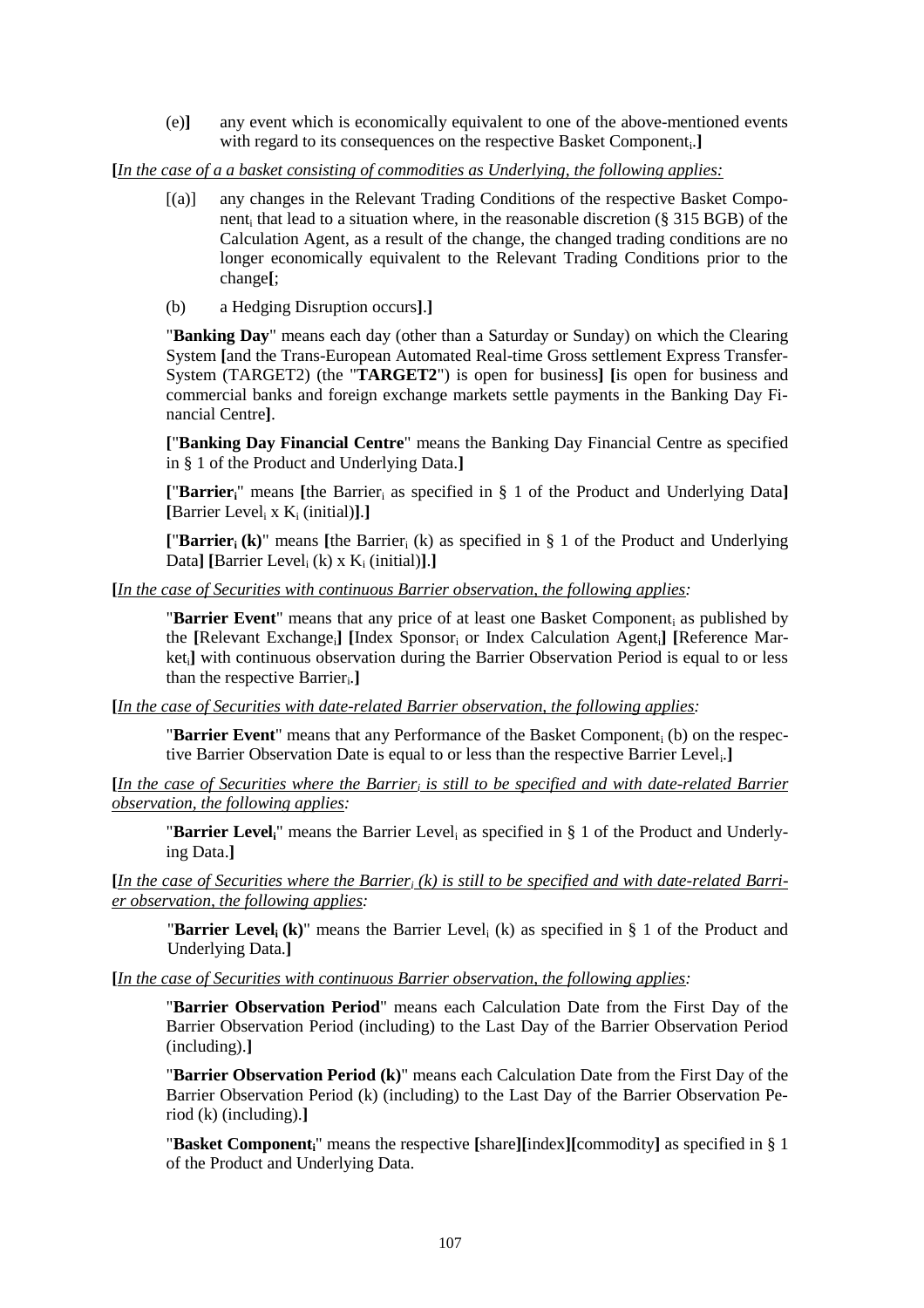(e)**]** any event which is economically equivalent to one of the above-mentioned events with regard to its consequences on the respective Basket Component$_i$.**]**

**[***In the case of a a basket consisting of commodities as Underlying, the following applies:*

[(a)] any changes in the Relevant Trading Conditions of the respective Basket Component$_i$ that lead to a situation where, in the reasonable discretion (§ 315 BGB) of the Calculation Agent, as a result of the change, the changed trading conditions are no longer economically equivalent to the Relevant Trading Conditions prior to the change**[**;

(b) a Hedging Disruption occurs**]**.**]**

"**Banking Day**" means each day (other than a Saturday or Sunday) on which the Clearing System **[**and the Trans-European Automated Real-time Gross settlement Express Transfer-System (TARGET2) (the "**TARGET2**") is open for business**]** **[**is open for business and commercial banks and foreign exchange markets settle payments in the Banking Day Financial Centre**]**.

**[**"**Banking Day Financial Centre**" means the Banking Day Financial Centre as specified in § 1 of the Product and Underlying Data.**]**

**[**"**Barrier$_i$**" means **[**the Barrier$_i$ as specified in § 1 of the Product and Underlying Data**]** **[**Barrier Level$_i$ x $K_i$ (initial)**]**.**]**

**[**"**Barrier$_i$ (k)**" means **[**the Barrier$_i$ (k) as specified in § 1 of the Product and Underlying Data**]** **[**Barrier Level$_i$ (k) x $K_i$ (initial)**]**.**]**

**[***In the case of Securities with continuous Barrier observation, the following applies:*

"**Barrier Event**" means that any price of at least one Basket Component$_i$ as published by the **[**Relevant Exchange$_i$**]** **[**Index Sponsor$_i$ or Index Calculation Agent$_i$**]** **[**Reference Market$_i$**]** with continuous observation during the Barrier Observation Period is equal to or less than the respective Barrier$_i$.**]**

**[***In the case of Securities with date-related Barrier observation, the following applies:*

"**Barrier Event**" means that any Performance of the Basket Component$_i$ (b) on the respective Barrier Observation Date is equal to or less than the respective Barrier Level$_i$.**]**

**[***In the case of Securities where the Barrier$_i$ is still to be specified and with date-related Barrier observation, the following applies:*

"**Barrier Level$_i$**" means the Barrier Level$_i$ as specified in § 1 of the Product and Underlying Data.**]**

**[***In the case of Securities where the Barrier$_i$ (k) is still to be specified and with date-related Barrier observation, the following applies:*

"**Barrier Level$_i$ (k)**" means the Barrier Level$_i$ (k) as specified in § 1 of the Product and Underlying Data.**]**

**[***In the case of Securities with continuous Barrier observation, the following applies:*

"**Barrier Observation Period**" means each Calculation Date from the First Day of the Barrier Observation Period (including) to the Last Day of the Barrier Observation Period (including).**]**

"**Barrier Observation Period (k)**" means each Calculation Date from the First Day of the Barrier Observation Period (k) (including) to the Last Day of the Barrier Observation Period (k) (including).**]**

"**Basket Component$_i$**" means the respective **[**share**][**index**][**commodity**]** as specified in § 1 of the Product and Underlying Data.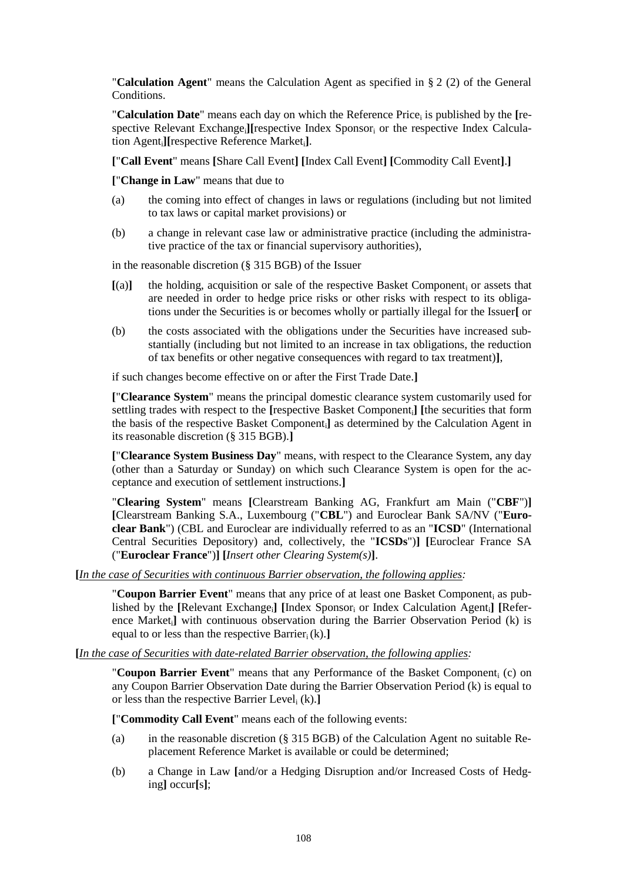"**Calculation Agent**" means the Calculation Agent as specified in § 2 (2) of the General Conditions.

"**Calculation Date**" means each day on which the Reference $\text{Price}_i$ is published by the **[**respective Relevant $\text{Exchange}_i$**][**respective Index $\text{Sponsor}_i$ or the respective Index Calculation $\text{Agent}_i$**][**respective Reference $\text{Market}_i$**]**.

**[**"**Call Event**" means **[**Share Call Event**] [**Index Call Event**] [**Commodity Call Event**].]**

**[**"**Change in Law**" means that due to

(a) the coming into effect of changes in laws or regulations (including but not limited to tax laws or capital market provisions) or

(b) a change in relevant case law or administrative practice (including the administrative practice of the tax or financial supervisory authorities),

in the reasonable discretion (§ 315 BGB) of the Issuer

**[**(a)**]** the holding, acquisition or sale of the respective Basket $\text{Component}_i$ or assets that are needed in order to hedge price risks or other risks with respect to its obligations under the Securities is or becomes wholly or partially illegal for the Issuer**[** or

(b) the costs associated with the obligations under the Securities have increased substantially (including but not limited to an increase in tax obligations, the reduction of tax benefits or other negative consequences with regard to tax treatment)**]**,

if such changes become effective on or after the First Trade Date.**]**

**[**"**Clearance System**" means the principal domestic clearance system customarily used for settling trades with respect to the **[**respective Basket $\text{Component}_i$**] [**the securities that form the basis of the respective Basket $\text{Component}_i$**]** as determined by the Calculation Agent in its reasonable discretion (§ 315 BGB).**]**

**[**"**Clearance System Business Day**" means, with respect to the Clearance System, any day (other than a Saturday or Sunday) on which such Clearance System is open for the acceptance and execution of settlement instructions.**]**

"**Clearing System**" means **[**Clearstream Banking AG, Frankfurt am Main ("**CBF**")**] [**Clearstream Banking S.A., Luxembourg ("**CBL**") and Euroclear Bank SA/NV ("**Euroclear Bank**") (CBL and Euroclear are individually referred to as an "**ICSD**" (International Central Securities Depository) and, collectively, the "**ICSDs**")**] [**Euroclear France SA ("**Euroclear France**")**] [***Insert other Clearing System(s)***]**.

**[***<u>In the case of Securities with continuous Barrier observation, the following applies</u>:*

"**Coupon Barrier Event**" means that any price of at least one Basket $\text{Component}_i$ as published by the **[**Relevant $\text{Exchange}_i$**] [**Index $\text{Sponsor}_i$ or Index Calculation $\text{Agent}_i$**] [**Reference $\text{Market}_i$**]** with continuous observation during the Barrier Observation Period (k) is equal to or less than the respective $\text{Barrier}_i$ (k).**]**

**[***<u>In the case of Securities with date-related Barrier observation, the following applies</u>:*

"**Coupon Barrier Event**" means that any Performance of the Basket $\text{Component}_i$ (c) on any Coupon Barrier Observation Date during the Barrier Observation Period (k) is equal to or less than the respective Barrier $\text{Level}_i$ (k).**]**

**[**"**Commodity Call Event**" means each of the following events:

(a) in the reasonable discretion (§ 315 BGB) of the Calculation Agent no suitable Replacement Reference Market is available or could be determined;

(b) a Change in Law **[**and/or a Hedging Disruption and/or Increased Costs of Hedging**]** occur**[**s**]**;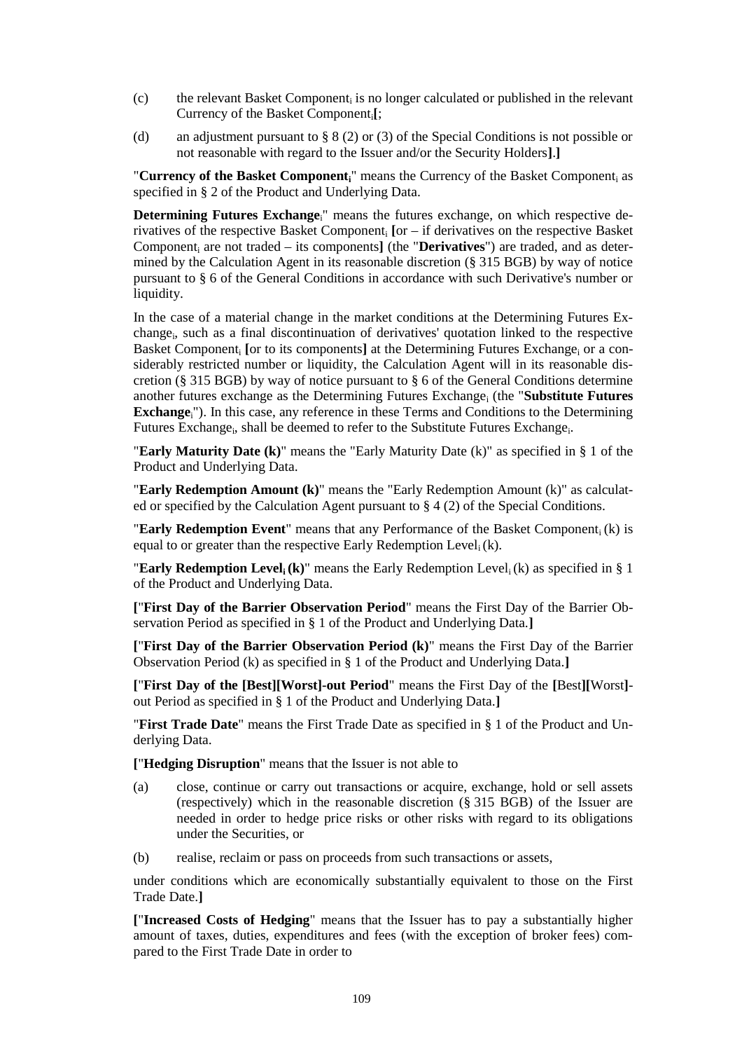(c) the relevant Basket Component$_i$ is no longer calculated or published in the relevant Currency of the Basket Component$_i$[;

(d) an adjustment pursuant to § 8 (2) or (3) of the Special Conditions is not possible or not reasonable with regard to the Issuer and/or the Security Holders].]

"**Currency of the Basket Component$_i$**" means the Currency of the Basket Component$_i$ as specified in § 2 of the Product and Underlying Data.

**Determining Futures Exchange$_i$**" means the futures exchange, on which respective derivatives of the respective Basket Component$_i$ [or – if derivatives on the respective Basket Component$_i$ are not traded – its components] (the "**Derivatives**") are traded, and as determined by the Calculation Agent in its reasonable discretion (§ 315 BGB) by way of notice pursuant to § 6 of the General Conditions in accordance with such Derivative's number or liquidity.

In the case of a material change in the market conditions at the Determining Futures Exchange$_i$, such as a final discontinuation of derivatives' quotation linked to the respective Basket Component$_i$ [or to its components] at the Determining Futures Exchange$_i$ or a considerably restricted number or liquidity, the Calculation Agent will in its reasonable discretion (§ 315 BGB) by way of notice pursuant to § 6 of the General Conditions determine another futures exchange as the Determining Futures Exchange$_i$ (the "**Substitute Futures Exchange$_i$**"). In this case, any reference in these Terms and Conditions to the Determining Futures Exchange$_i$, shall be deemed to refer to the Substitute Futures Exchange$_i$.

"**Early Maturity Date (k)**" means the "Early Maturity Date (k)" as specified in § 1 of the Product and Underlying Data.

"**Early Redemption Amount (k)**" means the "Early Redemption Amount (k)" as calculated or specified by the Calculation Agent pursuant to § 4 (2) of the Special Conditions.

"**Early Redemption Event**" means that any Performance of the Basket Component$_i$ (k) is equal to or greater than the respective Early Redemption Level$_i$ (k).

"**Early Redemption Level$_i$ (k)**" means the Early Redemption Level$_i$ (k) as specified in § 1 of the Product and Underlying Data.

["**First Day of the Barrier Observation Period**" means the First Day of the Barrier Observation Period as specified in § 1 of the Product and Underlying Data.]

["**First Day of the Barrier Observation Period (k)**" means the First Day of the Barrier Observation Period (k) as specified in § 1 of the Product and Underlying Data.]

["**First Day of the [Best][Worst]-out Period**" means the First Day of the [Best][Worst]-out Period as specified in § 1 of the Product and Underlying Data.]

"**First Trade Date**" means the First Trade Date as specified in § 1 of the Product and Underlying Data.

["**Hedging Disruption**" means that the Issuer is not able to

(a) close, continue or carry out transactions or acquire, exchange, hold or sell assets (respectively) which in the reasonable discretion (§ 315 BGB) of the Issuer are needed in order to hedge price risks or other risks with regard to its obligations under the Securities, or

(b) realise, reclaim or pass on proceeds from such transactions or assets,

under conditions which are economically substantially equivalent to those on the First Trade Date.]

["**Increased Costs of Hedging**" means that the Issuer has to pay a substantially higher amount of taxes, duties, expenditures and fees (with the exception of broker fees) compared to the First Trade Date in order to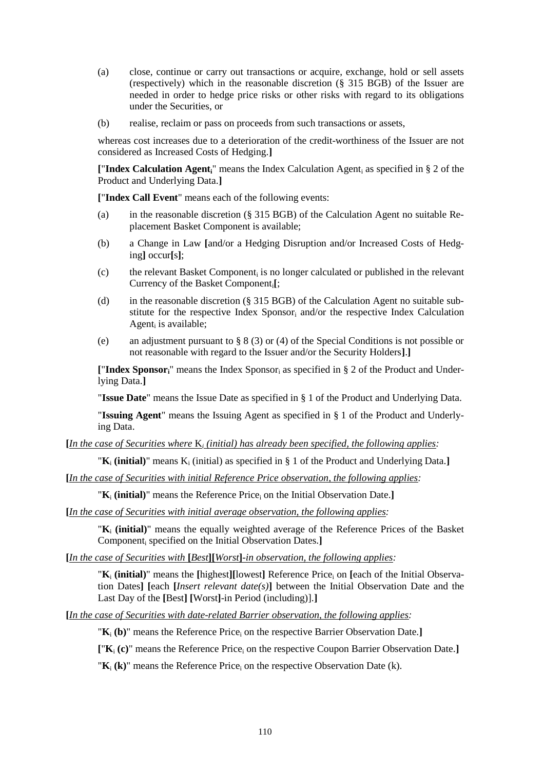(a) close, continue or carry out transactions or acquire, exchange, hold or sell assets (respectively) which in the reasonable discretion (§ 315 BGB) of the Issuer are needed in order to hedge price risks or other risks with regard to its obligations under the Securities, or

(b) realise, reclaim or pass on proceeds from such transactions or assets,

whereas cost increases due to a deterioration of the credit-worthiness of the Issuer are not considered as Increased Costs of Hedging.**]**

**[**"**Index Calculation Agent$_i$**" means the Index Calculation Agent$_i$ as specified in § 2 of the Product and Underlying Data.**]**

**[**"**Index Call Event**" means each of the following events:

(a) in the reasonable discretion (§ 315 BGB) of the Calculation Agent no suitable Replacement Basket Component is available;

(b) a Change in Law **[**and/or a Hedging Disruption and/or Increased Costs of Hedging**]** occur**[**s**]**;

(c) the relevant Basket Component$_i$ is no longer calculated or published in the relevant Currency of the Basket Component$_i$**[**;

(d) in the reasonable discretion (§ 315 BGB) of the Calculation Agent no suitable substitute for the respective Index Sponsor$_i$ and/or the respective Index Calculation Agent$_i$ is available;

(e) an adjustment pursuant to § 8 (3) or (4) of the Special Conditions is not possible or not reasonable with regard to the Issuer and/or the Security Holders**]**.**]**

**[**"**Index Sponsor$_i$**" means the Index Sponsor$_i$ as specified in § 2 of the Product and Underlying Data.**]**

"**Issue Date**" means the Issue Date as specified in § 1 of the Product and Underlying Data.

"**Issuing Agent**" means the Issuing Agent as specified in § 1 of the Product and Underlying Data.

**[**_In the case of Securities where_ $K_i$ _(initial) has already been specified, the following applies:_

"**$K_i$ (initial)**" means $K_i$ (initial) as specified in § 1 of the Product and Underlying Data.**]**

**[**_In the case of Securities with initial Reference Price observation, the following applies:_

"**$K_i$ (initial)**" means the Reference Price$_i$ on the Initial Observation Date.**]**

**[**_In the case of Securities with initial average observation, the following applies:_

"**$K_i$ (initial)**" means the equally weighted average of the Reference Prices of the Basket Component$_i$ specified on the Initial Observation Dates.**]**

**[**_In the case of Securities with_ **[**_Best_**][**_Worst_**]**_-in observation, the following applies:_

"**$K_i$ (initial)**" means the **[**highest**][**lowest**]** Reference Price$_i$ on **[**each of the Initial Observation Dates**]** **[**each **[**_Insert relevant date(s)_**]** between the Initial Observation Date and the Last Day of the **[**Best**]** **[**Worst**]**-in Period (including)**]**.**]**

**[**_In the case of Securities with date-related Barrier observation, the following applies:_

"**$K_i$ (b)**" means the Reference Price$_i$ on the respective Barrier Observation Date.**]**

**[**"**$K_i$ (c)**" means the Reference Price$_i$ on the respective Coupon Barrier Observation Date.**]**

"**$K_i$ (k)**" means the Reference Price$_i$ on the respective Observation Date (k).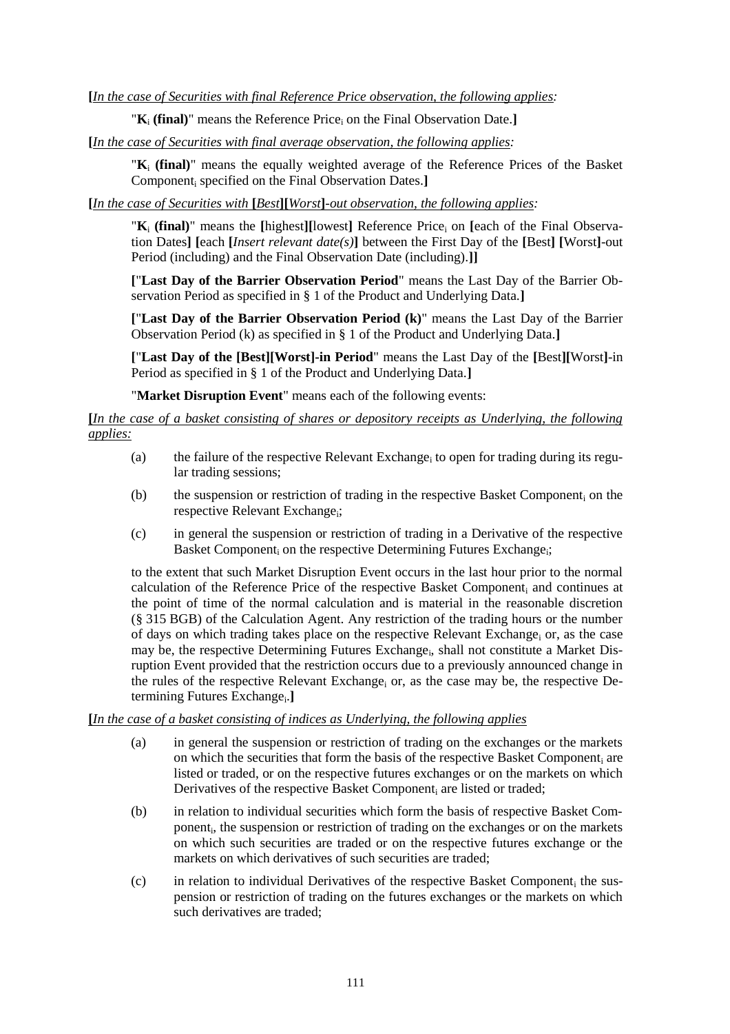**[**_In the case of Securities with final Reference Price observation, the following applies:_

"**$K_i$ (final)**" means the Reference Price$_i$ on the Final Observation Date.**]**

**[**_In the case of Securities with final average observation, the following applies:_

"**$K_i$ (final)**" means the equally weighted average of the Reference Prices of the Basket Component$_i$ specified on the Final Observation Dates.**]**

**[**_In the case of Securities with_ **[**_Best_**][**_Worst_**]**_-out observation, the following applies:_

"**$K_i$ (final)**" means the **[**highest**][**lowest**]** Reference Price$_i$ on **[**each of the Final Observation Dates**]** **[**each **[**_Insert relevant date(s)_**]** between the First Day of the **[**Best**]** **[**Worst**]**-out Period (including) and the Final Observation Date (including).**]]**

**[**"**Last Day of the Barrier Observation Period**" means the Last Day of the Barrier Observation Period as specified in § 1 of the Product and Underlying Data.**]**

**[**"**Last Day of the Barrier Observation Period (k)**" means the Last Day of the Barrier Observation Period (k) as specified in § 1 of the Product and Underlying Data.**]**

**[**"**Last Day of the [Best][Worst]-in Period**" means the Last Day of the **[**Best**][**Worst**]**-in Period as specified in § 1 of the Product and Underlying Data.**]**

"**Market Disruption Event**" means each of the following events:

**[**_In the case of a basket consisting of shares or depository receipts as Underlying, the following applies:_

(a) the failure of the respective Relevant Exchange$_i$ to open for trading during its regular trading sessions;

(b) the suspension or restriction of trading in the respective Basket Component$_i$ on the respective Relevant Exchange$_i$;

(c) in general the suspension or restriction of trading in a Derivative of the respective Basket Component$_i$ on the respective Determining Futures Exchange$_i$;

to the extent that such Market Disruption Event occurs in the last hour prior to the normal calculation of the Reference Price of the respective Basket Component$_i$ and continues at the point of time of the normal calculation and is material in the reasonable discretion (§ 315 BGB) of the Calculation Agent. Any restriction of the trading hours or the number of days on which trading takes place on the respective Relevant Exchange$_i$ or, as the case may be, the respective Determining Futures Exchange$_i$, shall not constitute a Market Disruption Event provided that the restriction occurs due to a previously announced change in the rules of the respective Relevant Exchange$_i$ or, as the case may be, the respective Determining Futures Exchange$_i$.**]**

**[**_In the case of a basket consisting of indices as Underlying, the following applies_

(a) in general the suspension or restriction of trading on the exchanges or the markets on which the securities that form the basis of the respective Basket Component$_i$ are listed or traded, or on the respective futures exchanges or on the markets on which Derivatives of the respective Basket Component$_i$ are listed or traded;

(b) in relation to individual securities which form the basis of respective Basket Component$_i$, the suspension or restriction of trading on the exchanges or on the markets on which such securities are traded or on the respective futures exchange or the markets on which derivatives of such securities are traded;

(c) in relation to individual Derivatives of the respective Basket Component$_i$ the suspension or restriction of trading on the futures exchanges or the markets on which such derivatives are traded;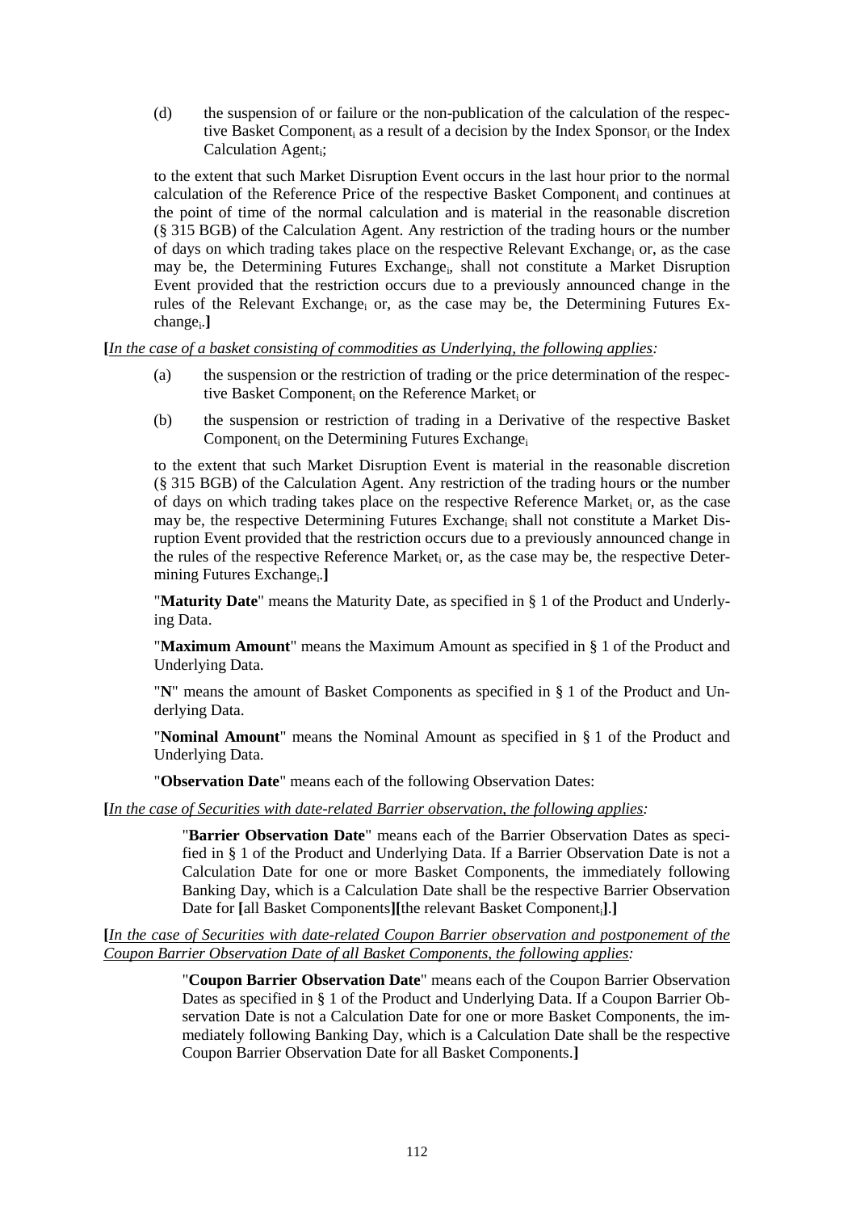(d) the suspension of or failure or the non-publication of the calculation of the respective Basket $Component_i$ as a result of a decision by the Index $Sponsor_i$ or the Index Calculation $Agent_i$;

to the extent that such Market Disruption Event occurs in the last hour prior to the normal calculation of the Reference Price of the respective Basket $Component_i$ and continues at the point of time of the normal calculation and is material in the reasonable discretion (§ 315 BGB) of the Calculation Agent. Any restriction of the trading hours or the number of days on which trading takes place on the respective Relevant $Exchange_i$ or, as the case may be, the Determining Futures $Exchange_i$, shall not constitute a Market Disruption Event provided that the restriction occurs due to a previously announced change in the rules of the Relevant $Exchange_i$ or, as the case may be, the Determining Futures $Exchange_i$.**]**

**[***In the case of a basket consisting of commodities as Underlying, the following applies:*

(a) the suspension or the restriction of trading or the price determination of the respective Basket $Component_i$ on the Reference $Market_i$ or

(b) the suspension or restriction of trading in a Derivative of the respective Basket $Component_i$ on the Determining Futures $Exchange_i$

to the extent that such Market Disruption Event is material in the reasonable discretion (§ 315 BGB) of the Calculation Agent. Any restriction of the trading hours or the number of days on which trading takes place on the respective Reference $Market_i$ or, as the case may be, the respective Determining Futures $Exchange_i$ shall not constitute a Market Disruption Event provided that the restriction occurs due to a previously announced change in the rules of the respective Reference $Market_i$ or, as the case may be, the respective Determining Futures $Exchange_i$.**]**

"**Maturity Date**" means the Maturity Date, as specified in § 1 of the Product and Underlying Data.

"**Maximum Amount**" means the Maximum Amount as specified in § 1 of the Product and Underlying Data.

"**N**" means the amount of Basket Components as specified in § 1 of the Product and Underlying Data.

"**Nominal Amount**" means the Nominal Amount as specified in § 1 of the Product and Underlying Data.

"**Observation Date**" means each of the following Observation Dates:

**[***In the case of Securities with date-related Barrier observation, the following applies:*

"**Barrier Observation Date**" means each of the Barrier Observation Dates as specified in § 1 of the Product and Underlying Data. If a Barrier Observation Date is not a Calculation Date for one or more Basket Components, the immediately following Banking Day, which is a Calculation Date shall be the respective Barrier Observation Date for **[**all Basket Components**][**the relevant Basket $Component_i$**]**.**]**

**[***In the case of Securities with date-related Coupon Barrier observation and postponement of the Coupon Barrier Observation Date of all Basket Components, the following applies:*

"**Coupon Barrier Observation Date**" means each of the Coupon Barrier Observation Dates as specified in § 1 of the Product and Underlying Data. If a Coupon Barrier Observation Date is not a Calculation Date for one or more Basket Components, the immediately following Banking Day, which is a Calculation Date shall be the respective Coupon Barrier Observation Date for all Basket Components.**]**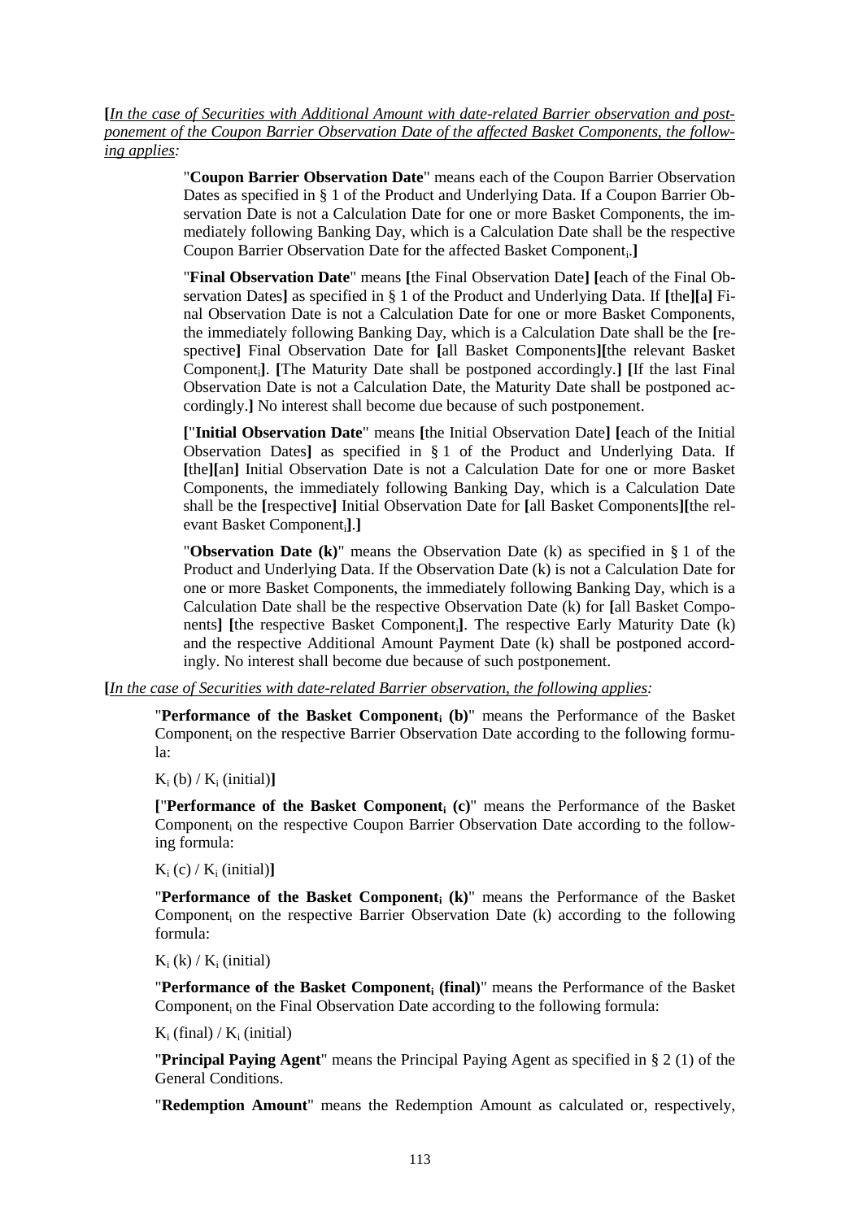**[***In the case of Securities with Additional Amount with date-related Barrier observation and postponement of the Coupon Barrier Observation Date of the affected Basket Components, the following applies:*

> "**Coupon Barrier Observation Date**" means each of the Coupon Barrier Observation Dates as specified in § 1 of the Product and Underlying Data. If a Coupon Barrier Observation Date is not a Calculation Date for one or more Basket Components, the immediately following Banking Day, which is a Calculation Date shall be the respective Coupon Barrier Observation Date for the affected Basket Component$_i$.**]**
>
> "**Final Observation Date**" means **[**the Final Observation Date**] [**each of the Final Observation Dates**]** as specified in § 1 of the Product and Underlying Data. If **[**the**][**a**]** Final Observation Date is not a Calculation Date for one or more Basket Components, the immediately following Banking Day, which is a Calculation Date shall be the **[**respective**]** Final Observation Date for **[**all Basket Components**][**the relevant Basket Component$_i$**]**. **[**The Maturity Date shall be postponed accordingly.**] [**If the last Final Observation Date is not a Calculation Date, the Maturity Date shall be postponed accordingly.**]** No interest shall become due because of such postponement.
>
> **[**"**Initial Observation Date**" means **[**the Initial Observation Date**] [**each of the Initial Observation Dates**]** as specified in § 1 of the Product and Underlying Data. If **[**the**][**an**]** Initial Observation Date is not a Calculation Date for one or more Basket Components, the immediately following Banking Day, which is a Calculation Date shall be the **[**respective**]** Initial Observation Date for **[**all Basket Components**][**the relevant Basket Component$_i$**]**.**]**
>
> "**Observation Date (k)**" means the Observation Date (k) as specified in § 1 of the Product and Underlying Data. If the Observation Date (k) is not a Calculation Date for one or more Basket Components, the immediately following Banking Day, which is a Calculation Date shall be the respective Observation Date (k) for **[**all Basket Components**] [**the respective Basket Component$_i$**]**. The respective Early Maturity Date (k) and the respective Additional Amount Payment Date (k) shall be postponed accordingly. No interest shall become due because of such postponement.

**[***In the case of Securities with date-related Barrier observation, the following applies:*

"**Performance of the Basket Component$_i$ (b)**" means the Performance of the Basket Component$_i$ on the respective Barrier Observation Date according to the following formula:

$K_i$ (b) / $K_i$ (initial)**]**

**[**"**Performance of the Basket Component$_i$ (c)**" means the Performance of the Basket Component$_i$ on the respective Coupon Barrier Observation Date according to the following formula:

$K_i$ (c) / $K_i$ (initial)**]**

"**Performance of the Basket Component$_i$ (k)**" means the Performance of the Basket Component$_i$ on the respective Barrier Observation Date (k) according to the following formula:

$K_i$ (k) / $K_i$ (initial)

"**Performance of the Basket Component$_i$ (final)**" means the Performance of the Basket Component$_i$ on the Final Observation Date according to the following formula:

$K_i$ (final) / $K_i$ (initial)

"**Principal Paying Agent**" means the Principal Paying Agent as specified in § 2 (1) of the General Conditions.

"**Redemption Amount**" means the Redemption Amount as calculated or, respectively,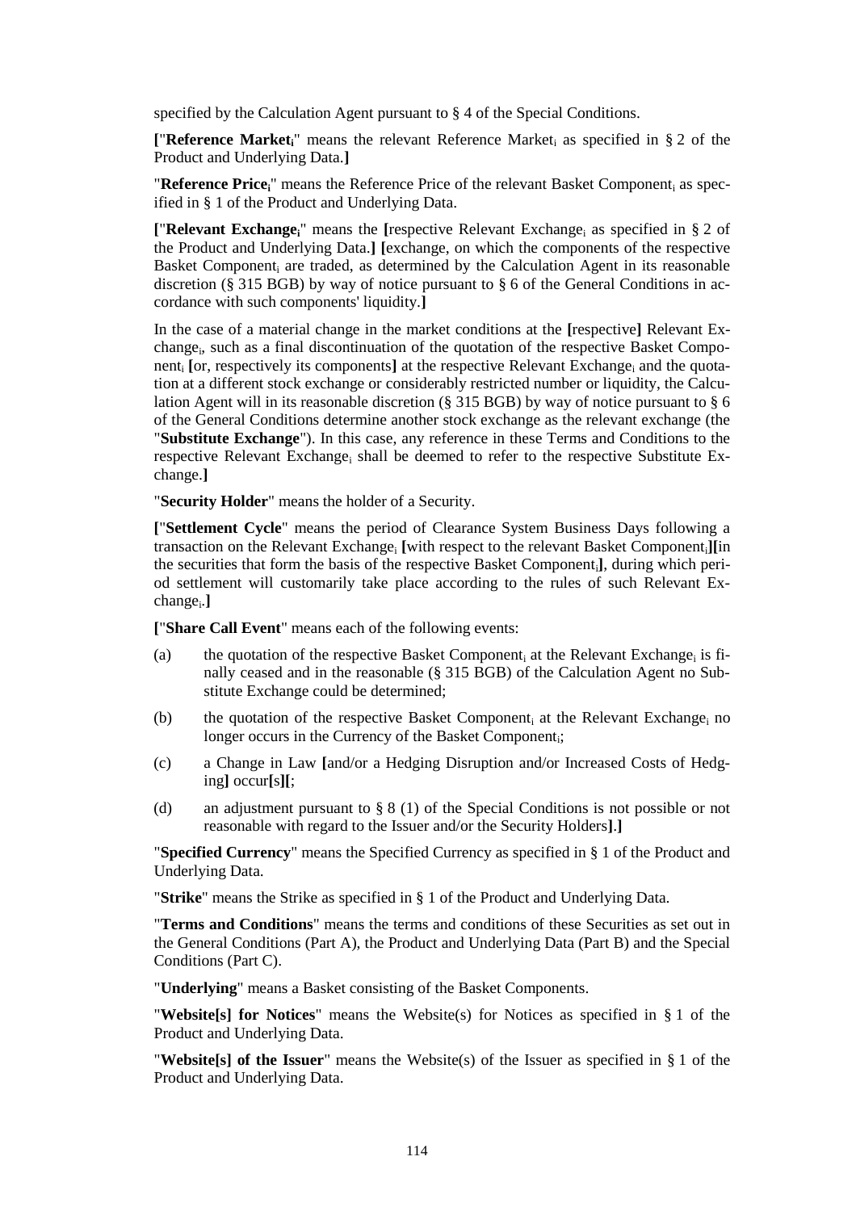specified by the Calculation Agent pursuant to § 4 of the Special Conditions.

**[**"**Reference Market$_i$**" means the relevant Reference Market$_i$ as specified in § 2 of the Product and Underlying Data.**]**

"**Reference Price$_i$**" means the Reference Price of the relevant Basket Component$_i$ as specified in § 1 of the Product and Underlying Data.

**[**"**Relevant Exchange$_i$**" means the **[**respective Relevant Exchange$_i$ as specified in § 2 of the Product and Underlying Data.**]** **[**exchange, on which the components of the respective Basket Component$_i$ are traded, as determined by the Calculation Agent in its reasonable discretion (§ 315 BGB) by way of notice pursuant to § 6 of the General Conditions in accordance with such components' liquidity.**]**

In the case of a material change in the market conditions at the **[**respective**]** Relevant Exchange$_i$, such as a final discontinuation of the quotation of the respective Basket Component$_i$ **[**or, respectively its components**]** at the respective Relevant Exchange$_i$ and the quotation at a different stock exchange or considerably restricted number or liquidity, the Calculation Agent will in its reasonable discretion (§ 315 BGB) by way of notice pursuant to § 6 of the General Conditions determine another stock exchange as the relevant exchange (the "**Substitute Exchange**"). In this case, any reference in these Terms and Conditions to the respective Relevant Exchange$_i$ shall be deemed to refer to the respective Substitute Exchange.**]**

"**Security Holder**" means the holder of a Security.

**[**"**Settlement Cycle**" means the period of Clearance System Business Days following a transaction on the Relevant Exchange$_i$ **[**with respect to the relevant Basket Component$_i$**][**in the securities that form the basis of the respective Basket Component$_i$**]**, during which period settlement will customarily take place according to the rules of such Relevant Exchange$_i$.**]**

**[**"**Share Call Event**" means each of the following events:

(a) the quotation of the respective Basket Component$_i$ at the Relevant Exchange$_i$ is finally ceased and in the reasonable (§ 315 BGB) of the Calculation Agent no Substitute Exchange could be determined;

(b) the quotation of the respective Basket Component$_i$ at the Relevant Exchange$_i$ no longer occurs in the Currency of the Basket Component$_i$;

(c) a Change in Law **[**and/or a Hedging Disruption and/or Increased Costs of Hedging**]** occur**[**s**][**;

(d) an adjustment pursuant to § 8 (1) of the Special Conditions is not possible or not reasonable with regard to the Issuer and/or the Security Holders**]**.**]**

"**Specified Currency**" means the Specified Currency as specified in § 1 of the Product and Underlying Data.

"**Strike**" means the Strike as specified in § 1 of the Product and Underlying Data.

"**Terms and Conditions**" means the terms and conditions of these Securities as set out in the General Conditions (Part A), the Product and Underlying Data (Part B) and the Special Conditions (Part C).

"**Underlying**" means a Basket consisting of the Basket Components.

"**Website[s] for Notices**" means the Website(s) for Notices as specified in § 1 of the Product and Underlying Data.

"**Website[s] of the Issuer**" means the Website(s) of the Issuer as specified in § 1 of the Product and Underlying Data.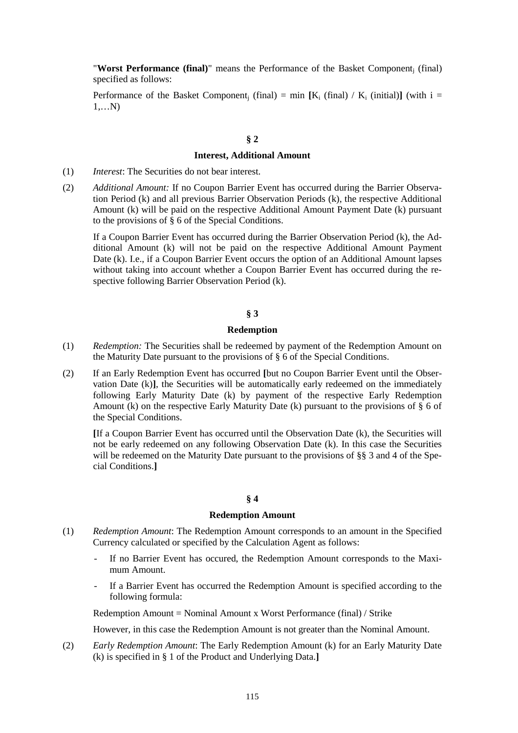"**Worst Performance (final)**" means the Performance of the Basket Component$_j$ (final) specified as follows:

Performance of the Basket Component$_j$ (final) = min **[**$K_i$ (final) / $K_i$ (initial)**]** (with i = 1,…N)

## § 2

### Interest, Additional Amount

(1) *Interest*: The Securities do not bear interest.

(2) *Additional Amount:* If no Coupon Barrier Event has occurred during the Barrier Observation Period (k) and all previous Barrier Observation Periods (k), the respective Additional Amount (k) will be paid on the respective Additional Amount Payment Date (k) pursuant to the provisions of § 6 of the Special Conditions.

If a Coupon Barrier Event has occurred during the Barrier Observation Period (k), the Additional Amount (k) will not be paid on the respective Additional Amount Payment Date (k). I.e., if a Coupon Barrier Event occurs the option of an Additional Amount lapses without taking into account whether a Coupon Barrier Event has occurred during the respective following Barrier Observation Period (k).

## § 3

### Redemption

(1) *Redemption:* The Securities shall be redeemed by payment of the Redemption Amount on the Maturity Date pursuant to the provisions of § 6 of the Special Conditions.

(2) If an Early Redemption Event has occurred **[**but no Coupon Barrier Event until the Observation Date (k)**]**, the Securities will be automatically early redeemed on the immediately following Early Maturity Date (k) by payment of the respective Early Redemption Amount (k) on the respective Early Maturity Date (k) pursuant to the provisions of § 6 of the Special Conditions.

**[**If a Coupon Barrier Event has occurred until the Observation Date (k), the Securities will not be early redeemed on any following Observation Date (k). In this case the Securities will be redeemed on the Maturity Date pursuant to the provisions of §§ 3 and 4 of the Special Conditions.**]**

## § 4

### Redemption Amount

(1) *Redemption Amount*: The Redemption Amount corresponds to an amount in the Specified Currency calculated or specified by the Calculation Agent as follows:

- If no Barrier Event has occured, the Redemption Amount corresponds to the Maximum Amount.
- If a Barrier Event has occurred the Redemption Amount is specified according to the following formula:

Redemption Amount = Nominal Amount x Worst Performance (final) / Strike

However, in this case the Redemption Amount is not greater than the Nominal Amount.

(2) *Early Redemption Amount*: The Early Redemption Amount (k) for an Early Maturity Date (k) is specified in § 1 of the Product and Underlying Data.**]**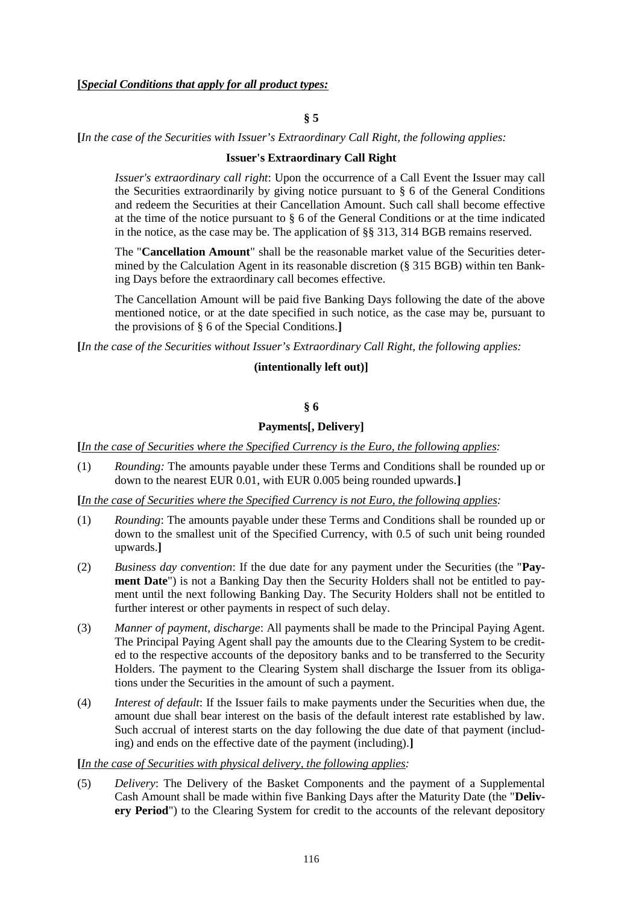**[*Special Conditions that apply for all product types:***

**§ 5**

**[***In the case of the Securities with Issuer's Extraordinary Call Right, the following applies:*

**Issuer's Extraordinary Call Right**

*Issuer's extraordinary call right*: Upon the occurrence of a Call Event the Issuer may call the Securities extraordinarily by giving notice pursuant to § 6 of the General Conditions and redeem the Securities at their Cancellation Amount. Such call shall become effective at the time of the notice pursuant to § 6 of the General Conditions or at the time indicated in the notice, as the case may be. The application of §§ 313, 314 BGB remains reserved.

The "**Cancellation Amount**" shall be the reasonable market value of the Securities determined by the Calculation Agent in its reasonable discretion (§ 315 BGB) within ten Banking Days before the extraordinary call becomes effective.

The Cancellation Amount will be paid five Banking Days following the date of the above mentioned notice, or at the date specified in such notice, as the case may be, pursuant to the provisions of § 6 of the Special Conditions.**]**

**[***In the case of the Securities without Issuer's Extraordinary Call Right, the following applies:*

**(intentionally left out)]**

**§ 6**

**Payments[, Delivery]**

**[***In the case of Securities where the Specified Currency is the Euro, the following applies:*

(1) *Rounding:* The amounts payable under these Terms and Conditions shall be rounded up or down to the nearest EUR 0.01, with EUR 0.005 being rounded upwards.**]**

**[***In the case of Securities where the Specified Currency is not Euro, the following applies:*

(1) *Rounding*: The amounts payable under these Terms and Conditions shall be rounded up or down to the smallest unit of the Specified Currency, with 0.5 of such unit being rounded upwards.**]**

(2) *Business day convention*: If the due date for any payment under the Securities (the "**Payment Date**") is not a Banking Day then the Security Holders shall not be entitled to payment until the next following Banking Day. The Security Holders shall not be entitled to further interest or other payments in respect of such delay.

(3) *Manner of payment, discharge*: All payments shall be made to the Principal Paying Agent. The Principal Paying Agent shall pay the amounts due to the Clearing System to be credited to the respective accounts of the depository banks and to be transferred to the Security Holders. The payment to the Clearing System shall discharge the Issuer from its obligations under the Securities in the amount of such a payment.

(4) *Interest of default*: If the Issuer fails to make payments under the Securities when due, the amount due shall bear interest on the basis of the default interest rate established by law. Such accrual of interest starts on the day following the due date of that payment (including) and ends on the effective date of the payment (including).**]**

**[***In the case of Securities with physical delivery, the following applies:*

(5) *Delivery*: The Delivery of the Basket Components and the payment of a Supplemental Cash Amount shall be made within five Banking Days after the Maturity Date (the "**Delivery Period**") to the Clearing System for credit to the accounts of the relevant depository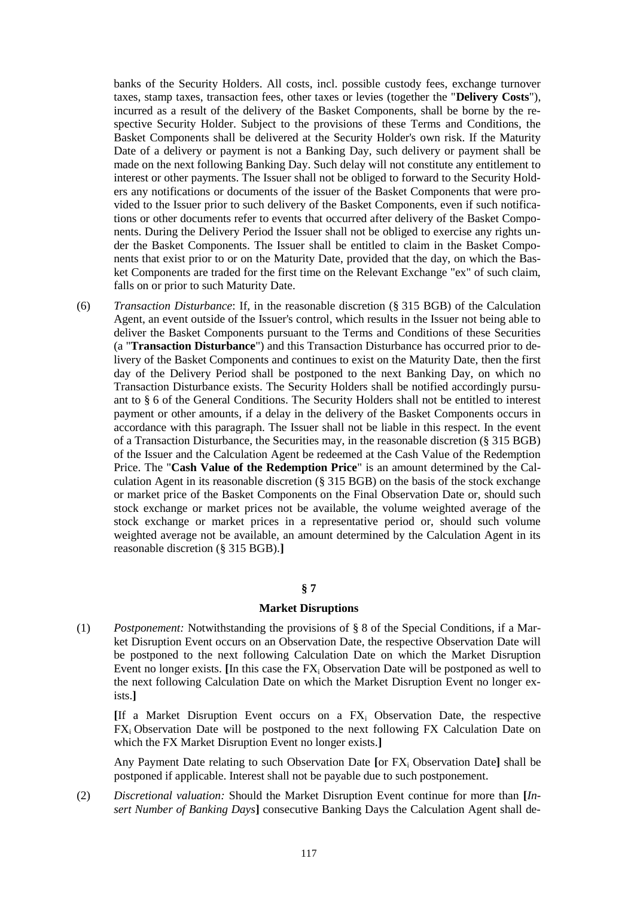banks of the Security Holders. All costs, incl. possible custody fees, exchange turnover taxes, stamp taxes, transaction fees, other taxes or levies (together the "**Delivery Costs**"), incurred as a result of the delivery of the Basket Components, shall be borne by the respective Security Holder. Subject to the provisions of these Terms and Conditions, the Basket Components shall be delivered at the Security Holder's own risk. If the Maturity Date of a delivery or payment is not a Banking Day, such delivery or payment shall be made on the next following Banking Day. Such delay will not constitute any entitlement to interest or other payments. The Issuer shall not be obliged to forward to the Security Holders any notifications or documents of the issuer of the Basket Components that were provided to the Issuer prior to such delivery of the Basket Components, even if such notifications or other documents refer to events that occurred after delivery of the Basket Components. During the Delivery Period the Issuer shall not be obliged to exercise any rights under the Basket Components. The Issuer shall be entitled to claim in the Basket Components that exist prior to or on the Maturity Date, provided that the day, on which the Basket Components are traded for the first time on the Relevant Exchange "ex" of such claim, falls on or prior to such Maturity Date.

(6) *Transaction Disturbance*: If, in the reasonable discretion (§ 315 BGB) of the Calculation Agent, an event outside of the Issuer's control, which results in the Issuer not being able to deliver the Basket Components pursuant to the Terms and Conditions of these Securities (a "**Transaction Disturbance**") and this Transaction Disturbance has occurred prior to delivery of the Basket Components and continues to exist on the Maturity Date, then the first day of the Delivery Period shall be postponed to the next Banking Day, on which no Transaction Disturbance exists. The Security Holders shall be notified accordingly pursuant to § 6 of the General Conditions. The Security Holders shall not be entitled to interest payment or other amounts, if a delay in the delivery of the Basket Components occurs in accordance with this paragraph. The Issuer shall not be liable in this respect. In the event of a Transaction Disturbance, the Securities may, in the reasonable discretion (§ 315 BGB) of the Issuer and the Calculation Agent be redeemed at the Cash Value of the Redemption Price. The "**Cash Value of the Redemption Price**" is an amount determined by the Calculation Agent in its reasonable discretion (§ 315 BGB) on the basis of the stock exchange or market price of the Basket Components on the Final Observation Date or, should such stock exchange or market prices not be available, the volume weighted average of the stock exchange or market prices in a representative period or, should such volume weighted average not be available, an amount determined by the Calculation Agent in its reasonable discretion (§ 315 BGB).**]**

## § 7

## Market Disruptions

(1) *Postponement:* Notwithstanding the provisions of § 8 of the Special Conditions, if a Market Disruption Event occurs on an Observation Date, the respective Observation Date will be postponed to the next following Calculation Date on which the Market Disruption Event no longer exists. **[**In this case the $FX_i$ Observation Date will be postponed as well to the next following Calculation Date on which the Market Disruption Event no longer exists.**]**

**[**If a Market Disruption Event occurs on a $FX_i$ Observation Date, the respective $FX_i$ Observation Date will be postponed to the next following FX Calculation Date on which the FX Market Disruption Event no longer exists.**]**

Any Payment Date relating to such Observation Date **[**or $FX_i$ Observation Date**]** shall be postponed if applicable. Interest shall not be payable due to such postponement.

(2) *Discretional valuation:* Should the Market Disruption Event continue for more than **[***Insert Number of Banking Days***]** consecutive Banking Days the Calculation Agent shall de-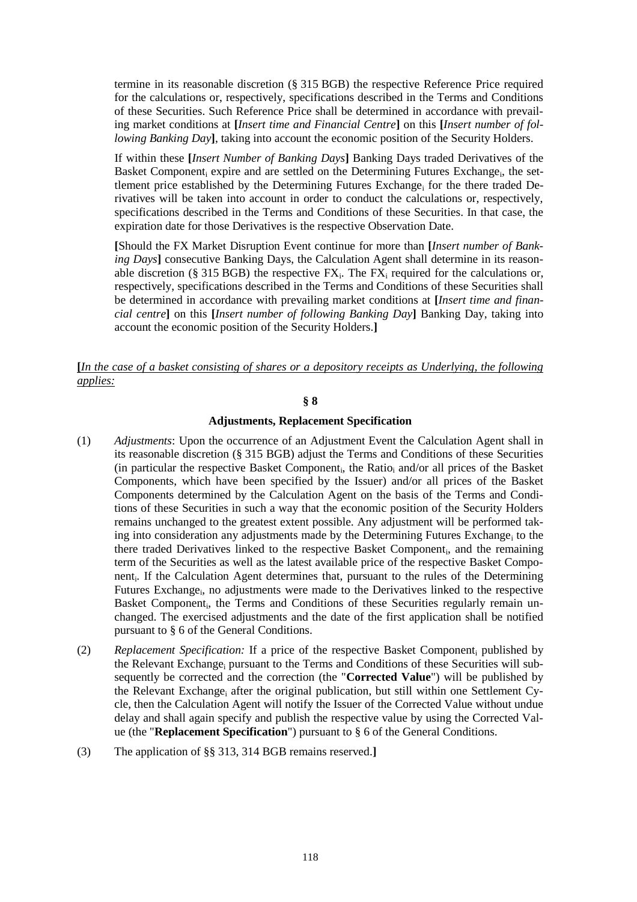termine in its reasonable discretion (§ 315 BGB) the respective Reference Price required for the calculations or, respectively, specifications described in the Terms and Conditions of these Securities. Such Reference Price shall be determined in accordance with prevailing market conditions at **[***Insert time and Financial Centre***]** on this **[***Insert number of following Banking Day***]**, taking into account the economic position of the Security Holders.

If within these **[***Insert Number of Banking Days***]** Banking Days traded Derivatives of the Basket Component$_i$ expire and are settled on the Determining Futures Exchange$_i$, the settlement price established by the Determining Futures Exchange$_i$ for the there traded Derivatives will be taken into account in order to conduct the calculations or, respectively, specifications described in the Terms and Conditions of these Securities. In that case, the expiration date for those Derivatives is the respective Observation Date.

**[**Should the FX Market Disruption Event continue for more than **[***Insert number of Banking Days***]** consecutive Banking Days, the Calculation Agent shall determine in its reasonable discretion (§ 315 BGB) the respective $FX_i$. The $FX_i$ required for the calculations or, respectively, specifications described in the Terms and Conditions of these Securities shall be determined in accordance with prevailing market conditions at **[***Insert time and financial centre***]** on this **[***Insert number of following Banking Day***]** Banking Day, taking into account the economic position of the Security Holders.**]**

**[***In the case of a basket consisting of shares or a depository receipts as Underlying, the following applies:*

**§ 8**

**Adjustments, Replacement Specification**

(1) *Adjustments*: Upon the occurrence of an Adjustment Event the Calculation Agent shall in its reasonable discretion (§ 315 BGB) adjust the Terms and Conditions of these Securities (in particular the respective Basket Component$_i$, the Ratio$_i$ and/or all prices of the Basket Components, which have been specified by the Issuer) and/or all prices of the Basket Components determined by the Calculation Agent on the basis of the Terms and Conditions of these Securities in such a way that the economic position of the Security Holders remains unchanged to the greatest extent possible. Any adjustment will be performed taking into consideration any adjustments made by the Determining Futures Exchange$_i$ to the there traded Derivatives linked to the respective Basket Component$_i$, and the remaining term of the Securities as well as the latest available price of the respective Basket Component$_i$. If the Calculation Agent determines that, pursuant to the rules of the Determining Futures Exchange$_i$, no adjustments were made to the Derivatives linked to the respective Basket Component$_i$, the Terms and Conditions of these Securities regularly remain unchanged. The exercised adjustments and the date of the first application shall be notified pursuant to § 6 of the General Conditions.

(2) *Replacement Specification:* If a price of the respective Basket Component$_i$ published by the Relevant Exchange$_i$ pursuant to the Terms and Conditions of these Securities will subsequently be corrected and the correction (the "**Corrected Value**") will be published by the Relevant Exchange$_i$ after the original publication, but still within one Settlement Cycle, then the Calculation Agent will notify the Issuer of the Corrected Value without undue delay and shall again specify and publish the respective value by using the Corrected Value (the "**Replacement Specification**") pursuant to § 6 of the General Conditions.

(3) The application of §§ 313, 314 BGB remains reserved.**]**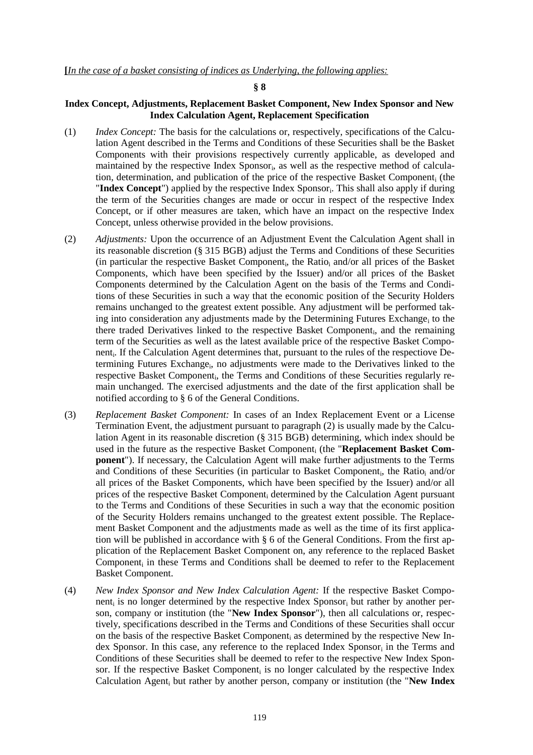[*In the case of a basket consisting of indices as Underlying, the following applies:*

**§ 8**

**Index Concept, Adjustments, Replacement Basket Component, New Index Sponsor and New Index Calculation Agent, Replacement Specification**

(1) *Index Concept:* The basis for the calculations or, respectively, specifications of the Calculation Agent described in the Terms and Conditions of these Securities shall be the Basket Components with their provisions respectively currently applicable, as developed and maintained by the respective Index Sponsor$_i$, as well as the respective method of calculation, determination, and publication of the price of the respective Basket Component$_i$ (the "**Index Concept**") applied by the respective Index Sponsor$_i$. This shall also apply if during the term of the Securities changes are made or occur in respect of the respective Index Concept, or if other measures are taken, which have an impact on the respective Index Concept, unless otherwise provided in the below provisions.

(2) *Adjustments:* Upon the occurrence of an Adjustment Event the Calculation Agent shall in its reasonable discretion (§ 315 BGB) adjust the Terms and Conditions of these Securities (in particular the respective Basket Component$_i$, the Ratio$_i$ and/or all prices of the Basket Components, which have been specified by the Issuer) and/or all prices of the Basket Components determined by the Calculation Agent on the basis of the Terms and Conditions of these Securities in such a way that the economic position of the Security Holders remains unchanged to the greatest extent possible. Any adjustment will be performed taking into consideration any adjustments made by the Determining Futures Exchange$_i$ to the there traded Derivatives linked to the respective Basket Component$_i$, and the remaining term of the Securities as well as the latest available price of the respective Basket Component$_i$. If the Calculation Agent determines that, pursuant to the rules of the respectiove Determining Futures Exchange$_i$, no adjustments were made to the Derivatives linked to the respective Basket Component$_i$, the Terms and Conditions of these Securities regularly remain unchanged. The exercised adjustments and the date of the first application shall be notified according to § 6 of the General Conditions.

(3) *Replacement Basket Component:* In cases of an Index Replacement Event or a License Termination Event, the adjustment pursuant to paragraph (2) is usually made by the Calculation Agent in its reasonable discretion (§ 315 BGB) determining, which index should be used in the future as the respective Basket Component$_i$ (the "**Replacement Basket Component**"). If necessary, the Calculation Agent will make further adjustments to the Terms and Conditions of these Securities (in particular to Basket Component$_i$, the Ratio$_i$ and/or all prices of the Basket Components, which have been specified by the Issuer) and/or all prices of the respective Basket Component$_i$ determined by the Calculation Agent pursuant to the Terms and Conditions of these Securities in such a way that the economic position of the Security Holders remains unchanged to the greatest extent possible. The Replacement Basket Component and the adjustments made as well as the time of its first application will be published in accordance with § 6 of the General Conditions. From the first application of the Replacement Basket Component on, any reference to the replaced Basket Component$_i$ in these Terms and Conditions shall be deemed to refer to the Replacement Basket Component.

(4) *New Index Sponsor and New Index Calculation Agent:* If the respective Basket Component$_i$ is no longer determined by the respective Index Sponsor$_i$ but rather by another person, company or institution (the "**New Index Sponsor**"), then all calculations or, respectively, specifications described in the Terms and Conditions of these Securities shall occur on the basis of the respective Basket Component$_i$ as determined by the respective New Index Sponsor. In this case, any reference to the replaced Index Sponsor$_i$ in the Terms and Conditions of these Securities shall be deemed to refer to the respective New Index Sponsor. If the respective Basket Component$_i$ is no longer calculated by the respective Index Calculation Agent$_i$ but rather by another person, company or institution (the "**New Index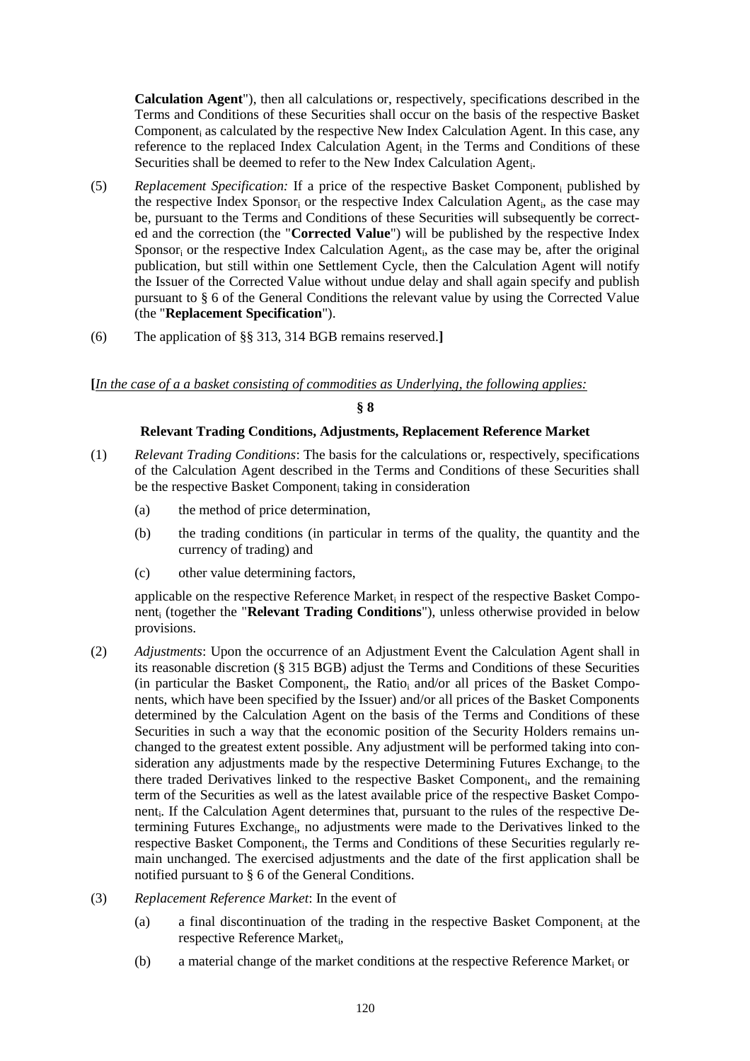**Calculation Agent**"), then all calculations or, respectively, specifications described in the Terms and Conditions of these Securities shall occur on the basis of the respective Basket Component$_i$ as calculated by the respective New Index Calculation Agent. In this case, any reference to the replaced Index Calculation Agent$_i$ in the Terms and Conditions of these Securities shall be deemed to refer to the New Index Calculation Agent$_i$.

(5) *Replacement Specification:* If a price of the respective Basket Component$_i$ published by the respective Index Sponsor$_i$ or the respective Index Calculation Agent$_i$, as the case may be, pursuant to the Terms and Conditions of these Securities will subsequently be corrected and the correction (the "**Corrected Value**") will be published by the respective Index Sponsor$_i$ or the respective Index Calculation Agent$_i$, as the case may be, after the original publication, but still within one Settlement Cycle, then the Calculation Agent will notify the Issuer of the Corrected Value without undue delay and shall again specify and publish pursuant to § 6 of the General Conditions the relevant value by using the Corrected Value (the "**Replacement Specification**").

(6) The application of §§ 313, 314 BGB remains reserved.**]**

**[***In the case of a a basket consisting of commodities as Underlying, the following applies:*

**§ 8**

**Relevant Trading Conditions, Adjustments, Replacement Reference Market**

(1) *Relevant Trading Conditions*: The basis for the calculations or, respectively, specifications of the Calculation Agent described in the Terms and Conditions of these Securities shall be the respective Basket Component$_i$ taking in consideration

(a) the method of price determination,

(b) the trading conditions (in particular in terms of the quality, the quantity and the currency of trading) and

(c) other value determining factors,

applicable on the respective Reference Market$_i$ in respect of the respective Basket Component$_i$ (together the "**Relevant Trading Conditions**"), unless otherwise provided in below provisions.

(2) *Adjustments*: Upon the occurrence of an Adjustment Event the Calculation Agent shall in its reasonable discretion (§ 315 BGB) adjust the Terms and Conditions of these Securities (in particular the Basket Component$_i$, the Ratio$_i$ and/or all prices of the Basket Components, which have been specified by the Issuer) and/or all prices of the Basket Components determined by the Calculation Agent on the basis of the Terms and Conditions of these Securities in such a way that the economic position of the Security Holders remains unchanged to the greatest extent possible. Any adjustment will be performed taking into consideration any adjustments made by the respective Determining Futures Exchange$_i$ to the there traded Derivatives linked to the respective Basket Component$_i$, and the remaining term of the Securities as well as the latest available price of the respective Basket Component$_i$. If the Calculation Agent determines that, pursuant to the rules of the respective Determining Futures Exchange$_i$, no adjustments were made to the Derivatives linked to the respective Basket Component$_i$, the Terms and Conditions of these Securities regularly remain unchanged. The exercised adjustments and the date of the first application shall be notified pursuant to § 6 of the General Conditions.

(3) *Replacement Reference Market*: In the event of

(a) a final discontinuation of the trading in the respective Basket Component$_i$ at the respective Reference Market$_i$,

(b) a material change of the market conditions at the respective Reference Market$_i$ or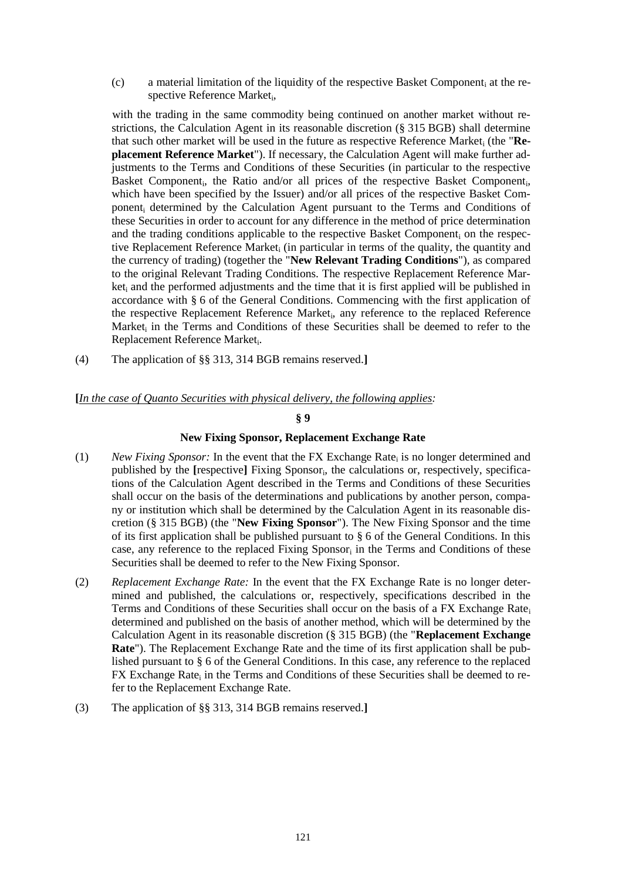(c) a material limitation of the liquidity of the respective Basket $Component_i$ at the respective Reference $Market_i$,

with the trading in the same commodity being continued on another market without restrictions, the Calculation Agent in its reasonable discretion (§ 315 BGB) shall determine that such other market will be used in the future as respective Reference $Market_i$ (the "**Replacement Reference Market**"). If necessary, the Calculation Agent will make further adjustments to the Terms and Conditions of these Securities (in particular to the respective Basket $Component_i$, the Ratio and/or all prices of the respective Basket $Component_i$, which have been specified by the Issuer) and/or all prices of the respective Basket $Component_i$ determined by the Calculation Agent pursuant to the Terms and Conditions of these Securities in order to account for any difference in the method of price determination and the trading conditions applicable to the respective Basket $Component_i$ on the respective Replacement Reference $Market_i$ (in particular in terms of the quality, the quantity and the currency of trading) (together the "**New Relevant Trading Conditions**"), as compared to the original Relevant Trading Conditions. The respective Replacement Reference $Market_i$ and the performed adjustments and the time that it is first applied will be published in accordance with § 6 of the General Conditions. Commencing with the first application of the respective Replacement Reference $Market_i$, any reference to the replaced Reference $Market_i$ in the Terms and Conditions of these Securities shall be deemed to refer to the Replacement Reference $Market_i$.

(4) The application of §§ 313, 314 BGB remains reserved.**]**

**[***In the case of Quanto Securities with physical delivery, the following applies:*

**§ 9**

**New Fixing Sponsor, Replacement Exchange Rate**

(1) *New Fixing Sponsor:* In the event that the FX Exchange $Rate_i$ is no longer determined and published by the **[**respective**]** Fixing $Sponsor_i$, the calculations or, respectively, specifications of the Calculation Agent described in the Terms and Conditions of these Securities shall occur on the basis of the determinations and publications by another person, company or institution which shall be determined by the Calculation Agent in its reasonable discretion (§ 315 BGB) (the "**New Fixing Sponsor**"). The New Fixing Sponsor and the time of its first application shall be published pursuant to § 6 of the General Conditions. In this case, any reference to the replaced Fixing $Sponsor_i$ in the Terms and Conditions of these Securities shall be deemed to refer to the New Fixing Sponsor.

(2) *Replacement Exchange Rate:* In the event that the FX Exchange Rate is no longer determined and published, the calculations or, respectively, specifications described in the Terms and Conditions of these Securities shall occur on the basis of a FX Exchange $Rate_i$ determined and published on the basis of another method, which will be determined by the Calculation Agent in its reasonable discretion (§ 315 BGB) (the "**Replacement Exchange Rate**"). The Replacement Exchange Rate and the time of its first application shall be published pursuant to § 6 of the General Conditions. In this case, any reference to the replaced FX Exchange $Rate_i$ in the Terms and Conditions of these Securities shall be deemed to refer to the Replacement Exchange Rate.

(3) The application of §§ 313, 314 BGB remains reserved.**]**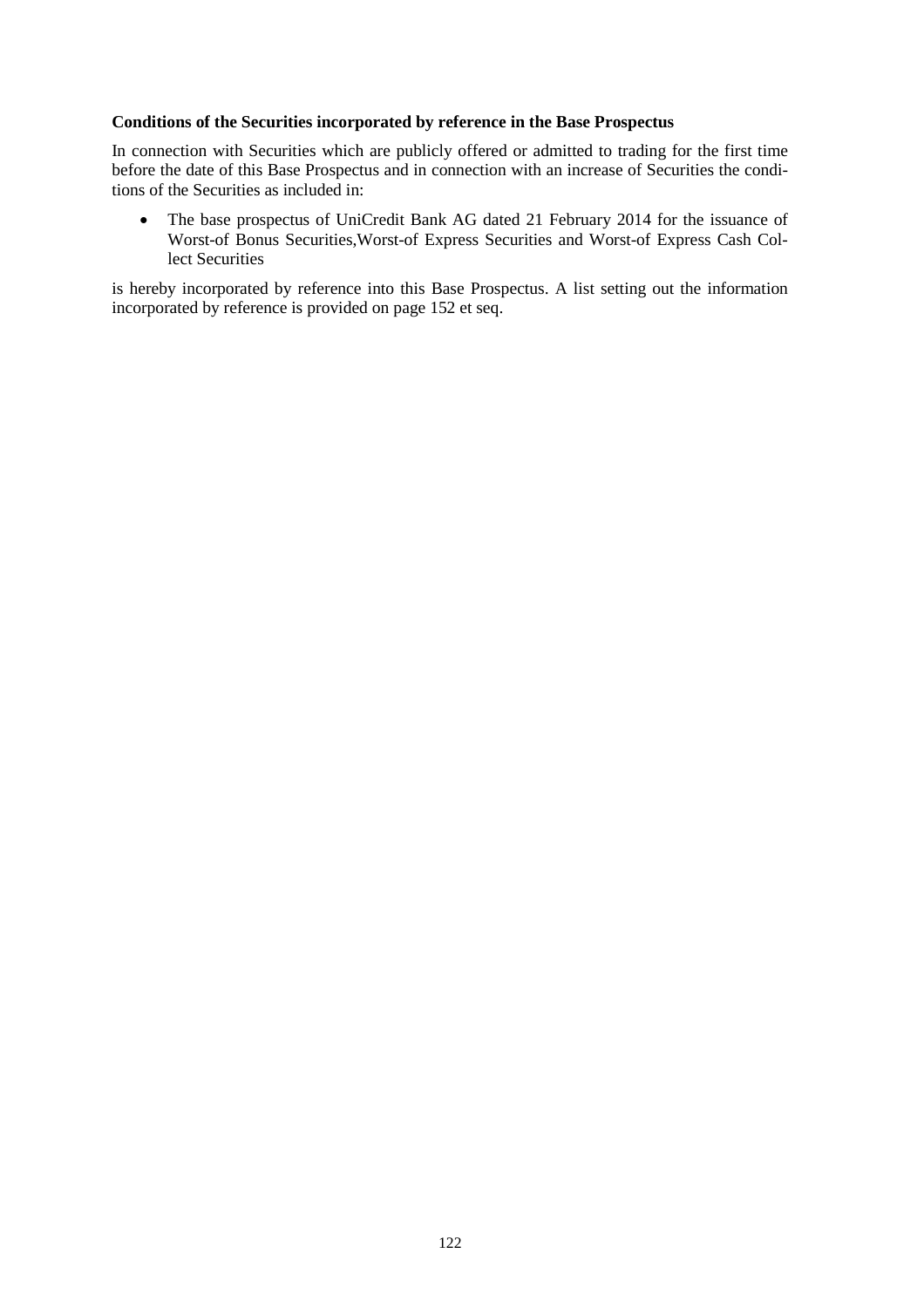**Conditions of the Securities incorporated by reference in the Base Prospectus**

In connection with Securities which are publicly offered or admitted to trading for the first time before the date of this Base Prospectus and in connection with an increase of Securities the conditions of the Securities as included in:

- The base prospectus of UniCredit Bank AG dated 21 February 2014 for the issuance of Worst-of Bonus Securities,Worst-of Express Securities and Worst-of Express Cash Collect Securities

is hereby incorporated by reference into this Base Prospectus. A list setting out the information incorporated by reference is provided on page 152 et seq.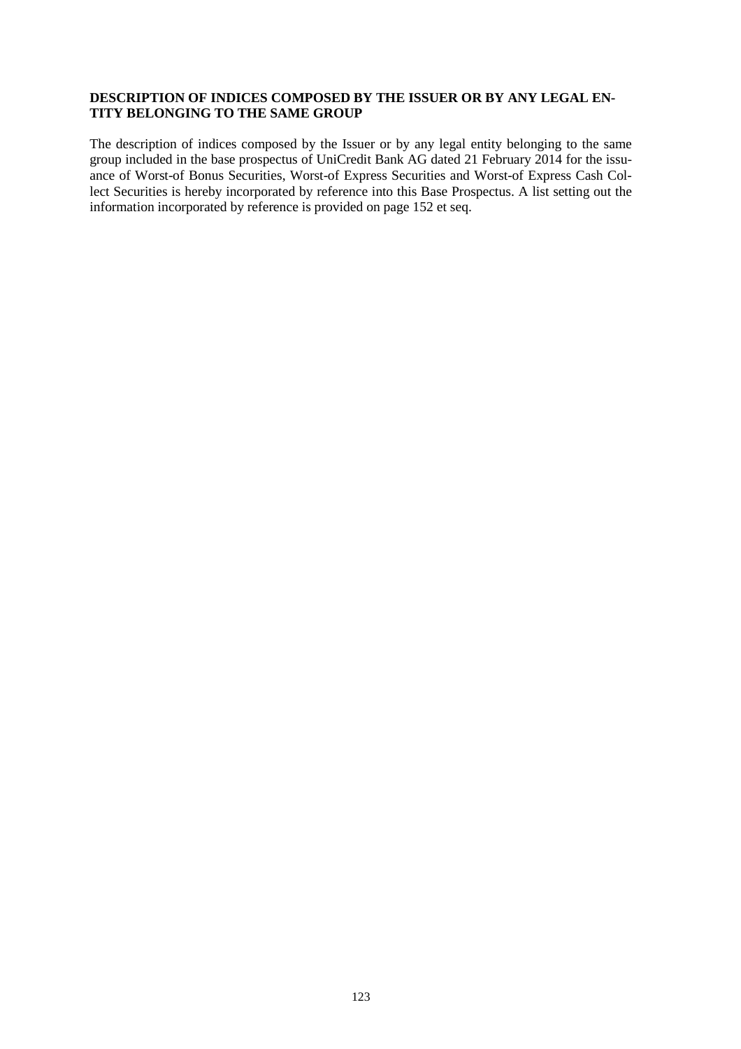**DESCRIPTION OF INDICES COMPOSED BY THE ISSUER OR BY ANY LEGAL ENTITY BELONGING TO THE SAME GROUP**

The description of indices composed by the Issuer or by any legal entity belonging to the same group included in the base prospectus of UniCredit Bank AG dated 21 February 2014 for the issuance of Worst-of Bonus Securities, Worst-of Express Securities and Worst-of Express Cash Collect Securities is hereby incorporated by reference into this Base Prospectus. A list setting out the information incorporated by reference is provided on page 152 et seq.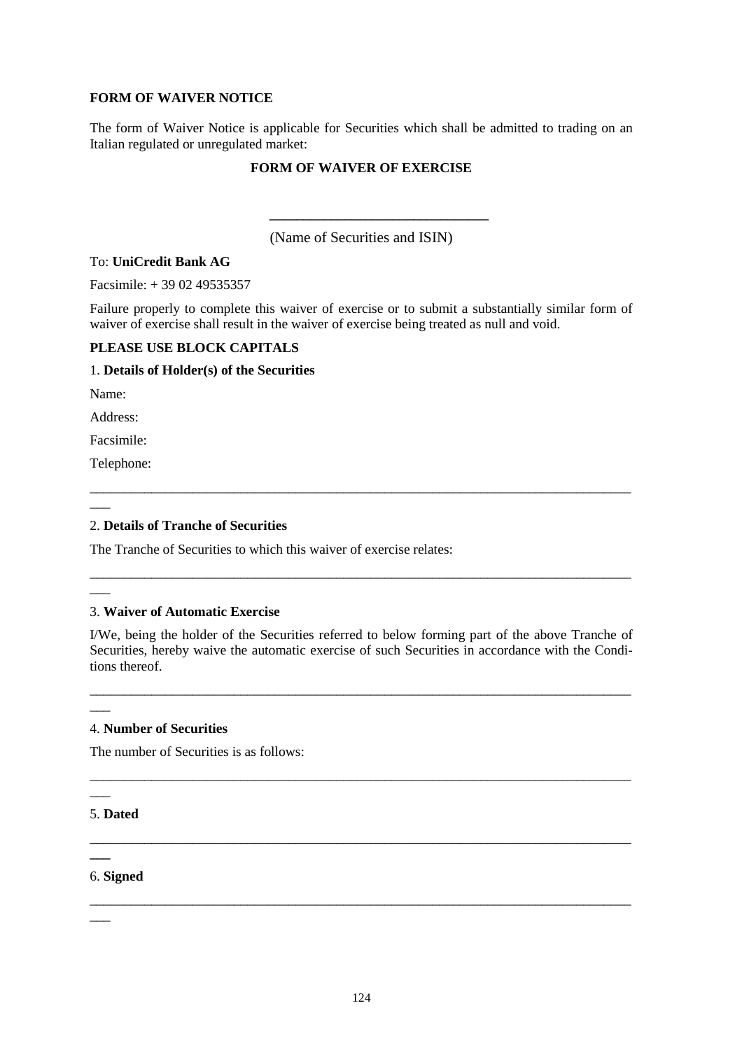**FORM OF WAIVER NOTICE**

The form of Waiver Notice is applicable for Securities which shall be admitted to trading on an Italian regulated or unregulated market:

**FORM OF WAIVER OF EXERCISE**

\_\_\_\_\_\_\_\_\_\_\_\_\_\_\_\_\_\_\_\_\_\_\_\_\_\_\_\_\_\_

(Name of Securities and ISIN)

To: **UniCredit Bank AG**

Facsimile: + 39 02 49535357

Failure properly to complete this waiver of exercise or to submit a substantially similar form of waiver of exercise shall result in the waiver of exercise being treated as null and void.

**PLEASE USE BLOCK CAPITALS**

1. **Details of Holder(s) of the Securities**

Name:

Address:

Facsimile:

Telephone:

---

2. **Details of Tranche of Securities**

The Tranche of Securities to which this waiver of exercise relates:

---

3. **Waiver of Automatic Exercise**

I/We, being the holder of the Securities referred to below forming part of the above Tranche of Securities, hereby waive the automatic exercise of such Securities in accordance with the Conditions thereof.

---

4. **Number of Securities**

The number of Securities is as follows:

---

5. **Dated**

---

6. **Signed**

---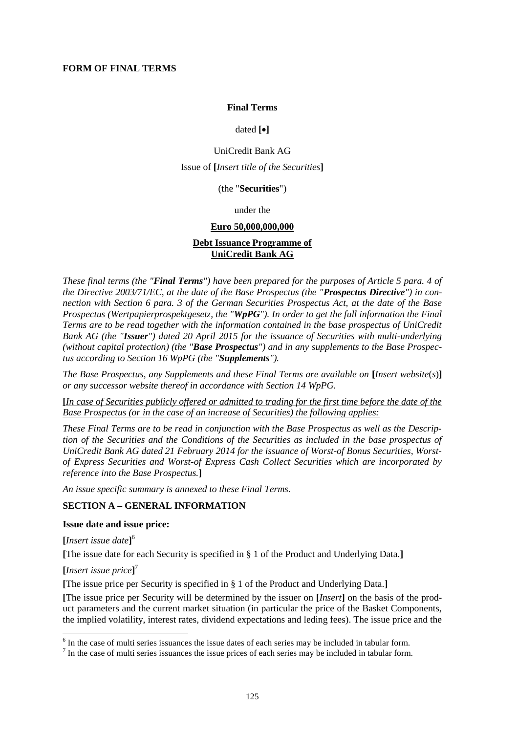**FORM OF FINAL TERMS**

**Final Terms**

dated **[•]**

UniCredit Bank AG

Issue of **[***Insert title of the Securities***]**

(the "**Securities**")

under the

**Euro 50,000,000,000**

**Debt Issuance Programme of UniCredit Bank AG**

*These final terms (the "**Final Terms**") have been prepared for the purposes of Article 5 para. 4 of the Directive 2003/71/EC, at the date of the Base Prospectus (the "**Prospectus Directive**") in connection with Section 6 para. 3 of the German Securities Prospectus Act, at the date of the Base Prospectus (Wertpapierprospektgesetz, the "**WpPG**"). In order to get the full information the Final Terms are to be read together with the information contained in the base prospectus of UniCredit Bank AG (the "**Issuer**") dated 20 April 2015 for the issuance of Securities with multi-underlying (without capital protection) (the "**Base Prospectus**") and in any supplements to the Base Prospectus according to Section 16 WpPG (the "**Supplements**").*

*The Base Prospectus, any Supplements and these Final Terms are available on* **[***Insert website(s)***]** *or any successor website thereof in accordance with Section 14 WpPG.*

**[***In case of Securities publicly offered or admitted to trading for the first time before the date of the Base Prospectus (or in the case of an increase of Securities) the following applies:*

*These Final Terms are to be read in conjunction with the Base Prospectus as well as the Description of the Securities and the Conditions of the Securities as included in the base prospectus of UniCredit Bank AG dated 21 February 2014 for the issuance of Worst-of Bonus Securities, Worst-of Express Securities and Worst-of Express Cash Collect Securities which are incorporated by reference into the Base Prospectus.***]**

*An issue specific summary is annexed to these Final Terms.*

## SECTION A – GENERAL INFORMATION

**Issue date and issue price:**

**[***Insert issue date***]**[6]

**[**The issue date for each Security is specified in § 1 of the Product and Underlying Data.**]**

**[***Insert issue price***]**[7]

**[**The issue price per Security is specified in § 1 of the Product and Underlying Data.**]**

**[**The issue price per Security will be determined by the issuer on **[***Insert***]** on the basis of the product parameters and the current market situation (in particular the price of the Basket Components, the implied volatility, interest rates, dividend expectations and leding fees). The issue price and the

[6] In the case of multi series issuances the issue dates of each series may be included in tabular form.

[7] In the case of multi series issuances the issue prices of each series may be included in tabular form.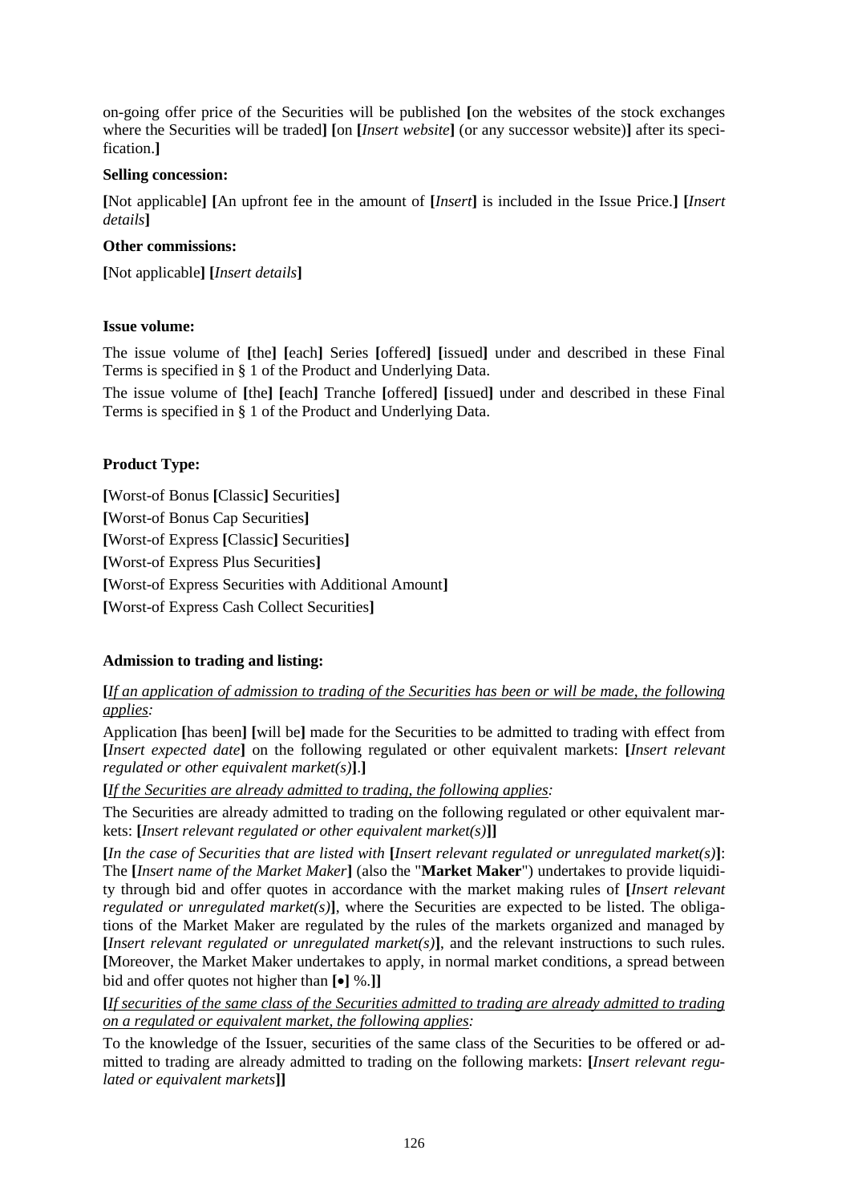on-going offer price of the Securities will be published **[**on the websites of the stock exchanges where the Securities will be traded**]** **[**on **[***Insert website***]** (or any successor website)**]** after its specification.**]**

**Selling concession:**

**[**Not applicable**]** **[**An upfront fee in the amount of **[***Insert***]** is included in the Issue Price.**]** **[***Insert details***]**

**Other commissions:**

**[**Not applicable**]** **[***Insert details***]**

**Issue volume:**

The issue volume of **[**the**]** **[**each**]** Series **[**offered**]** **[**issued**]** under and described in these Final Terms is specified in § 1 of the Product and Underlying Data.

The issue volume of **[**the**]** **[**each**]** Tranche **[**offered**]** **[**issued**]** under and described in these Final Terms is specified in § 1 of the Product and Underlying Data.

**Product Type:**

**[**Worst-of Bonus **[**Classic**]** Securities**]**

**[**Worst-of Bonus Cap Securities**]**

**[**Worst-of Express **[**Classic**]** Securities**]**

**[**Worst-of Express Plus Securities**]**

**[**Worst-of Express Securities with Additional Amount**]**

**[**Worst-of Express Cash Collect Securities**]**

**Admission to trading and listing:**

**[***<u>If an application of admission to trading of the Securities has been or will be made, the following applies</u>:*

Application **[**has been**]** **[**will be**]** made for the Securities to be admitted to trading with effect from **[***Insert expected date***]** on the following regulated or other equivalent markets: **[***Insert relevant regulated or other equivalent market(s)***]**.**]**

**[***<u>If the Securities are already admitted to trading, the following applies</u>:*

The Securities are already admitted to trading on the following regulated or other equivalent markets: **[***Insert relevant regulated or other equivalent market(s)***]]**

**[***In the case of Securities that are listed with* **[***Insert relevant regulated or unregulated market(s)***]**: The **[***Insert name of the Market Maker***]** (also the "**Market Maker**") undertakes to provide liquidity through bid and offer quotes in accordance with the market making rules of **[***Insert relevant regulated or unregulated market(s)***]**, where the Securities are expected to be listed. The obligations of the Market Maker are regulated by the rules of the markets organized and managed by **[***Insert relevant regulated or unregulated market(s)***]**, and the relevant instructions to such rules. **[**Moreover, the Market Maker undertakes to apply, in normal market conditions, a spread between bid and offer quotes not higher than **[•]** %.**]]**

**[***<u>If securities of the same class of the Securities admitted to trading are already admitted to trading on a regulated or equivalent market, the following applies</u>:*

To the knowledge of the Issuer, securities of the same class of the Securities to be offered or admitted to trading are already admitted to trading on the following markets: **[***Insert relevant regulated or equivalent markets***]]**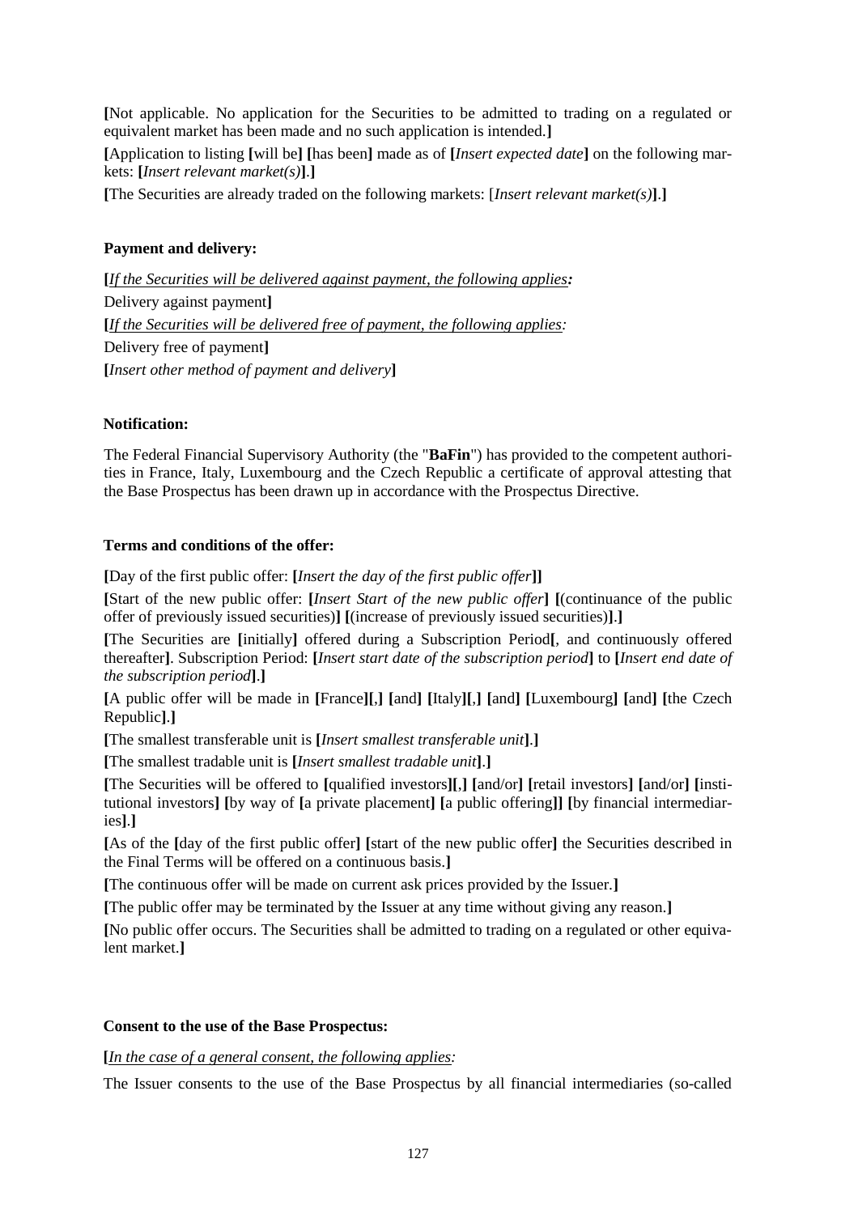**[**Not applicable. No application for the Securities to be admitted to trading on a regulated or equivalent market has been made and no such application is intended.**]**

**[**Application to listing **[**will be**] [**has been**]** made as of **[***Insert expected date***]** on the following markets: **[***Insert relevant market(s)***]**.**]**

**[**The Securities are already traded on the following markets: [*Insert relevant market(s)***]**.**]**

**Payment and delivery:**

**[***If the Securities will be delivered against payment, the following applies:*

Delivery against payment**]**

**[***If the Securities will be delivered free of payment, the following applies:*

Delivery free of payment**]**

**[***Insert other method of payment and delivery***]**

**Notification:**

The Federal Financial Supervisory Authority (the "**BaFin**") has provided to the competent authorities in France, Italy, Luxembourg and the Czech Republic a certificate of approval attesting that the Base Prospectus has been drawn up in accordance with the Prospectus Directive.

**Terms and conditions of the offer:**

**[**Day of the first public offer: **[***Insert the day of the first public offer***]]**

**[**Start of the new public offer: **[***Insert Start of the new public offer***] [**(continuance of the public offer of previously issued securities)**] [**(increase of previously issued securities)**]**.**]**

**[**The Securities are **[**initially**]** offered during a Subscription Period**[**, and continuously offered thereafter**]**. Subscription Period: **[***Insert start date of the subscription period***]** to **[***Insert end date of the subscription period***]**.**]**

**[**A public offer will be made in **[**France**][**,**] [**and**] [**Italy**][**,**] [**and**] [**Luxembourg**] [**and**] [**the Czech Republic**]**.**]**

**[**The smallest transferable unit is **[***Insert smallest transferable unit***]**.**]**

**[**The smallest tradable unit is **[***Insert smallest tradable unit***]**.**]**

**[**The Securities will be offered to **[**qualified investors**][**,**] [**and/or**] [**retail investors**] [**and/or**] [**institutional investors**] [**by way of **[**a private placement**] [**a public offering**]] [**by financial intermediaries**]**.**]**

**[**As of the **[**day of the first public offer**] [**start of the new public offer**]** the Securities described in the Final Terms will be offered on a continuous basis.**]**

**[**The continuous offer will be made on current ask prices provided by the Issuer.**]**

**[**The public offer may be terminated by the Issuer at any time without giving any reason.**]**

**[**No public offer occurs. The Securities shall be admitted to trading on a regulated or other equivalent market.**]**

**Consent to the use of the Base Prospectus:**

**[***In the case of a general consent, the following applies:*

The Issuer consents to the use of the Base Prospectus by all financial intermediaries (so-called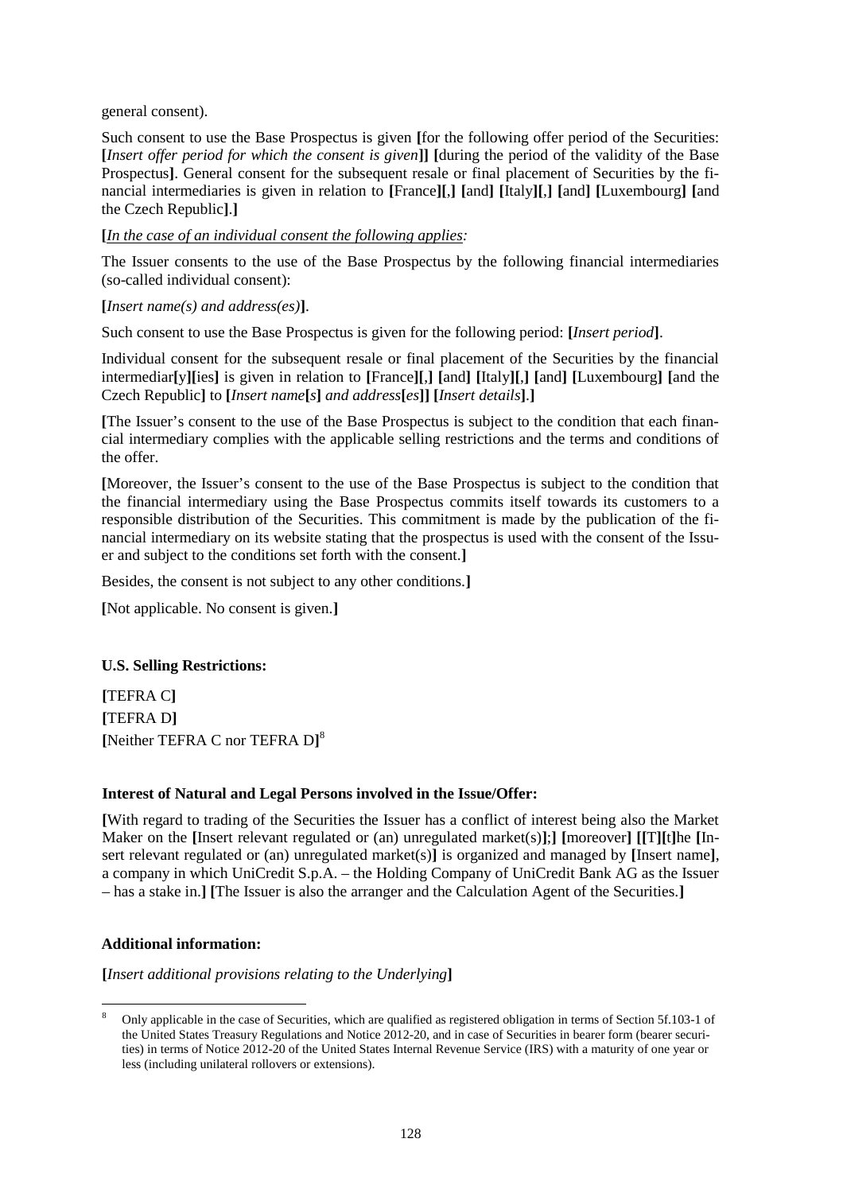general consent).

Such consent to use the Base Prospectus is given **[**for the following offer period of the Securities: **[***Insert offer period for which the consent is given***]]** **[**during the period of the validity of the Base Prospectus**]**. General consent for the subsequent resale or final placement of Securities by the financial intermediaries is given in relation to **[**France**][**,**]** **[**and**]** **[**Italy**][**,**]** **[**and**]** **[**Luxembourg**]** **[**and the Czech Republic**]**.**]**

**[***In the case of an individual consent the following applies:*

The Issuer consents to the use of the Base Prospectus by the following financial intermediaries (so-called individual consent):

**[***Insert name(s) and address(es)***]**.

Such consent to use the Base Prospectus is given for the following period: **[***Insert period***]**.

Individual consent for the subsequent resale or final placement of the Securities by the financial intermediar**[**y**][**ies**]** is given in relation to **[**France**][**,**]** **[**and**]** **[**Italy**][**,**]** **[**and**]** **[**Luxembourg**]** **[**and the Czech Republic**]** to **[***Insert name***[***s***]** *and address***[***es***]]** **[***Insert details***]**.**]**

**[**The Issuer's consent to the use of the Base Prospectus is subject to the condition that each financial intermediary complies with the applicable selling restrictions and the terms and conditions of the offer.

**[**Moreover, the Issuer's consent to the use of the Base Prospectus is subject to the condition that the financial intermediary using the Base Prospectus commits itself towards its customers to a responsible distribution of the Securities. This commitment is made by the publication of the financial intermediary on its website stating that the prospectus is used with the consent of the Issuer and subject to the conditions set forth with the consent.**]**

Besides, the consent is not subject to any other conditions.**]**

**[**Not applicable. No consent is given.**]**

**U.S. Selling Restrictions:**

**[**TEFRA C**]**
**[**TEFRA D**]**
**[**Neither TEFRA C nor TEFRA D**]**[8]

**Interest of Natural and Legal Persons involved in the Issue/Offer:**

**[**With regard to trading of the Securities the Issuer has a conflict of interest being also the Market Maker on the **[**Insert relevant regulated or (an) unregulated market(s)**]**;**]** **[**moreover**]** **[[**T**][**t**]**he **[**Insert relevant regulated or (an) unregulated market(s)**]** is organized and managed by **[**Insert name**]**, a company in which UniCredit S.p.A. – the Holding Company of UniCredit Bank AG as the Issuer – has a stake in.**]** **[**The Issuer is also the arranger and the Calculation Agent of the Securities.**]**

**Additional information:**

**[***Insert additional provisions relating to the Underlying***]**

---

[8] Only applicable in the case of Securities, which are qualified as registered obligation in terms of Section 5f.103-1 of the United States Treasury Regulations and Notice 2012-20, and in case of Securities in bearer form (bearer securities) in terms of Notice 2012-20 of the United States Internal Revenue Service (IRS) with a maturity of one year or less (including unilateral rollovers or extensions).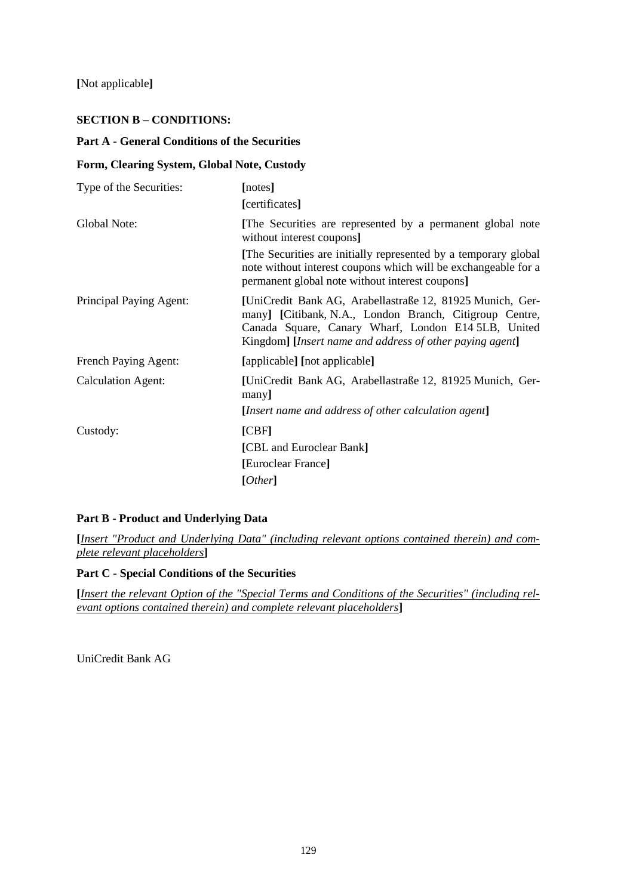**[**Not applicable**]**

**SECTION B – CONDITIONS:**

**Part A - General Conditions of the Securities**

**Form, Clearing System, Global Note, Custody**

| | |
|---|---|
| Type of the Securities: | **[**notes**]**<br>**[**certificates**]** |
| Global Note: | **[**The Securities are represented by a permanent global note without interest coupons**]**<br>**[**The Securities are initially represented by a temporary global note without interest coupons which will be exchangeable for a permanent global note without interest coupons**]** |
| Principal Paying Agent: | **[**UniCredit Bank AG, Arabellastraße 12, 81925 Munich, Germany**]** **[**Citibank, N.A., London Branch, Citigroup Centre, Canada Square, Canary Wharf, London E14 5LB, United Kingdom**]** **[***Insert name and address of other paying agent***]** |
| French Paying Agent: | **[**applicable**]** **[**not applicable**]** |
| Calculation Agent: | **[**UniCredit Bank AG, Arabellastraße 12, 81925 Munich, Germany**]**<br>**[***Insert name and address of other calculation agent***]** |
| Custody: | **[**CBF**]**<br>**[**CBL and Euroclear Bank**]**<br>**[**Euroclear France**]**<br>**[***Other***]** |

**Part B - Product and Underlying Data**

**[***Insert "Product and Underlying Data" (including relevant options contained therein) and complete relevant placeholders***]**

**Part C - Special Conditions of the Securities**

**[***Insert the relevant Option of the "Special Terms and Conditions of the Securities" (including relevant options contained therein) and complete relevant placeholders***]**

UniCredit Bank AG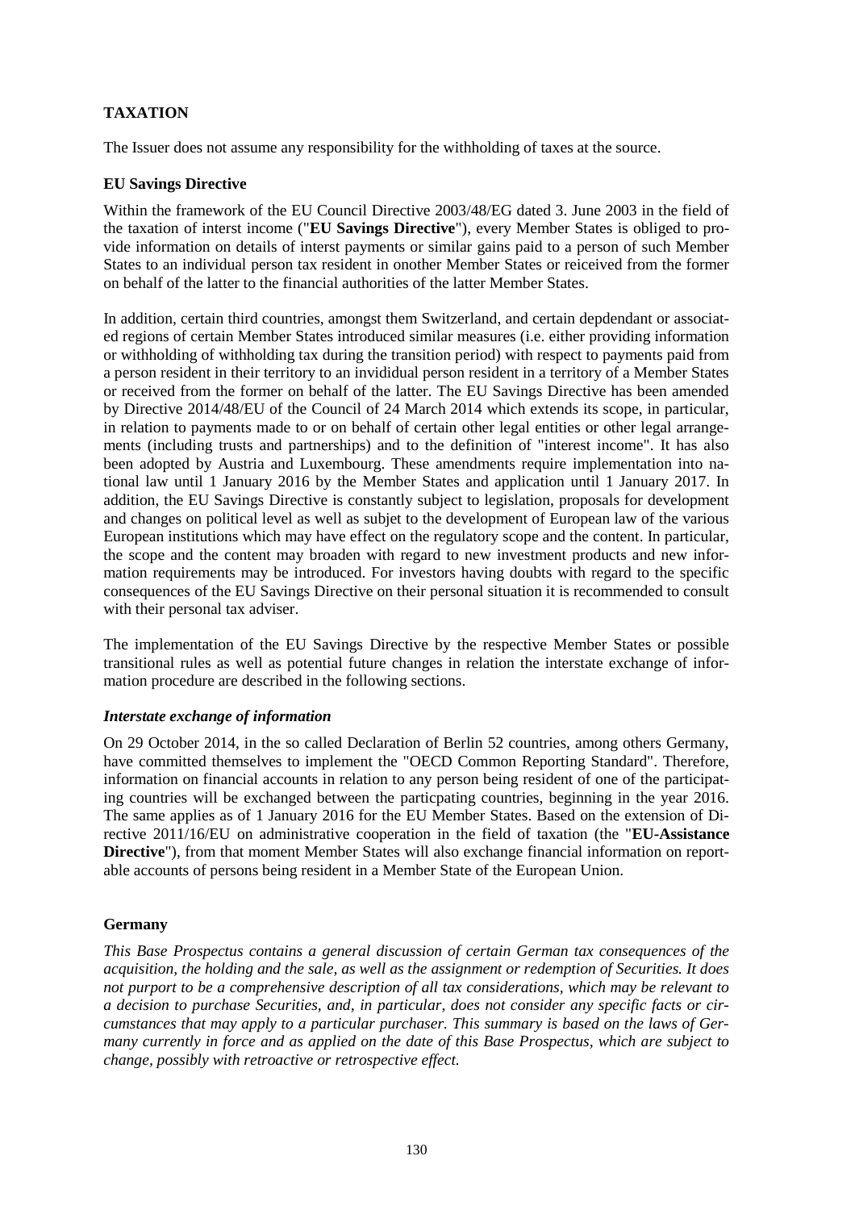## TAXATION

The Issuer does not assume any responsibility for the withholding of taxes at the source.

### EU Savings Directive

Within the framework of the EU Council Directive 2003/48/EG dated 3. June 2003 in the field of the taxation of interst income ("**EU Savings Directive**"), every Member States is obliged to provide information on details of interst payments or similar gains paid to a person of such Member States to an individual person tax resident in onother Member States or reiceived from the former on behalf of the latter to the financial authorities of the latter Member States.

In addition, certain third countries, amongst them Switzerland, and certain depdendant or associated regions of certain Member States introduced similar measures (i.e. either providing information or withholding of withholding tax during the transition period) with respect to payments paid from a person resident in their territory to an invididual person resident in a territory of a Member States or received from the former on behalf of the latter. The EU Savings Directive has been amended by Directive 2014/48/EU of the Council of 24 March 2014 which extends its scope, in particular, in relation to payments made to or on behalf of certain other legal entities or other legal arrangements (including trusts and partnerships) and to the definition of "interest income". It has also been adopted by Austria and Luxembourg. These amendments require implementation into national law until 1 January 2016 by the Member States and application until 1 January 2017. In addition, the EU Savings Directive is constantly subject to legislation, proposals for development and changes on political level as well as subjet to the development of European law of the various European institutions which may have effect on the regulatory scope and the content. In particular, the scope and the content may broaden with regard to new investment products and new information requirements may be introduced. For investors having doubts with regard to the specific consequences of the EU Savings Directive on their personal situation it is recommended to consult with their personal tax adviser.

The implementation of the EU Savings Directive by the respective Member States or possible transitional rules as well as potential future changes in relation the interstate exchange of information procedure are described in the following sections.

#### *Interstate exchange of information*

On 29 October 2014, in the so called Declaration of Berlin 52 countries, among others Germany, have committed themselves to implement the "OECD Common Reporting Standard". Therefore, information on financial accounts in relation to any person being resident of one of the participating countries will be exchanged between the particpating countries, beginning in the year 2016. The same applies as of 1 January 2016 for the EU Member States. Based on the extension of Directive 2011/16/EU on administrative cooperation in the field of taxation (the "**EU-Assistance Directive**"), from that moment Member States will also exchange financial information on reportable accounts of persons being resident in a Member State of the European Union.

### Germany

*This Base Prospectus contains a general discussion of certain German tax consequences of the acquisition, the holding and the sale, as well as the assignment or redemption of Securities. It does not purport to be a comprehensive description of all tax considerations, which may be relevant to a decision to purchase Securities, and, in particular, does not consider any specific facts or circumstances that may apply to a particular purchaser. This summary is based on the laws of Germany currently in force and as applied on the date of this Base Prospectus, which are subject to change, possibly with retroactive or retrospective effect.*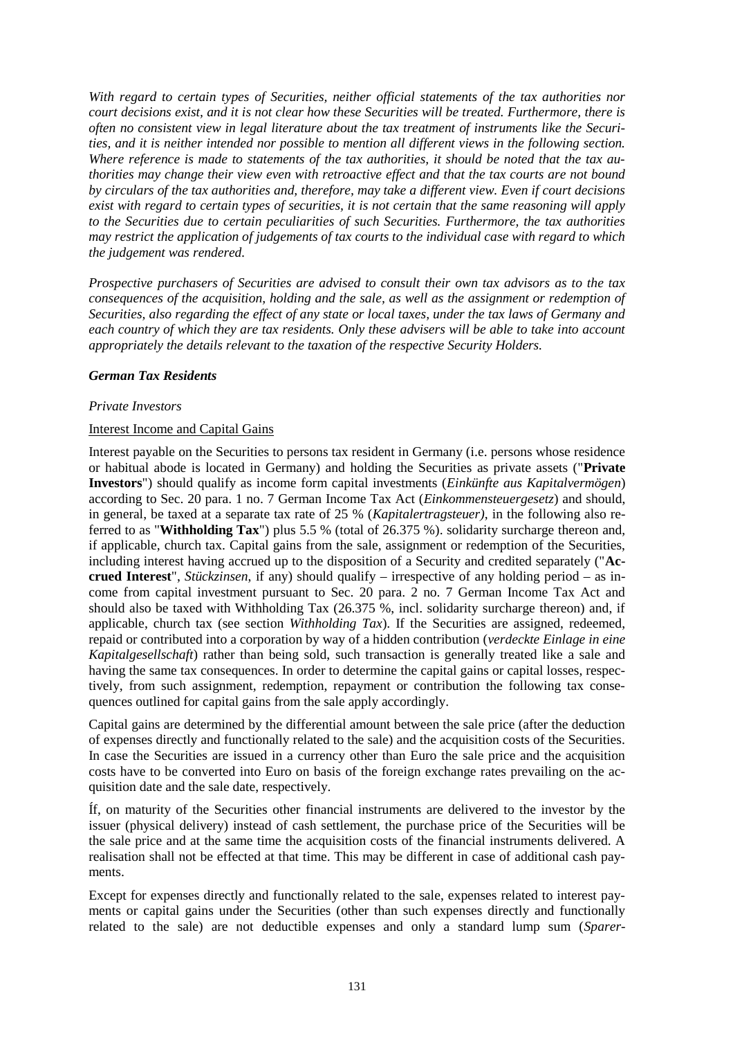*With regard to certain types of Securities, neither official statements of the tax authorities nor court decisions exist, and it is not clear how these Securities will be treated. Furthermore, there is often no consistent view in legal literature about the tax treatment of instruments like the Securities, and it is neither intended nor possible to mention all different views in the following section. Where reference is made to statements of the tax authorities, it should be noted that the tax authorities may change their view even with retroactive effect and that the tax courts are not bound by circulars of the tax authorities and, therefore, may take a different view. Even if court decisions exist with regard to certain types of securities, it is not certain that the same reasoning will apply to the Securities due to certain peculiarities of such Securities. Furthermore, the tax authorities may restrict the application of judgements of tax courts to the individual case with regard to which the judgement was rendered.*

*Prospective purchasers of Securities are advised to consult their own tax advisors as to the tax consequences of the acquisition, holding and the sale, as well as the assignment or redemption of Securities, also regarding the effect of any state or local taxes, under the tax laws of Germany and each country of which they are tax residents. Only these advisers will be able to take into account appropriately the details relevant to the taxation of the respective Security Holders.*

***German Tax Residents***

*Private Investors*

Interest Income and Capital Gains

Interest payable on the Securities to persons tax resident in Germany (i.e. persons whose residence or habitual abode is located in Germany) and holding the Securities as private assets ("**Private Investors**") should qualify as income form capital investments (*Einkünfte aus Kapitalvermögen*) according to Sec. 20 para. 1 no. 7 German Income Tax Act (*Einkommensteuergesetz*) and should, in general, be taxed at a separate tax rate of 25 % (*Kapitalertragsteuer)*, in the following also referred to as "**Withholding Tax**") plus 5.5 % (total of 26.375 %). solidarity surcharge thereon and, if applicable, church tax. Capital gains from the sale, assignment or redemption of the Securities, including interest having accrued up to the disposition of a Security and credited separately ("**Accrued Interest**", *Stückzinsen*, if any) should qualify – irrespective of any holding period – as income from capital investment pursuant to Sec. 20 para. 2 no. 7 German Income Tax Act and should also be taxed with Withholding Tax (26.375 %, incl. solidarity surcharge thereon) and, if applicable, church tax (see section *Withholding Tax*). If the Securities are assigned, redeemed, repaid or contributed into a corporation by way of a hidden contribution (*verdeckte Einlage in eine Kapitalgesellschaft*) rather than being sold, such transaction is generally treated like a sale and having the same tax consequences. In order to determine the capital gains or capital losses, respectively, from such assignment, redemption, repayment or contribution the following tax consequences outlined for capital gains from the sale apply accordingly.

Capital gains are determined by the differential amount between the sale price (after the deduction of expenses directly and functionally related to the sale) and the acquisition costs of the Securities. In case the Securities are issued in a currency other than Euro the sale price and the acquisition costs have to be converted into Euro on basis of the foreign exchange rates prevailing on the acquisition date and the sale date, respectively.

Íf, on maturity of the Securities other financial instruments are delivered to the investor by the issuer (physical delivery) instead of cash settlement, the purchase price of the Securities will be the sale price and at the same time the acquisition costs of the financial instruments delivered. A realisation shall not be effected at that time. This may be different in case of additional cash payments.

Except for expenses directly and functionally related to the sale, expenses related to interest payments or capital gains under the Securities (other than such expenses directly and functionally related to the sale) are not deductible expenses and only a standard lump sum (*Sparer-*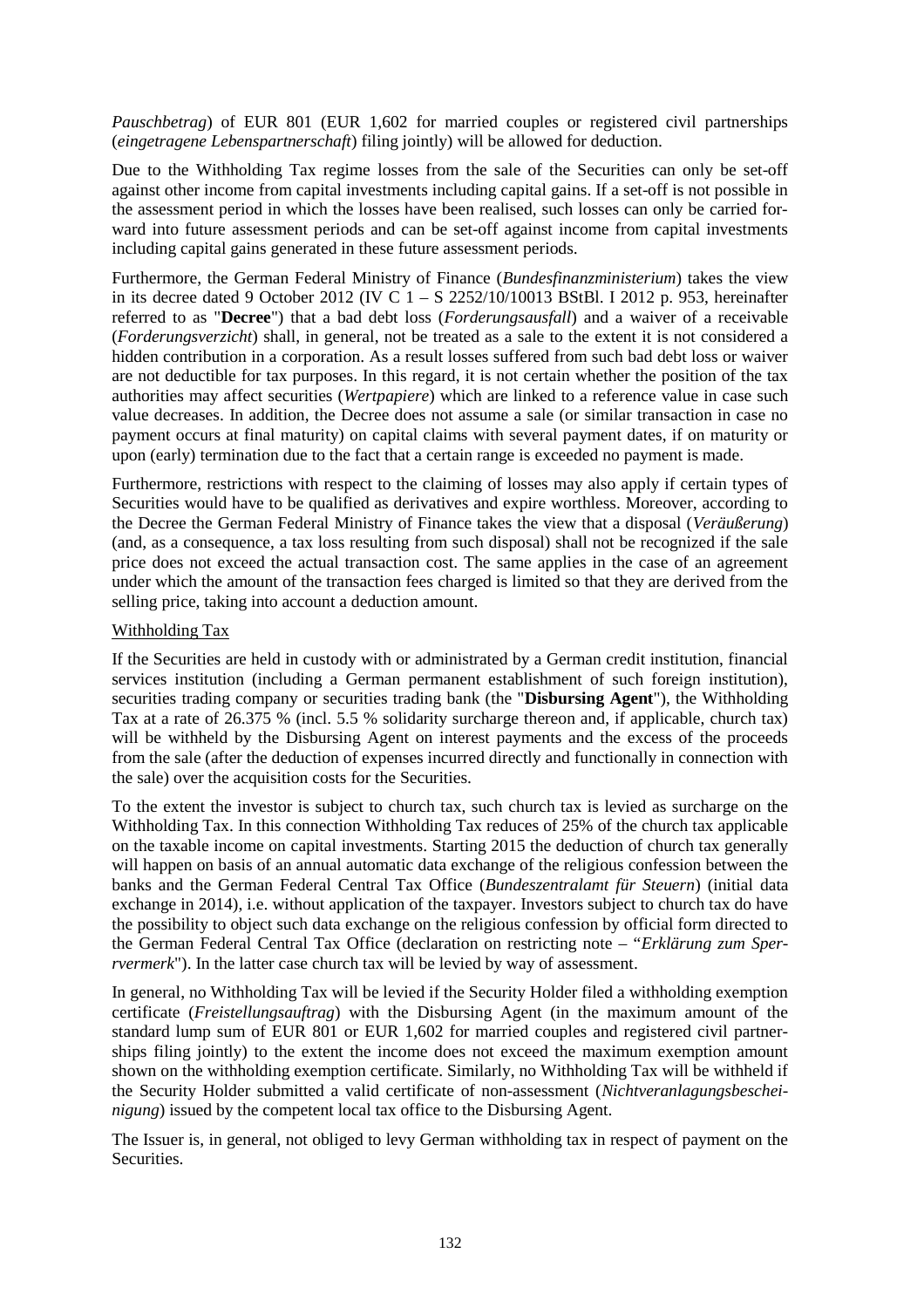*Pauschbetrag*) of EUR 801 (EUR 1,602 for married couples or registered civil partnerships (*eingetragene Lebenspartnerschaft*) filing jointly) will be allowed for deduction.

Due to the Withholding Tax regime losses from the sale of the Securities can only be set-off against other income from capital investments including capital gains. If a set-off is not possible in the assessment period in which the losses have been realised, such losses can only be carried forward into future assessment periods and can be set-off against income from capital investments including capital gains generated in these future assessment periods.

Furthermore, the German Federal Ministry of Finance (*Bundesfinanzministerium*) takes the view in its decree dated 9 October 2012 (IV C 1 – S 2252/10/10013 BStBl. I 2012 p. 953, hereinafter referred to as "**Decree**") that a bad debt loss (*Forderungsausfall*) and a waiver of a receivable (*Forderungsverzicht*) shall, in general, not be treated as a sale to the extent it is not considered a hidden contribution in a corporation. As a result losses suffered from such bad debt loss or waiver are not deductible for tax purposes. In this regard, it is not certain whether the position of the tax authorities may affect securities (*Wertpapiere*) which are linked to a reference value in case such value decreases. In addition, the Decree does not assume a sale (or similar transaction in case no payment occurs at final maturity) on capital claims with several payment dates, if on maturity or upon (early) termination due to the fact that a certain range is exceeded no payment is made.

Furthermore, restrictions with respect to the claiming of losses may also apply if certain types of Securities would have to be qualified as derivatives and expire worthless. Moreover, according to the Decree the German Federal Ministry of Finance takes the view that a disposal (*Veräußerung*) (and, as a consequence, a tax loss resulting from such disposal) shall not be recognized if the sale price does not exceed the actual transaction cost. The same applies in the case of an agreement under which the amount of the transaction fees charged is limited so that they are derived from the selling price, taking into account a deduction amount.

Withholding Tax

If the Securities are held in custody with or administrated by a German credit institution, financial services institution (including a German permanent establishment of such foreign institution), securities trading company or securities trading bank (the "**Disbursing Agent**"), the Withholding Tax at a rate of 26.375 % (incl. 5.5 % solidarity surcharge thereon and, if applicable, church tax) will be withheld by the Disbursing Agent on interest payments and the excess of the proceeds from the sale (after the deduction of expenses incurred directly and functionally in connection with the sale) over the acquisition costs for the Securities.

To the extent the investor is subject to church tax, such church tax is levied as surcharge on the Withholding Tax. In this connection Withholding Tax reduces of 25% of the church tax applicable on the taxable income on capital investments. Starting 2015 the deduction of church tax generally will happen on basis of an annual automatic data exchange of the religious confession between the banks and the German Federal Central Tax Office (*Bundeszentralamt für Steuern*) (initial data exchange in 2014), i.e. without application of the taxpayer. Investors subject to church tax do have the possibility to object such data exchange on the religious confession by official form directed to the German Federal Central Tax Office (declaration on restricting note – "*Erklärung zum Sperrvermerk*"). In the latter case church tax will be levied by way of assessment.

In general, no Withholding Tax will be levied if the Security Holder filed a withholding exemption certificate (*Freistellungsauftrag*) with the Disbursing Agent (in the maximum amount of the standard lump sum of EUR 801 or EUR 1,602 for married couples and registered civil partnerships filing jointly) to the extent the income does not exceed the maximum exemption amount shown on the withholding exemption certificate. Similarly, no Withholding Tax will be withheld if the Security Holder submitted a valid certificate of non-assessment (*Nichtveranlagungsbescheinigung*) issued by the competent local tax office to the Disbursing Agent.

The Issuer is, in general, not obliged to levy German withholding tax in respect of payment on the Securities.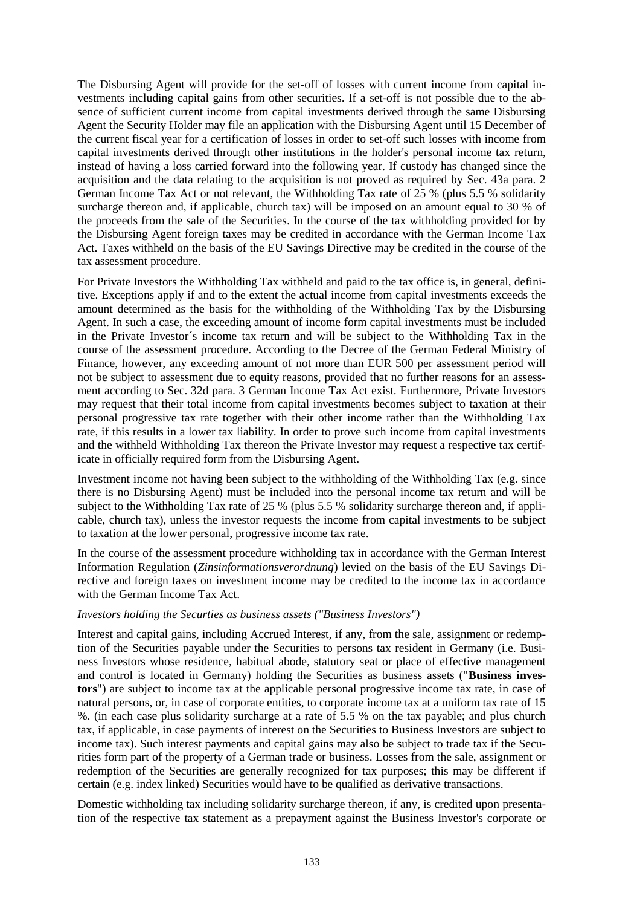The Disbursing Agent will provide for the set-off of losses with current income from capital investments including capital gains from other securities. If a set-off is not possible due to the absence of sufficient current income from capital investments derived through the same Disbursing Agent the Security Holder may file an application with the Disbursing Agent until 15 December of the current fiscal year for a certification of losses in order to set-off such losses with income from capital investments derived through other institutions in the holder's personal income tax return, instead of having a loss carried forward into the following year. If custody has changed since the acquisition and the data relating to the acquisition is not proved as required by Sec. 43a para. 2 German Income Tax Act or not relevant, the Withholding Tax rate of 25 % (plus 5.5 % solidarity surcharge thereon and, if applicable, church tax) will be imposed on an amount equal to 30 % of the proceeds from the sale of the Securities. In the course of the tax withholding provided for by the Disbursing Agent foreign taxes may be credited in accordance with the German Income Tax Act. Taxes withheld on the basis of the EU Savings Directive may be credited in the course of the tax assessment procedure.

For Private Investors the Withholding Tax withheld and paid to the tax office is, in general, definitive. Exceptions apply if and to the extent the actual income from capital investments exceeds the amount determined as the basis for the withholding of the Withholding Tax by the Disbursing Agent. In such a case, the exceeding amount of income form capital investments must be included in the Private Investor´s income tax return and will be subject to the Withholding Tax in the course of the assessment procedure. According to the Decree of the German Federal Ministry of Finance, however, any exceeding amount of not more than EUR 500 per assessment period will not be subject to assessment due to equity reasons, provided that no further reasons for an assessment according to Sec. 32d para. 3 German Income Tax Act exist. Furthermore, Private Investors may request that their total income from capital investments becomes subject to taxation at their personal progressive tax rate together with their other income rather than the Withholding Tax rate, if this results in a lower tax liability. In order to prove such income from capital investments and the withheld Withholding Tax thereon the Private Investor may request a respective tax certificate in officially required form from the Disbursing Agent.

Investment income not having been subject to the withholding of the Withholding Tax (e.g. since there is no Disbursing Agent) must be included into the personal income tax return and will be subject to the Withholding Tax rate of 25 % (plus 5.5 % solidarity surcharge thereon and, if applicable, church tax), unless the investor requests the income from capital investments to be subject to taxation at the lower personal, progressive income tax rate.

In the course of the assessment procedure withholding tax in accordance with the German Interest Information Regulation (*Zinsinformationsverordnung*) levied on the basis of the EU Savings Directive and foreign taxes on investment income may be credited to the income tax in accordance with the German Income Tax Act.

*Investors holding the Securties as business assets ("Business Investors")*

Interest and capital gains, including Accrued Interest, if any, from the sale, assignment or redemption of the Securities payable under the Securities to persons tax resident in Germany (i.e. Business Investors whose residence, habitual abode, statutory seat or place of effective management and control is located in Germany) holding the Securities as business assets ("**Business investors**") are subject to income tax at the applicable personal progressive income tax rate, in case of natural persons, or, in case of corporate entities, to corporate income tax at a uniform tax rate of 15 %. (in each case plus solidarity surcharge at a rate of 5.5 % on the tax payable; and plus church tax, if applicable, in case payments of interest on the Securities to Business Investors are subject to income tax). Such interest payments and capital gains may also be subject to trade tax if the Securities form part of the property of a German trade or business. Losses from the sale, assignment or redemption of the Securities are generally recognized for tax purposes; this may be different if certain (e.g. index linked) Securities would have to be qualified as derivative transactions.

Domestic withholding tax including solidarity surcharge thereon, if any, is credited upon presentation of the respective tax statement as a prepayment against the Business Investor's corporate or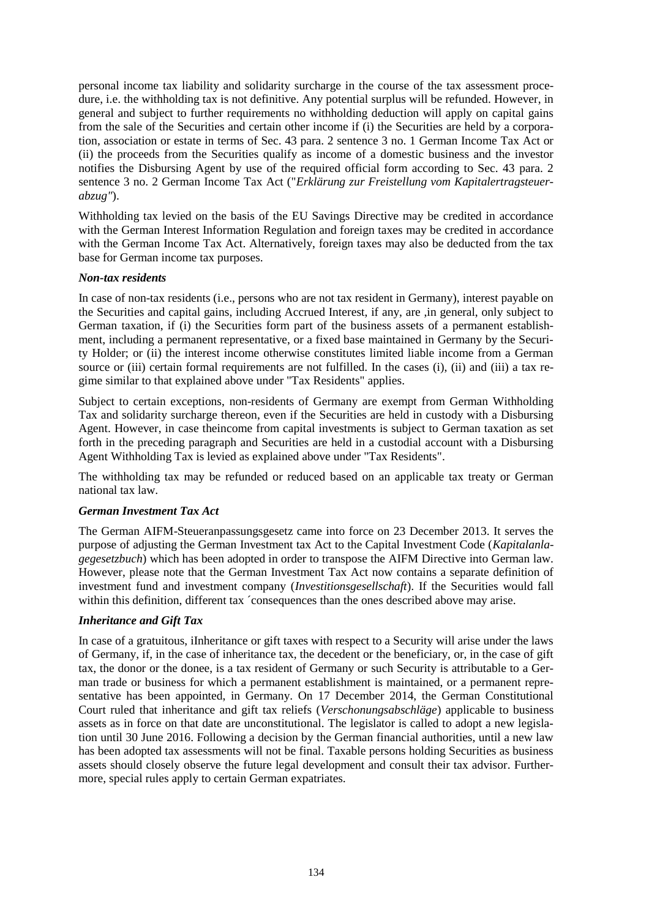personal income tax liability and solidarity surcharge in the course of the tax assessment procedure, i.e. the withholding tax is not definitive. Any potential surplus will be refunded. However, in general and subject to further requirements no withholding deduction will apply on capital gains from the sale of the Securities and certain other income if (i) the Securities are held by a corporation, association or estate in terms of Sec. 43 para. 2 sentence 3 no. 1 German Income Tax Act or (ii) the proceeds from the Securities qualify as income of a domestic business and the investor notifies the Disbursing Agent by use of the required official form according to Sec. 43 para. 2 sentence 3 no. 2 German Income Tax Act ("*Erklärung zur Freistellung vom Kapitalertragsteuerabzug"*).

Withholding tax levied on the basis of the EU Savings Directive may be credited in accordance with the German Interest Information Regulation and foreign taxes may be credited in accordance with the German Income Tax Act. Alternatively, foreign taxes may also be deducted from the tax base for German income tax purposes.

***Non-tax residents***

In case of non-tax residents (i.e., persons who are not tax resident in Germany), interest payable on the Securities and capital gains, including Accrued Interest, if any, are ,in general, only subject to German taxation, if (i) the Securities form part of the business assets of a permanent establishment, including a permanent representative, or a fixed base maintained in Germany by the Security Holder; or (ii) the interest income otherwise constitutes limited liable income from a German source or (iii) certain formal requirements are not fulfilled. In the cases (i), (ii) and (iii) a tax regime similar to that explained above under "Tax Residents" applies.

Subject to certain exceptions, non-residents of Germany are exempt from German Withholding Tax and solidarity surcharge thereon, even if the Securities are held in custody with a Disbursing Agent. However, in case theincome from capital investments is subject to German taxation as set forth in the preceding paragraph and Securities are held in a custodial account with a Disbursing Agent Withholding Tax is levied as explained above under "Tax Residents".

The withholding tax may be refunded or reduced based on an applicable tax treaty or German national tax law.

***German Investment Tax Act***

The German AIFM-Steueranpassungsgesetz came into force on 23 December 2013. It serves the purpose of adjusting the German Investment tax Act to the Capital Investment Code (*Kapitalanlagegesetzbuch*) which has been adopted in order to transpose the AIFM Directive into German law. However, please note that the German Investment Tax Act now contains a separate definition of investment fund and investment company (*Investitionsgesellschaft*). If the Securities would fall within this definition, different tax ´consequences than the ones described above may arise.

***Inheritance and Gift Tax***

In case of a gratuitous, iInheritance or gift taxes with respect to a Security will arise under the laws of Germany, if, in the case of inheritance tax, the decedent or the beneficiary, or, in the case of gift tax, the donor or the donee, is a tax resident of Germany or such Security is attributable to a German trade or business for which a permanent establishment is maintained, or a permanent representative has been appointed, in Germany. On 17 December 2014, the German Constitutional Court ruled that inheritance and gift tax reliefs (*Verschonungsabschläge*) applicable to business assets as in force on that date are unconstitutional. The legislator is called to adopt a new legislation until 30 June 2016. Following a decision by the German financial authorities, until a new law has been adopted tax assessments will not be final. Taxable persons holding Securities as business assets should closely observe the future legal development and consult their tax advisor. Furthermore, special rules apply to certain German expatriates.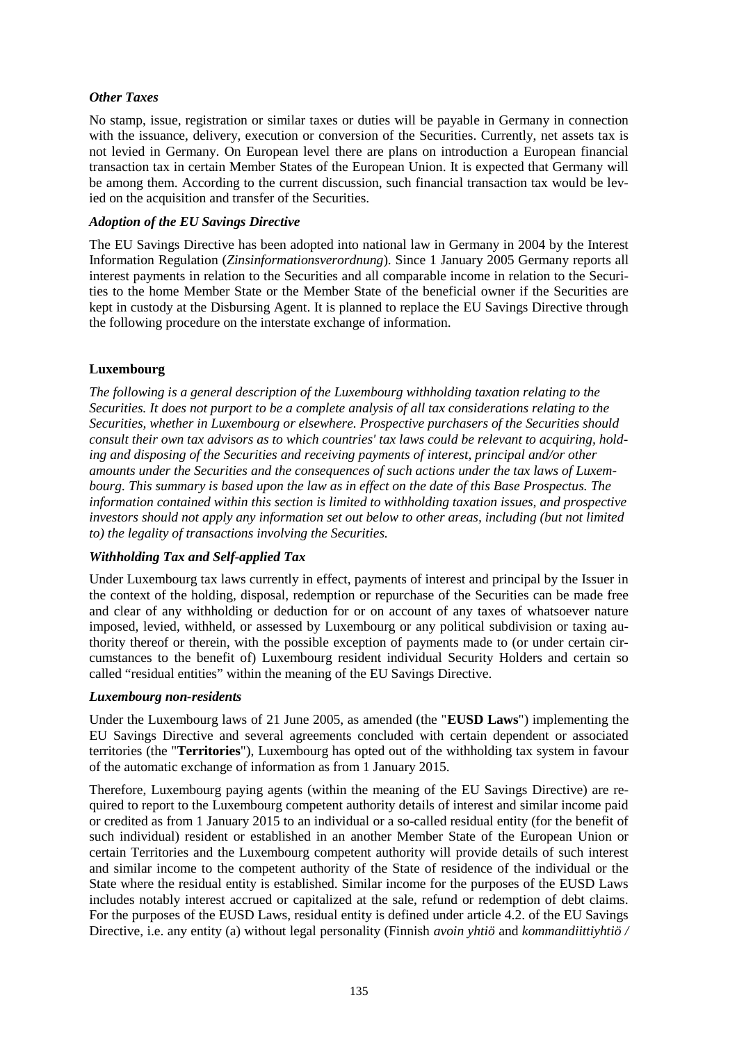### *Other Taxes*

No stamp, issue, registration or similar taxes or duties will be payable in Germany in connection with the issuance, delivery, execution or conversion of the Securities. Currently, net assets tax is not levied in Germany. On European level there are plans on introduction a European financial transaction tax in certain Member States of the European Union. It is expected that Germany will be among them. According to the current discussion, such financial transaction tax would be levied on the acquisition and transfer of the Securities.

### *Adoption of the EU Savings Directive*

The EU Savings Directive has been adopted into national law in Germany in 2004 by the Interest Information Regulation (*Zinsinformationsverordnung*). Since 1 January 2005 Germany reports all interest payments in relation to the Securities and all comparable income in relation to the Securities to the home Member State or the Member State of the beneficial owner if the Securities are kept in custody at the Disbursing Agent. It is planned to replace the EU Savings Directive through the following procedure on the interstate exchange of information.

## **Luxembourg**

*The following is a general description of the Luxembourg withholding taxation relating to the Securities. It does not purport to be a complete analysis of all tax considerations relating to the Securities, whether in Luxembourg or elsewhere. Prospective purchasers of the Securities should consult their own tax advisors as to which countries' tax laws could be relevant to acquiring, holding and disposing of the Securities and receiving payments of interest, principal and/or other amounts under the Securities and the consequences of such actions under the tax laws of Luxembourg. This summary is based upon the law as in effect on the date of this Base Prospectus. The information contained within this section is limited to withholding taxation issues, and prospective investors should not apply any information set out below to other areas, including (but not limited to) the legality of transactions involving the Securities.*

### *Withholding Tax and Self-applied Tax*

Under Luxembourg tax laws currently in effect, payments of interest and principal by the Issuer in the context of the holding, disposal, redemption or repurchase of the Securities can be made free and clear of any withholding or deduction for or on account of any taxes of whatsoever nature imposed, levied, withheld, or assessed by Luxembourg or any political subdivision or taxing authority thereof or therein, with the possible exception of payments made to (or under certain circumstances to the benefit of) Luxembourg resident individual Security Holders and certain so called "residual entities" within the meaning of the EU Savings Directive.

### *Luxembourg non-residents*

Under the Luxembourg laws of 21 June 2005, as amended (the "**EUSD Laws**") implementing the EU Savings Directive and several agreements concluded with certain dependent or associated territories (the "**Territories**"), Luxembourg has opted out of the withholding tax system in favour of the automatic exchange of information as from 1 January 2015.

Therefore, Luxembourg paying agents (within the meaning of the EU Savings Directive) are required to report to the Luxembourg competent authority details of interest and similar income paid or credited as from 1 January 2015 to an individual or a so-called residual entity (for the benefit of such individual) resident or established in an another Member State of the European Union or certain Territories and the Luxembourg competent authority will provide details of such interest and similar income to the competent authority of the State of residence of the individual or the State where the residual entity is established. Similar income for the purposes of the EUSD Laws includes notably interest accrued or capitalized at the sale, refund or redemption of debt claims. For the purposes of the EUSD Laws, residual entity is defined under article 4.2. of the EU Savings Directive, i.e. any entity (a) without legal personality (Finnish *avoin yhtiö* and *kommandiittiyhtiö /*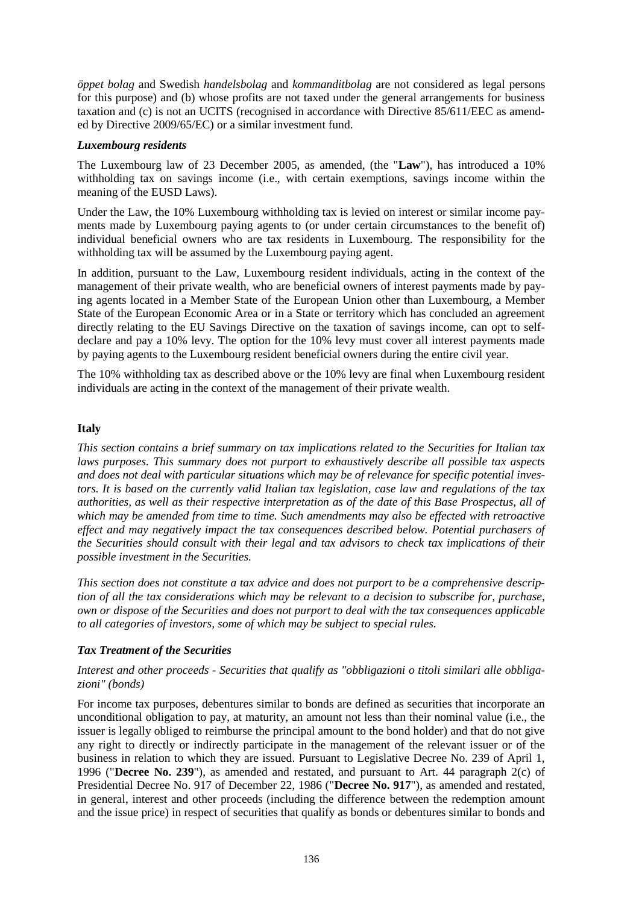*öppet bolag* and Swedish *handelsbolag* and *kommanditbolag* are not considered as legal persons for this purpose) and (b) whose profits are not taxed under the general arrangements for business taxation and (c) is not an UCITS (recognised in accordance with Directive 85/611/EEC as amended by Directive 2009/65/EC) or a similar investment fund.

### *Luxembourg residents*

The Luxembourg law of 23 December 2005, as amended, (the "**Law**"), has introduced a 10% withholding tax on savings income (i.e., with certain exemptions, savings income within the meaning of the EUSD Laws).

Under the Law, the 10% Luxembourg withholding tax is levied on interest or similar income payments made by Luxembourg paying agents to (or under certain circumstances to the benefit of) individual beneficial owners who are tax residents in Luxembourg. The responsibility for the withholding tax will be assumed by the Luxembourg paying agent.

In addition, pursuant to the Law, Luxembourg resident individuals, acting in the context of the management of their private wealth, who are beneficial owners of interest payments made by paying agents located in a Member State of the European Union other than Luxembourg, a Member State of the European Economic Area or in a State or territory which has concluded an agreement directly relating to the EU Savings Directive on the taxation of savings income, can opt to self-declare and pay a 10% levy. The option for the 10% levy must cover all interest payments made by paying agents to the Luxembourg resident beneficial owners during the entire civil year.

The 10% withholding tax as described above or the 10% levy are final when Luxembourg resident individuals are acting in the context of the management of their private wealth.

## **Italy**

*This section contains a brief summary on tax implications related to the Securities for Italian tax laws purposes. This summary does not purport to exhaustively describe all possible tax aspects and does not deal with particular situations which may be of relevance for specific potential investors. It is based on the currently valid Italian tax legislation, case law and regulations of the tax authorities, as well as their respective interpretation as of the date of this Base Prospectus, all of which may be amended from time to time. Such amendments may also be effected with retroactive effect and may negatively impact the tax consequences described below. Potential purchasers of the Securities should consult with their legal and tax advisors to check tax implications of their possible investment in the Securities.*

*This section does not constitute a tax advice and does not purport to be a comprehensive description of all the tax considerations which may be relevant to a decision to subscribe for, purchase, own or dispose of the Securities and does not purport to deal with the tax consequences applicable to all categories of investors, some of which may be subject to special rules.*

### *Tax Treatment of the Securities*

*Interest and other proceeds - Securities that qualify as "obbligazioni o titoli similari alle obbligazioni" (bonds)*

For income tax purposes, debentures similar to bonds are defined as securities that incorporate an unconditional obligation to pay, at maturity, an amount not less than their nominal value (i.e., the issuer is legally obliged to reimburse the principal amount to the bond holder) and that do not give any right to directly or indirectly participate in the management of the relevant issuer or of the business in relation to which they are issued. Pursuant to Legislative Decree No. 239 of April 1, 1996 ("**Decree No. 239**"), as amended and restated, and pursuant to Art. 44 paragraph 2(c) of Presidential Decree No. 917 of December 22, 1986 ("**Decree No. 917**"), as amended and restated, in general, interest and other proceeds (including the difference between the redemption amount and the issue price) in respect of securities that qualify as bonds or debentures similar to bonds and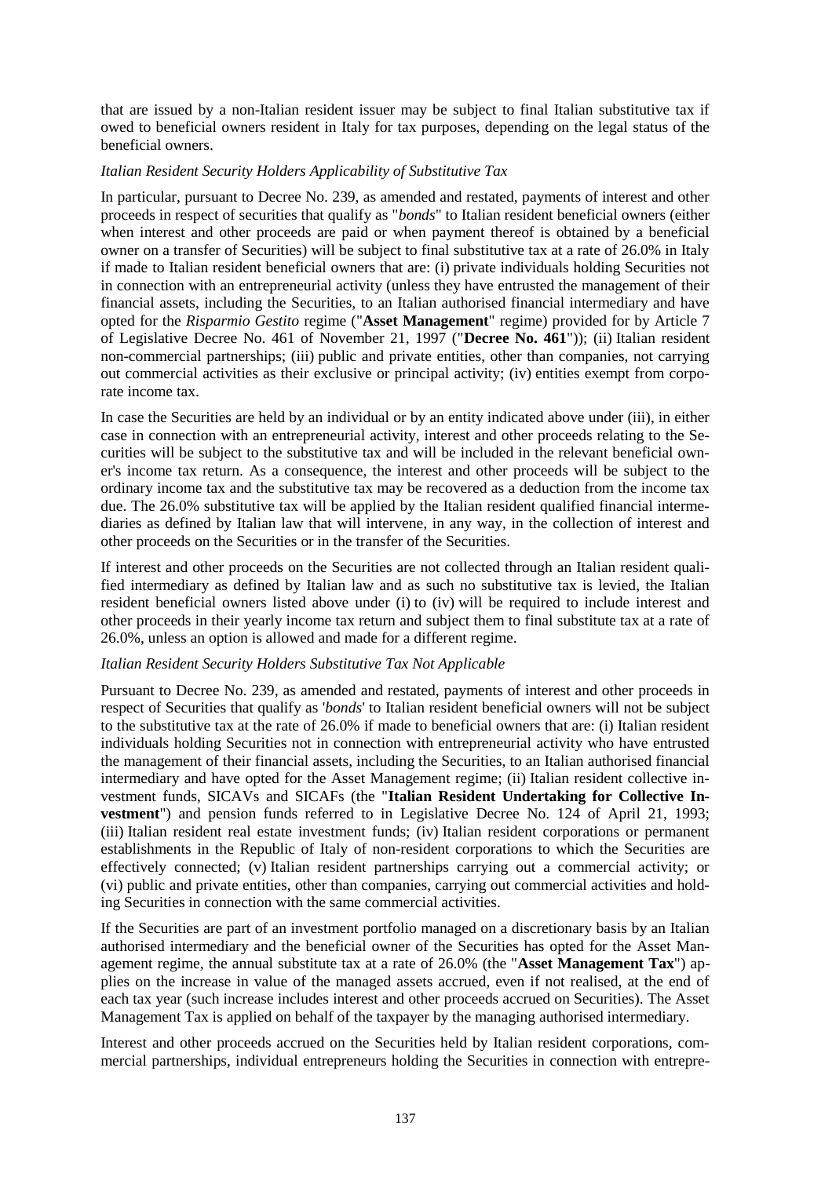that are issued by a non-Italian resident issuer may be subject to final Italian substitutive tax if owed to beneficial owners resident in Italy for tax purposes, depending on the legal status of the beneficial owners.

*Italian Resident Security Holders Applicability of Substitutive Tax*

In particular, pursuant to Decree No. 239, as amended and restated, payments of interest and other proceeds in respect of securities that qualify as "*bonds*" to Italian resident beneficial owners (either when interest and other proceeds are paid or when payment thereof is obtained by a beneficial owner on a transfer of Securities) will be subject to final substitutive tax at a rate of 26.0% in Italy if made to Italian resident beneficial owners that are: (i) private individuals holding Securities not in connection with an entrepreneurial activity (unless they have entrusted the management of their financial assets, including the Securities, to an Italian authorised financial intermediary and have opted for the *Risparmio Gestito* regime ("**Asset Management**" regime) provided for by Article 7 of Legislative Decree No. 461 of November 21, 1997 ("**Decree No. 461**")); (ii) Italian resident non-commercial partnerships; (iii) public and private entities, other than companies, not carrying out commercial activities as their exclusive or principal activity; (iv) entities exempt from corporate income tax.

In case the Securities are held by an individual or by an entity indicated above under (iii), in either case in connection with an entrepreneurial activity, interest and other proceeds relating to the Securities will be subject to the substitutive tax and will be included in the relevant beneficial owner's income tax return. As a consequence, the interest and other proceeds will be subject to the ordinary income tax and the substitutive tax may be recovered as a deduction from the income tax due. The 26.0% substitutive tax will be applied by the Italian resident qualified financial intermediaries as defined by Italian law that will intervene, in any way, in the collection of interest and other proceeds on the Securities or in the transfer of the Securities.

If interest and other proceeds on the Securities are not collected through an Italian resident qualified intermediary as defined by Italian law and as such no substitutive tax is levied, the Italian resident beneficial owners listed above under (i) to (iv) will be required to include interest and other proceeds in their yearly income tax return and subject them to final substitute tax at a rate of 26.0%, unless an option is allowed and made for a different regime.

*Italian Resident Security Holders Substitutive Tax Not Applicable*

Pursuant to Decree No. 239, as amended and restated, payments of interest and other proceeds in respect of Securities that qualify as '*bonds*' to Italian resident beneficial owners will not be subject to the substitutive tax at the rate of 26.0% if made to beneficial owners that are: (i) Italian resident individuals holding Securities not in connection with entrepreneurial activity who have entrusted the management of their financial assets, including the Securities, to an Italian authorised financial intermediary and have opted for the Asset Management regime; (ii) Italian resident collective investment funds, SICAVs and SICAFs (the "**Italian Resident Undertaking for Collective Investment**") and pension funds referred to in Legislative Decree No. 124 of April 21, 1993; (iii) Italian resident real estate investment funds; (iv) Italian resident corporations or permanent establishments in the Republic of Italy of non-resident corporations to which the Securities are effectively connected; (v) Italian resident partnerships carrying out a commercial activity; or (vi) public and private entities, other than companies, carrying out commercial activities and holding Securities in connection with the same commercial activities.

If the Securities are part of an investment portfolio managed on a discretionary basis by an Italian authorised intermediary and the beneficial owner of the Securities has opted for the Asset Management regime, the annual substitute tax at a rate of 26.0% (the "**Asset Management Tax**") applies on the increase in value of the managed assets accrued, even if not realised, at the end of each tax year (such increase includes interest and other proceeds accrued on Securities). The Asset Management Tax is applied on behalf of the taxpayer by the managing authorised intermediary.

Interest and other proceeds accrued on the Securities held by Italian resident corporations, commercial partnerships, individual entrepreneurs holding the Securities in connection with entrepre-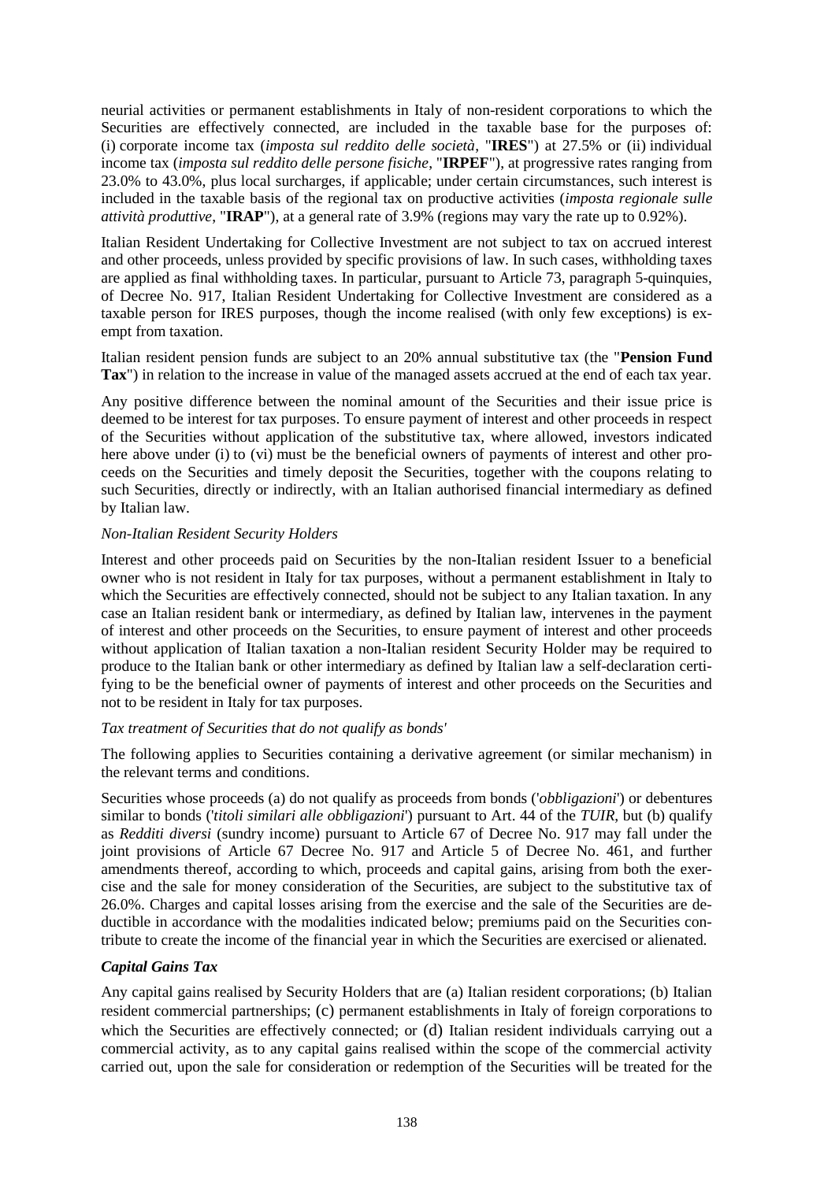neurial activities or permanent establishments in Italy of non-resident corporations to which the Securities are effectively connected, are included in the taxable base for the purposes of: (i) corporate income tax (*imposta sul reddito delle società*, "**IRES**") at 27.5% or (ii) individual income tax (*imposta sul reddito delle persone fisiche*, "**IRPEF**"), at progressive rates ranging from 23.0% to 43.0%, plus local surcharges, if applicable; under certain circumstances, such interest is included in the taxable basis of the regional tax on productive activities (*imposta regionale sulle attività produttive*, "**IRAP**"), at a general rate of 3.9% (regions may vary the rate up to 0.92%).

Italian Resident Undertaking for Collective Investment are not subject to tax on accrued interest and other proceeds, unless provided by specific provisions of law. In such cases, withholding taxes are applied as final withholding taxes. In particular, pursuant to Article 73, paragraph 5-quinquies, of Decree No. 917, Italian Resident Undertaking for Collective Investment are considered as a taxable person for IRES purposes, though the income realised (with only few exceptions) is exempt from taxation.

Italian resident pension funds are subject to an 20% annual substitutive tax (the "**Pension Fund Tax**") in relation to the increase in value of the managed assets accrued at the end of each tax year.

Any positive difference between the nominal amount of the Securities and their issue price is deemed to be interest for tax purposes. To ensure payment of interest and other proceeds in respect of the Securities without application of the substitutive tax, where allowed, investors indicated here above under (i) to (vi) must be the beneficial owners of payments of interest and other proceeds on the Securities and timely deposit the Securities, together with the coupons relating to such Securities, directly or indirectly, with an Italian authorised financial intermediary as defined by Italian law.

*Non-Italian Resident Security Holders*

Interest and other proceeds paid on Securities by the non-Italian resident Issuer to a beneficial owner who is not resident in Italy for tax purposes, without a permanent establishment in Italy to which the Securities are effectively connected, should not be subject to any Italian taxation. In any case an Italian resident bank or intermediary, as defined by Italian law, intervenes in the payment of interest and other proceeds on the Securities, to ensure payment of interest and other proceeds without application of Italian taxation a non-Italian resident Security Holder may be required to produce to the Italian bank or other intermediary as defined by Italian law a self-declaration certifying to be the beneficial owner of payments of interest and other proceeds on the Securities and not to be resident in Italy for tax purposes.

*Tax treatment of Securities that do not qualify as bonds'*

The following applies to Securities containing a derivative agreement (or similar mechanism) in the relevant terms and conditions.

Securities whose proceeds (a) do not qualify as proceeds from bonds ('*obbligazioni*') or debentures similar to bonds ('*titoli similari alle obbligazioni*') pursuant to Art. 44 of the *TUIR*, but (b) qualify as *Redditi diversi* (sundry income) pursuant to Article 67 of Decree No. 917 may fall under the joint provisions of Article 67 Decree No. 917 and Article 5 of Decree No. 461, and further amendments thereof, according to which, proceeds and capital gains, arising from both the exercise and the sale for money consideration of the Securities, are subject to the substitutive tax of 26.0%. Charges and capital losses arising from the exercise and the sale of the Securities are deductible in accordance with the modalities indicated below; premiums paid on the Securities contribute to create the income of the financial year in which the Securities are exercised or alienated.

***Capital Gains Tax***

Any capital gains realised by Security Holders that are (a) Italian resident corporations; (b) Italian resident commercial partnerships; (c) permanent establishments in Italy of foreign corporations to which the Securities are effectively connected; or (d) Italian resident individuals carrying out a commercial activity, as to any capital gains realised within the scope of the commercial activity carried out, upon the sale for consideration or redemption of the Securities will be treated for the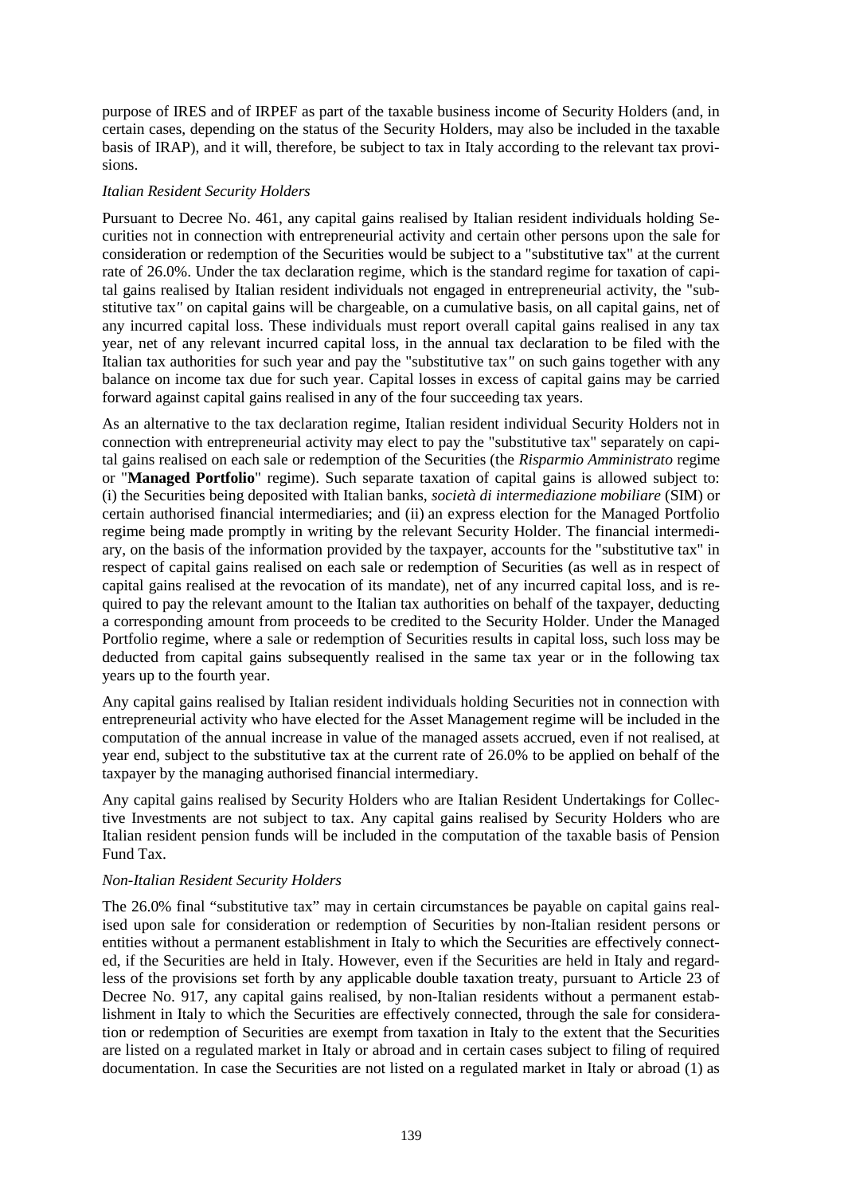purpose of IRES and of IRPEF as part of the taxable business income of Security Holders (and, in certain cases, depending on the status of the Security Holders, may also be included in the taxable basis of IRAP), and it will, therefore, be subject to tax in Italy according to the relevant tax provisions.

*Italian Resident Security Holders*

Pursuant to Decree No. 461, any capital gains realised by Italian resident individuals holding Securities not in connection with entrepreneurial activity and certain other persons upon the sale for consideration or redemption of the Securities would be subject to a "substitutive tax" at the current rate of 26.0%. Under the tax declaration regime, which is the standard regime for taxation of capital gains realised by Italian resident individuals not engaged in entrepreneurial activity, the "substitutive tax" on capital gains will be chargeable, on a cumulative basis, on all capital gains, net of any incurred capital loss. These individuals must report overall capital gains realised in any tax year, net of any relevant incurred capital loss, in the annual tax declaration to be filed with the Italian tax authorities for such year and pay the "substitutive tax" on such gains together with any balance on income tax due for such year. Capital losses in excess of capital gains may be carried forward against capital gains realised in any of the four succeeding tax years.

As an alternative to the tax declaration regime, Italian resident individual Security Holders not in connection with entrepreneurial activity may elect to pay the "substitutive tax" separately on capital gains realised on each sale or redemption of the Securities (the *Risparmio Amministrato* regime or "**Managed Portfolio**" regime). Such separate taxation of capital gains is allowed subject to: (i) the Securities being deposited with Italian banks, *società di intermediazione mobiliare* (SIM) or certain authorised financial intermediaries; and (ii) an express election for the Managed Portfolio regime being made promptly in writing by the relevant Security Holder. The financial intermediary, on the basis of the information provided by the taxpayer, accounts for the "substitutive tax" in respect of capital gains realised on each sale or redemption of Securities (as well as in respect of capital gains realised at the revocation of its mandate), net of any incurred capital loss, and is required to pay the relevant amount to the Italian tax authorities on behalf of the taxpayer, deducting a corresponding amount from proceeds to be credited to the Security Holder. Under the Managed Portfolio regime, where a sale or redemption of Securities results in capital loss, such loss may be deducted from capital gains subsequently realised in the same tax year or in the following tax years up to the fourth year.

Any capital gains realised by Italian resident individuals holding Securities not in connection with entrepreneurial activity who have elected for the Asset Management regime will be included in the computation of the annual increase in value of the managed assets accrued, even if not realised, at year end, subject to the substitutive tax at the current rate of 26.0% to be applied on behalf of the taxpayer by the managing authorised financial intermediary.

Any capital gains realised by Security Holders who are Italian Resident Undertakings for Collective Investments are not subject to tax. Any capital gains realised by Security Holders who are Italian resident pension funds will be included in the computation of the taxable basis of Pension Fund Tax.

*Non-Italian Resident Security Holders*

The 26.0% final "substitutive tax" may in certain circumstances be payable on capital gains realised upon sale for consideration or redemption of Securities by non-Italian resident persons or entities without a permanent establishment in Italy to which the Securities are effectively connected, if the Securities are held in Italy. However, even if the Securities are held in Italy and regardless of the provisions set forth by any applicable double taxation treaty, pursuant to Article 23 of Decree No. 917, any capital gains realised, by non-Italian residents without a permanent establishment in Italy to which the Securities are effectively connected, through the sale for consideration or redemption of Securities are exempt from taxation in Italy to the extent that the Securities are listed on a regulated market in Italy or abroad and in certain cases subject to filing of required documentation. In case the Securities are not listed on a regulated market in Italy or abroad (1) as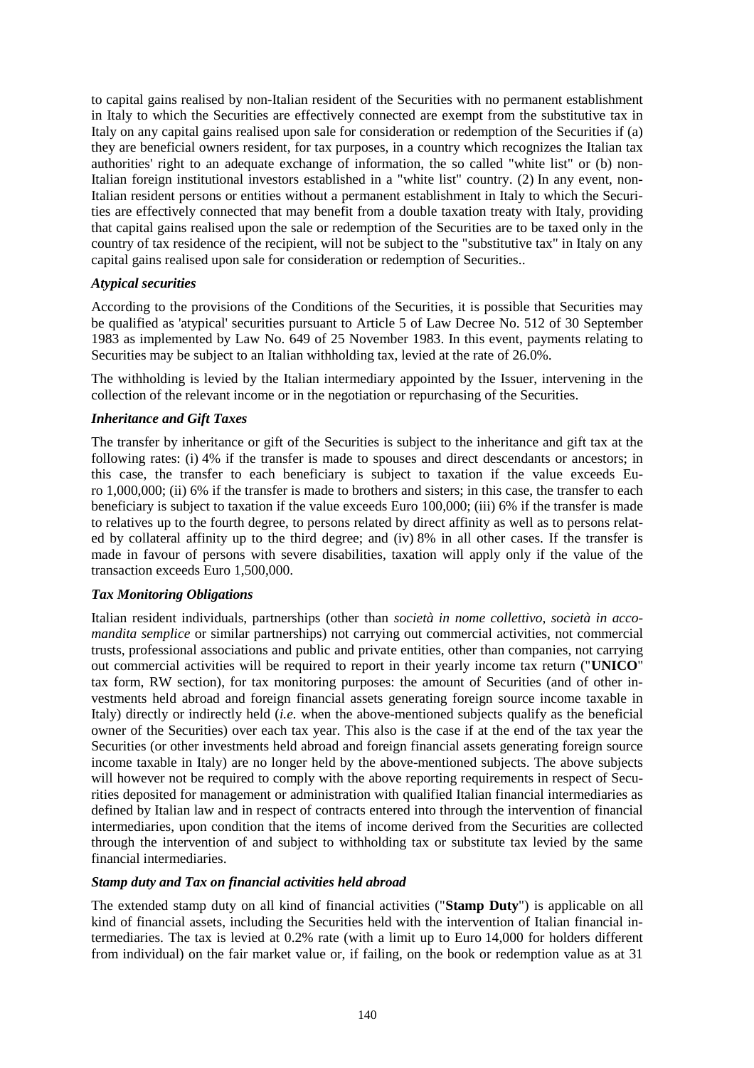to capital gains realised by non-Italian resident of the Securities with no permanent establishment in Italy to which the Securities are effectively connected are exempt from the substitutive tax in Italy on any capital gains realised upon sale for consideration or redemption of the Securities if (a) they are beneficial owners resident, for tax purposes, in a country which recognizes the Italian tax authorities' right to an adequate exchange of information, the so called "white list" or (b) non-Italian foreign institutional investors established in a "white list" country. (2) In any event, non-Italian resident persons or entities without a permanent establishment in Italy to which the Securities are effectively connected that may benefit from a double taxation treaty with Italy, providing that capital gains realised upon the sale or redemption of the Securities are to be taxed only in the country of tax residence of the recipient, will not be subject to the "substitutive tax" in Italy on any capital gains realised upon sale for consideration or redemption of Securities..

***Atypical securities***

According to the provisions of the Conditions of the Securities, it is possible that Securities may be qualified as 'atypical' securities pursuant to Article 5 of Law Decree No. 512 of 30 September 1983 as implemented by Law No. 649 of 25 November 1983. In this event, payments relating to Securities may be subject to an Italian withholding tax, levied at the rate of 26.0%.

The withholding is levied by the Italian intermediary appointed by the Issuer, intervening in the collection of the relevant income or in the negotiation or repurchasing of the Securities.

***Inheritance and Gift Taxes***

The transfer by inheritance or gift of the Securities is subject to the inheritance and gift tax at the following rates: (i) 4% if the transfer is made to spouses and direct descendants or ancestors; in this case, the transfer to each beneficiary is subject to taxation if the value exceeds Euro 1,000,000; (ii) 6% if the transfer is made to brothers and sisters; in this case, the transfer to each beneficiary is subject to taxation if the value exceeds Euro 100,000; (iii) 6% if the transfer is made to relatives up to the fourth degree, to persons related by direct affinity as well as to persons related by collateral affinity up to the third degree; and (iv) 8% in all other cases. If the transfer is made in favour of persons with severe disabilities, taxation will apply only if the value of the transaction exceeds Euro 1,500,000.

***Tax Monitoring Obligations***

Italian resident individuals, partnerships (other than *società in nome collettivo, società in accomandita semplice* or similar partnerships) not carrying out commercial activities, not commercial trusts, professional associations and public and private entities, other than companies, not carrying out commercial activities will be required to report in their yearly income tax return ("**UNICO**" tax form, RW section), for tax monitoring purposes: the amount of Securities (and of other investments held abroad and foreign financial assets generating foreign source income taxable in Italy) directly or indirectly held (*i.e.* when the above-mentioned subjects qualify as the beneficial owner of the Securities) over each tax year. This also is the case if at the end of the tax year the Securities (or other investments held abroad and foreign financial assets generating foreign source income taxable in Italy) are no longer held by the above-mentioned subjects. The above subjects will however not be required to comply with the above reporting requirements in respect of Securities deposited for management or administration with qualified Italian financial intermediaries as defined by Italian law and in respect of contracts entered into through the intervention of financial intermediaries, upon condition that the items of income derived from the Securities are collected through the intervention of and subject to withholding tax or substitute tax levied by the same financial intermediaries.

***Stamp duty and Tax on financial activities held abroad***

The extended stamp duty on all kind of financial activities ("**Stamp Duty**") is applicable on all kind of financial assets, including the Securities held with the intervention of Italian financial intermediaries. The tax is levied at 0.2% rate (with a limit up to Euro 14,000 for holders different from individual) on the fair market value or, if failing, on the book or redemption value as at 31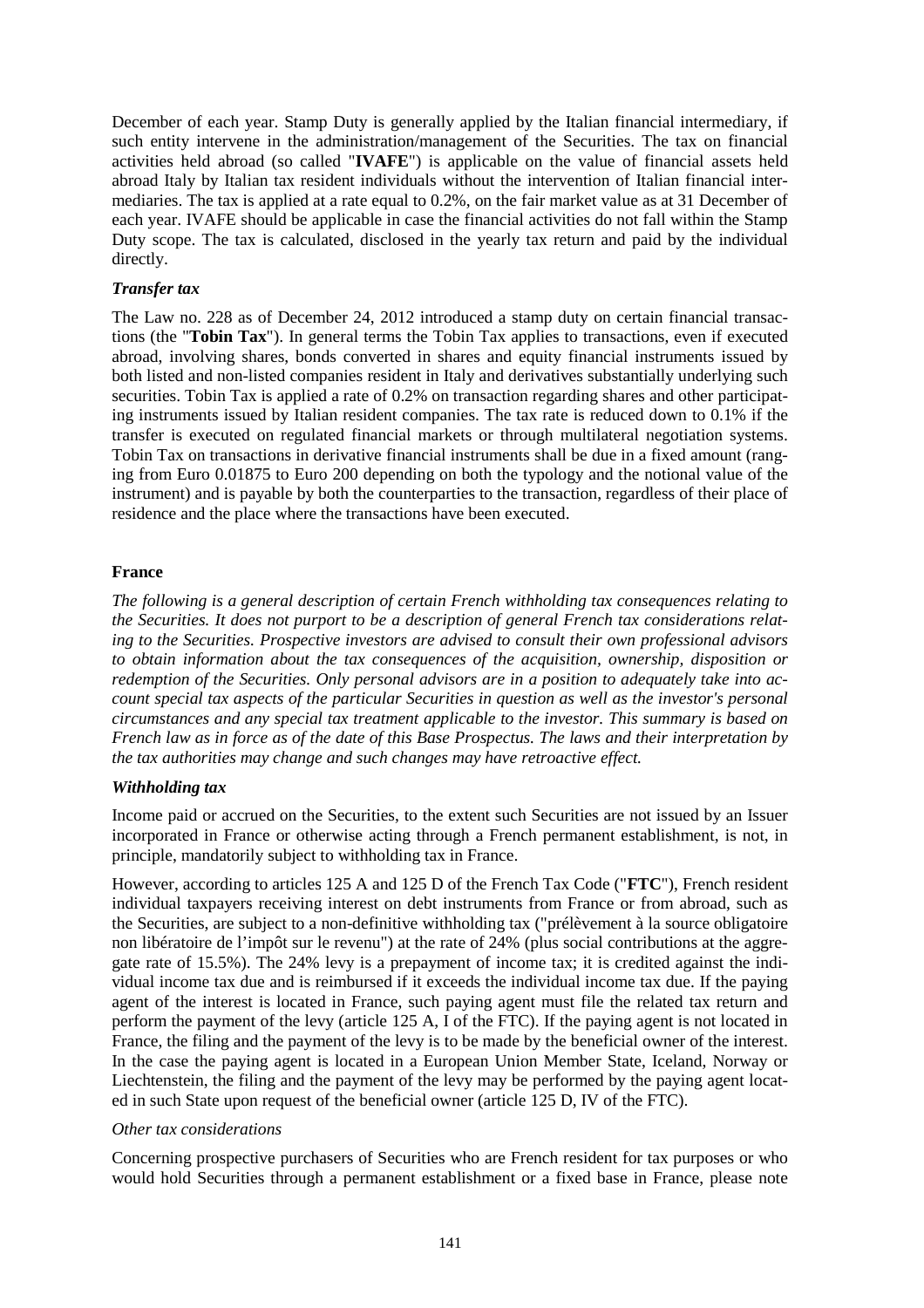December of each year. Stamp Duty is generally applied by the Italian financial intermediary, if such entity intervene in the administration/management of the Securities. The tax on financial activities held abroad (so called "**IVAFE**") is applicable on the value of financial assets held abroad Italy by Italian tax resident individuals without the intervention of Italian financial intermediaries. The tax is applied at a rate equal to 0.2%, on the fair market value as at 31 December of each year. IVAFE should be applicable in case the financial activities do not fall within the Stamp Duty scope. The tax is calculated, disclosed in the yearly tax return and paid by the individual directly.

***Transfer tax***

The Law no. 228 as of December 24, 2012 introduced a stamp duty on certain financial transactions (the "**Tobin Tax**"). In general terms the Tobin Tax applies to transactions, even if executed abroad, involving shares, bonds converted in shares and equity financial instruments issued by both listed and non-listed companies resident in Italy and derivatives substantially underlying such securities. Tobin Tax is applied a rate of 0.2% on transaction regarding shares and other participating instruments issued by Italian resident companies. The tax rate is reduced down to 0.1% if the transfer is executed on regulated financial markets or through multilateral negotiation systems. Tobin Tax on transactions in derivative financial instruments shall be due in a fixed amount (ranging from Euro 0.01875 to Euro 200 depending on both the typology and the notional value of the instrument) and is payable by both the counterparties to the transaction, regardless of their place of residence and the place where the transactions have been executed.

## France

*The following is a general description of certain French withholding tax consequences relating to the Securities. It does not purport to be a description of general French tax considerations relating to the Securities. Prospective investors are advised to consult their own professional advisors to obtain information about the tax consequences of the acquisition, ownership, disposition or redemption of the Securities. Only personal advisors are in a position to adequately take into account special tax aspects of the particular Securities in question as well as the investor's personal circumstances and any special tax treatment applicable to the investor. This summary is based on French law as in force as of the date of this Base Prospectus. The laws and their interpretation by the tax authorities may change and such changes may have retroactive effect.*

***Withholding tax***

Income paid or accrued on the Securities, to the extent such Securities are not issued by an Issuer incorporated in France or otherwise acting through a French permanent establishment, is not, in principle, mandatorily subject to withholding tax in France.

However, according to articles 125 A and 125 D of the French Tax Code ("**FTC**"), French resident individual taxpayers receiving interest on debt instruments from France or from abroad, such as the Securities, are subject to a non-definitive withholding tax ("prélèvement à la source obligatoire non libératoire de l'impôt sur le revenu") at the rate of 24% (plus social contributions at the aggregate rate of 15.5%). The 24% levy is a prepayment of income tax; it is credited against the individual income tax due and is reimbursed if it exceeds the individual income tax due. If the paying agent of the interest is located in France, such paying agent must file the related tax return and perform the payment of the levy (article 125 A, I of the FTC). If the paying agent is not located in France, the filing and the payment of the levy is to be made by the beneficial owner of the interest. In the case the paying agent is located in a European Union Member State, Iceland, Norway or Liechtenstein, the filing and the payment of the levy may be performed by the paying agent located in such State upon request of the beneficial owner (article 125 D, IV of the FTC).

*Other tax considerations*

Concerning prospective purchasers of Securities who are French resident for tax purposes or who would hold Securities through a permanent establishment or a fixed base in France, please note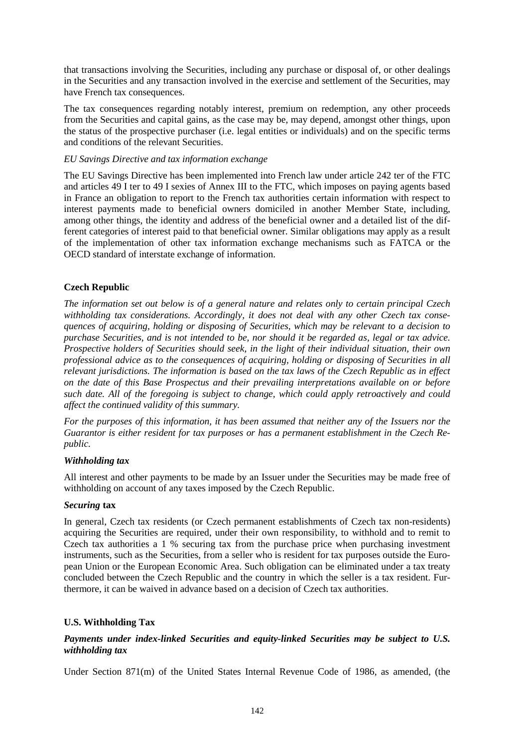that transactions involving the Securities, including any purchase or disposal of, or other dealings in the Securities and any transaction involved in the exercise and settlement of the Securities, may have French tax consequences.

The tax consequences regarding notably interest, premium on redemption, any other proceeds from the Securities and capital gains, as the case may be, may depend, amongst other things, upon the status of the prospective purchaser (i.e. legal entities or individuals) and on the specific terms and conditions of the relevant Securities.

*EU Savings Directive and tax information exchange*

The EU Savings Directive has been implemented into French law under article 242 ter of the FTC and articles 49 I ter to 49 I sexies of Annex III to the FTC, which imposes on paying agents based in France an obligation to report to the French tax authorities certain information with respect to interest payments made to beneficial owners domiciled in another Member State, including, among other things, the identity and address of the beneficial owner and a detailed list of the different categories of interest paid to that beneficial owner. Similar obligations may apply as a result of the implementation of other tax information exchange mechanisms such as FATCA or the OECD standard of interstate exchange of information.

**Czech Republic**

*The information set out below is of a general nature and relates only to certain principal Czech withholding tax considerations. Accordingly, it does not deal with any other Czech tax consequences of acquiring, holding or disposing of Securities, which may be relevant to a decision to purchase Securities, and is not intended to be, nor should it be regarded as, legal or tax advice. Prospective holders of Securities should seek, in the light of their individual situation, their own professional advice as to the consequences of acquiring, holding or disposing of Securities in all relevant jurisdictions. The information is based on the tax laws of the Czech Republic as in effect on the date of this Base Prospectus and their prevailing interpretations available on or before such date. All of the foregoing is subject to change, which could apply retroactively and could affect the continued validity of this summary.*

*For the purposes of this information, it has been assumed that neither any of the Issuers nor the Guarantor is either resident for tax purposes or has a permanent establishment in the Czech Republic.*

***Withholding tax***

All interest and other payments to be made by an Issuer under the Securities may be made free of withholding on account of any taxes imposed by the Czech Republic.

***Securing* tax**

In general, Czech tax residents (or Czech permanent establishments of Czech tax non-residents) acquiring the Securities are required, under their own responsibility, to withhold and to remit to Czech tax authorities a 1 % securing tax from the purchase price when purchasing investment instruments, such as the Securities, from a seller who is resident for tax purposes outside the European Union or the European Economic Area. Such obligation can be eliminated under a tax treaty concluded between the Czech Republic and the country in which the seller is a tax resident. Furthermore, it can be waived in advance based on a decision of Czech tax authorities.

**U.S. Withholding Tax**

***Payments under index-linked Securities and equity-linked Securities may be subject to U.S. withholding tax***

Under Section 871(m) of the United States Internal Revenue Code of 1986, as amended, (the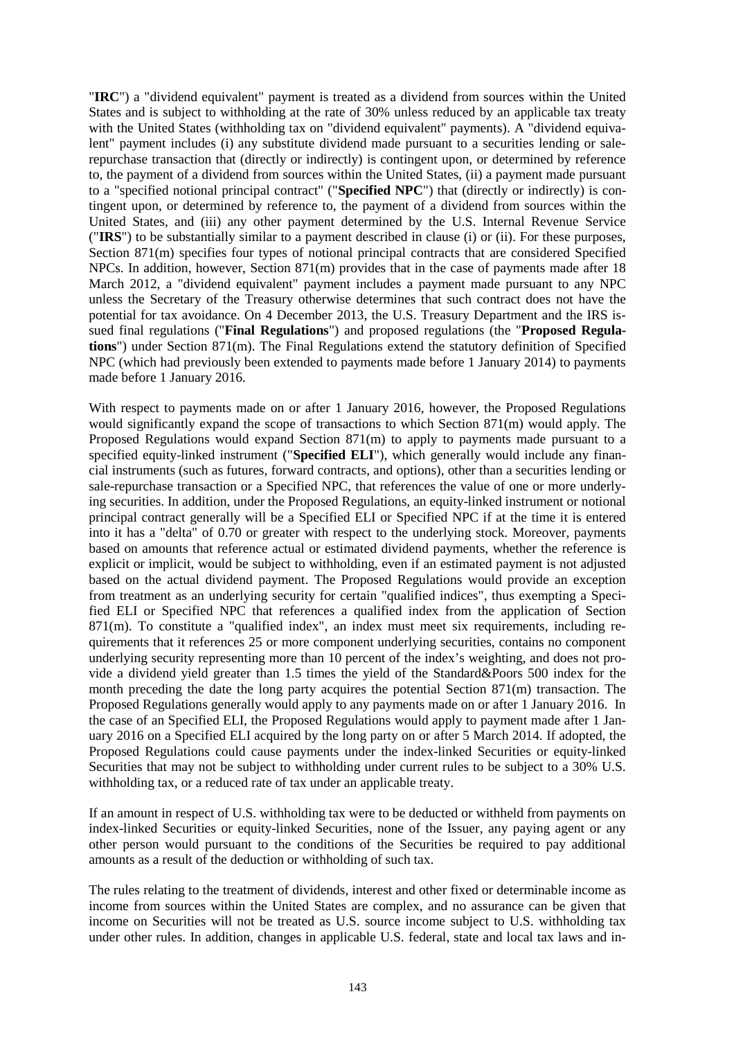"**IRC**") a "dividend equivalent" payment is treated as a dividend from sources within the United States and is subject to withholding at the rate of 30% unless reduced by an applicable tax treaty with the United States (withholding tax on "dividend equivalent" payments). A "dividend equivalent" payment includes (i) any substitute dividend made pursuant to a securities lending or sale-repurchase transaction that (directly or indirectly) is contingent upon, or determined by reference to, the payment of a dividend from sources within the United States, (ii) a payment made pursuant to a "specified notional principal contract" ("**Specified NPC**") that (directly or indirectly) is contingent upon, or determined by reference to, the payment of a dividend from sources within the United States, and (iii) any other payment determined by the U.S. Internal Revenue Service ("**IRS**") to be substantially similar to a payment described in clause (i) or (ii). For these purposes, Section 871(m) specifies four types of notional principal contracts that are considered Specified NPCs. In addition, however, Section 871(m) provides that in the case of payments made after 18 March 2012, a "dividend equivalent" payment includes a payment made pursuant to any NPC unless the Secretary of the Treasury otherwise determines that such contract does not have the potential for tax avoidance. On 4 December 2013, the U.S. Treasury Department and the IRS issued final regulations ("**Final Regulations**") and proposed regulations (the "**Proposed Regulations**") under Section 871(m). The Final Regulations extend the statutory definition of Specified NPC (which had previously been extended to payments made before 1 January 2014) to payments made before 1 January 2016.

With respect to payments made on or after 1 January 2016, however, the Proposed Regulations would significantly expand the scope of transactions to which Section 871(m) would apply. The Proposed Regulations would expand Section 871(m) to apply to payments made pursuant to a specified equity-linked instrument ("**Specified ELI**"), which generally would include any financial instruments (such as futures, forward contracts, and options), other than a securities lending or sale-repurchase transaction or a Specified NPC, that references the value of one or more underlying securities. In addition, under the Proposed Regulations, an equity-linked instrument or notional principal contract generally will be a Specified ELI or Specified NPC if at the time it is entered into it has a "delta" of 0.70 or greater with respect to the underlying stock. Moreover, payments based on amounts that reference actual or estimated dividend payments, whether the reference is explicit or implicit, would be subject to withholding, even if an estimated payment is not adjusted based on the actual dividend payment. The Proposed Regulations would provide an exception from treatment as an underlying security for certain "qualified indices", thus exempting a Specified ELI or Specified NPC that references a qualified index from the application of Section 871(m). To constitute a "qualified index", an index must meet six requirements, including requirements that it references 25 or more component underlying securities, contains no component underlying security representing more than 10 percent of the index's weighting, and does not provide a dividend yield greater than 1.5 times the yield of the Standard&Poors 500 index for the month preceding the date the long party acquires the potential Section 871(m) transaction. The Proposed Regulations generally would apply to any payments made on or after 1 January 2016. In the case of an Specified ELI, the Proposed Regulations would apply to payment made after 1 January 2016 on a Specified ELI acquired by the long party on or after 5 March 2014. If adopted, the Proposed Regulations could cause payments under the index-linked Securities or equity-linked Securities that may not be subject to withholding under current rules to be subject to a 30% U.S. withholding tax, or a reduced rate of tax under an applicable treaty.

If an amount in respect of U.S. withholding tax were to be deducted or withheld from payments on index-linked Securities or equity-linked Securities, none of the Issuer, any paying agent or any other person would pursuant to the conditions of the Securities be required to pay additional amounts as a result of the deduction or withholding of such tax.

The rules relating to the treatment of dividends, interest and other fixed or determinable income as income from sources within the United States are complex, and no assurance can be given that income on Securities will not be treated as U.S. source income subject to U.S. withholding tax under other rules. In addition, changes in applicable U.S. federal, state and local tax laws and in-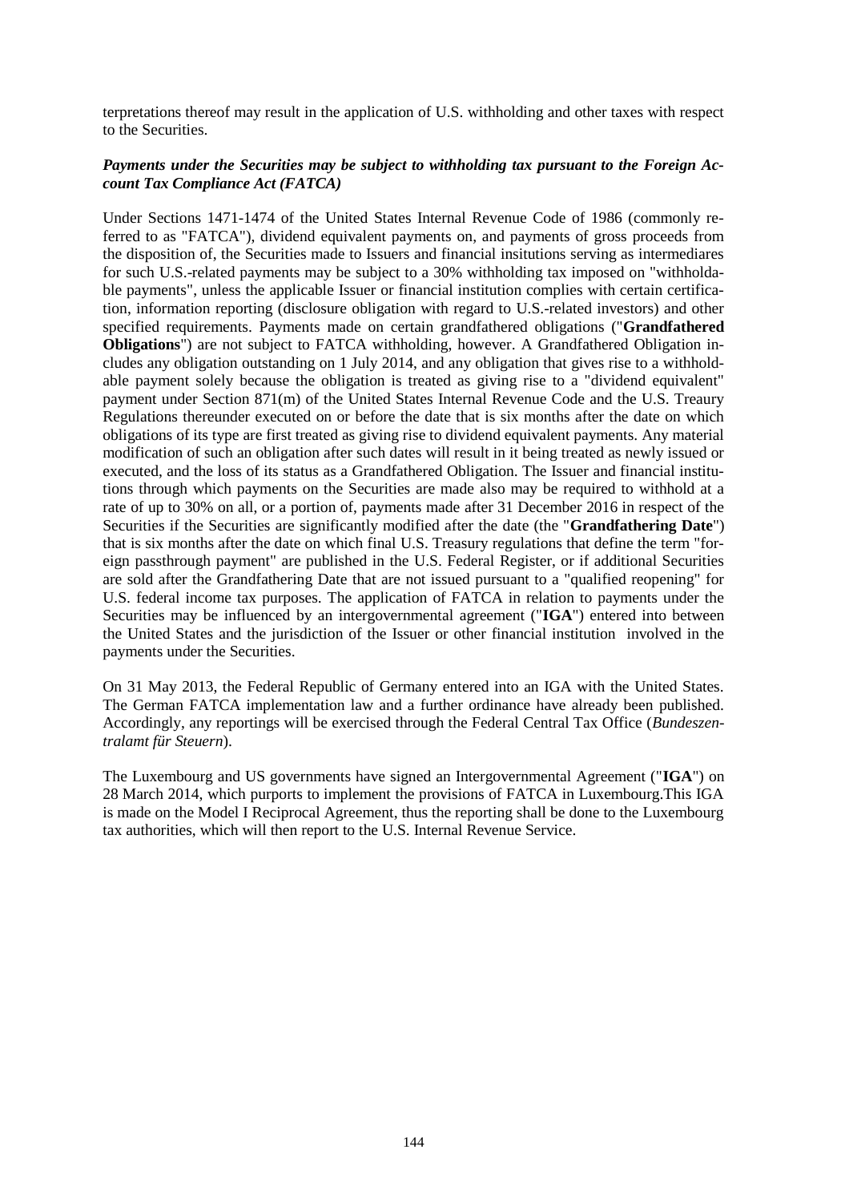terpretations thereof may result in the application of U.S. withholding and other taxes with respect to the Securities.

***Payments under the Securities may be subject to withholding tax pursuant to the Foreign Account Tax Compliance Act (FATCA)***

Under Sections 1471-1474 of the United States Internal Revenue Code of 1986 (commonly referred to as "FATCA"), dividend equivalent payments on, and payments of gross proceeds from the disposition of, the Securities made to Issuers and financial insitutions serving as intermediares for such U.S.-related payments may be subject to a 30% withholding tax imposed on "withholdable payments", unless the applicable Issuer or financial institution complies with certain certification, information reporting (disclosure obligation with regard to U.S.-related investors) and other specified requirements. Payments made on certain grandfathered obligations ("**Grandfathered Obligations**") are not subject to FATCA withholding, however. A Grandfathered Obligation includes any obligation outstanding on 1 July 2014, and any obligation that gives rise to a withholdable payment solely because the obligation is treated as giving rise to a "dividend equivalent" payment under Section 871(m) of the United States Internal Revenue Code and the U.S. Treaury Regulations thereunder executed on or before the date that is six months after the date on which obligations of its type are first treated as giving rise to dividend equivalent payments. Any material modification of such an obligation after such dates will result in it being treated as newly issued or executed, and the loss of its status as a Grandfathered Obligation. The Issuer and financial institutions through which payments on the Securities are made also may be required to withhold at a rate of up to 30% on all, or a portion of, payments made after 31 December 2016 in respect of the Securities if the Securities are significantly modified after the date (the "**Grandfathering Date**") that is six months after the date on which final U.S. Treasury regulations that define the term "foreign passthrough payment" are published in the U.S. Federal Register, or if additional Securities are sold after the Grandfathering Date that are not issued pursuant to a "qualified reopening" for U.S. federal income tax purposes. The application of FATCA in relation to payments under the Securities may be influenced by an intergovernmental agreement ("**IGA**") entered into between the United States and the jurisdiction of the Issuer or other financial institution involved in the payments under the Securities.

On 31 May 2013, the Federal Republic of Germany entered into an IGA with the United States. The German FATCA implementation law and a further ordinance have already been published. Accordingly, any reportings will be exercised through the Federal Central Tax Office (*Bundeszentralamt für Steuern*).

The Luxembourg and US governments have signed an Intergovernmental Agreement ("**IGA**") on 28 March 2014, which purports to implement the provisions of FATCA in Luxembourg.This IGA is made on the Model I Reciprocal Agreement, thus the reporting shall be done to the Luxembourg tax authorities, which will then report to the U.S. Internal Revenue Service.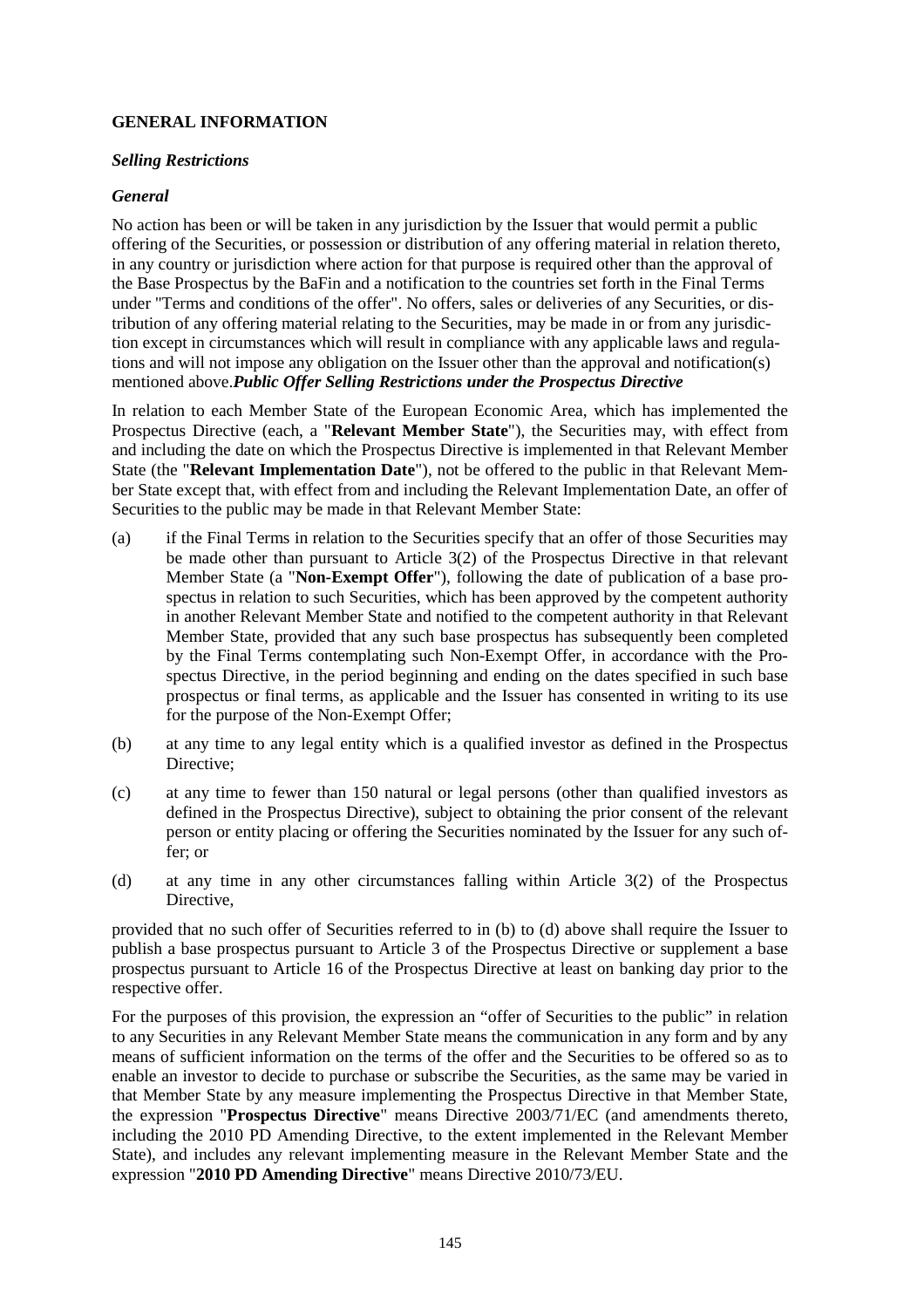## GENERAL INFORMATION

### *Selling Restrictions*

### *General*

No action has been or will be taken in any jurisdiction by the Issuer that would permit a public offering of the Securities, or possession or distribution of any offering material in relation thereto, in any country or jurisdiction where action for that purpose is required other than the approval of the Base Prospectus by the BaFin and a notification to the countries set forth in the Final Terms under "Terms and conditions of the offer". No offers, sales or deliveries of any Securities, or distribution of any offering material relating to the Securities, may be made in or from any jurisdiction except in circumstances which will result in compliance with any applicable laws and regulations and will not impose any obligation on the Issuer other than the approval and notification(s) mentioned above.***Public Offer Selling Restrictions under the Prospectus Directive***

In relation to each Member State of the European Economic Area, which has implemented the Prospectus Directive (each, a "**Relevant Member State**"), the Securities may, with effect from and including the date on which the Prospectus Directive is implemented in that Relevant Member State (the "**Relevant Implementation Date**"), not be offered to the public in that Relevant Member State except that, with effect from and including the Relevant Implementation Date, an offer of Securities to the public may be made in that Relevant Member State:

(a) if the Final Terms in relation to the Securities specify that an offer of those Securities may be made other than pursuant to Article 3(2) of the Prospectus Directive in that relevant Member State (a "**Non-Exempt Offer**"), following the date of publication of a base prospectus in relation to such Securities, which has been approved by the competent authority in another Relevant Member State and notified to the competent authority in that Relevant Member State, provided that any such base prospectus has subsequently been completed by the Final Terms contemplating such Non-Exempt Offer, in accordance with the Prospectus Directive, in the period beginning and ending on the dates specified in such base prospectus or final terms, as applicable and the Issuer has consented in writing to its use for the purpose of the Non-Exempt Offer;

(b) at any time to any legal entity which is a qualified investor as defined in the Prospectus Directive;

(c) at any time to fewer than 150 natural or legal persons (other than qualified investors as defined in the Prospectus Directive), subject to obtaining the prior consent of the relevant person or entity placing or offering the Securities nominated by the Issuer for any such offer; or

(d) at any time in any other circumstances falling within Article 3(2) of the Prospectus Directive,

provided that no such offer of Securities referred to in (b) to (d) above shall require the Issuer to publish a base prospectus pursuant to Article 3 of the Prospectus Directive or supplement a base prospectus pursuant to Article 16 of the Prospectus Directive at least on banking day prior to the respective offer.

For the purposes of this provision, the expression an "offer of Securities to the public" in relation to any Securities in any Relevant Member State means the communication in any form and by any means of sufficient information on the terms of the offer and the Securities to be offered so as to enable an investor to decide to purchase or subscribe the Securities, as the same may be varied in that Member State by any measure implementing the Prospectus Directive in that Member State, the expression "**Prospectus Directive**" means Directive 2003/71/EC (and amendments thereto, including the 2010 PD Amending Directive, to the extent implemented in the Relevant Member State), and includes any relevant implementing measure in the Relevant Member State and the expression "**2010 PD Amending Directive**" means Directive 2010/73/EU.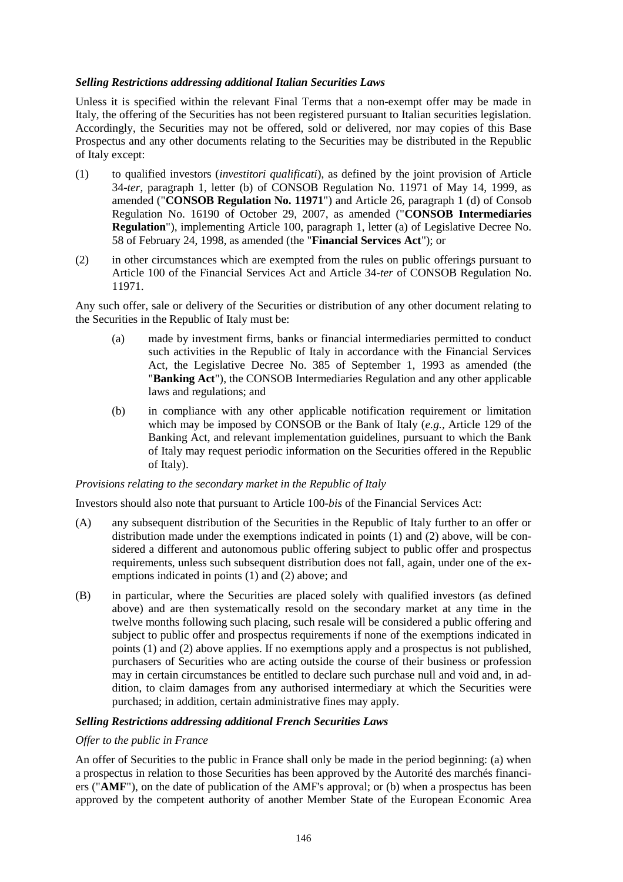***Selling Restrictions addressing additional Italian Securities Laws***

Unless it is specified within the relevant Final Terms that a non-exempt offer may be made in Italy, the offering of the Securities has not been registered pursuant to Italian securities legislation. Accordingly, the Securities may not be offered, sold or delivered, nor may copies of this Base Prospectus and any other documents relating to the Securities may be distributed in the Republic of Italy except:

(1) to qualified investors (*investitori qualificati*), as defined by the joint provision of Article 34-*ter*, paragraph 1, letter (b) of CONSOB Regulation No. 11971 of May 14, 1999, as amended ("**CONSOB Regulation No. 11971**") and Article 26, paragraph 1 (d) of Consob Regulation No. 16190 of October 29, 2007, as amended ("**CONSOB Intermediaries Regulation**"), implementing Article 100, paragraph 1, letter (a) of Legislative Decree No. 58 of February 24, 1998, as amended (the "**Financial Services Act**"); or

(2) in other circumstances which are exempted from the rules on public offerings pursuant to Article 100 of the Financial Services Act and Article 34-*ter* of CONSOB Regulation No. 11971.

Any such offer, sale or delivery of the Securities or distribution of any other document relating to the Securities in the Republic of Italy must be:

(a) made by investment firms, banks or financial intermediaries permitted to conduct such activities in the Republic of Italy in accordance with the Financial Services Act, the Legislative Decree No. 385 of September 1, 1993 as amended (the "**Banking Act**"), the CONSOB Intermediaries Regulation and any other applicable laws and regulations; and

(b) in compliance with any other applicable notification requirement or limitation which may be imposed by CONSOB or the Bank of Italy (*e.g.*, Article 129 of the Banking Act, and relevant implementation guidelines, pursuant to which the Bank of Italy may request periodic information on the Securities offered in the Republic of Italy).

*Provisions relating to the secondary market in the Republic of Italy*

Investors should also note that pursuant to Article 100-*bis* of the Financial Services Act:

(A) any subsequent distribution of the Securities in the Republic of Italy further to an offer or distribution made under the exemptions indicated in points (1) and (2) above, will be considered a different and autonomous public offering subject to public offer and prospectus requirements, unless such subsequent distribution does not fall, again, under one of the exemptions indicated in points (1) and (2) above; and

(B) in particular, where the Securities are placed solely with qualified investors (as defined above) and are then systematically resold on the secondary market at any time in the twelve months following such placing, such resale will be considered a public offering and subject to public offer and prospectus requirements if none of the exemptions indicated in points (1) and (2) above applies. If no exemptions apply and a prospectus is not published, purchasers of Securities who are acting outside the course of their business or profession may in certain circumstances be entitled to declare such purchase null and void and, in addition, to claim damages from any authorised intermediary at which the Securities were purchased; in addition, certain administrative fines may apply.

***Selling Restrictions addressing additional French Securities Laws***

*Offer to the public in France*

An offer of Securities to the public in France shall only be made in the period beginning: (a) when a prospectus in relation to those Securities has been approved by the Autorité des marchés financiers ("**AMF**"), on the date of publication of the AMF's approval; or (b) when a prospectus has been approved by the competent authority of another Member State of the European Economic Area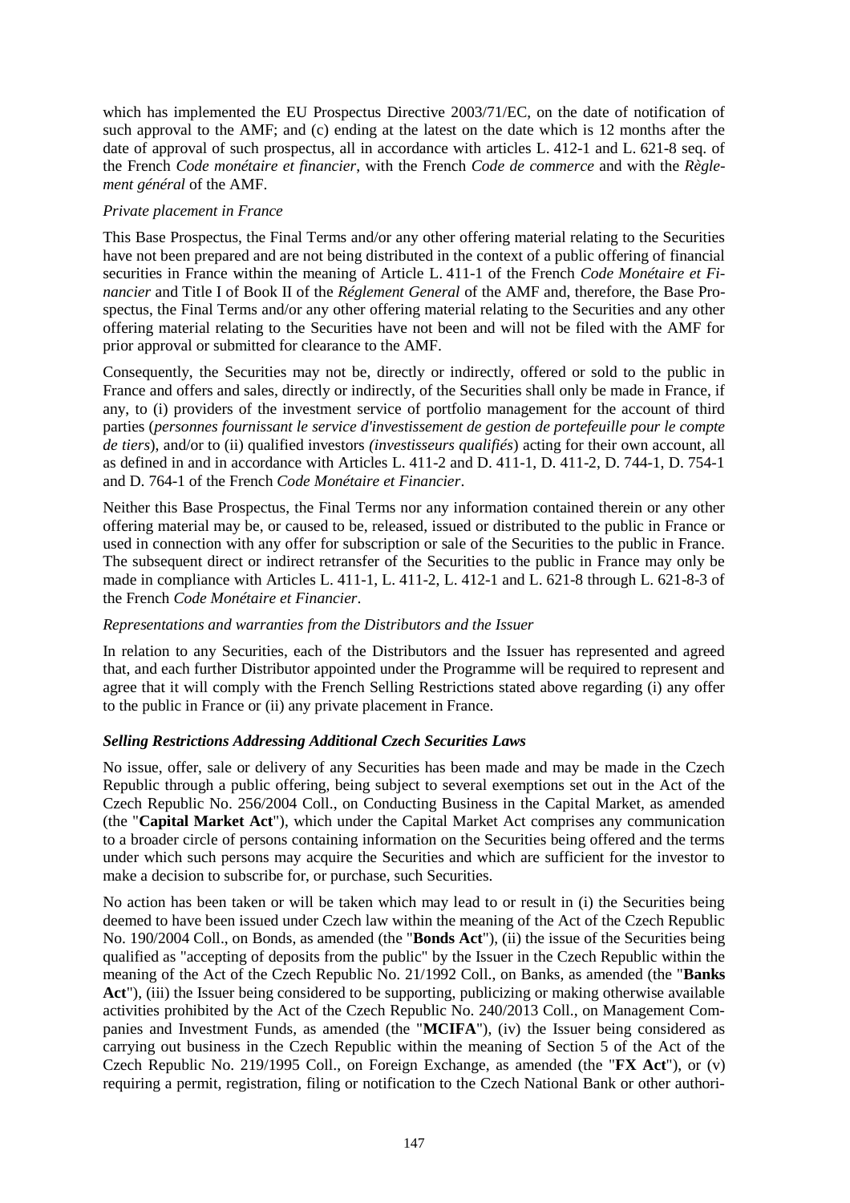which has implemented the EU Prospectus Directive 2003/71/EC, on the date of notification of such approval to the AMF; and (c) ending at the latest on the date which is 12 months after the date of approval of such prospectus, all in accordance with articles L. 412-1 and L. 621-8 seq. of the French *Code monétaire et financier*, with the French *Code de commerce* and with the *Règlement général* of the AMF.

*Private placement in France*

This Base Prospectus, the Final Terms and/or any other offering material relating to the Securities have not been prepared and are not being distributed in the context of a public offering of financial securities in France within the meaning of Article L. 411-1 of the French *Code Monétaire et Financier* and Title I of Book II of the *Réglement General* of the AMF and, therefore, the Base Prospectus, the Final Terms and/or any other offering material relating to the Securities and any other offering material relating to the Securities have not been and will not be filed with the AMF for prior approval or submitted for clearance to the AMF.

Consequently, the Securities may not be, directly or indirectly, offered or sold to the public in France and offers and sales, directly or indirectly, of the Securities shall only be made in France, if any, to (i) providers of the investment service of portfolio management for the account of third parties (*personnes fournissant le service d'investissement de gestion de portefeuille pour le compte de tiers*), and/or to (ii) qualified investors *(investisseurs qualifiés*) acting for their own account, all as defined in and in accordance with Articles L. 411-2 and D. 411-1, D. 411-2, D. 744-1, D. 754-1 and D. 764-1 of the French *Code Monétaire et Financier*.

Neither this Base Prospectus, the Final Terms nor any information contained therein or any other offering material may be, or caused to be, released, issued or distributed to the public in France or used in connection with any offer for subscription or sale of the Securities to the public in France. The subsequent direct or indirect retransfer of the Securities to the public in France may only be made in compliance with Articles L. 411-1, L. 411-2, L. 412-1 and L. 621-8 through L. 621-8-3 of the French *Code Monétaire et Financier*.

*Representations and warranties from the Distributors and the Issuer*

In relation to any Securities, each of the Distributors and the Issuer has represented and agreed that, and each further Distributor appointed under the Programme will be required to represent and agree that it will comply with the French Selling Restrictions stated above regarding (i) any offer to the public in France or (ii) any private placement in France.

***Selling Restrictions Addressing Additional Czech Securities Laws***

No issue, offer, sale or delivery of any Securities has been made and may be made in the Czech Republic through a public offering, being subject to several exemptions set out in the Act of the Czech Republic No. 256/2004 Coll., on Conducting Business in the Capital Market, as amended (the "**Capital Market Act**"), which under the Capital Market Act comprises any communication to a broader circle of persons containing information on the Securities being offered and the terms under which such persons may acquire the Securities and which are sufficient for the investor to make a decision to subscribe for, or purchase, such Securities.

No action has been taken or will be taken which may lead to or result in (i) the Securities being deemed to have been issued under Czech law within the meaning of the Act of the Czech Republic No. 190/2004 Coll., on Bonds, as amended (the "**Bonds Act**"), (ii) the issue of the Securities being qualified as "accepting of deposits from the public" by the Issuer in the Czech Republic within the meaning of the Act of the Czech Republic No. 21/1992 Coll., on Banks, as amended (the "**Banks Act**"), (iii) the Issuer being considered to be supporting, publicizing or making otherwise available activities prohibited by the Act of the Czech Republic No. 240/2013 Coll., on Management Companies and Investment Funds, as amended (the "**MCIFA**"), (iv) the Issuer being considered as carrying out business in the Czech Republic within the meaning of Section 5 of the Act of the Czech Republic No. 219/1995 Coll., on Foreign Exchange, as amended (the "**FX Act**"), or (v) requiring a permit, registration, filing or notification to the Czech National Bank or other authori-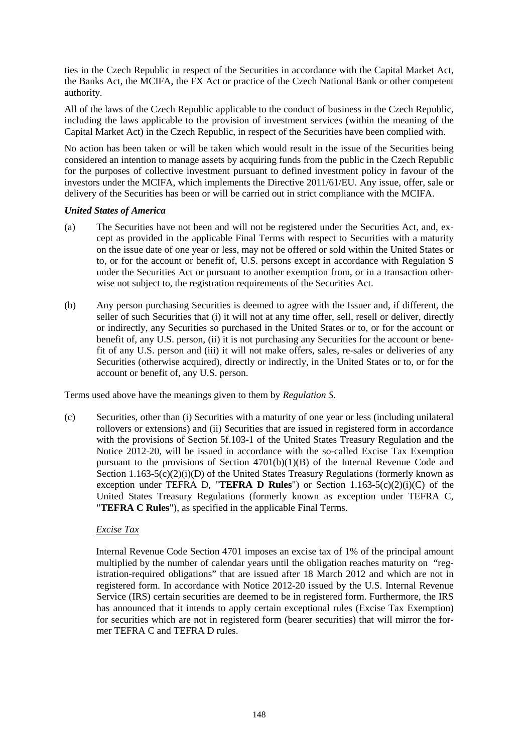ties in the Czech Republic in respect of the Securities in accordance with the Capital Market Act, the Banks Act, the MCIFA, the FX Act or practice of the Czech National Bank or other competent authority.

All of the laws of the Czech Republic applicable to the conduct of business in the Czech Republic, including the laws applicable to the provision of investment services (within the meaning of the Capital Market Act) in the Czech Republic, in respect of the Securities have been complied with.

No action has been taken or will be taken which would result in the issue of the Securities being considered an intention to manage assets by acquiring funds from the public in the Czech Republic for the purposes of collective investment pursuant to defined investment policy in favour of the investors under the MCIFA, which implements the Directive 2011/61/EU. Any issue, offer, sale or delivery of the Securities has been or will be carried out in strict compliance with the MCIFA.

***United States of America***

(a) The Securities have not been and will not be registered under the Securities Act, and, except as provided in the applicable Final Terms with respect to Securities with a maturity on the issue date of one year or less, may not be offered or sold within the United States or to, or for the account or benefit of, U.S. persons except in accordance with Regulation S under the Securities Act or pursuant to another exemption from, or in a transaction otherwise not subject to, the registration requirements of the Securities Act.

(b) Any person purchasing Securities is deemed to agree with the Issuer and, if different, the seller of such Securities that (i) it will not at any time offer, sell, resell or deliver, directly or indirectly, any Securities so purchased in the United States or to, or for the account or benefit of, any U.S. person, (ii) it is not purchasing any Securities for the account or benefit of any U.S. person and (iii) it will not make offers, sales, re-sales or deliveries of any Securities (otherwise acquired), directly or indirectly, in the United States or to, or for the account or benefit of, any U.S. person.

Terms used above have the meanings given to them by *Regulation S*.

(c) Securities, other than (i) Securities with a maturity of one year or less (including unilateral rollovers or extensions) and (ii) Securities that are issued in registered form in accordance with the provisions of Section 5f.103-1 of the United States Treasury Regulation and the Notice 2012-20, will be issued in accordance with the so-called Excise Tax Exemption pursuant to the provisions of Section 4701(b)(1)(B) of the Internal Revenue Code and Section 1.163-5(c)(2)(i)(D) of the United States Treasury Regulations (formerly known as exception under TEFRA D, "**TEFRA D Rules**") or Section 1.163-5(c)(2)(i)(C) of the United States Treasury Regulations (formerly known as exception under TEFRA C, "**TEFRA C Rules**"), as specified in the applicable Final Terms.

*Excise Tax*

Internal Revenue Code Section 4701 imposes an excise tax of 1% of the principal amount multiplied by the number of calendar years until the obligation reaches maturity on "registration-required obligations" that are issued after 18 March 2012 and which are not in registered form. In accordance with Notice 2012-20 issued by the U.S. Internal Revenue Service (IRS) certain securities are deemed to be in registered form. Furthermore, the IRS has announced that it intends to apply certain exceptional rules (Excise Tax Exemption) for securities which are not in registered form (bearer securities) that will mirror the former TEFRA C and TEFRA D rules.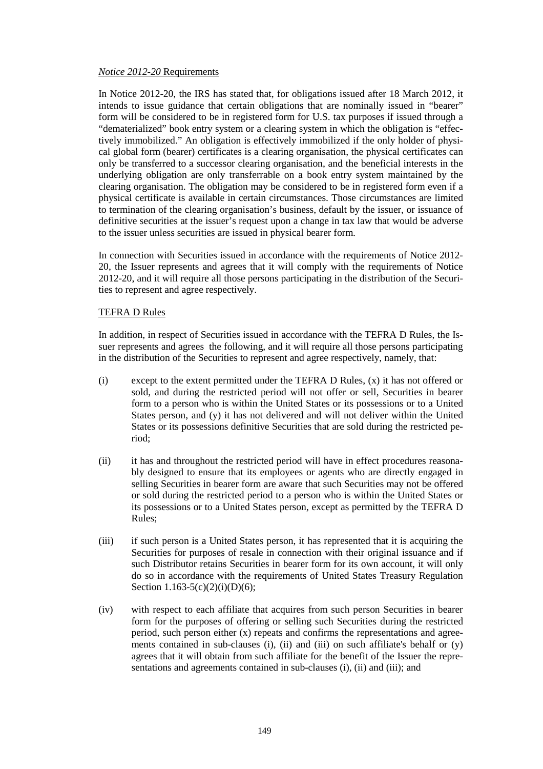*Notice 2012-20* Requirements

In Notice 2012-20, the IRS has stated that, for obligations issued after 18 March 2012, it intends to issue guidance that certain obligations that are nominally issued in "bearer" form will be considered to be in registered form for U.S. tax purposes if issued through a "dematerialized" book entry system or a clearing system in which the obligation is "effectively immobilized." An obligation is effectively immobilized if the only holder of physical global form (bearer) certificates is a clearing organisation, the physical certificates can only be transferred to a successor clearing organisation, and the beneficial interests in the underlying obligation are only transferrable on a book entry system maintained by the clearing organisation. The obligation may be considered to be in registered form even if a physical certificate is available in certain circumstances. Those circumstances are limited to termination of the clearing organisation's business, default by the issuer, or issuance of definitive securities at the issuer's request upon a change in tax law that would be adverse to the issuer unless securities are issued in physical bearer form.

In connection with Securities issued in accordance with the requirements of Notice 2012-20, the Issuer represents and agrees that it will comply with the requirements of Notice 2012-20, and it will require all those persons participating in the distribution of the Securities to represent and agree respectively.

TEFRA D Rules

In addition, in respect of Securities issued in accordance with the TEFRA D Rules, the Issuer represents and agrees the following, and it will require all those persons participating in the distribution of the Securities to represent and agree respectively, namely, that:

(i) except to the extent permitted under the TEFRA D Rules, (x) it has not offered or sold, and during the restricted period will not offer or sell, Securities in bearer form to a person who is within the United States or its possessions or to a United States person, and (y) it has not delivered and will not deliver within the United States or its possessions definitive Securities that are sold during the restricted period;

(ii) it has and throughout the restricted period will have in effect procedures reasonably designed to ensure that its employees or agents who are directly engaged in selling Securities in bearer form are aware that such Securities may not be offered or sold during the restricted period to a person who is within the United States or its possessions or to a United States person, except as permitted by the TEFRA D Rules;

(iii) if such person is a United States person, it has represented that it is acquiring the Securities for purposes of resale in connection with their original issuance and if such Distributor retains Securities in bearer form for its own account, it will only do so in accordance with the requirements of United States Treasury Regulation Section 1.163-5(c)(2)(i)(D)(6);

(iv) with respect to each affiliate that acquires from such person Securities in bearer form for the purposes of offering or selling such Securities during the restricted period, such person either (x) repeats and confirms the representations and agreements contained in sub-clauses (i), (ii) and (iii) on such affiliate's behalf or (y) agrees that it will obtain from such affiliate for the benefit of the Issuer the representations and agreements contained in sub-clauses (i), (ii) and (iii); and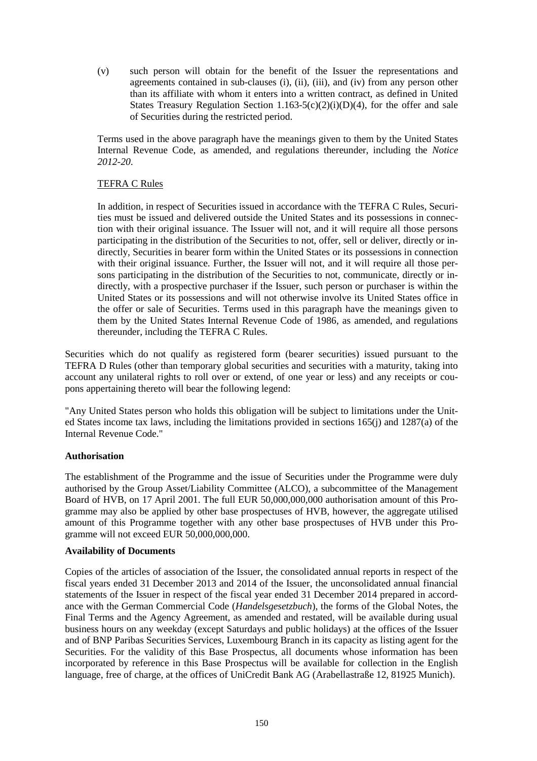(v) such person will obtain for the benefit of the Issuer the representations and agreements contained in sub-clauses (i), (ii), (iii), and (iv) from any person other than its affiliate with whom it enters into a written contract, as defined in United States Treasury Regulation Section 1.163-5(c)(2)(i)(D)(4), for the offer and sale of Securities during the restricted period.

Terms used in the above paragraph have the meanings given to them by the United States Internal Revenue Code, as amended, and regulations thereunder, including the *Notice 2012-20*.

TEFRA C Rules

In addition, in respect of Securities issued in accordance with the TEFRA C Rules, Securities must be issued and delivered outside the United States and its possessions in connection with their original issuance. The Issuer will not, and it will require all those persons participating in the distribution of the Securities to not, offer, sell or deliver, directly or indirectly, Securities in bearer form within the United States or its possessions in connection with their original issuance. Further, the Issuer will not, and it will require all those persons participating in the distribution of the Securities to not, communicate, directly or indirectly, with a prospective purchaser if the Issuer, such person or purchaser is within the United States or its possessions and will not otherwise involve its United States office in the offer or sale of Securities. Terms used in this paragraph have the meanings given to them by the United States Internal Revenue Code of 1986, as amended, and regulations thereunder, including the TEFRA C Rules.

Securities which do not qualify as registered form (bearer securities) issued pursuant to the TEFRA D Rules (other than temporary global securities and securities with a maturity, taking into account any unilateral rights to roll over or extend, of one year or less) and any receipts or coupons appertaining thereto will bear the following legend:

"Any United States person who holds this obligation will be subject to limitations under the United States income tax laws, including the limitations provided in sections 165(j) and 1287(a) of the Internal Revenue Code."

**Authorisation**

The establishment of the Programme and the issue of Securities under the Programme were duly authorised by the Group Asset/Liability Committee (ALCO), a subcommittee of the Management Board of HVB, on 17 April 2001. The full EUR 50,000,000,000 authorisation amount of this Programme may also be applied by other base prospectuses of HVB, however, the aggregate utilised amount of this Programme together with any other base prospectuses of HVB under this Programme will not exceed EUR 50,000,000,000.

**Availability of Documents**

Copies of the articles of association of the Issuer, the consolidated annual reports in respect of the fiscal years ended 31 December 2013 and 2014 of the Issuer, the unconsolidated annual financial statements of the Issuer in respect of the fiscal year ended 31 December 2014 prepared in accordance with the German Commercial Code (*Handelsgesetzbuch*), the forms of the Global Notes, the Final Terms and the Agency Agreement, as amended and restated, will be available during usual business hours on any weekday (except Saturdays and public holidays) at the offices of the Issuer and of BNP Paribas Securities Services, Luxembourg Branch in its capacity as listing agent for the Securities. For the validity of this Base Prospectus, all documents whose information has been incorporated by reference in this Base Prospectus will be available for collection in the English language, free of charge, at the offices of UniCredit Bank AG (Arabellastraße 12, 81925 Munich).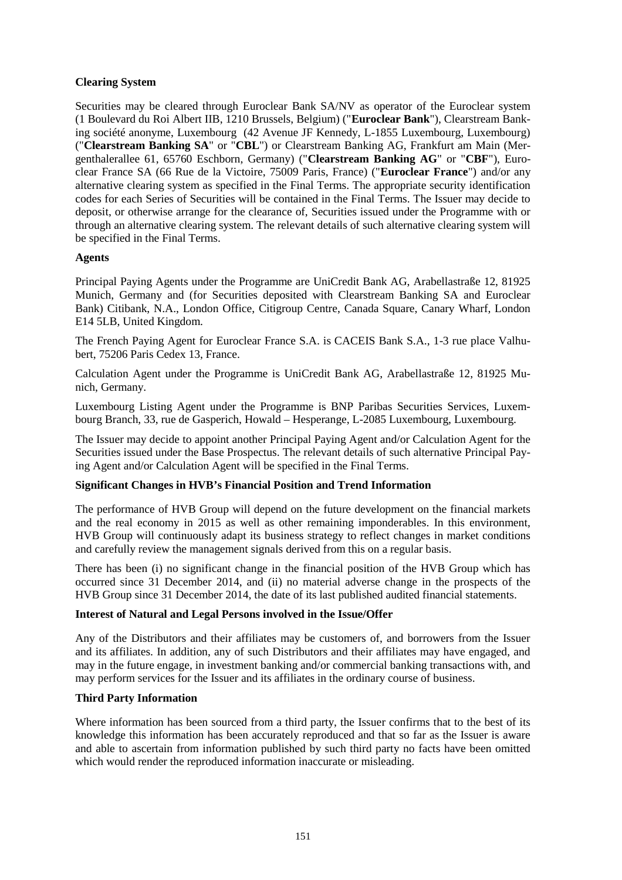**Clearing System**

Securities may be cleared through Euroclear Bank SA/NV as operator of the Euroclear system (1 Boulevard du Roi Albert IIB, 1210 Brussels, Belgium) ("**Euroclear Bank**"), Clearstream Banking société anonyme, Luxembourg (42 Avenue JF Kennedy, L-1855 Luxembourg, Luxembourg) ("**Clearstream Banking SA**" or "**CBL**") or Clearstream Banking AG, Frankfurt am Main (Mergenthalerallee 61, 65760 Eschborn, Germany) ("**Clearstream Banking AG**" or "**CBF**"), Euroclear France SA (66 Rue de la Victoire, 75009 Paris, France) ("**Euroclear France**") and/or any alternative clearing system as specified in the Final Terms. The appropriate security identification codes for each Series of Securities will be contained in the Final Terms. The Issuer may decide to deposit, or otherwise arrange for the clearance of, Securities issued under the Programme with or through an alternative clearing system. The relevant details of such alternative clearing system will be specified in the Final Terms.

**Agents**

Principal Paying Agents under the Programme are UniCredit Bank AG, Arabellastraße 12, 81925 Munich, Germany and (for Securities deposited with Clearstream Banking SA and Euroclear Bank) Citibank, N.A., London Office, Citigroup Centre, Canada Square, Canary Wharf, London E14 5LB, United Kingdom.

The French Paying Agent for Euroclear France S.A. is CACEIS Bank S.A., 1-3 rue place Valhubert, 75206 Paris Cedex 13, France.

Calculation Agent under the Programme is UniCredit Bank AG, Arabellastraße 12, 81925 Munich, Germany.

Luxembourg Listing Agent under the Programme is BNP Paribas Securities Services, Luxembourg Branch, 33, rue de Gasperich, Howald – Hesperange, L-2085 Luxembourg, Luxembourg.

The Issuer may decide to appoint another Principal Paying Agent and/or Calculation Agent for the Securities issued under the Base Prospectus. The relevant details of such alternative Principal Paying Agent and/or Calculation Agent will be specified in the Final Terms.

**Significant Changes in HVB's Financial Position and Trend Information**

The performance of HVB Group will depend on the future development on the financial markets and the real economy in 2015 as well as other remaining imponderables. In this environment, HVB Group will continuously adapt its business strategy to reflect changes in market conditions and carefully review the management signals derived from this on a regular basis.

There has been (i) no significant change in the financial position of the HVB Group which has occurred since 31 December 2014, and (ii) no material adverse change in the prospects of the HVB Group since 31 December 2014, the date of its last published audited financial statements.

**Interest of Natural and Legal Persons involved in the Issue/Offer**

Any of the Distributors and their affiliates may be customers of, and borrowers from the Issuer and its affiliates. In addition, any of such Distributors and their affiliates may have engaged, and may in the future engage, in investment banking and/or commercial banking transactions with, and may perform services for the Issuer and its affiliates in the ordinary course of business.

**Third Party Information**

Where information has been sourced from a third party, the Issuer confirms that to the best of its knowledge this information has been accurately reproduced and that so far as the Issuer is aware and able to ascertain from information published by such third party no facts have been omitted which would render the reproduced information inaccurate or misleading.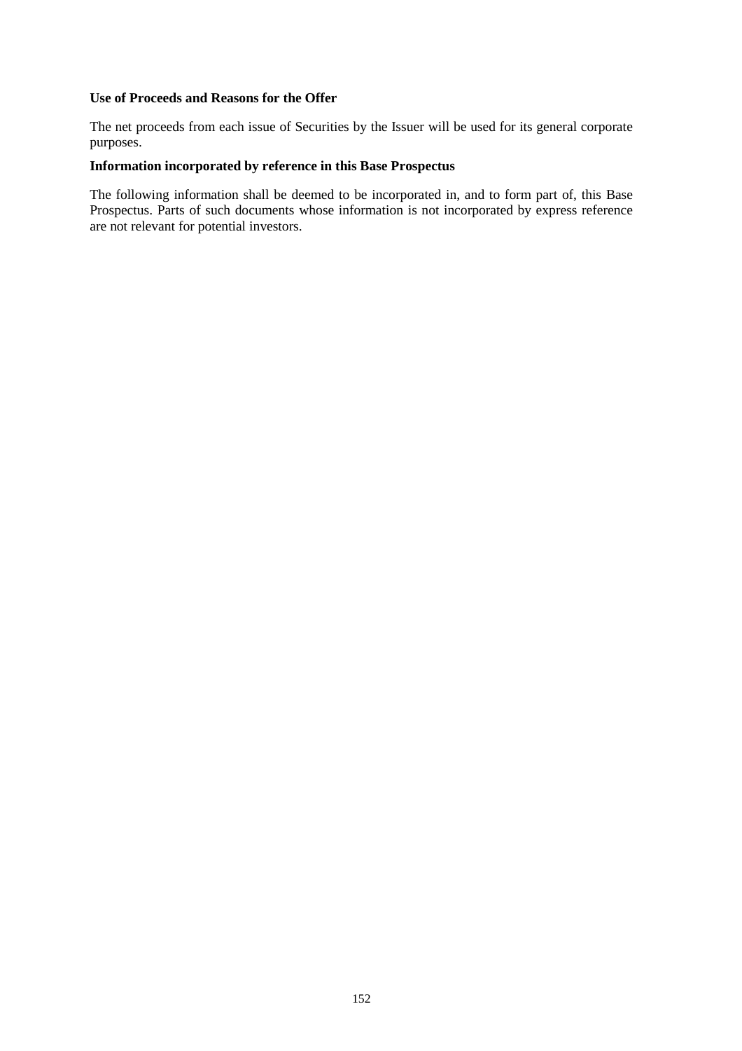**Use of Proceeds and Reasons for the Offer**

The net proceeds from each issue of Securities by the Issuer will be used for its general corporate purposes.

**Information incorporated by reference in this Base Prospectus**

The following information shall be deemed to be incorporated in, and to form part of, this Base Prospectus. Parts of such documents whose information is not incorporated by express reference are not relevant for potential investors.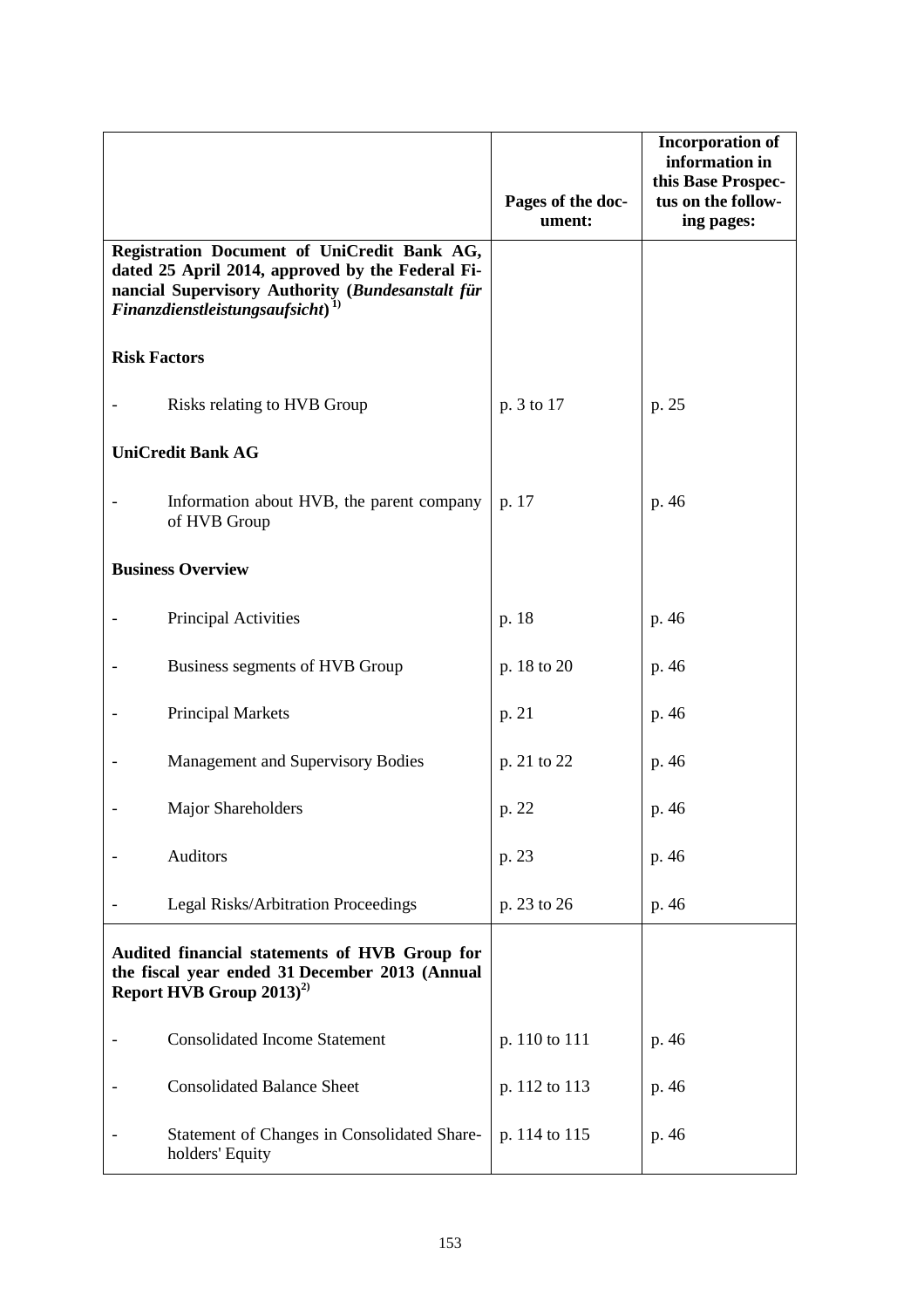| | Pages of the document: | Incorporation of information in this Base Prospectus on the following pages: |
|---|---|---|
| **Registration Document of UniCredit Bank AG, dated 25 April 2014, approved by the Federal Financial Supervisory Authority (*Bundesanstalt für Finanzdienstleistungsaufsicht*)** [1)] | | |
| **Risk Factors** | | |
| - Risks relating to HVB Group | p. 3 to 17 | p. 25 |
| **UniCredit Bank AG** | | |
| - Information about HVB, the parent company of HVB Group | p. 17 | p. 46 |
| **Business Overview** | | |
| - Principal Activities | p. 18 | p. 46 |
| - Business segments of HVB Group | p. 18 to 20 | p. 46 |
| - Principal Markets | p. 21 | p. 46 |
| - Management and Supervisory Bodies | p. 21 to 22 | p. 46 |
| - Major Shareholders | p. 22 | p. 46 |
| - Auditors | p. 23 | p. 46 |
| - Legal Risks/Arbitration Proceedings | p. 23 to 26 | p. 46 |
| **Audited financial statements of HVB Group for the fiscal year ended 31 December 2013 (Annual Report HVB Group 2013)** [2)] | | |
| - Consolidated Income Statement | p. 110 to 111 | p. 46 |
| - Consolidated Balance Sheet | p. 112 to 113 | p. 46 |
| - Statement of Changes in Consolidated Shareholders' Equity | p. 114 to 115 | p. 46 |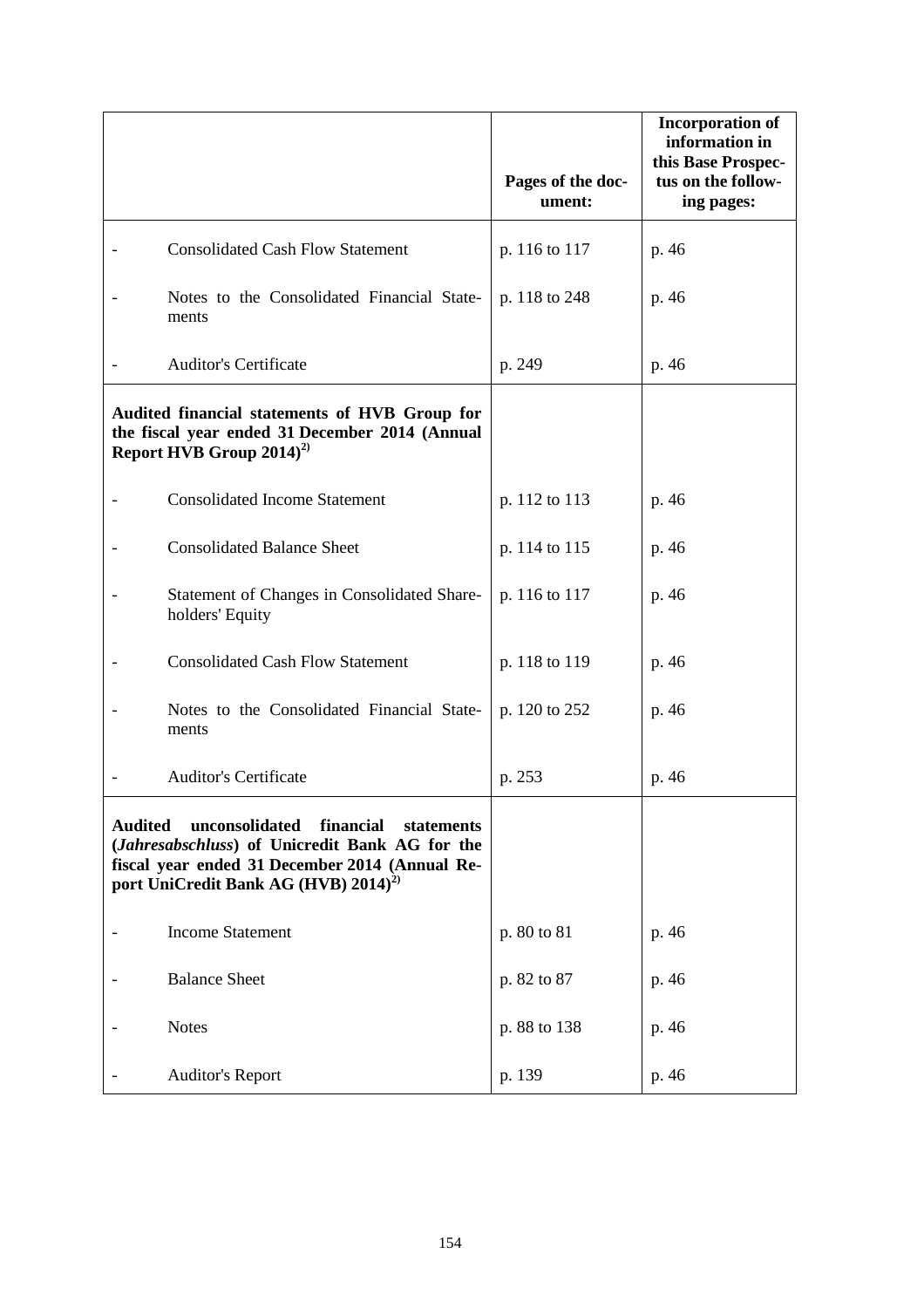| | Pages of the document: | Incorporation of information in this Base Prospectus on the following pages: |
|---|---|---|
| - Consolidated Cash Flow Statement | p. 116 to 117 | p. 46 |
| - Notes to the Consolidated Financial Statements | p. 118 to 248 | p. 46 |
| - Auditor's Certificate | p. 249 | p. 46 |
| **Audited financial statements of HVB Group for the fiscal year ended 31 December 2014 (Annual Report HVB Group 2014)[2)]** | | |
| - Consolidated Income Statement | p. 112 to 113 | p. 46 |
| - Consolidated Balance Sheet | p. 114 to 115 | p. 46 |
| - Statement of Changes in Consolidated Shareholders' Equity | p. 116 to 117 | p. 46 |
| - Consolidated Cash Flow Statement | p. 118 to 119 | p. 46 |
| - Notes to the Consolidated Financial Statements | p. 120 to 252 | p. 46 |
| - Auditor's Certificate | p. 253 | p. 46 |
| **Audited unconsolidated financial statements (*Jahresabschluss*) of Unicredit Bank AG for the fiscal year ended 31 December 2014 (Annual Report UniCredit Bank AG (HVB) 2014)[2)]** | | |
| - Income Statement | p. 80 to 81 | p. 46 |
| - Balance Sheet | p. 82 to 87 | p. 46 |
| - Notes | p. 88 to 138 | p. 46 |
| - Auditor's Report | p. 139 | p. 46 |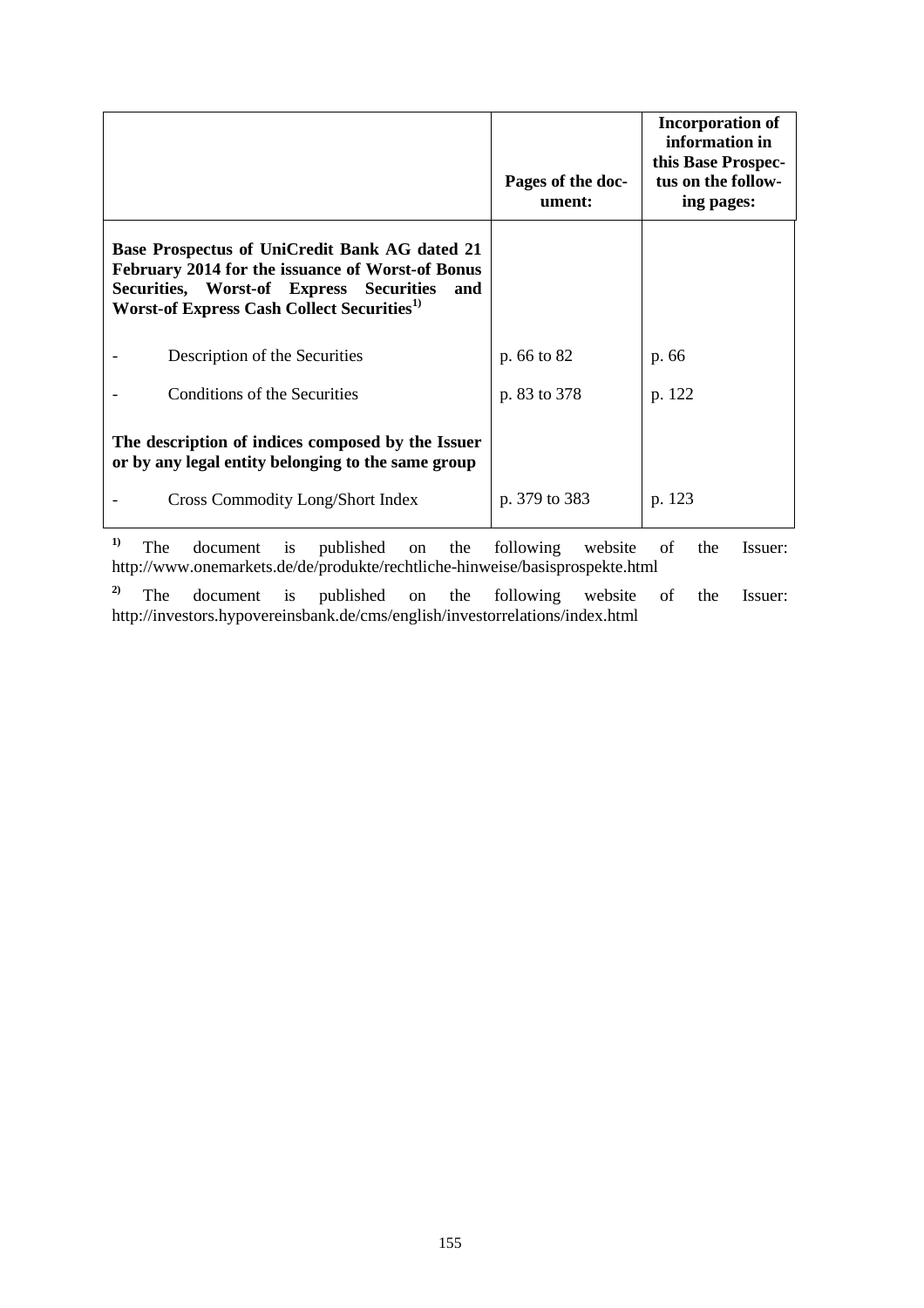| | Pages of the document: | Incorporation of information in this Base Prospectus on the following pages: |
|---|---|---|
| **Base Prospectus of UniCredit Bank AG dated 21 February 2014 for the issuance of Worst-of Bonus Securities, Worst-of Express Securities and Worst-of Express Cash Collect Securities**[1)] | | |
| - Description of the Securities | p. 66 to 82 | p. 66 |
| - Conditions of the Securities | p. 83 to 378 | p. 122 |
| **The description of indices composed by the Issuer or by any legal entity belonging to the same group** | | |
| - Cross Commodity Long/Short Index | p. 379 to 383 | p. 123 |

[1)] The document is published on the following website of the Issuer: http://www.onemarkets.de/de/produkte/rechtliche-hinweise/basisprospekte.html

[2)] The document is published on the following website of the Issuer: http://investors.hypovereinsbank.de/cms/english/investorrelations/index.html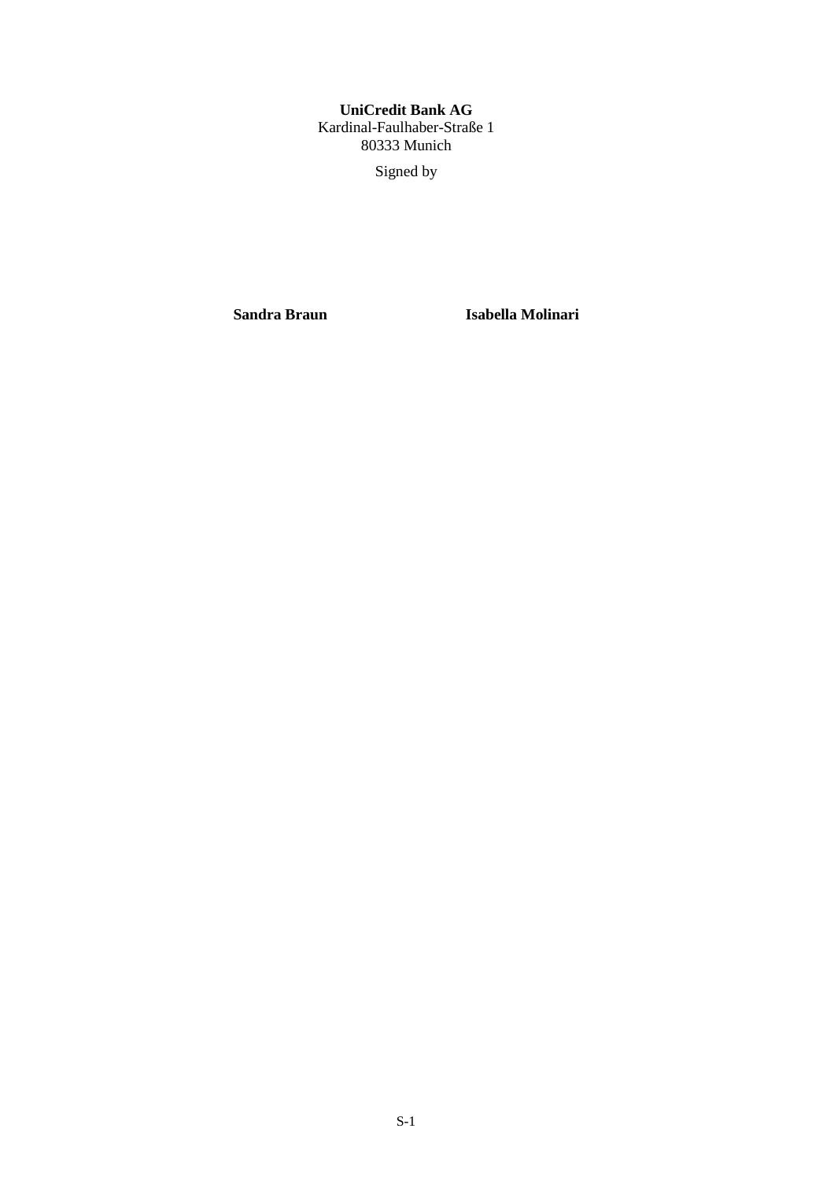**UniCredit Bank AG**
Kardinal-Faulhaber-Straße 1
80333 Munich

Signed by

**Sandra Braun** **Isabella Molinari**